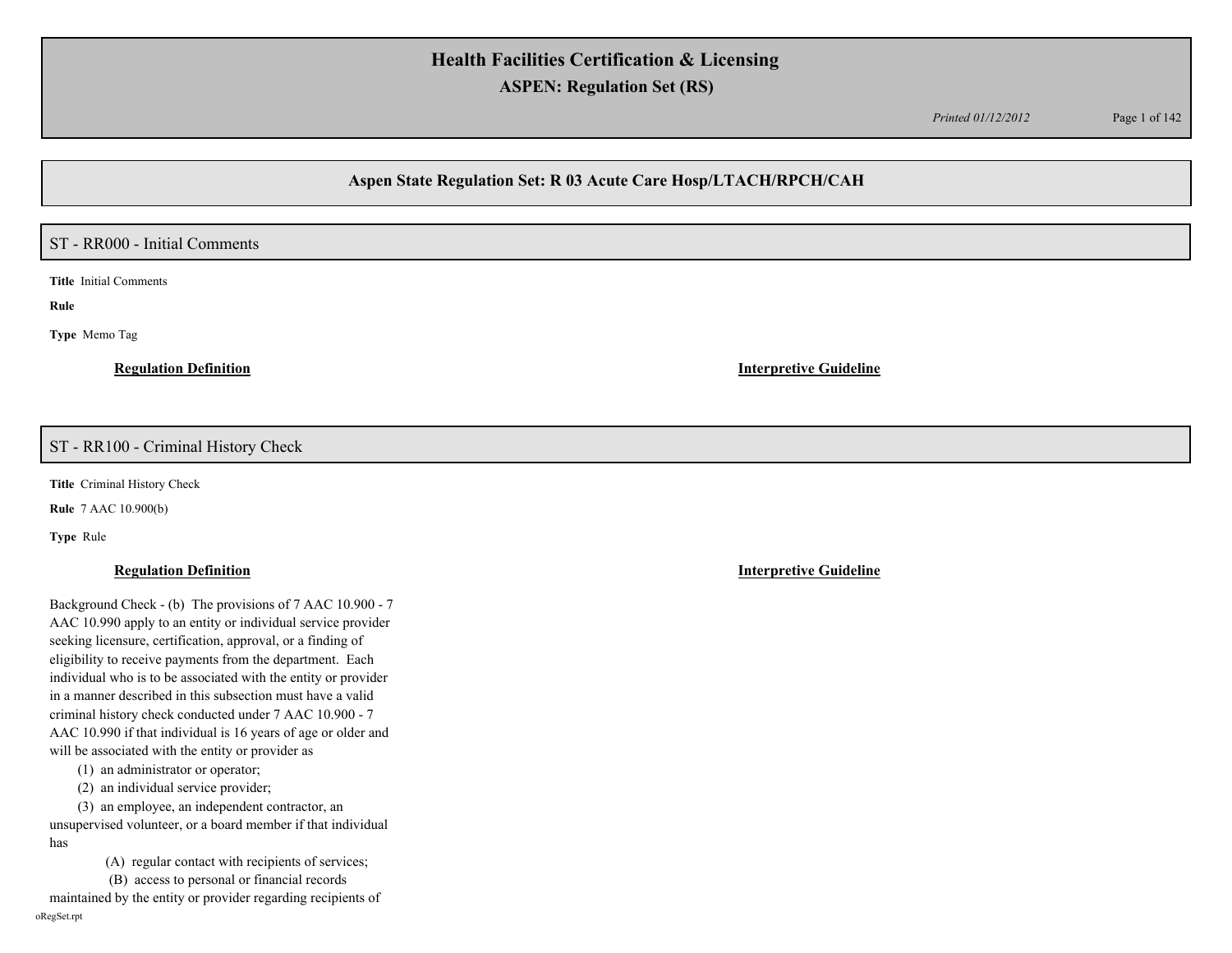# Health Facilities Certification & Licensing

## ASPEN: Regulation Set (RS)

*Printed 01/12/2012*

## Aspen State Regulation Set: R 03 Acute Care Hosp/LTACH/RPCH/CAH

### ST - RR000 - Initial Comments

**Title** Initial Comments

**Rule**

**Type** Memo Tag

**Regulation Definition**

**Interpretive Guideline**

### ST - RR100 - Criminal History Check

**Title** Criminal History Check

**Rule** 7 AAC 10.900(b)

**Type** Rule

**Regulation Definition**

Background Check - (b) The provisions of 7 AAC 10.900 - 7 AAC 10.990 apply to an entity or individual service provider seeking licensure, certification, approval, or a finding of eligibility to receive payments from the department. Each individual who is to be associated with the entity or provider in a manner described in this subsection must have a valid criminal history check conducted under 7 AAC 10.900 - 7 AAC 10.990 if that individual is 16 years of age or older and will be associated with the entity or provider as

(1) an administrator or operator;

(2) an individual service provider;

(3) an employee, an independent contractor, an unsupervised volunteer, or a board member if that individual has

(A) regular contact with recipients of services;

(B) access to personal or financial records maintained by the entity or provider regarding recipients of

**Interpretive Guideline**

oRegSet.rpt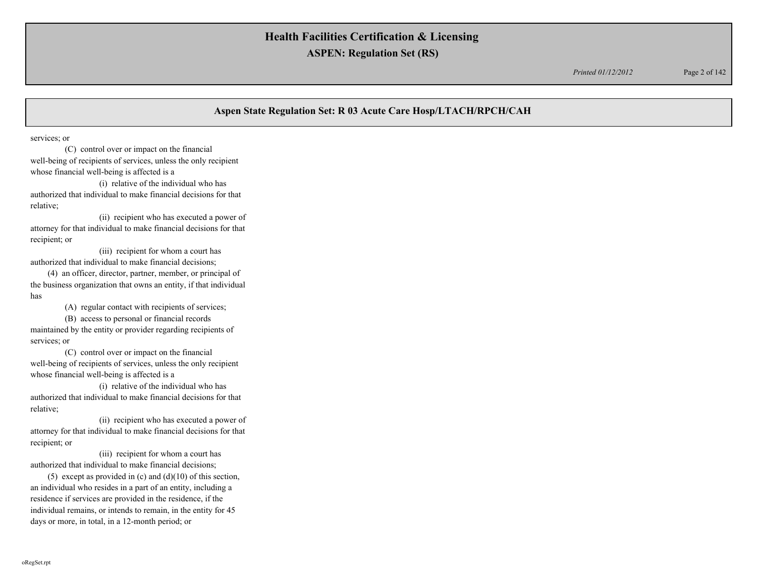services; or

(C) control over or impact on the financial well-being of recipients of services, unless the only recipient whose financial well-being is affected is a

(i) relative of the individual who has authorized that individual to make financial decisions for that relative;

(ii) recipient who has executed a power of attorney for that individual to make financial decisions for that recipient; or

(iii) recipient for whom a court has authorized that individual to make financial decisions;

(4) an officer, director, partner, member, or principal of the business organization that owns an entity, if that individual has

(A) regular contact with recipients of services;

(B) access to personal or financial records maintained by the entity or provider regarding recipients of services; or

(C) control over or impact on the financial well-being of recipients of services, unless the only recipient whose financial well-being is affected is a

(i) relative of the individual who has authorized that individual to make financial decisions for that relative;

(ii) recipient who has executed a power of attorney for that individual to make financial decisions for that recipient; or

(iii) recipient for whom a court has authorized that individual to make financial decisions;

(5) except as provided in (c) and (d)(10) of this section, an individual who resides in a part of an entity, including a residence if services are provided in the residence, if the individual remains, or intends to remain, in the entity for 45 days or more, in total, in a 12-month period; or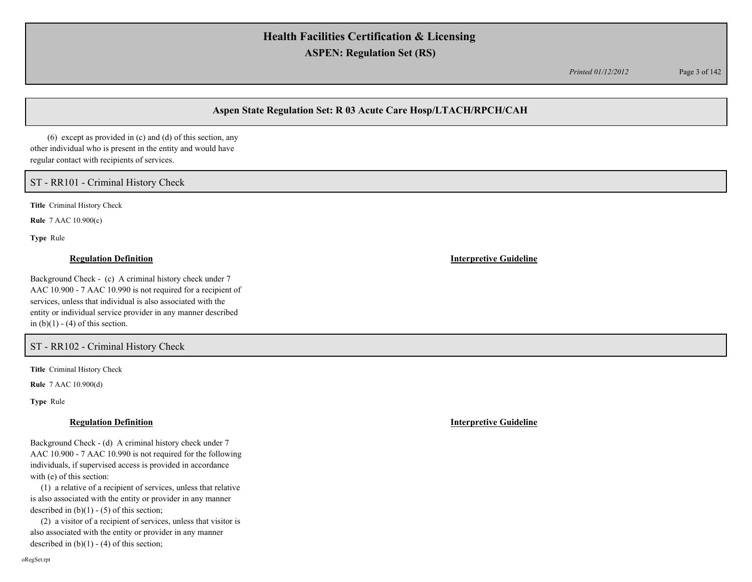(6) except as provided in (c) and (d) of this section, any other individual who is present in the entity and would have regular contact with recipients of services.

## ST - RR101 - Criminal History Check

**Title** Criminal History Check

**Rule** 7 AAC 10.900(c)

**Type** Rule

**Regulation Definition**

Background Check - (c) A criminal history check under 7 AAC 10.900 - 7 AAC 10.990 is not required for a recipient of services, unless that individual is also associated with the entity or individual service provider in any manner described in (b)(1) - (4) of this section.

**Interpretive Guideline**

## ST - RR102 - Criminal History Check

**Title** Criminal History Check

**Rule** 7 AAC 10.900(d)

**Type** Rule

**Regulation Definition**

Background Check - (d) A criminal history check under 7 AAC 10.900 - 7 AAC 10.990 is not required for the following individuals, if supervised access is provided in accordance with (e) of this section:

(1) a relative of a recipient of services, unless that relative is also associated with the entity or provider in any manner described in (b)(1) - (5) of this section;

(2) a visitor of a recipient of services, unless that visitor is also associated with the entity or provider in any manner described in (b)(1) - (4) of this section;

**Interpretive Guideline**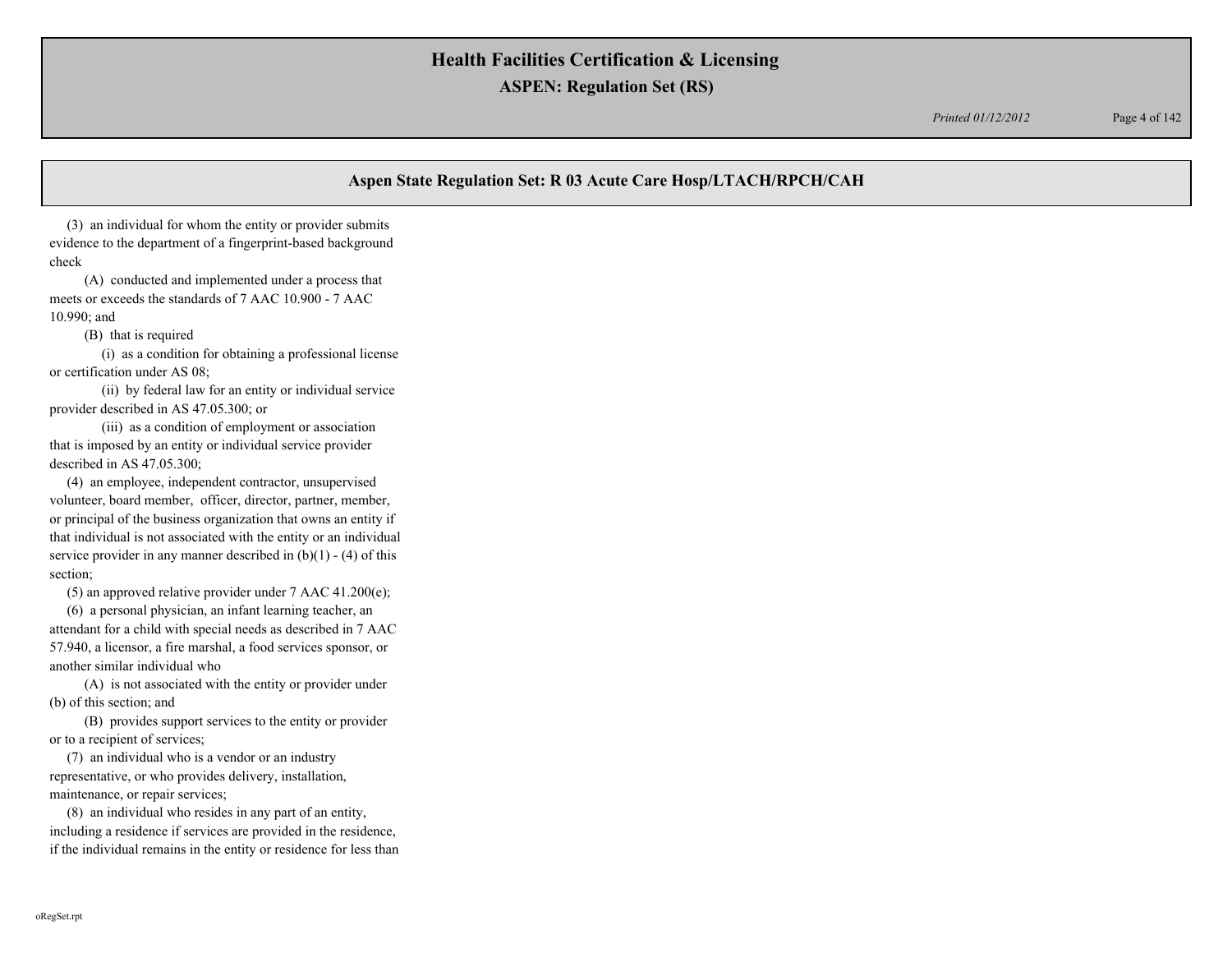## Aspen State Regulation Set: R 03 Acute Care Hosp/LTACH/RPCH/CAH

(3) an individual for whom the entity or provider submits evidence to the department of a fingerprint-based background check

(A) conducted and implemented under a process that meets or exceeds the standards of 7 AAC 10.900 - 7 AAC 10.990; and

(B) that is required

(i) as a condition for obtaining a professional license or certification under AS 08;

(ii) by federal law for an entity or individual service provider described in AS 47.05.300; or

(iii) as a condition of employment or association that is imposed by an entity or individual service provider described in AS 47.05.300;

(4) an employee, independent contractor, unsupervised volunteer, board member, officer, director, partner, member, or principal of the business organization that owns an entity if that individual is not associated with the entity or an individual service provider in any manner described in (b)(1) - (4) of this section;

(5) an approved relative provider under 7 AAC 41.200(e);

(6) a personal physician, an infant learning teacher, an attendant for a child with special needs as described in 7 AAC 57.940, a licensor, a fire marshal, a food services sponsor, or another similar individual who

(A) is not associated with the entity or provider under (b) of this section; and

(B) provides support services to the entity or provider or to a recipient of services;

(7) an individual who is a vendor or an industry representative, or who provides delivery, installation, maintenance, or repair services;

(8) an individual who resides in any part of an entity, including a residence if services are provided in the residence, if the individual remains in the entity or residence for less than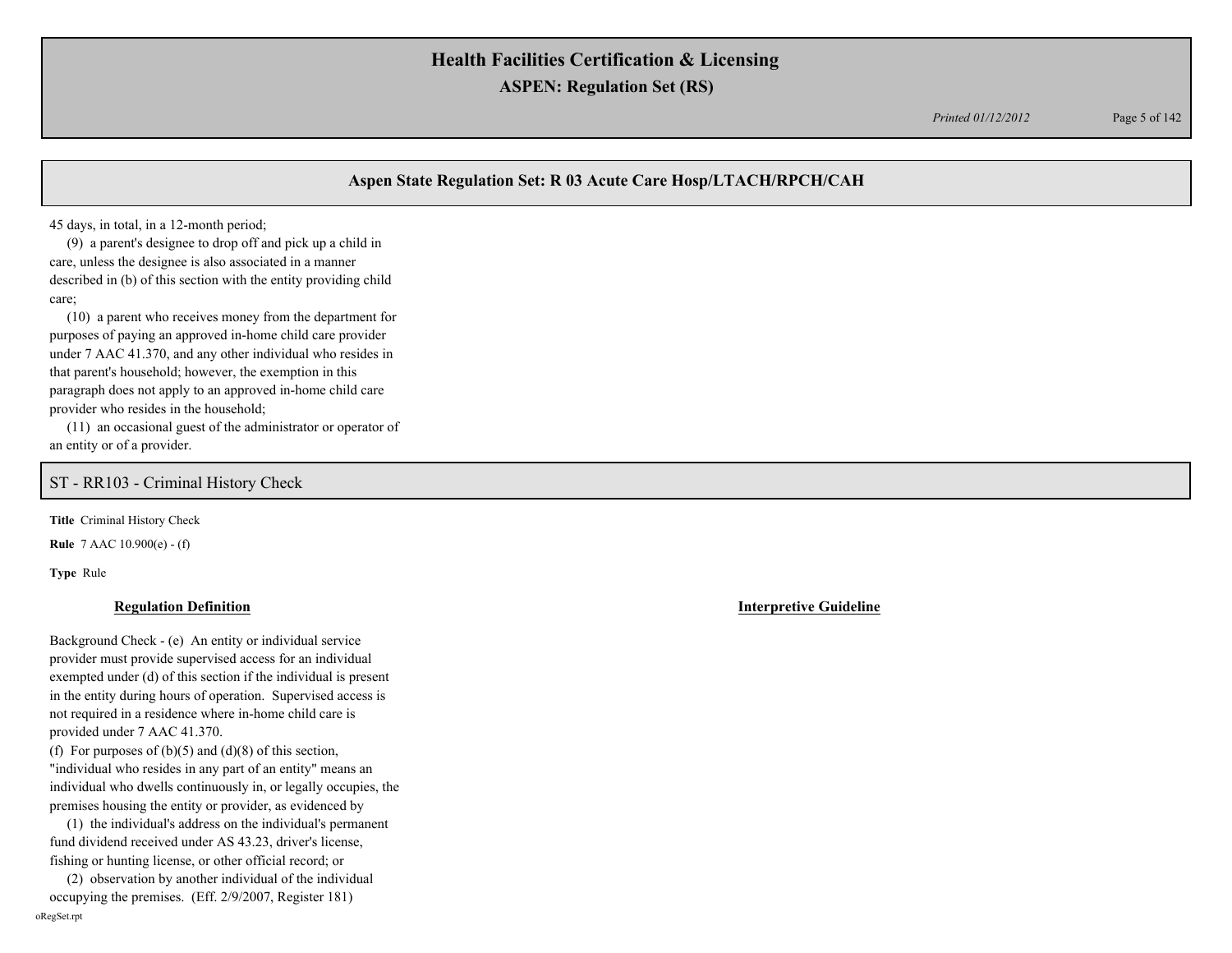## Aspen State Regulation Set: R 03 Acute Care Hosp/LTACH/RPCH/CAH

45 days, in total, in a 12-month period;

(9) a parent's designee to drop off and pick up a child in care, unless the designee is also associated in a manner described in (b) of this section with the entity providing child care;

(10) a parent who receives money from the department for purposes of paying an approved in-home child care provider under 7 AAC 41.370, and any other individual who resides in that parent's household; however, the exemption in this paragraph does not apply to an approved in-home child care provider who resides in the household;

(11) an occasional guest of the administrator or operator of an entity or of a provider.

## ST - RR103 - Criminal History Check

**Title** Criminal History Check

**Rule** 7 AAC 10.900(e) - (f)

**Type** Rule

### Regulation Definition

Background Check - (e) An entity or individual service provider must provide supervised access for an individual exempted under (d) of this section if the individual is present in the entity during hours of operation. Supervised access is not required in a residence where in-home child care is provided under 7 AAC 41.370.

(f) For purposes of (b)(5) and (d)(8) of this section, "individual who resides in any part of an entity" means an individual who dwells continuously in, or legally occupies, the premises housing the entity or provider, as evidenced by

(1) the individual's address on the individual's permanent fund dividend received under AS 43.23, driver's license, fishing or hunting license, or other official record; or

(2) observation by another individual of the individual occupying the premises. (Eff. 2/9/2007, Register 181)

### Interpretive Guideline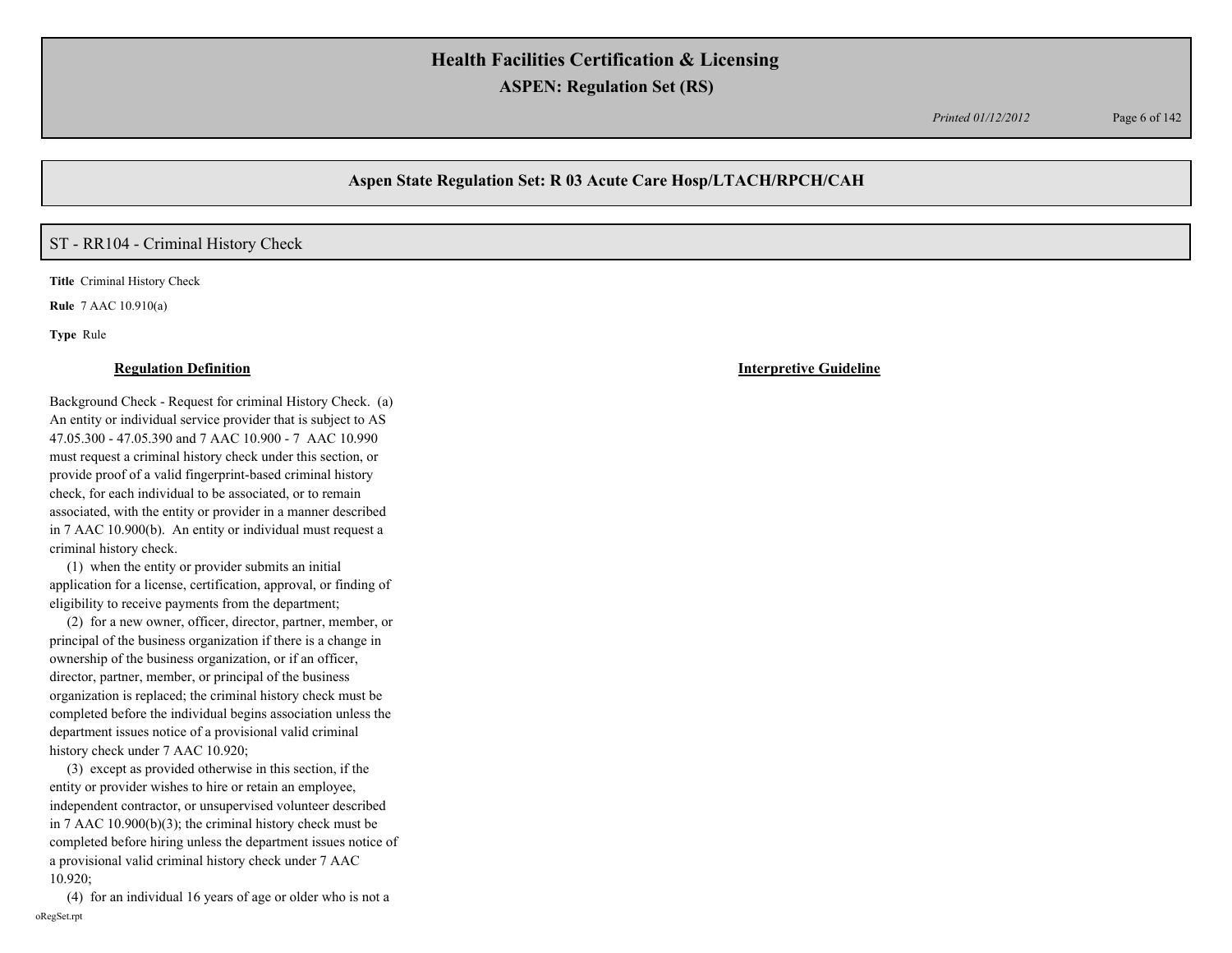# Health Facilities Certification & Licensing

## ASPEN: Regulation Set (RS)

### Aspen State Regulation Set: R 03 Acute Care Hosp/LTACH/RPCH/CAH

### ST - RR104 - Criminal History Check

**Title** Criminal History Check

**Rule** 7 AAC 10.910(a)

**Type** Rule

| **Regulation Definition** | **Interpretive Guideline** |
|---|---|
| Background Check - Request for criminal History Check. (a) An entity or individual service provider that is subject to AS 47.05.300 - 47.05.390 and 7 AAC 10.900 - 7 AAC 10.990 must request a criminal history check under this section, or provide proof of a valid fingerprint-based criminal history check, for each individual to be associated, or to remain associated, with the entity or provider in a manner described in 7 AAC 10.900(b). An entity or individual must request a criminal history check.<br>(1) when the entity or provider submits an initial application for a license, certification, approval, or finding of eligibility to receive payments from the department;<br>(2) for a new owner, officer, director, partner, member, or principal of the business organization if there is a change in ownership of the business organization, or if an officer, director, partner, member, or principal of the business organization is replaced; the criminal history check must be completed before the individual begins association unless the department issues notice of a provisional valid criminal history check under 7 AAC 10.920;<br>(3) except as provided otherwise in this section, if the entity or provider wishes to hire or retain an employee, independent contractor, or unsupervised volunteer described in 7 AAC 10.900(b)(3); the criminal history check must be completed before hiring unless the department issues notice of a provisional valid criminal history check under 7 AAC 10.920;<br>(4) for an individual 16 years of age or older who is not a | |

oRegSet.rpt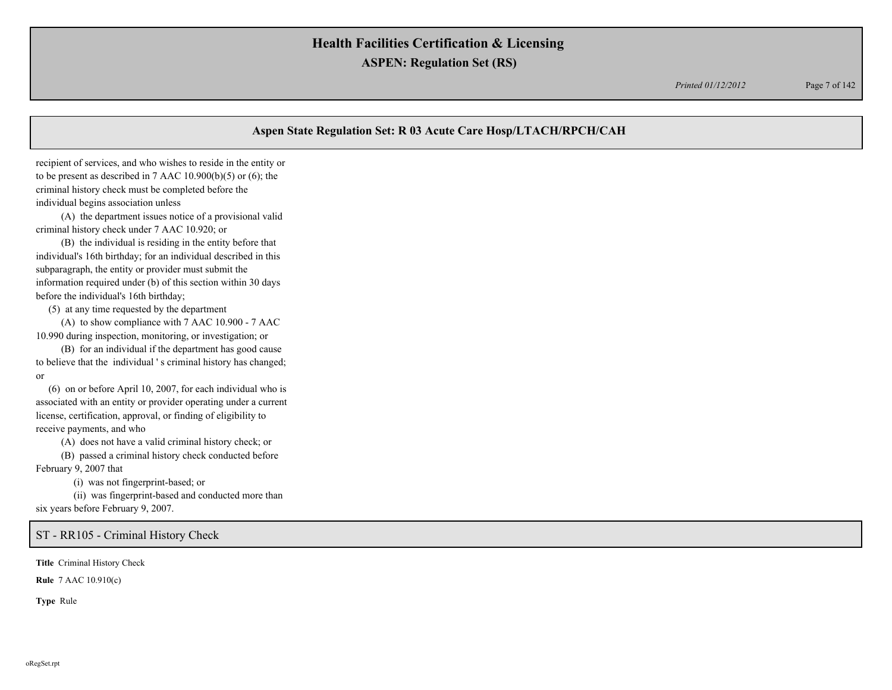## Aspen State Regulation Set: R 03 Acute Care Hosp/LTACH/RPCH/CAH

recipient of services, and who wishes to reside in the entity or to be present as described in 7 AAC 10.900(b)(5) or (6); the criminal history check must be completed before the individual begins association unless

(A) the department issues notice of a provisional valid criminal history check under 7 AAC 10.920; or

(B) the individual is residing in the entity before that individual's 16th birthday; for an individual described in this subparagraph, the entity or provider must submit the information required under (b) of this section within 30 days before the individual's 16th birthday;

(5) at any time requested by the department

(A) to show compliance with 7 AAC 10.900 - 7 AAC 10.990 during inspection, monitoring, or investigation; or

(B) for an individual if the department has good cause to believe that the individual ' s criminal history has changed; or

(6) on or before April 10, 2007, for each individual who is associated with an entity or provider operating under a current license, certification, approval, or finding of eligibility to receive payments, and who

(A) does not have a valid criminal history check; or

(B) passed a criminal history check conducted before February 9, 2007 that

(i) was not fingerprint-based; or

(ii) was fingerprint-based and conducted more than six years before February 9, 2007.

## ST - RR105 - Criminal History Check

**Title** Criminal History Check

**Rule** 7 AAC 10.910(c)

**Type** Rule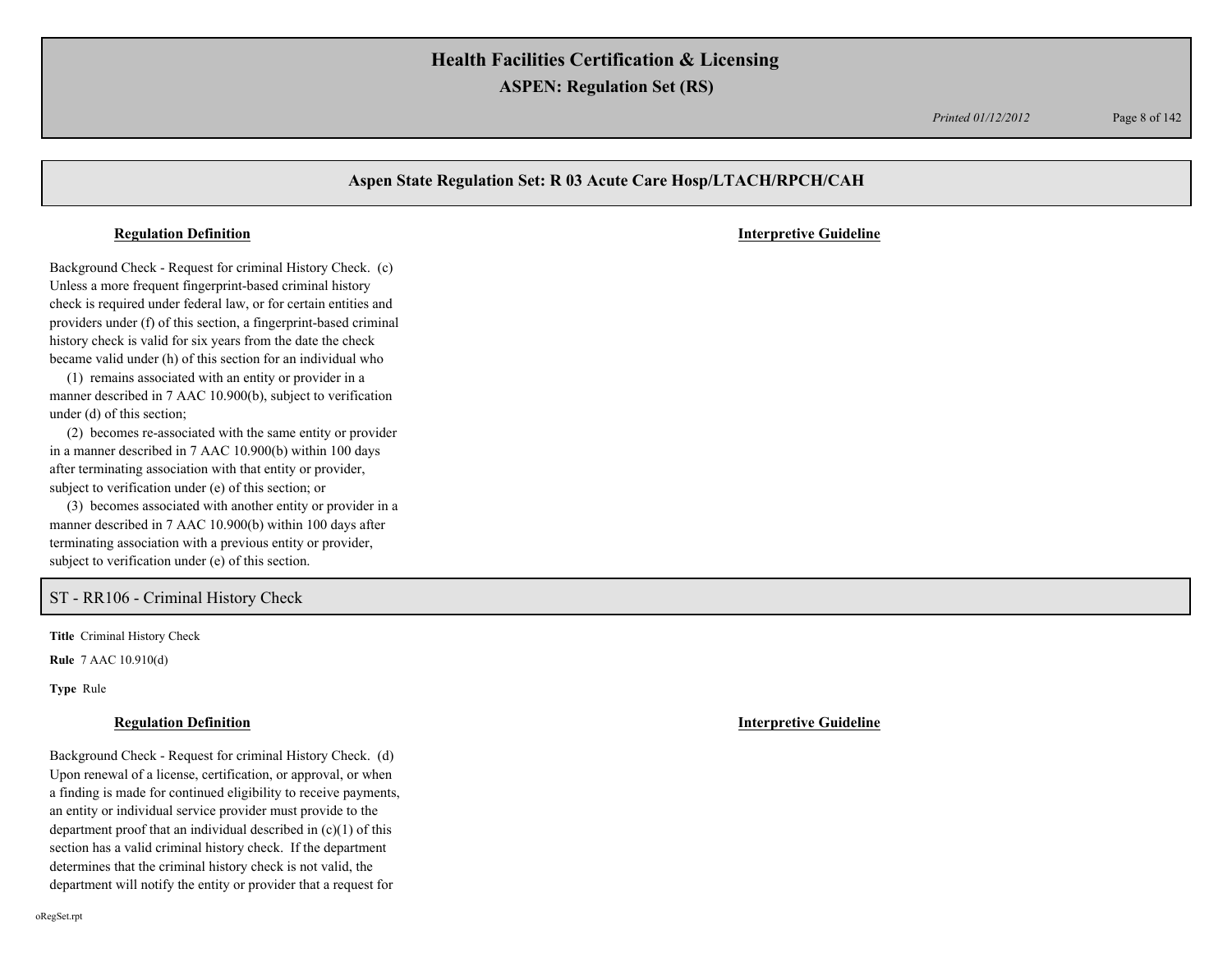## Aspen State Regulation Set: R 03 Acute Care Hosp/LTACH/RPCH/CAH

**Regulation Definition** | **Interpretive Guideline**

Background Check - Request for criminal History Check. (c) Unless a more frequent fingerprint-based criminal history check is required under federal law, or for certain entities and providers under (f) of this section, a fingerprint-based criminal history check is valid for six years from the date the check became valid under (h) of this section for an individual who

(1) remains associated with an entity or provider in a manner described in 7 AAC 10.900(b), subject to verification under (d) of this section;

(2) becomes re-associated with the same entity or provider in a manner described in 7 AAC 10.900(b) within 100 days after terminating association with that entity or provider, subject to verification under (e) of this section; or

(3) becomes associated with another entity or provider in a manner described in 7 AAC 10.900(b) within 100 days after terminating association with a previous entity or provider, subject to verification under (e) of this section.

## ST - RR106 - Criminal History Check

**Title** Criminal History Check

**Rule** 7 AAC 10.910(d)

**Type** Rule

**Regulation Definition** | **Interpretive Guideline**

Background Check - Request for criminal History Check. (d) Upon renewal of a license, certification, or approval, or when a finding is made for continued eligibility to receive payments, an entity or individual service provider must provide to the department proof that an individual described in (c)(1) of this section has a valid criminal history check. If the department determines that the criminal history check is not valid, the department will notify the entity or provider that a request for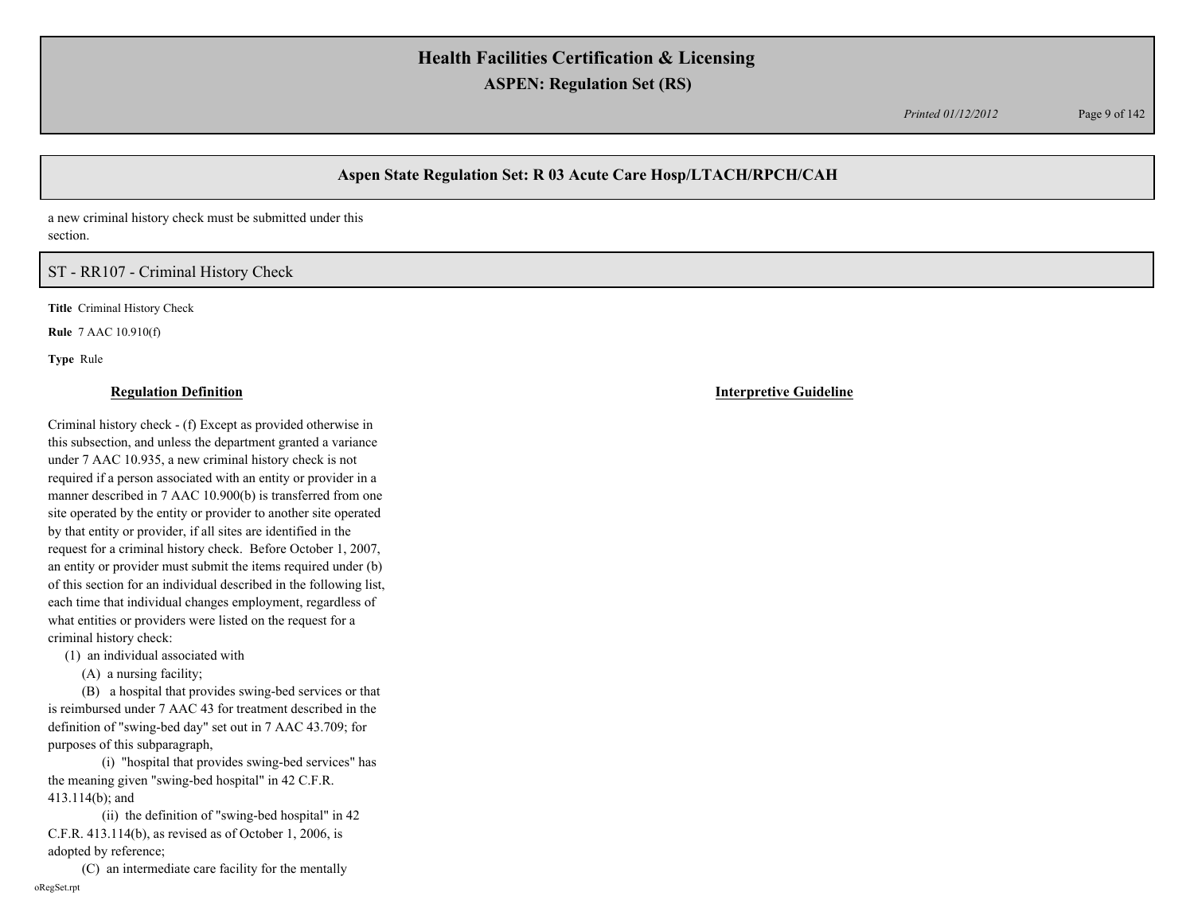a new criminal history check must be submitted under this section.

## ST - RR107 - Criminal History Check

**Title** Criminal History Check

**Rule** 7 AAC 10.910(f)

**Type** Rule

**Regulation Definition**

Criminal history check - (f) Except as provided otherwise in this subsection, and unless the department granted a variance under 7 AAC 10.935, a new criminal history check is not required if a person associated with an entity or provider in a manner described in 7 AAC 10.900(b) is transferred from one site operated by the entity or provider to another site operated by that entity or provider, if all sites are identified in the request for a criminal history check. Before October 1, 2007, an entity or provider must submit the items required under (b) of this section for an individual described in the following list, each time that individual changes employment, regardless of what entities or providers were listed on the request for a criminal history check:

(1) an individual associated with

(A) a nursing facility;

(B) a hospital that provides swing-bed services or that is reimbursed under 7 AAC 43 for treatment described in the definition of "swing-bed day" set out in 7 AAC 43.709; for purposes of this subparagraph,

(i) "hospital that provides swing-bed services" has the meaning given "swing-bed hospital" in 42 C.F.R. 413.114(b); and

(ii) the definition of "swing-bed hospital" in 42 C.F.R. 413.114(b), as revised as of October 1, 2006, is adopted by reference;

(C) an intermediate care facility for the mentally

**Interpretive Guideline**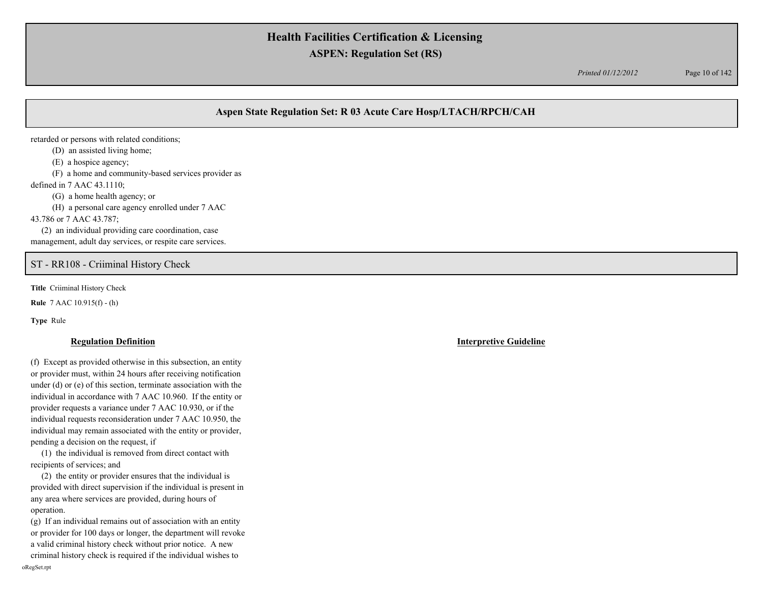retarded or persons with related conditions;

(D) an assisted living home;

(E) a hospice agency;

(F) a home and community-based services provider as defined in 7 AAC 43.1110;

(G) a home health agency; or

(H) a personal care agency enrolled under 7 AAC 43.786 or 7 AAC 43.787;

(2) an individual providing care coordination, case management, adult day services, or respite care services.

## ST - RR108 - Criiminal History Check

**Title** Criiminal History Check

**Rule** 7 AAC 10.915(f) - (h)

**Type** Rule

**Regulation Definition**

**Interpretive Guideline**

(f) Except as provided otherwise in this subsection, an entity or provider must, within 24 hours after receiving notification under (d) or (e) of this section, terminate association with the individual in accordance with 7 AAC 10.960. If the entity or provider requests a variance under 7 AAC 10.930, or if the individual requests reconsideration under 7 AAC 10.950, the individual may remain associated with the entity or provider, pending a decision on the request, if

(1) the individual is removed from direct contact with recipients of services; and

(2) the entity or provider ensures that the individual is provided with direct supervision if the individual is present in any area where services are provided, during hours of operation.

(g) If an individual remains out of association with an entity or provider for 100 days or longer, the department will revoke a valid criminal history check without prior notice. A new criminal history check is required if the individual wishes to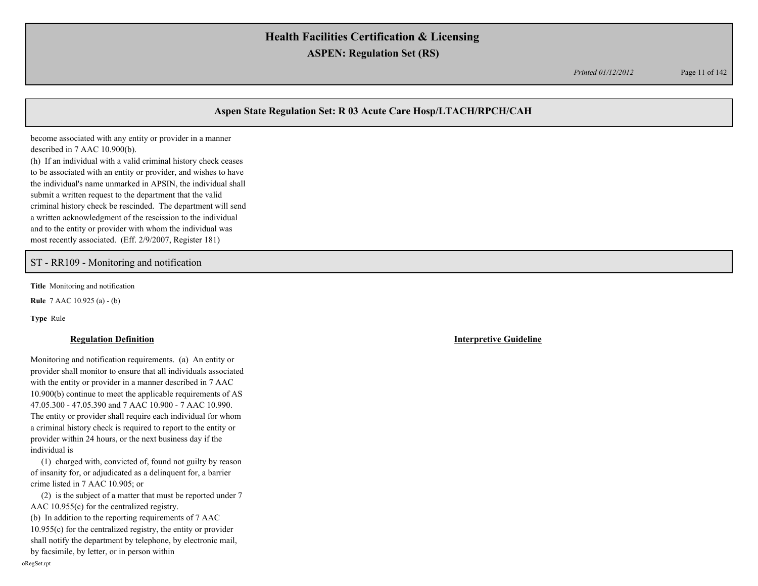become associated with any entity or provider in a manner described in 7 AAC 10.900(b).

(h) If an individual with a valid criminal history check ceases to be associated with an entity or provider, and wishes to have the individual's name unmarked in APSIN, the individual shall submit a written request to the department that the valid criminal history check be rescinded. The department will send a written acknowledgment of the rescission to the individual and to the entity or provider with whom the individual was most recently associated. (Eff. 2/9/2007, Register 181)

## ST - RR109 - Monitoring and notification

**Title** Monitoring and notification

**Rule** 7 AAC 10.925 (a) - (b)

**Type** Rule

| **Regulation Definition** | **Interpretive Guideline** |
| --- | --- |
| Monitoring and notification requirements. (a) An entity or provider shall monitor to ensure that all individuals associated with the entity or provider in a manner described in 7 AAC 10.900(b) continue to meet the applicable requirements of AS 47.05.300 - 47.05.390 and 7 AAC 10.900 - 7 AAC 10.990. The entity or provider shall require each individual for whom a criminal history check is required to report to the entity or provider within 24 hours, or the next business day if the individual is<br>(1) charged with, convicted of, found not guilty by reason of insanity for, or adjudicated as a delinquent for, a barrier crime listed in 7 AAC 10.905; or<br>(2) is the subject of a matter that must be reported under 7 AAC 10.955(c) for the centralized registry.<br>(b) In addition to the reporting requirements of 7 AAC 10.955(c) for the centralized registry, the entity or provider shall notify the department by telephone, by electronic mail, by facsimile, by letter, or in person within | |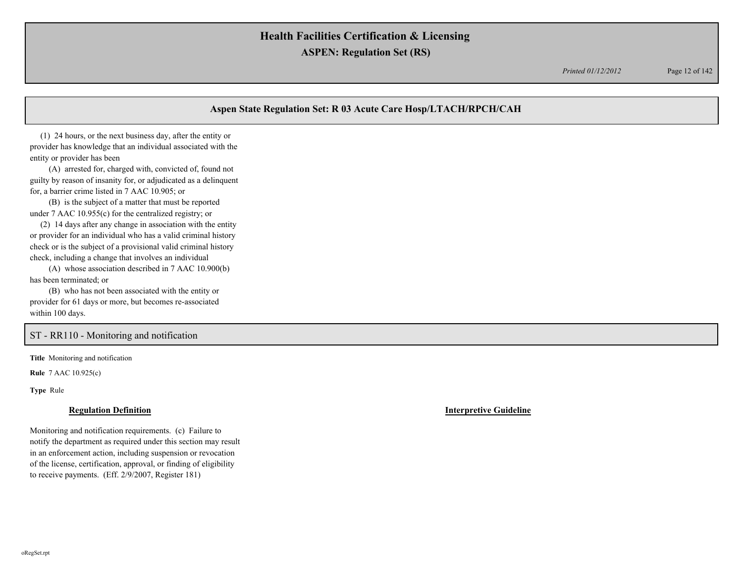## Aspen State Regulation Set: R 03 Acute Care Hosp/LTACH/RPCH/CAH

(1) 24 hours, or the next business day, after the entity or provider has knowledge that an individual associated with the entity or provider has been

(A) arrested for, charged with, convicted of, found not guilty by reason of insanity for, or adjudicated as a delinquent for, a barrier crime listed in 7 AAC 10.905; or

(B) is the subject of a matter that must be reported under 7 AAC 10.955(c) for the centralized registry; or

(2) 14 days after any change in association with the entity or provider for an individual who has a valid criminal history check or is the subject of a provisional valid criminal history check, including a change that involves an individual

(A) whose association described in 7 AAC 10.900(b) has been terminated; or

(B) who has not been associated with the entity or provider for 61 days or more, but becomes re-associated within 100 days.

## ST - RR110 - Monitoring and notification

**Title** Monitoring and notification

**Rule** 7 AAC 10.925(c)

**Type** Rule

**Regulation Definition**

Monitoring and notification requirements. (c) Failure to notify the department as required under this section may result in an enforcement action, including suspension or revocation of the license, certification, approval, or finding of eligibility to receive payments. (Eff. 2/9/2007, Register 181)

**Interpretive Guideline**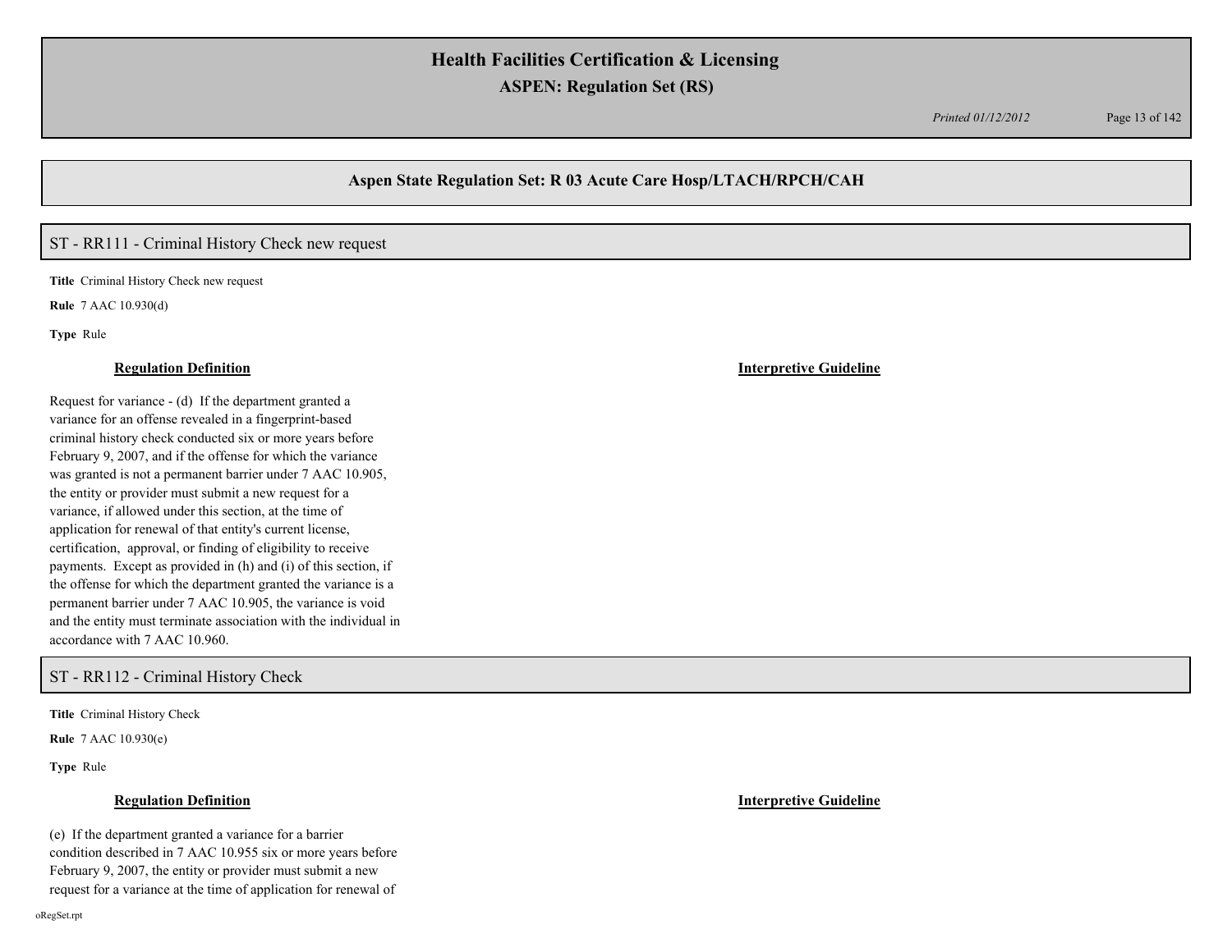## Aspen State Regulation Set: R 03 Acute Care Hosp/LTACH/RPCH/CAH

### ST - RR111 - Criminal History Check new request

**Title** Criminal History Check new request

**Rule** 7 AAC 10.930(d)

**Type** Rule

**Regulation Definition**

Request for variance - (d) If the department granted a variance for an offense revealed in a fingerprint-based criminal history check conducted six or more years before February 9, 2007, and if the offense for which the variance was granted is not a permanent barrier under 7 AAC 10.905, the entity or provider must submit a new request for a variance, if allowed under this section, at the time of application for renewal of that entity's current license, certification, approval, or finding of eligibility to receive payments. Except as provided in (h) and (i) of this section, if the offense for which the department granted the variance is a permanent barrier under 7 AAC 10.905, the variance is void and the entity must terminate association with the individual in accordance with 7 AAC 10.960.

**Interpretive Guideline**

### ST - RR112 - Criminal History Check

**Title** Criminal History Check

**Rule** 7 AAC 10.930(e)

**Type** Rule

**Regulation Definition**

(e) If the department granted a variance for a barrier condition described in 7 AAC 10.955 six or more years before February 9, 2007, the entity or provider must submit a new request for a variance at the time of application for renewal of

**Interpretive Guideline**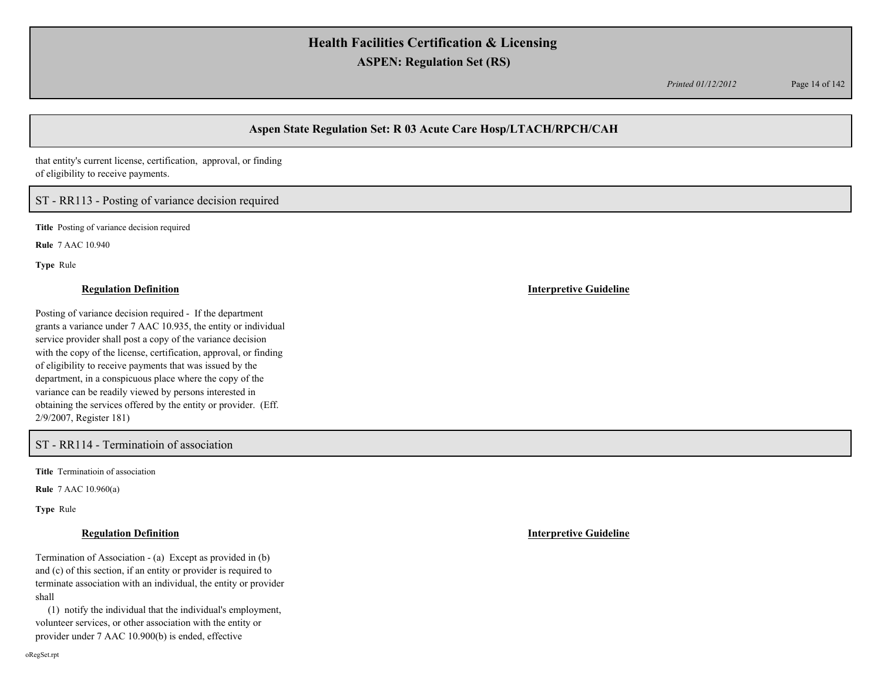that entity's current license, certification, approval, or finding of eligibility to receive payments.

## ST - RR113 - Posting of variance decision required

**Title** Posting of variance decision required

**Rule** 7 AAC 10.940

**Type** Rule

### Regulation Definition

Posting of variance decision required - If the department grants a variance under 7 AAC 10.935, the entity or individual service provider shall post a copy of the variance decision with the copy of the license, certification, approval, or finding of eligibility to receive payments that was issued by the department, in a conspicuous place where the copy of the variance can be readily viewed by persons interested in obtaining the services offered by the entity or provider. (Eff. 2/9/2007, Register 181)

### Interpretive Guideline

## ST - RR114 - Terminatioin of association

**Title** Terminatioin of association

**Rule** 7 AAC 10.960(a)

**Type** Rule

### Regulation Definition

Termination of Association - (a) Except as provided in (b) and (c) of this section, if an entity or provider is required to terminate association with an individual, the entity or provider shall

(1) notify the individual that the individual's employment, volunteer services, or other association with the entity or provider under 7 AAC 10.900(b) is ended, effective

### Interpretive Guideline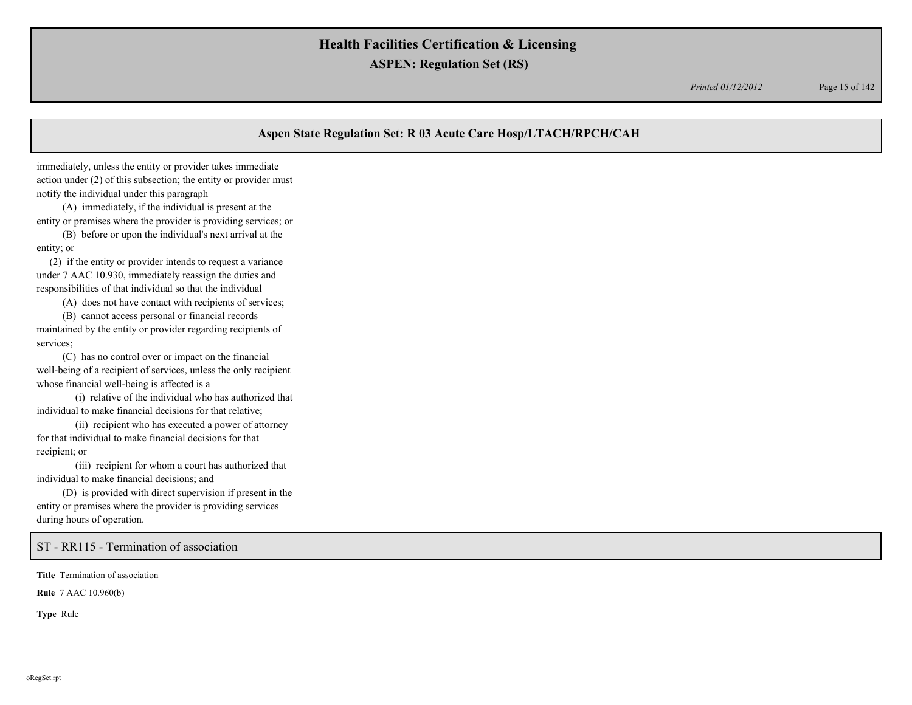## Aspen State Regulation Set: R 03 Acute Care Hosp/LTACH/RPCH/CAH

immediately, unless the entity or provider takes immediate action under (2) of this subsection; the entity or provider must notify the individual under this paragraph

(A) immediately, if the individual is present at the entity or premises where the provider is providing services; or

(B) before or upon the individual's next arrival at the entity; or

(2) if the entity or provider intends to request a variance under 7 AAC 10.930, immediately reassign the duties and responsibilities of that individual so that the individual

(A) does not have contact with recipients of services;

(B) cannot access personal or financial records maintained by the entity or provider regarding recipients of services;

(C) has no control over or impact on the financial well-being of a recipient of services, unless the only recipient whose financial well-being is affected is a

(i) relative of the individual who has authorized that individual to make financial decisions for that relative;

(ii) recipient who has executed a power of attorney for that individual to make financial decisions for that recipient; or

(iii) recipient for whom a court has authorized that individual to make financial decisions; and

(D) is provided with direct supervision if present in the entity or premises where the provider is providing services during hours of operation.

### ST - RR115 - Termination of association

**Title** Termination of association

**Rule** 7 AAC 10.960(b)

**Type** Rule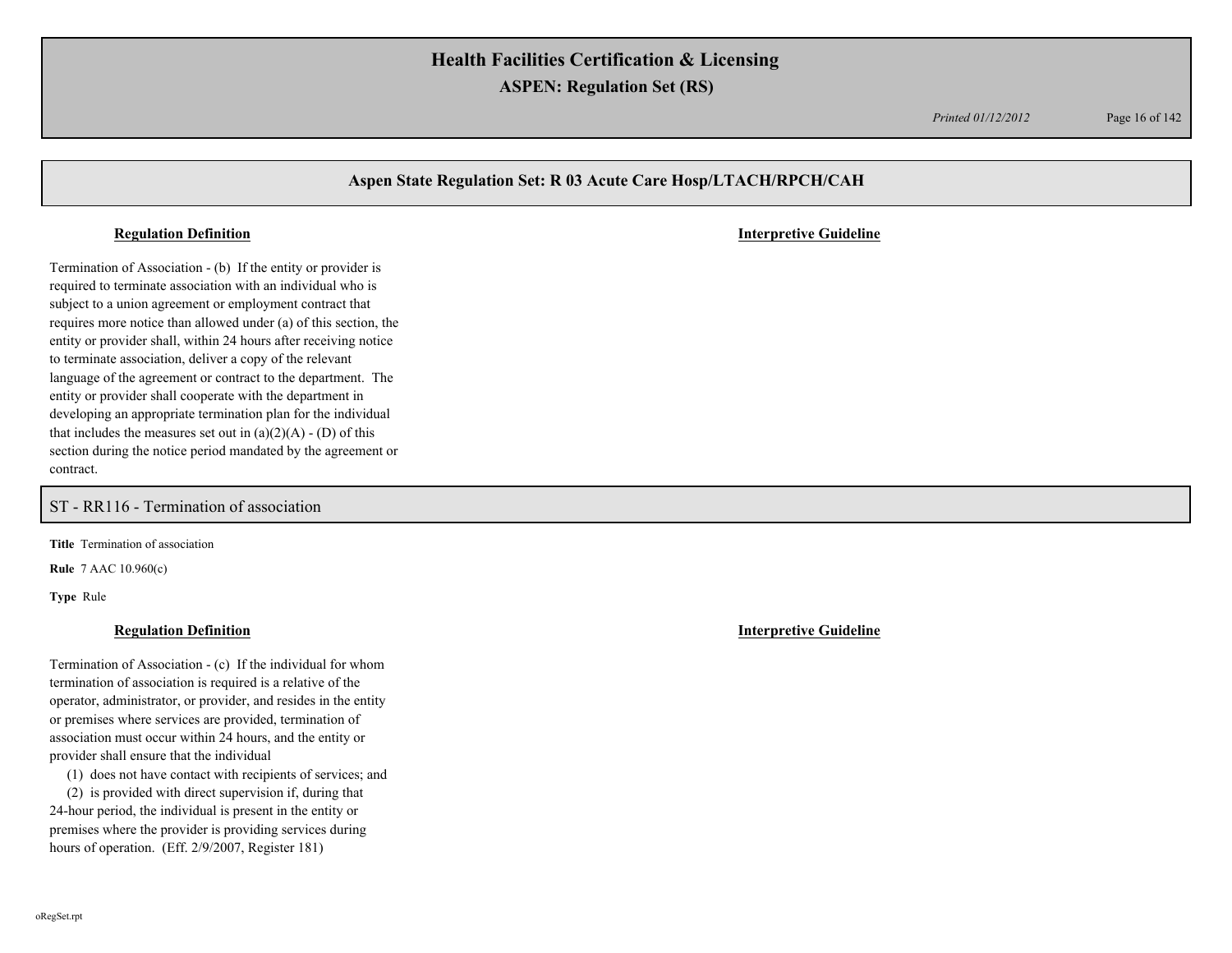## Aspen State Regulation Set: R 03 Acute Care Hosp/LTACH/RPCH/CAH

**Regulation Definition**

Termination of Association - (b) If the entity or provider is required to terminate association with an individual who is subject to a union agreement or employment contract that requires more notice than allowed under (a) of this section, the entity or provider shall, within 24 hours after receiving notice to terminate association, deliver a copy of the relevant language of the agreement or contract to the department. The entity or provider shall cooperate with the department in developing an appropriate termination plan for the individual that includes the measures set out in (a)(2)(A) - (D) of this section during the notice period mandated by the agreement or contract.

**Interpretive Guideline**

## ST - RR116 - Termination of association

**Title** Termination of association

**Rule** 7 AAC 10.960(c)

**Type** Rule

**Regulation Definition**

Termination of Association - (c) If the individual for whom termination of association is required is a relative of the operator, administrator, or provider, and resides in the entity or premises where services are provided, termination of association must occur within 24 hours, and the entity or provider shall ensure that the individual

(1) does not have contact with recipients of services; and

(2) is provided with direct supervision if, during that 24-hour period, the individual is present in the entity or premises where the provider is providing services during hours of operation. (Eff. 2/9/2007, Register 181)

**Interpretive Guideline**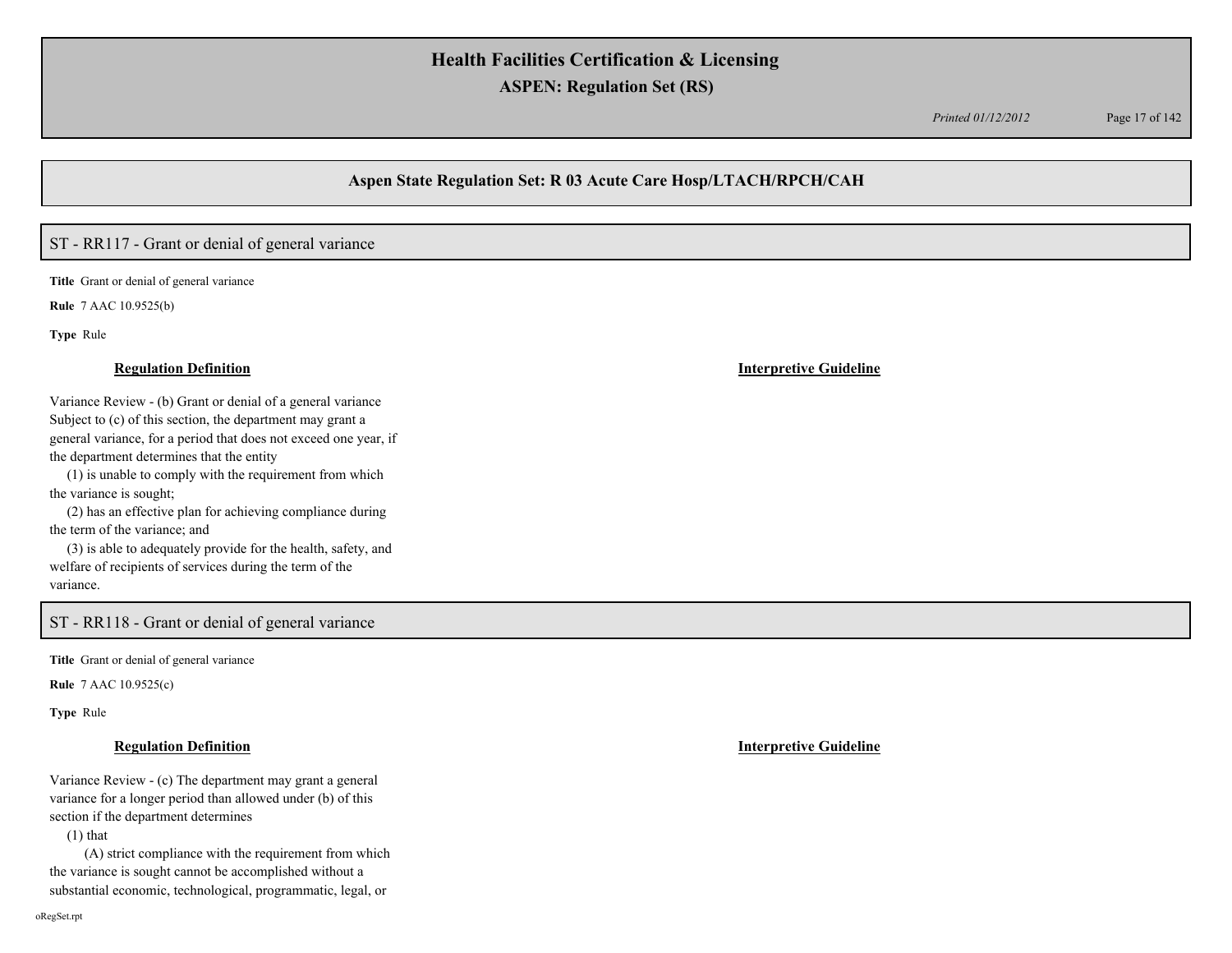## Aspen State Regulation Set: R 03 Acute Care Hosp/LTACH/RPCH/CAH

### ST - RR117 - Grant or denial of general variance

**Title** Grant or denial of general variance

**Rule** 7 AAC 10.9525(b)

**Type** Rule

| **Regulation Definition** | **Interpretive Guideline** |
|---|---|
| Variance Review - (b) Grant or denial of a general variance Subject to (c) of this section, the department may grant a general variance, for a period that does not exceed one year, if the department determines that the entity<br>(1) is unable to comply with the requirement from which the variance is sought;<br>(2) has an effective plan for achieving compliance during the term of the variance; and<br>(3) is able to adequately provide for the health, safety, and welfare of recipients of services during the term of the variance. | |

### ST - RR118 - Grant or denial of general variance

**Title** Grant or denial of general variance

**Rule** 7 AAC 10.9525(c)

**Type** Rule

| **Regulation Definition** | **Interpretive Guideline** |
|---|---|
| Variance Review - (c) The department may grant a general variance for a longer period than allowed under (b) of this section if the department determines<br>(1) that<br>(A) strict compliance with the requirement from which the variance is sought cannot be accomplished without a substantial economic, technological, programmatic, legal, or | |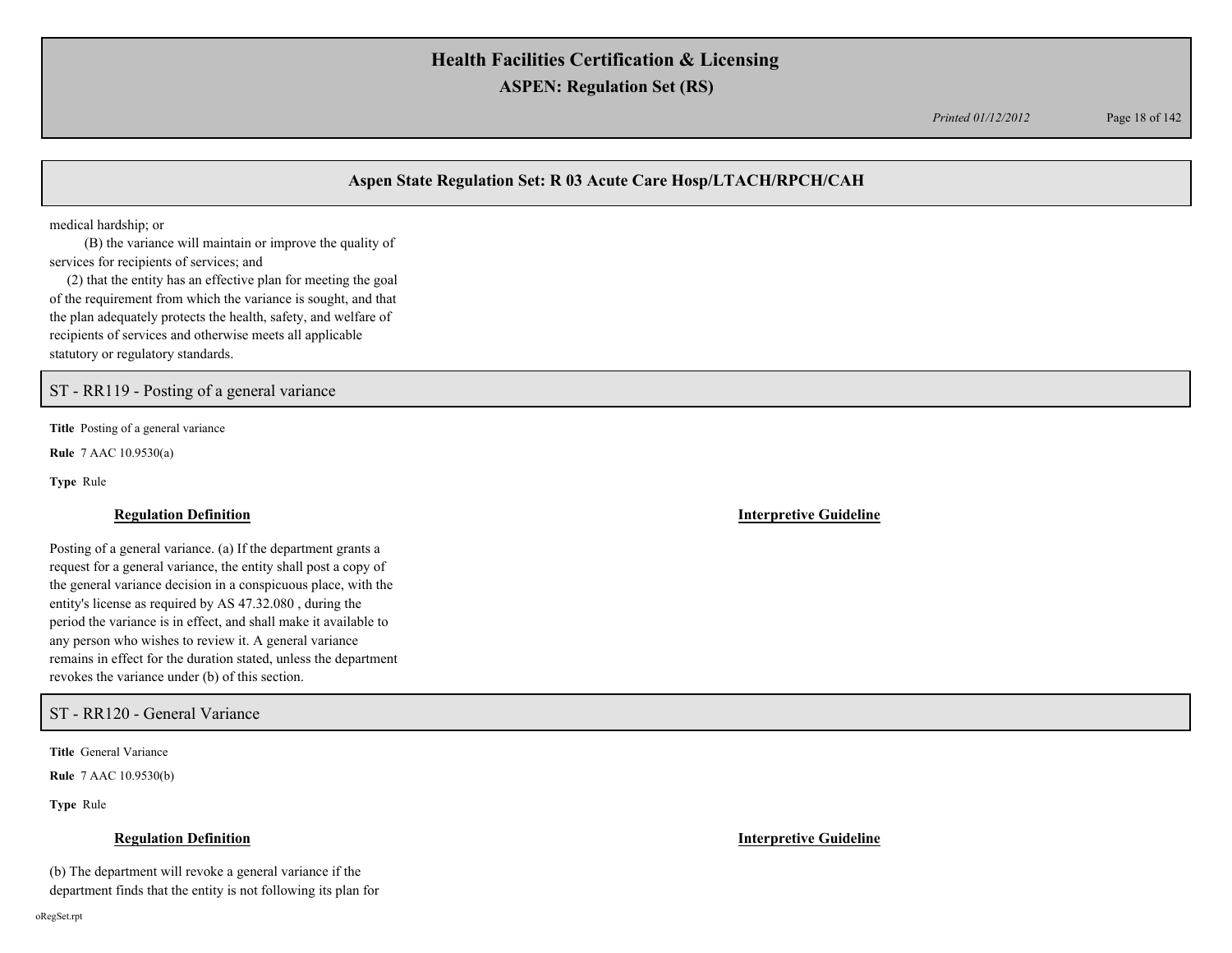medical hardship; or

(B) the variance will maintain or improve the quality of services for recipients of services; and

(2) that the entity has an effective plan for meeting the goal of the requirement from which the variance is sought, and that the plan adequately protects the health, safety, and welfare of recipients of services and otherwise meets all applicable statutory or regulatory standards.

## ST - RR119 - Posting of a general variance

**Title** Posting of a general variance

**Rule** 7 AAC 10.9530(a)

**Type** Rule

**Regulation Definition**

Posting of a general variance. (a) If the department grants a request for a general variance, the entity shall post a copy of the general variance decision in a conspicuous place, with the entity's license as required by AS 47.32.080 , during the period the variance is in effect, and shall make it available to any person who wishes to review it. A general variance remains in effect for the duration stated, unless the department revokes the variance under (b) of this section.

**Interpretive Guideline**

## ST - RR120 - General Variance

**Title** General Variance

**Rule** 7 AAC 10.9530(b)

**Type** Rule

**Regulation Definition**

(b) The department will revoke a general variance if the department finds that the entity is not following its plan for

**Interpretive Guideline**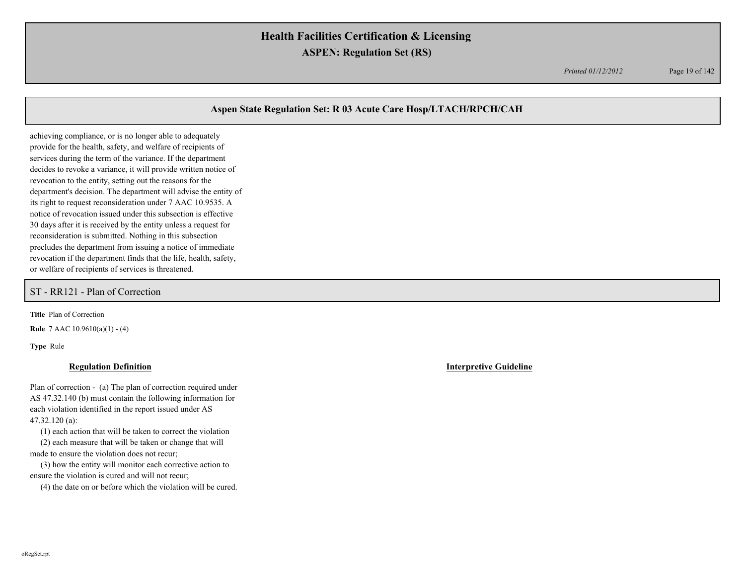achieving compliance, or is no longer able to adequately provide for the health, safety, and welfare of recipients of services during the term of the variance. If the department decides to revoke a variance, it will provide written notice of revocation to the entity, setting out the reasons for the department's decision. The department will advise the entity of its right to request reconsideration under 7 AAC 10.9535. A notice of revocation issued under this subsection is effective 30 days after it is received by the entity unless a request for reconsideration is submitted. Nothing in this subsection precludes the department from issuing a notice of immediate revocation if the department finds that the life, health, safety, or welfare of recipients of services is threatened.

## ST - RR121 - Plan of Correction

**Title** Plan of Correction

**Rule** 7 AAC 10.9610(a)(1) - (4)

**Type** Rule

**Regulation Definition**

Plan of correction - (a) The plan of correction required under AS 47.32.140 (b) must contain the following information for each violation identified in the report issued under AS 47.32.120 (a):

(1) each action that will be taken to correct the violation

(2) each measure that will be taken or change that will made to ensure the violation does not recur;

(3) how the entity will monitor each corrective action to ensure the violation is cured and will not recur;

(4) the date on or before which the violation will be cured.

**Interpretive Guideline**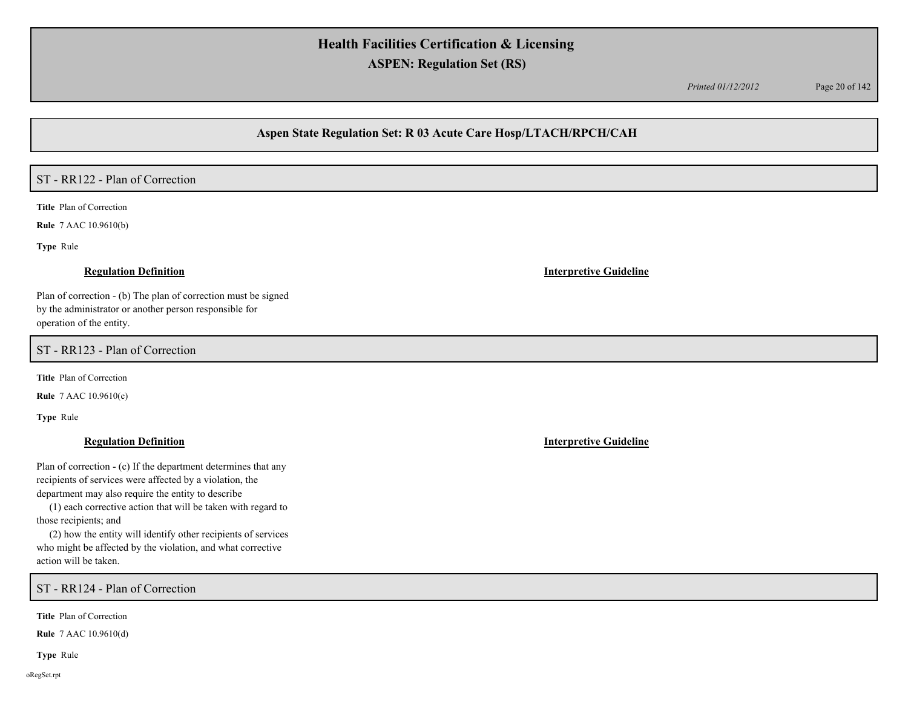## Aspen State Regulation Set: R 03 Acute Care Hosp/LTACH/RPCH/CAH

### ST - RR122 - Plan of Correction

**Title** Plan of Correction

**Rule** 7 AAC 10.9610(b)

**Type** Rule

**Regulation Definition**

Plan of correction - (b) The plan of correction must be signed by the administrator or another person responsible for operation of the entity.

**Interpretive Guideline**

### ST - RR123 - Plan of Correction

**Title** Plan of Correction

**Rule** 7 AAC 10.9610(c)

**Type** Rule

**Regulation Definition**

Plan of correction - (c) If the department determines that any recipients of services were affected by a violation, the department may also require the entity to describe

(1) each corrective action that will be taken with regard to those recipients; and

(2) how the entity will identify other recipients of services who might be affected by the violation, and what corrective action will be taken.

**Interpretive Guideline**

### ST - RR124 - Plan of Correction

**Title** Plan of Correction

**Rule** 7 AAC 10.9610(d)

**Type** Rule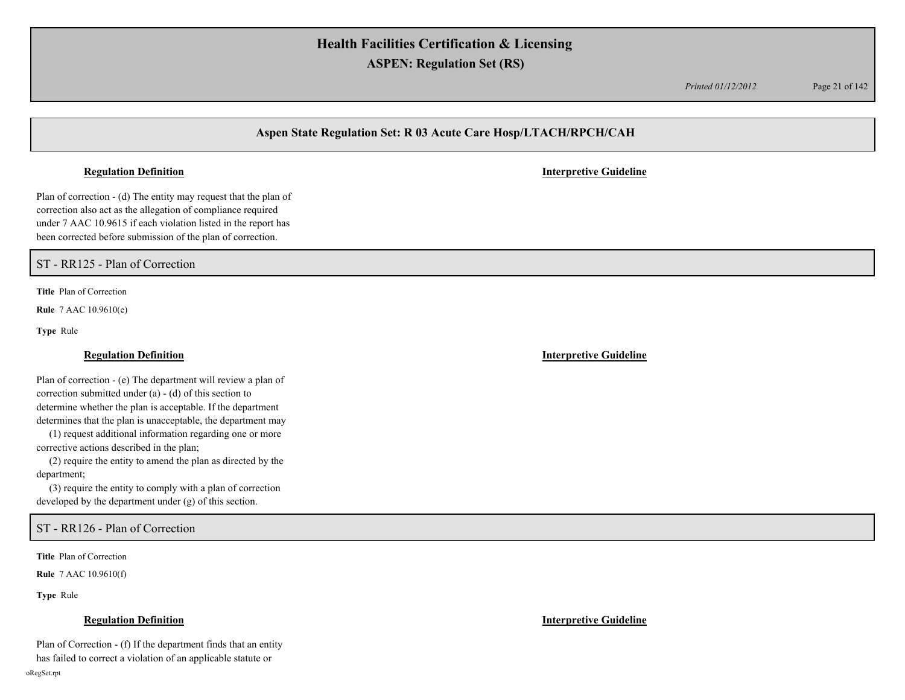## Aspen State Regulation Set: R 03 Acute Care Hosp/LTACH/RPCH/CAH

**Regulation Definition** | **Interpretive Guideline**

Plan of correction - (d) The entity may request that the plan of correction also act as the allegation of compliance required under 7 AAC 10.9615 if each violation listed in the report has been corrected before submission of the plan of correction.

### ST - RR125 - Plan of Correction

**Title** Plan of Correction

**Rule** 7 AAC 10.9610(e)

**Type** Rule

**Regulation Definition** | **Interpretive Guideline**

Plan of correction - (e) The department will review a plan of correction submitted under (a) - (d) of this section to determine whether the plan is acceptable. If the department determines that the plan is unacceptable, the department may

(1) request additional information regarding one or more corrective actions described in the plan;

(2) require the entity to amend the plan as directed by the department;

(3) require the entity to comply with a plan of correction developed by the department under (g) of this section.

### ST - RR126 - Plan of Correction

**Title** Plan of Correction

**Rule** 7 AAC 10.9610(f)

**Type** Rule

**Regulation Definition** | **Interpretive Guideline**

Plan of Correction - (f) If the department finds that an entity has failed to correct a violation of an applicable statute or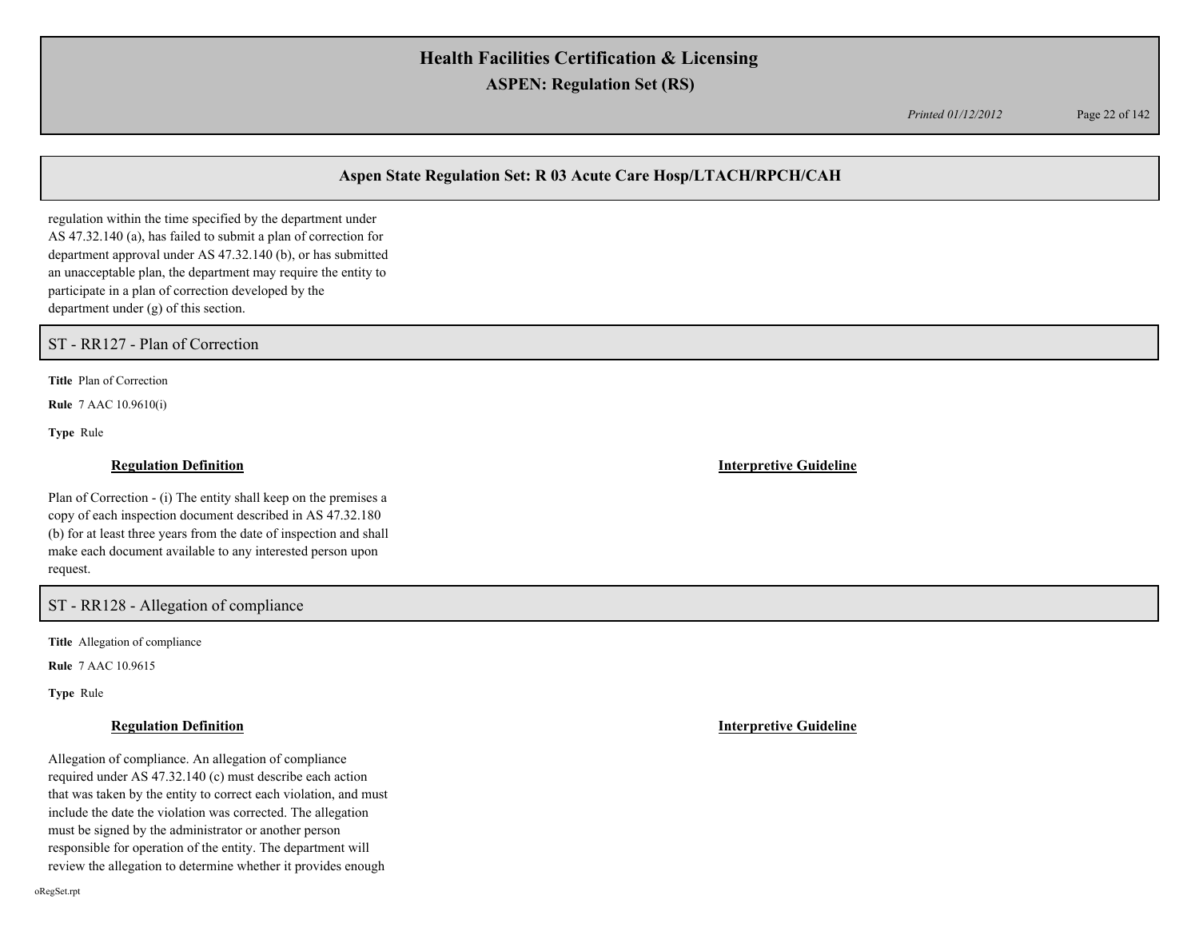regulation within the time specified by the department under AS 47.32.140 (a), has failed to submit a plan of correction for department approval under AS 47.32.140 (b), or has submitted an unacceptable plan, the department may require the entity to participate in a plan of correction developed by the department under (g) of this section.

## ST - RR127 - Plan of Correction

**Title** Plan of Correction

**Rule** 7 AAC 10.9610(i)

**Type** Rule

**Regulation Definition**

Plan of Correction - (i) The entity shall keep on the premises a copy of each inspection document described in AS 47.32.180 (b) for at least three years from the date of inspection and shall make each document available to any interested person upon request.

**Interpretive Guideline**

## ST - RR128 - Allegation of compliance

**Title** Allegation of compliance

**Rule** 7 AAC 10.9615

**Type** Rule

**Regulation Definition**

Allegation of compliance. An allegation of compliance required under AS 47.32.140 (c) must describe each action that was taken by the entity to correct each violation, and must include the date the violation was corrected. The allegation must be signed by the administrator or another person responsible for operation of the entity. The department will review the allegation to determine whether it provides enough

**Interpretive Guideline**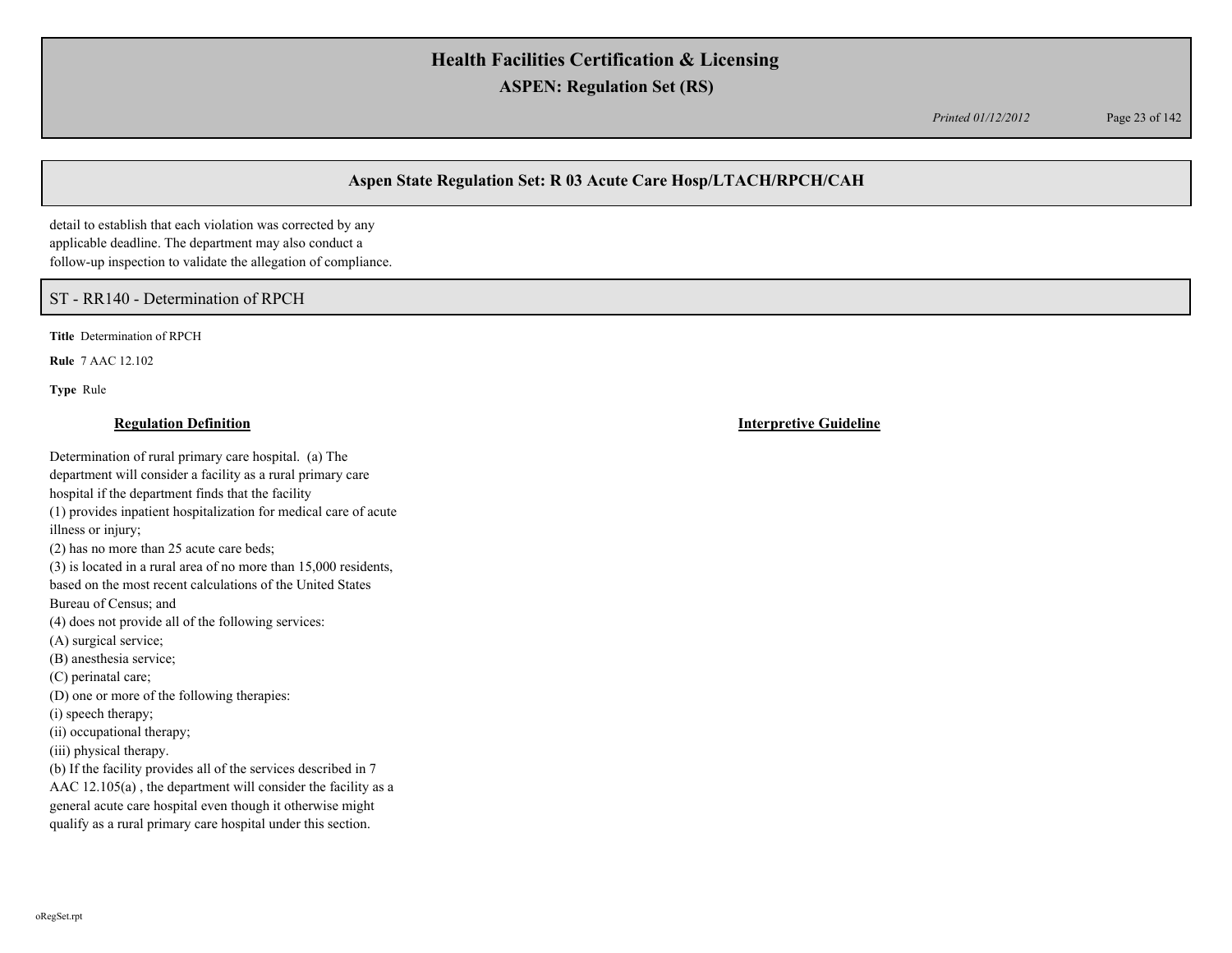detail to establish that each violation was corrected by any applicable deadline. The department may also conduct a follow-up inspection to validate the allegation of compliance.

## ST - RR140 - Determination of RPCH

**Title** Determination of RPCH

**Rule** 7 AAC 12.102

**Type** Rule

**Regulation Definition**

Determination of rural primary care hospital. (a) The department will consider a facility as a rural primary care hospital if the department finds that the facility
(1) provides inpatient hospitalization for medical care of acute illness or injury;
(2) has no more than 25 acute care beds;
(3) is located in a rural area of no more than 15,000 residents, based on the most recent calculations of the United States Bureau of Census; and
(4) does not provide all of the following services:
(A) surgical service;
(B) anesthesia service;
(C) perinatal care;
(D) one or more of the following therapies:
(i) speech therapy;
(ii) occupational therapy;
(iii) physical therapy.
(b) If the facility provides all of the services described in 7 AAC 12.105(a) , the department will consider the facility as a general acute care hospital even though it otherwise might qualify as a rural primary care hospital under this section.

**Interpretive Guideline**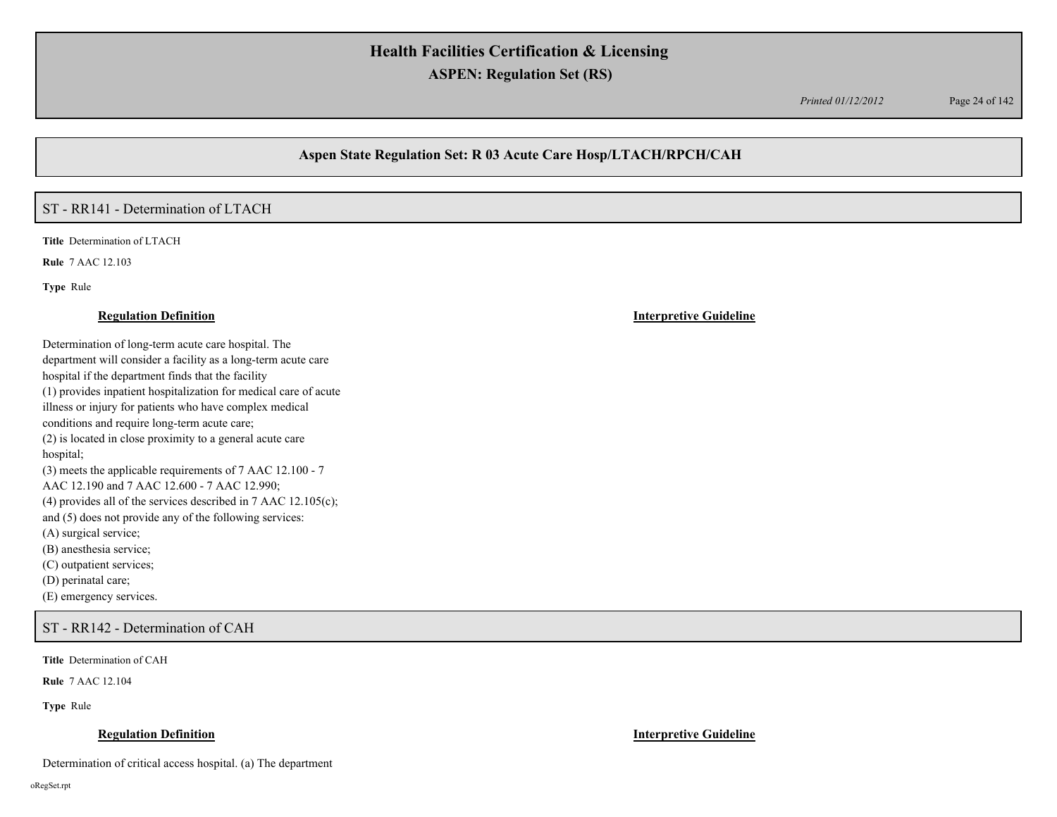## Aspen State Regulation Set: R 03 Acute Care Hosp/LTACH/RPCH/CAH

### ST - RR141 - Determination of LTACH

**Title** Determination of LTACH

**Rule** 7 AAC 12.103

**Type** Rule

**Regulation Definition**

Determination of long-term acute care hospital. The department will consider a facility as a long-term acute care hospital if the department finds that the facility
(1) provides inpatient hospitalization for medical care of acute illness or injury for patients who have complex medical conditions and require long-term acute care;
(2) is located in close proximity to a general acute care hospital;
(3) meets the applicable requirements of 7 AAC 12.100 - 7 AAC 12.190 and 7 AAC 12.600 - 7 AAC 12.990;
(4) provides all of the services described in 7 AAC 12.105(c);
and (5) does not provide any of the following services:
(A) surgical service;
(B) anesthesia service;
(C) outpatient services;
(D) perinatal care;
(E) emergency services.

**Interpretive Guideline**

### ST - RR142 - Determination of CAH

**Title** Determination of CAH

**Rule** 7 AAC 12.104

**Type** Rule

**Regulation Definition**

Determination of critical access hospital. (a) The department

**Interpretive Guideline**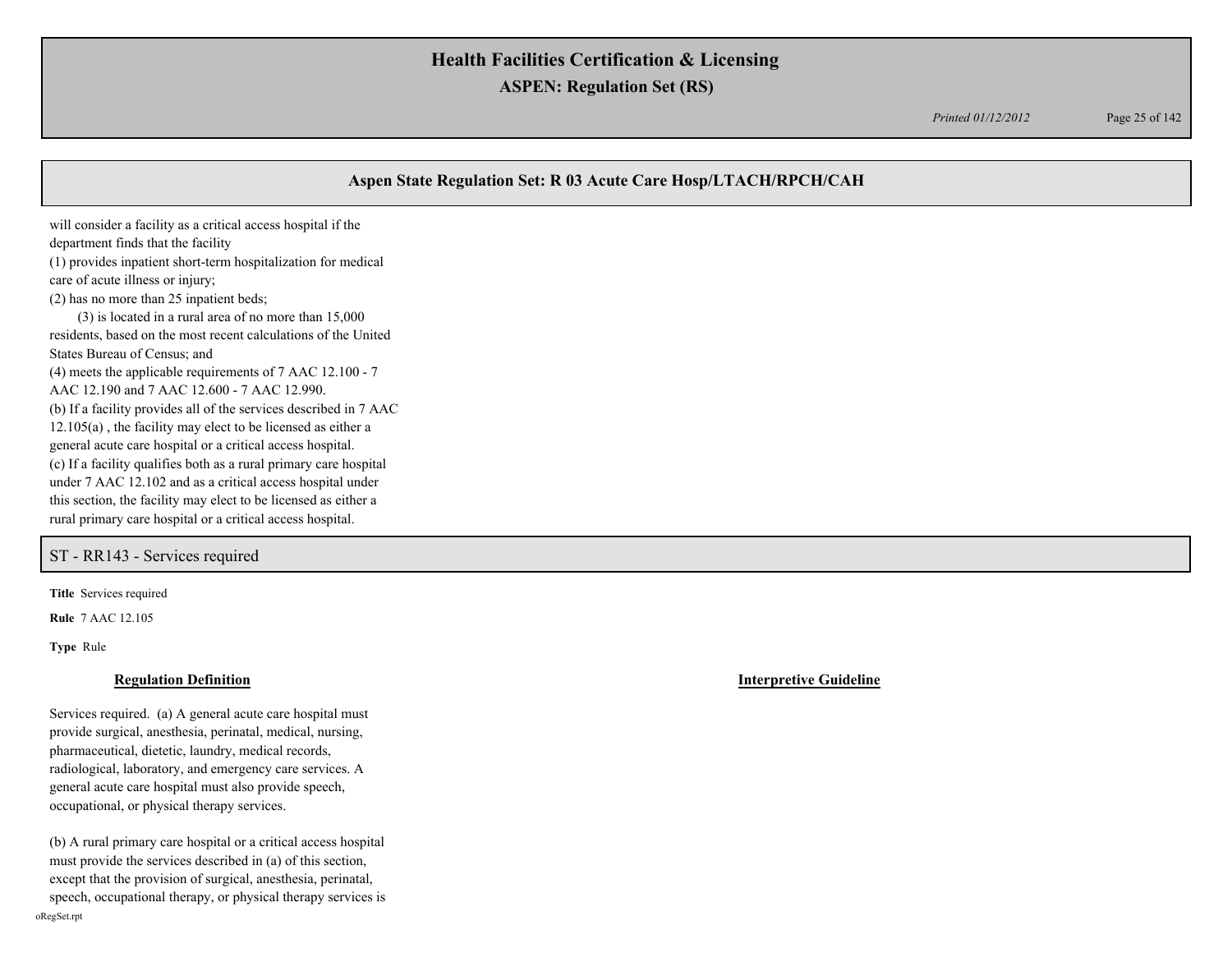will consider a facility as a critical access hospital if the department finds that the facility
(1) provides inpatient short-term hospitalization for medical care of acute illness or injury;
(2) has no more than 25 inpatient beds;
(3) is located in a rural area of no more than 15,000 residents, based on the most recent calculations of the United States Bureau of Census; and
(4) meets the applicable requirements of 7 AAC 12.100 - 7 AAC 12.190 and 7 AAC 12.600 - 7 AAC 12.990.
(b) If a facility provides all of the services described in 7 AAC 12.105(a) , the facility may elect to be licensed as either a general acute care hospital or a critical access hospital.
(c) If a facility qualifies both as a rural primary care hospital under 7 AAC 12.102 and as a critical access hospital under this section, the facility may elect to be licensed as either a rural primary care hospital or a critical access hospital.

## ST - RR143 - Services required

**Title** Services required

**Rule** 7 AAC 12.105

**Type** Rule

| **Regulation Definition** | **Interpretive Guideline** |
|---|---|
| Services required. (a) A general acute care hospital must provide surgical, anesthesia, perinatal, medical, nursing, pharmaceutical, dietetic, laundry, medical records, radiological, laboratory, and emergency care services. A general acute care hospital must also provide speech, occupational, or physical therapy services.<br><br>(b) A rural primary care hospital or a critical access hospital must provide the services described in (a) of this section, except that the provision of surgical, anesthesia, perinatal, speech, occupational therapy, or physical therapy services is | |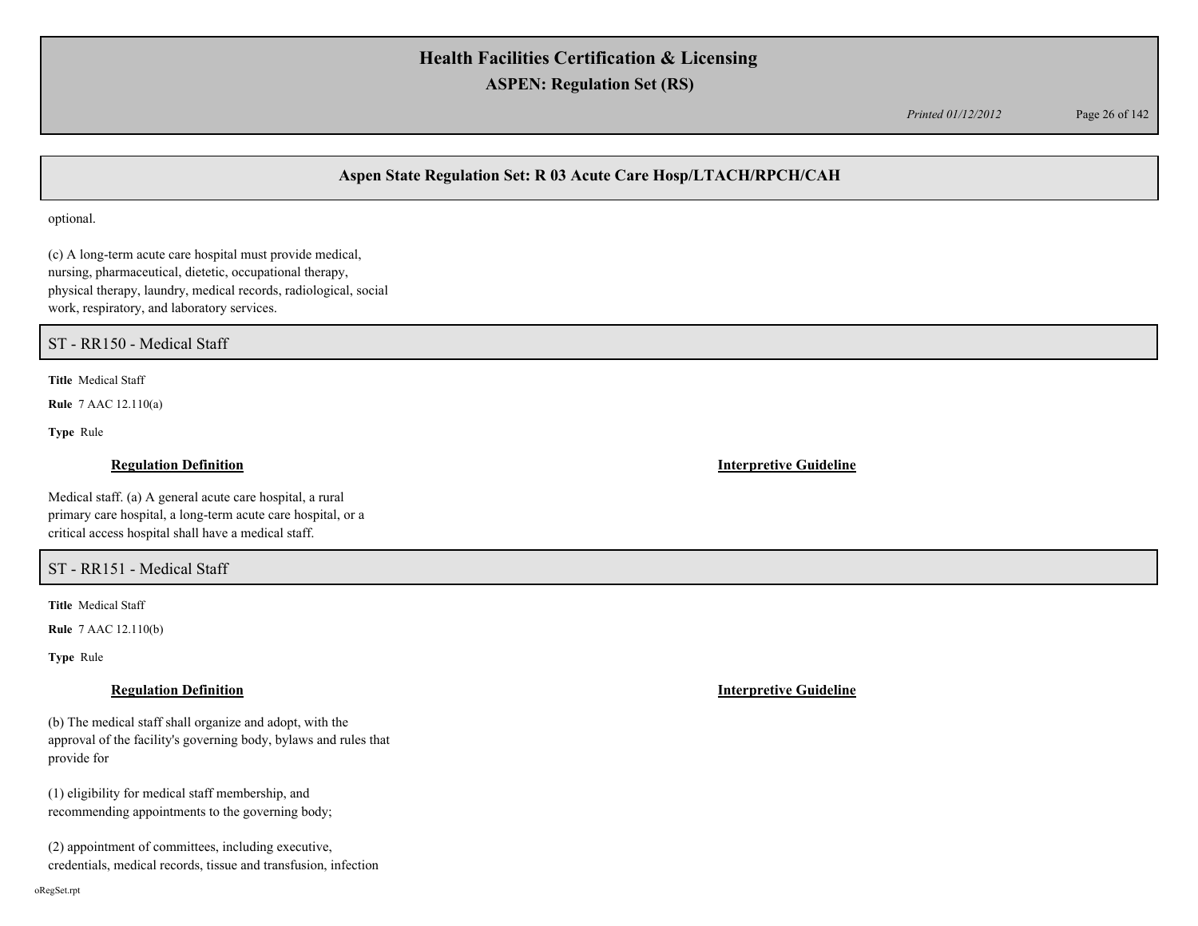optional.

(c) A long-term acute care hospital must provide medical, nursing, pharmaceutical, dietetic, occupational therapy, physical therapy, laundry, medical records, radiological, social work, respiratory, and laboratory services.

## ST - RR150 - Medical Staff

**Title** Medical Staff

**Rule** 7 AAC 12.110(a)

**Type** Rule

**Regulation Definition**

Medical staff. (a) A general acute care hospital, a rural primary care hospital, a long-term acute care hospital, or a critical access hospital shall have a medical staff.

**Interpretive Guideline**

## ST - RR151 - Medical Staff

**Title** Medical Staff

**Rule** 7 AAC 12.110(b)

**Type** Rule

**Regulation Definition**

(b) The medical staff shall organize and adopt, with the approval of the facility's governing body, bylaws and rules that provide for

(1) eligibility for medical staff membership, and recommending appointments to the governing body;

(2) appointment of committees, including executive, credentials, medical records, tissue and transfusion, infection

**Interpretive Guideline**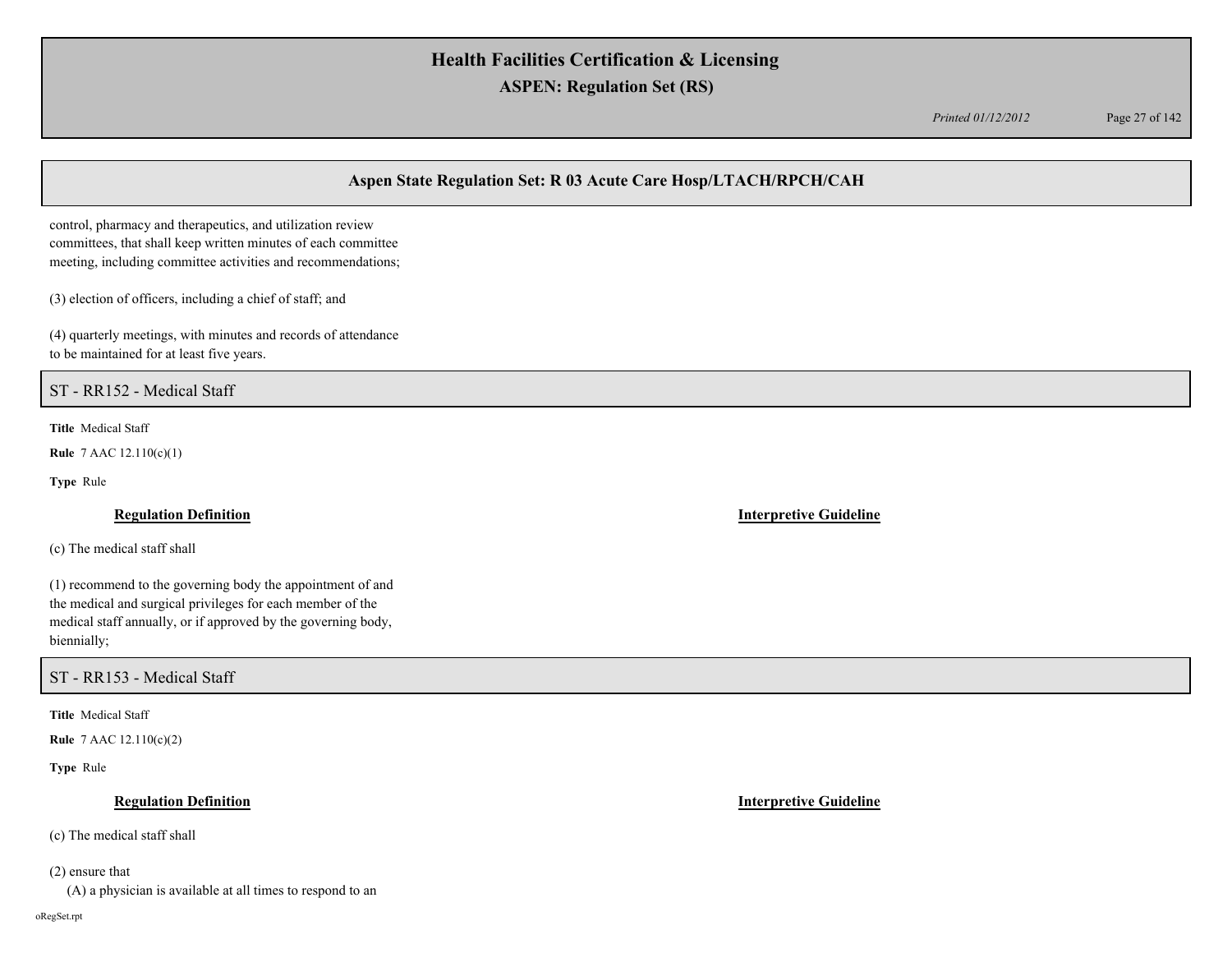control, pharmacy and therapeutics, and utilization review committees, that shall keep written minutes of each committee meeting, including committee activities and recommendations;

(3) election of officers, including a chief of staff; and

(4) quarterly meetings, with minutes and records of attendance to be maintained for at least five years.

## ST - RR152 - Medical Staff

**Title** Medical Staff

**Rule** 7 AAC 12.110(c)(1)

**Type** Rule

**Regulation Definition** | **Interpretive Guideline**

(c) The medical staff shall

(1) recommend to the governing body the appointment of and the medical and surgical privileges for each member of the medical staff annually, or if approved by the governing body, biennially;

## ST - RR153 - Medical Staff

**Title** Medical Staff

**Rule** 7 AAC 12.110(c)(2)

**Type** Rule

**Regulation Definition** | **Interpretive Guideline**

(c) The medical staff shall

(2) ensure that

(A) a physician is available at all times to respond to an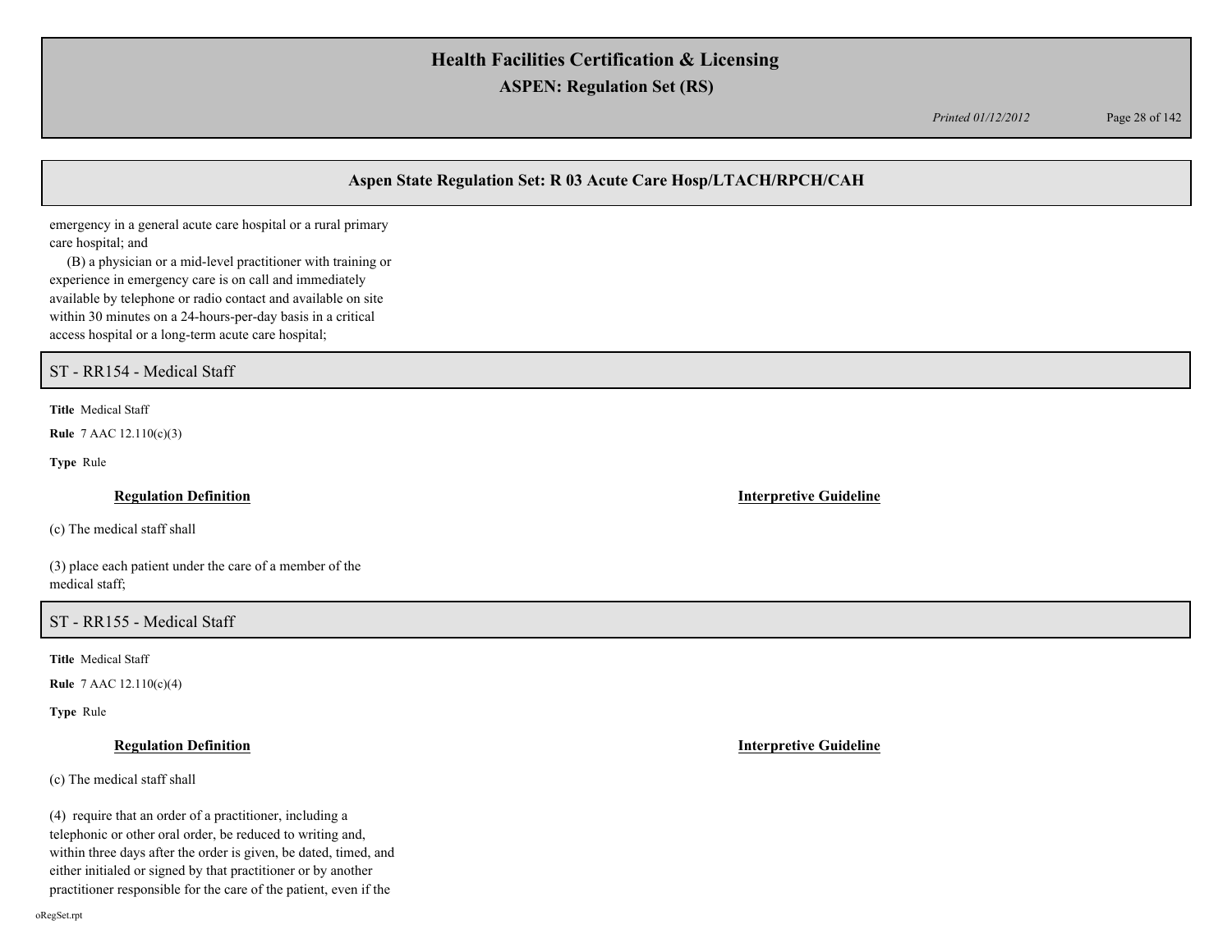emergency in a general acute care hospital or a rural primary care hospital; and

(B) a physician or a mid-level practitioner with training or experience in emergency care is on call and immediately available by telephone or radio contact and available on site within 30 minutes on a 24-hours-per-day basis in a critical access hospital or a long-term acute care hospital;

## ST - RR154 - Medical Staff

**Title** Medical Staff

**Rule** 7 AAC 12.110(c)(3)

**Type** Rule

**Regulation Definition**

(c) The medical staff shall

(3) place each patient under the care of a member of the medical staff;

**Interpretive Guideline**

## ST - RR155 - Medical Staff

**Title** Medical Staff

**Rule** 7 AAC 12.110(c)(4)

**Type** Rule

**Regulation Definition**

(c) The medical staff shall

(4) require that an order of a practitioner, including a telephonic or other oral order, be reduced to writing and, within three days after the order is given, be dated, timed, and either initialed or signed by that practitioner or by another practitioner responsible for the care of the patient, even if the

**Interpretive Guideline**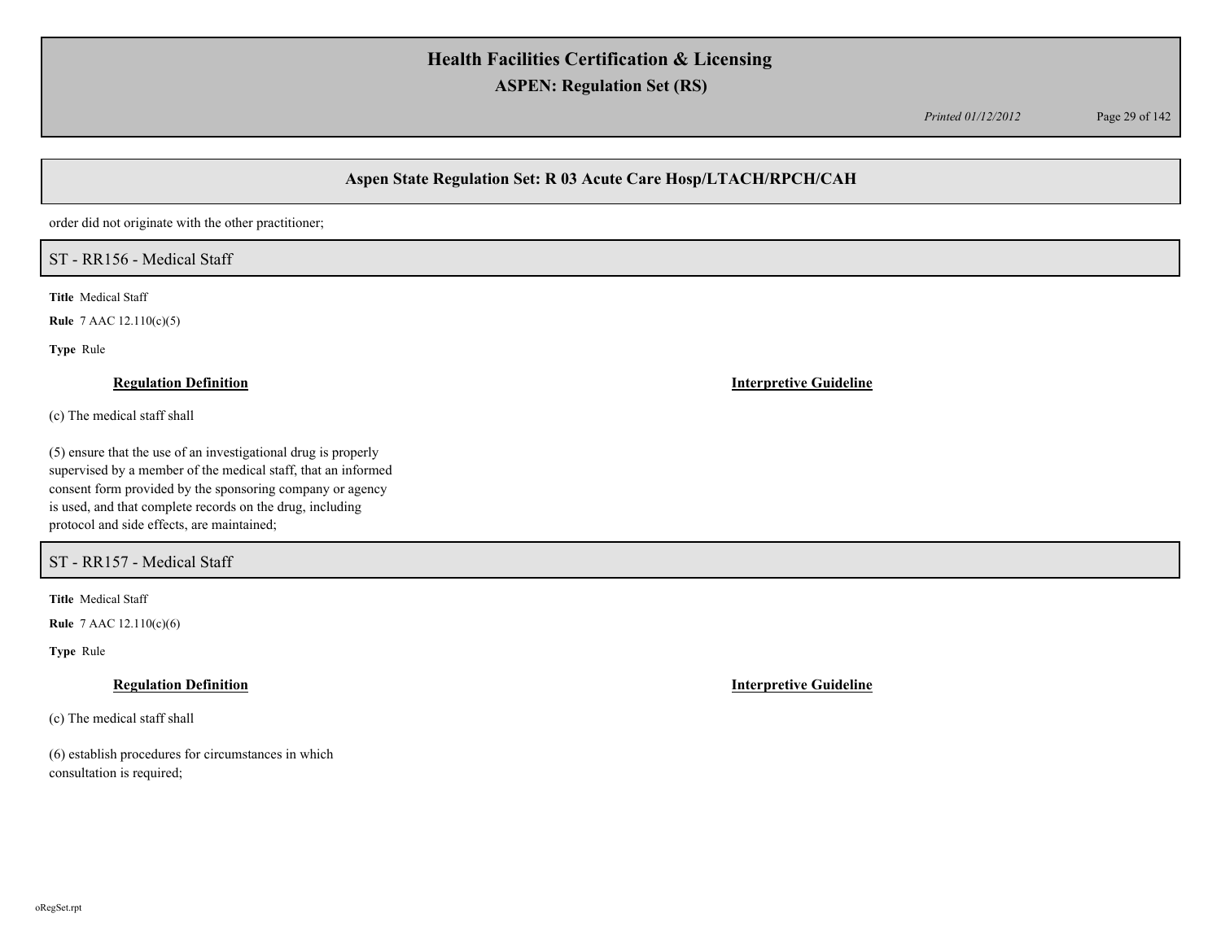order did not originate with the other practitioner;

## ST - RR156 - Medical Staff

**Title** Medical Staff

**Rule** 7 AAC 12.110(c)(5)

**Type** Rule

**Regulation Definition**

(c) The medical staff shall

(5) ensure that the use of an investigational drug is properly supervised by a member of the medical staff, that an informed consent form provided by the sponsoring company or agency is used, and that complete records on the drug, including protocol and side effects, are maintained;

**Interpretive Guideline**

## ST - RR157 - Medical Staff

**Title** Medical Staff

**Rule** 7 AAC 12.110(c)(6)

**Type** Rule

**Regulation Definition**

(c) The medical staff shall

(6) establish procedures for circumstances in which consultation is required;

**Interpretive Guideline**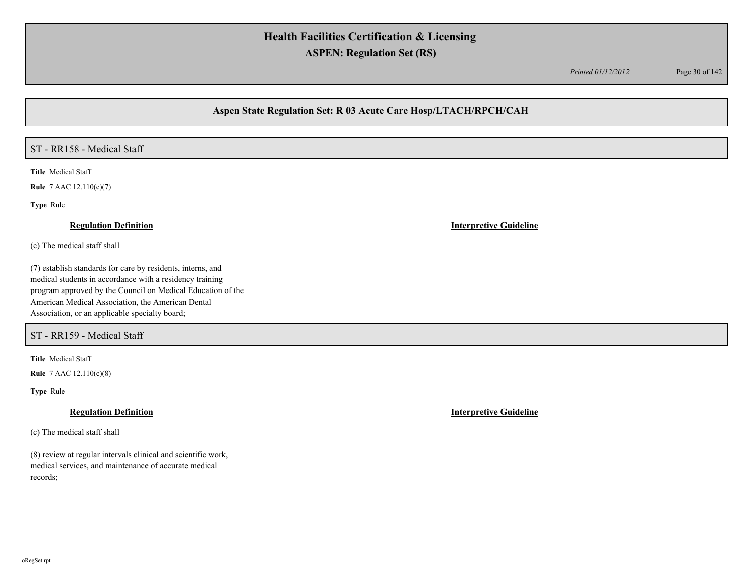## Aspen State Regulation Set: R 03 Acute Care Hosp/LTACH/RPCH/CAH

### ST - RR158 - Medical Staff

**Title** Medical Staff

**Rule** 7 AAC 12.110(c)(7)

**Type** Rule

**Regulation Definition**

(c) The medical staff shall

(7) establish standards for care by residents, interns, and medical students in accordance with a residency training program approved by the Council on Medical Education of the American Medical Association, the American Dental Association, or an applicable specialty board;

**Interpretive Guideline**

### ST - RR159 - Medical Staff

**Title** Medical Staff

**Rule** 7 AAC 12.110(c)(8)

**Type** Rule

**Regulation Definition**

(c) The medical staff shall

(8) review at regular intervals clinical and scientific work, medical services, and maintenance of accurate medical records;

**Interpretive Guideline**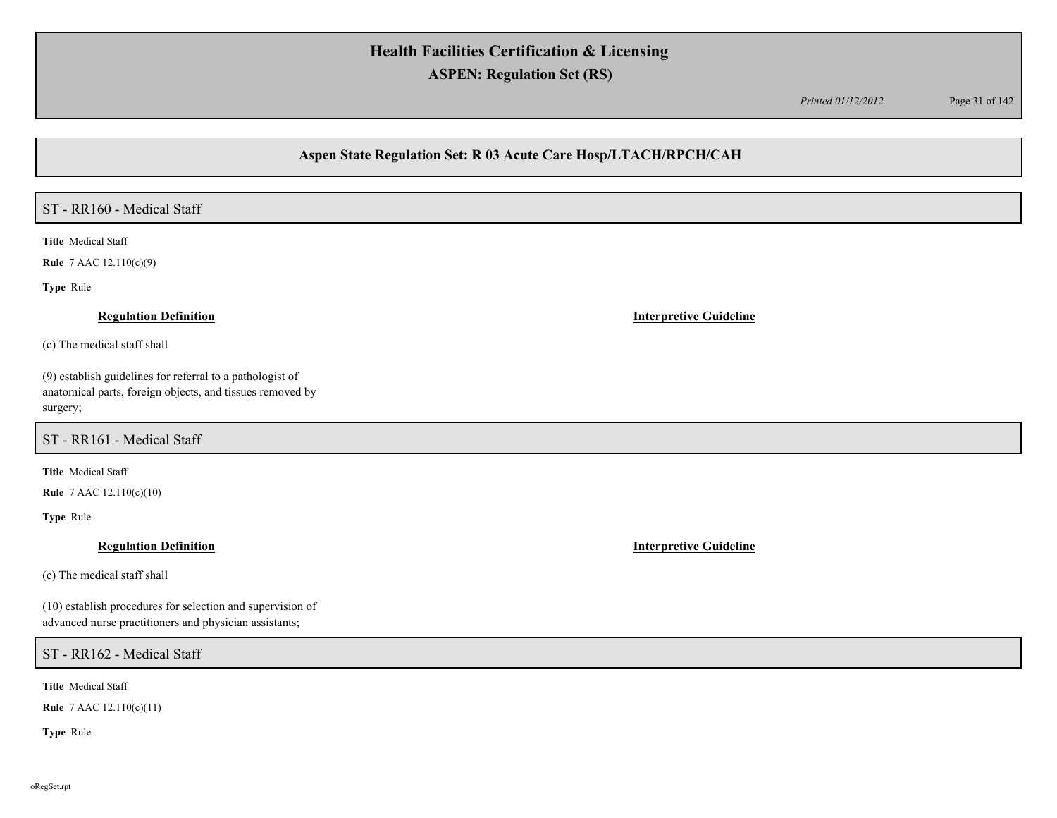## Aspen State Regulation Set: R 03 Acute Care Hosp/LTACH/RPCH/CAH

### ST - RR160 - Medical Staff

**Title** Medical Staff

**Rule** 7 AAC 12.110(c)(9)

**Type** Rule

**Regulation Definition**

(c) The medical staff shall

(9) establish guidelines for referral to a pathologist of anatomical parts, foreign objects, and tissues removed by surgery;

**Interpretive Guideline**

### ST - RR161 - Medical Staff

**Title** Medical Staff

**Rule** 7 AAC 12.110(c)(10)

**Type** Rule

**Regulation Definition**

(c) The medical staff shall

(10) establish procedures for selection and supervision of advanced nurse practitioners and physician assistants;

**Interpretive Guideline**

### ST - RR162 - Medical Staff

**Title** Medical Staff

**Rule** 7 AAC 12.110(c)(11)

**Type** Rule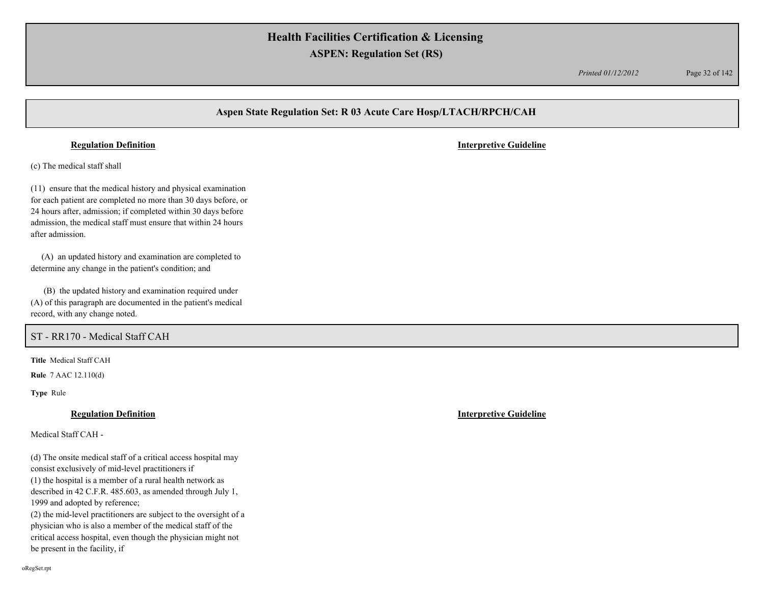## Aspen State Regulation Set: R 03 Acute Care Hosp/LTACH/RPCH/CAH

**Regulation Definition** | **Interpretive Guideline**

(c) The medical staff shall

(11) ensure that the medical history and physical examination for each patient are completed no more than 30 days before, or 24 hours after, admission; if completed within 30 days before admission, the medical staff must ensure that within 24 hours after admission.

(A) an updated history and examination are completed to determine any change in the patient's condition; and

(B) the updated history and examination required under (A) of this paragraph are documented in the patient's medical record, with any change noted.

## ST - RR170 - Medical Staff CAH

**Title** Medical Staff CAH

**Rule** 7 AAC 12.110(d)

**Type** Rule

**Regulation Definition** | **Interpretive Guideline**

Medical Staff CAH -

(d) The onsite medical staff of a critical access hospital may consist exclusively of mid-level practitioners if
(1) the hospital is a member of a rural health network as described in 42 C.F.R. 485.603, as amended through July 1, 1999 and adopted by reference;
(2) the mid-level practitioners are subject to the oversight of a physician who is also a member of the medical staff of the critical access hospital, even though the physician might not be present in the facility, if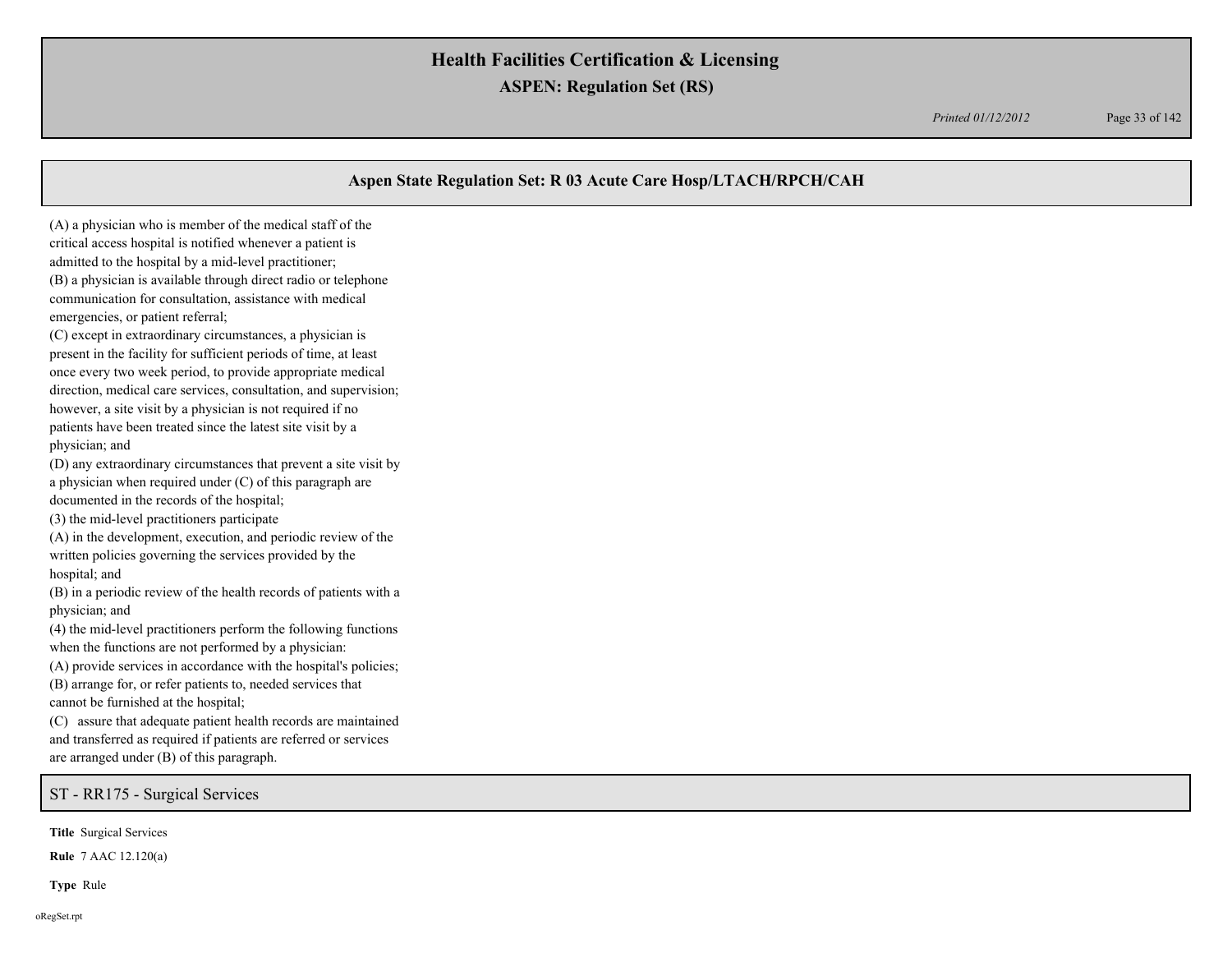## Aspen State Regulation Set: R 03 Acute Care Hosp/LTACH/RPCH/CAH

(A) a physician who is member of the medical staff of the critical access hospital is notified whenever a patient is admitted to the hospital by a mid-level practitioner;
(B) a physician is available through direct radio or telephone communication for consultation, assistance with medical emergencies, or patient referral;
(C) except in extraordinary circumstances, a physician is present in the facility for sufficient periods of time, at least once every two week period, to provide appropriate medical direction, medical care services, consultation, and supervision; however, a site visit by a physician is not required if no patients have been treated since the latest site visit by a physician; and
(D) any extraordinary circumstances that prevent a site visit by a physician when required under (C) of this paragraph are documented in the records of the hospital;
(3) the mid-level practitioners participate
(A) in the development, execution, and periodic review of the written policies governing the services provided by the hospital; and
(B) in a periodic review of the health records of patients with a physician; and
(4) the mid-level practitioners perform the following functions when the functions are not performed by a physician:
(A) provide services in accordance with the hospital's policies;
(B) arrange for, or refer patients to, needed services that cannot be furnished at the hospital;
(C) assure that adequate patient health records are maintained and transferred as required if patients are referred or services are arranged under (B) of this paragraph.

## ST - RR175 - Surgical Services

**Title** Surgical Services

**Rule** 7 AAC 12.120(a)

**Type** Rule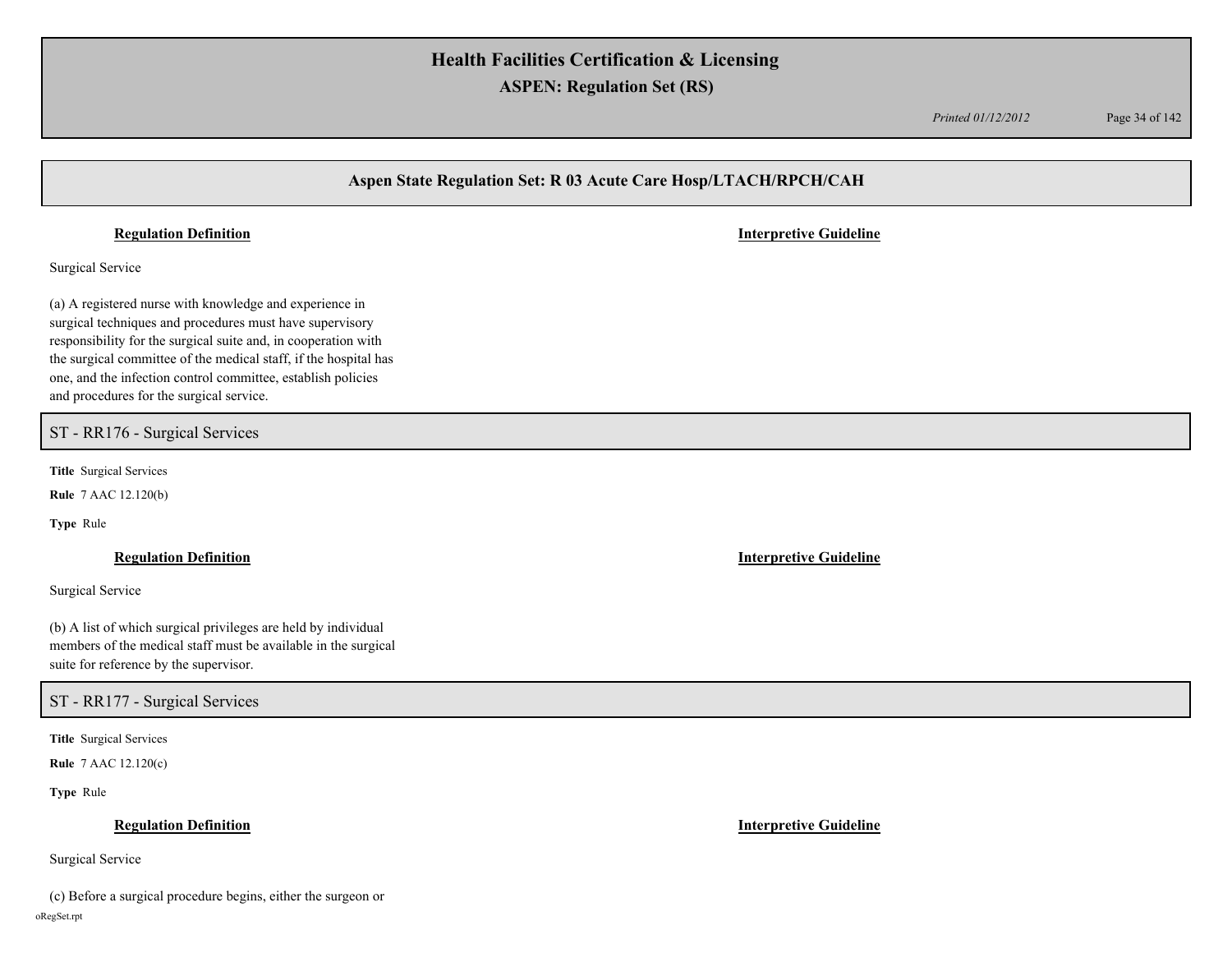**Regulation Definition** | **Interpretive Guideline**

Surgical Service

(a) A registered nurse with knowledge and experience in surgical techniques and procedures must have supervisory responsibility for the surgical suite and, in cooperation with the surgical committee of the medical staff, if the hospital has one, and the infection control committee, establish policies and procedures for the surgical service.

## ST - RR176 - Surgical Services

**Title** Surgical Services

**Rule** 7 AAC 12.120(b)

**Type** Rule

**Regulation Definition** | **Interpretive Guideline**

Surgical Service

(b) A list of which surgical privileges are held by individual members of the medical staff must be available in the surgical suite for reference by the supervisor.

## ST - RR177 - Surgical Services

**Title** Surgical Services

**Rule** 7 AAC 12.120(c)

**Type** Rule

**Regulation Definition** | **Interpretive Guideline**

Surgical Service

(c) Before a surgical procedure begins, either the surgeon or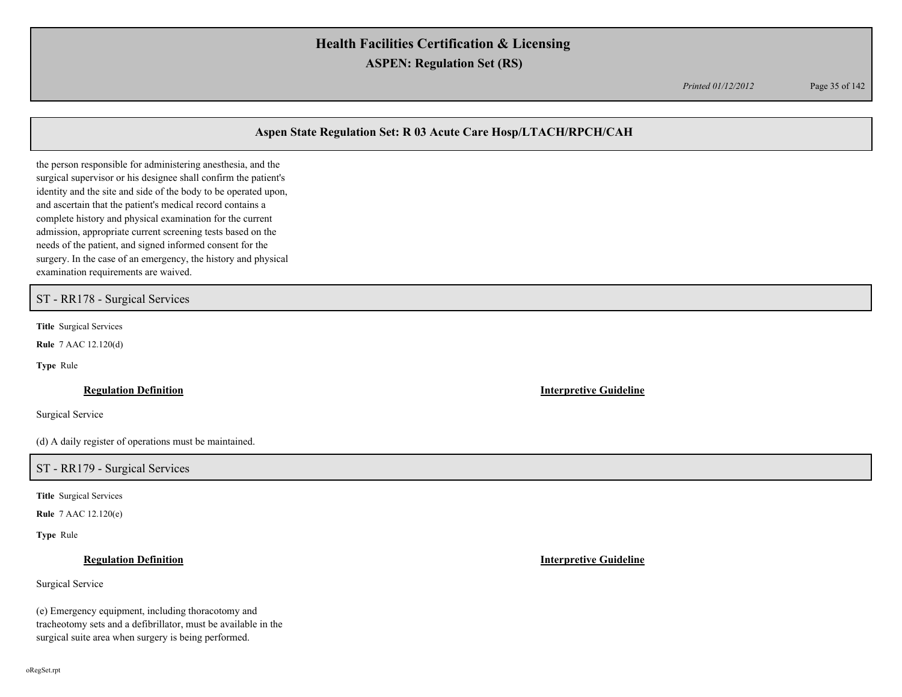the person responsible for administering anesthesia, and the surgical supervisor or his designee shall confirm the patient's identity and the site and side of the body to be operated upon, and ascertain that the patient's medical record contains a complete history and physical examination for the current admission, appropriate current screening tests based on the needs of the patient, and signed informed consent for the surgery. In the case of an emergency, the history and physical examination requirements are waived.

## ST - RR178 - Surgical Services

**Title** Surgical Services

**Rule** 7 AAC 12.120(d)

**Type** Rule

**Regulation Definition**

Surgical Service

(d) A daily register of operations must be maintained.

**Interpretive Guideline**

## ST - RR179 - Surgical Services

**Title** Surgical Services

**Rule** 7 AAC 12.120(e)

**Type** Rule

**Regulation Definition**

Surgical Service

(e) Emergency equipment, including thoracotomy and tracheotomy sets and a defibrillator, must be available in the surgical suite area when surgery is being performed.

**Interpretive Guideline**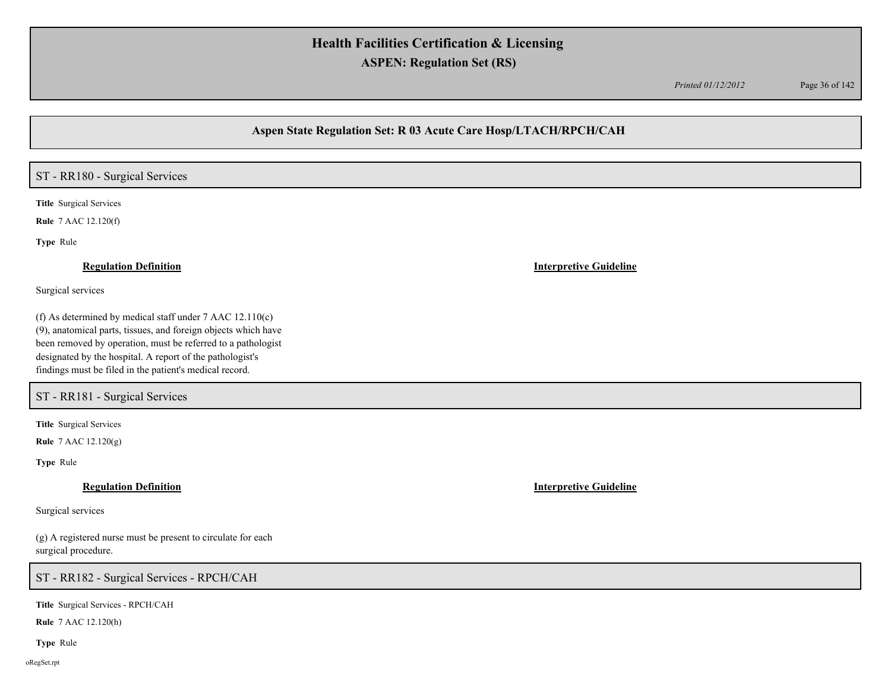## Aspen State Regulation Set: R 03 Acute Care Hosp/LTACH/RPCH/CAH

### ST - RR180 - Surgical Services

**Title** Surgical Services

**Rule** 7 AAC 12.120(f)

**Type** Rule

**Regulation Definition**

Surgical services

(f) As determined by medical staff under 7 AAC 12.110(c)(9), anatomical parts, tissues, and foreign objects which have been removed by operation, must be referred to a pathologist designated by the hospital. A report of the pathologist's findings must be filed in the patient's medical record.

**Interpretive Guideline**

### ST - RR181 - Surgical Services

**Title** Surgical Services

**Rule** 7 AAC 12.120(g)

**Type** Rule

**Regulation Definition**

Surgical services

(g) A registered nurse must be present to circulate for each surgical procedure.

**Interpretive Guideline**

### ST - RR182 - Surgical Services - RPCH/CAH

**Title** Surgical Services - RPCH/CAH

**Rule** 7 AAC 12.120(h)

**Type** Rule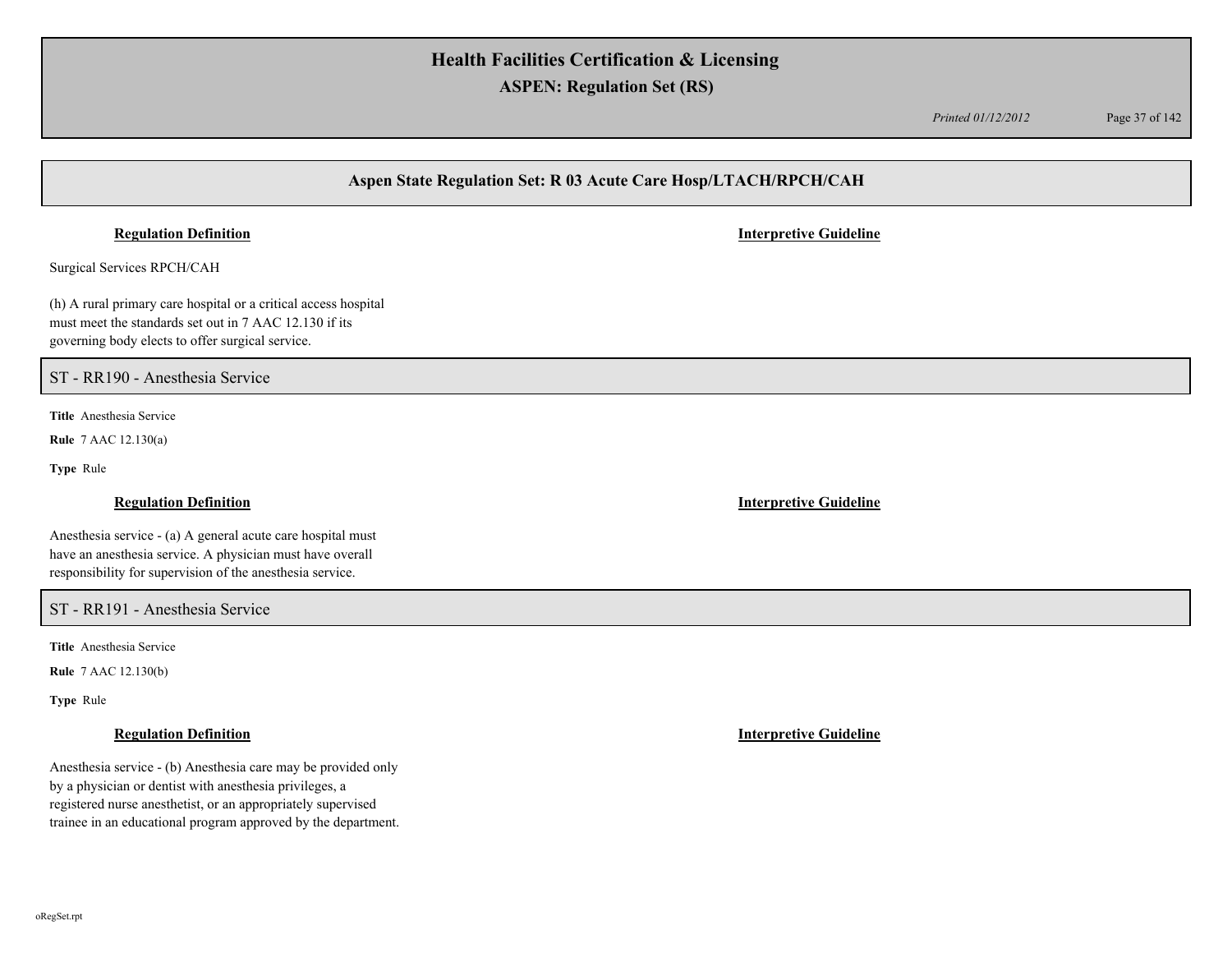### Regulation Definition

### Interpretive Guideline

Surgical Services RPCH/CAH

(h) A rural primary care hospital or a critical access hospital must meet the standards set out in 7 AAC 12.130 if its governing body elects to offer surgical service.

## ST - RR190 - Anesthesia Service

**Title** Anesthesia Service

**Rule** 7 AAC 12.130(a)

**Type** Rule

### Regulation Definition

### Interpretive Guideline

Anesthesia service - (a) A general acute care hospital must have an anesthesia service. A physician must have overall responsibility for supervision of the anesthesia service.

## ST - RR191 - Anesthesia Service

**Title** Anesthesia Service

**Rule** 7 AAC 12.130(b)

**Type** Rule

### Regulation Definition

### Interpretive Guideline

Anesthesia service - (b) Anesthesia care may be provided only by a physician or dentist with anesthesia privileges, a registered nurse anesthetist, or an appropriately supervised trainee in an educational program approved by the department.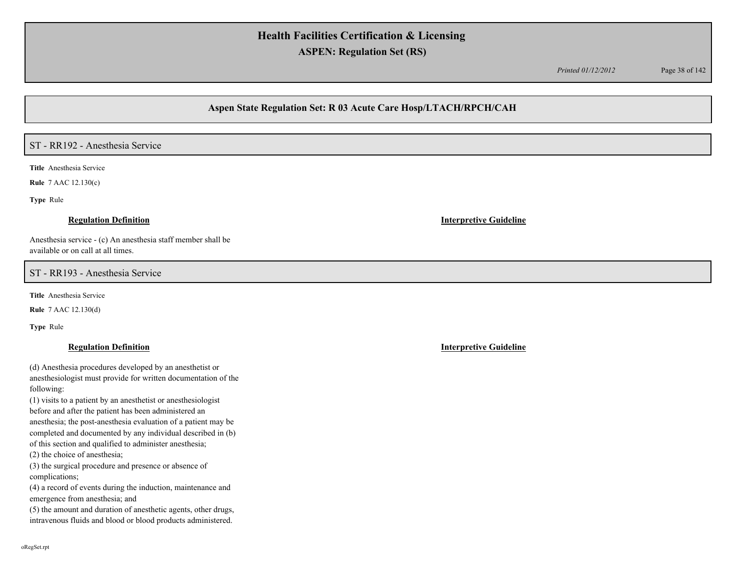## Aspen State Regulation Set: R 03 Acute Care Hosp/LTACH/RPCH/CAH

### ST - RR192 - Anesthesia Service

**Title** Anesthesia Service

**Rule** 7 AAC 12.130(c)

**Type** Rule

**Regulation Definition**

Anesthesia service - (c) An anesthesia staff member shall be available or on call at all times.

**Interpretive Guideline**

### ST - RR193 - Anesthesia Service

**Title** Anesthesia Service

**Rule** 7 AAC 12.130(d)

**Type** Rule

**Regulation Definition**

(d) Anesthesia procedures developed by an anesthetist or anesthesiologist must provide for written documentation of the following:
(1) visits to a patient by an anesthetist or anesthesiologist before and after the patient has been administered an anesthesia; the post-anesthesia evaluation of a patient may be completed and documented by any individual described in (b) of this section and qualified to administer anesthesia;
(2) the choice of anesthesia;
(3) the surgical procedure and presence or absence of complications;
(4) a record of events during the induction, maintenance and emergence from anesthesia; and
(5) the amount and duration of anesthetic agents, other drugs, intravenous fluids and blood or blood products administered.

**Interpretive Guideline**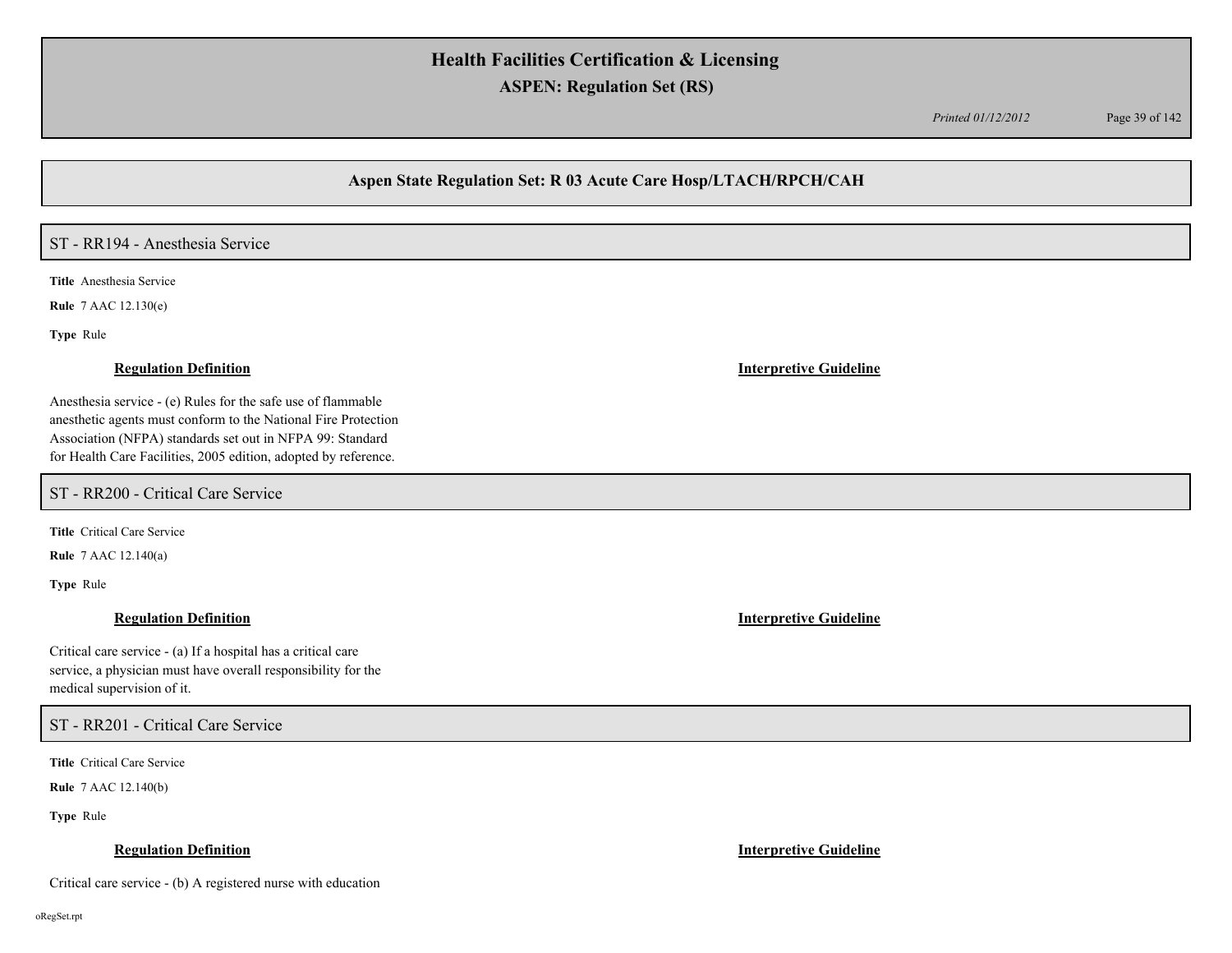## Aspen State Regulation Set: R 03 Acute Care Hosp/LTACH/RPCH/CAH

### ST - RR194 - Anesthesia Service

**Title** Anesthesia Service

**Rule** 7 AAC 12.130(e)

**Type** Rule

**Regulation Definition**

Anesthesia service - (e) Rules for the safe use of flammable anesthetic agents must conform to the National Fire Protection Association (NFPA) standards set out in NFPA 99: Standard for Health Care Facilities, 2005 edition, adopted by reference.

**Interpretive Guideline**

### ST - RR200 - Critical Care Service

**Title** Critical Care Service

**Rule** 7 AAC 12.140(a)

**Type** Rule

**Regulation Definition**

Critical care service - (a) If a hospital has a critical care service, a physician must have overall responsibility for the medical supervision of it.

**Interpretive Guideline**

### ST - RR201 - Critical Care Service

**Title** Critical Care Service

**Rule** 7 AAC 12.140(b)

**Type** Rule

**Regulation Definition**

Critical care service - (b) A registered nurse with education

**Interpretive Guideline**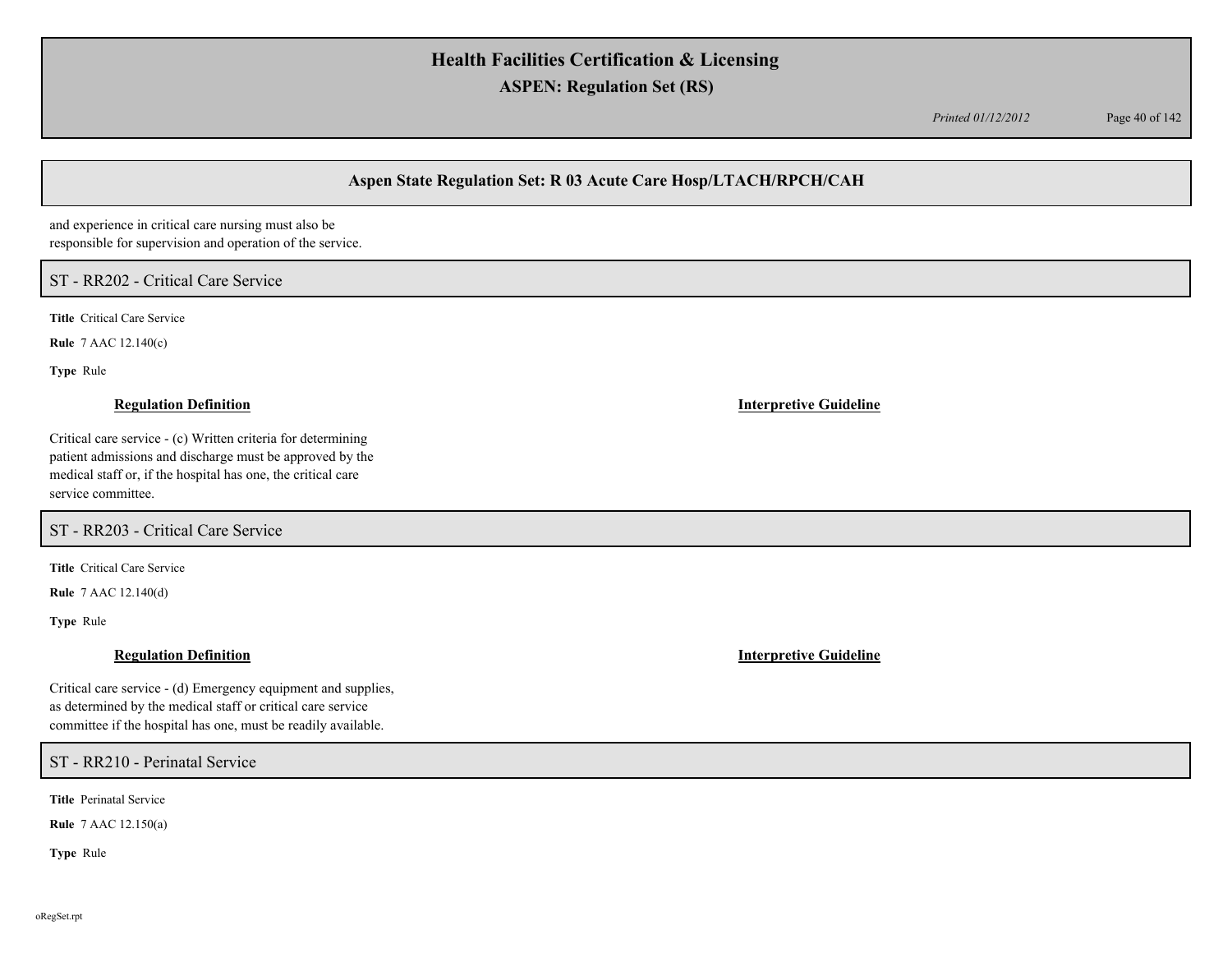and experience in critical care nursing must also be responsible for supervision and operation of the service.

## ST - RR202 - Critical Care Service

**Title** Critical Care Service

**Rule** 7 AAC 12.140(c)

**Type** Rule

**Regulation Definition**

Critical care service - (c) Written criteria for determining patient admissions and discharge must be approved by the medical staff or, if the hospital has one, the critical care service committee.

**Interpretive Guideline**

## ST - RR203 - Critical Care Service

**Title** Critical Care Service

**Rule** 7 AAC 12.140(d)

**Type** Rule

**Regulation Definition**

Critical care service - (d) Emergency equipment and supplies, as determined by the medical staff or critical care service committee if the hospital has one, must be readily available.

**Interpretive Guideline**

## ST - RR210 - Perinatal Service

**Title** Perinatal Service

**Rule** 7 AAC 12.150(a)

**Type** Rule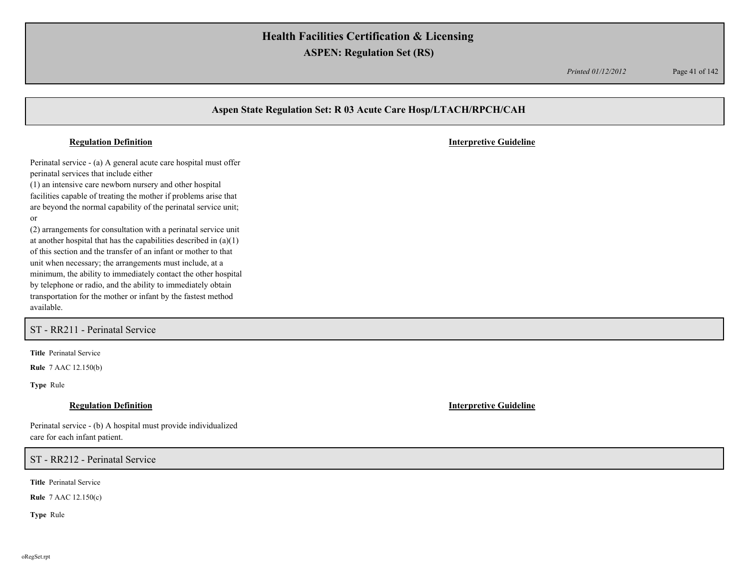## Aspen State Regulation Set: R 03 Acute Care Hosp/LTACH/RPCH/CAH

**Regulation Definition**

**Interpretive Guideline**

Perinatal service - (a) A general acute care hospital must offer perinatal services that include either
(1) an intensive care newborn nursery and other hospital facilities capable of treating the mother if problems arise that are beyond the normal capability of the perinatal service unit; or
(2) arrangements for consultation with a perinatal service unit at another hospital that has the capabilities described in (a)(1) of this section and the transfer of an infant or mother to that unit when necessary; the arrangements must include, at a minimum, the ability to immediately contact the other hospital by telephone or radio, and the ability to immediately obtain transportation for the mother or infant by the fastest method available.

### ST - RR211 - Perinatal Service

**Title** Perinatal Service

**Rule** 7 AAC 12.150(b)

**Type** Rule

**Regulation Definition**

**Interpretive Guideline**

Perinatal service - (b) A hospital must provide individualized care for each infant patient.

### ST - RR212 - Perinatal Service

**Title** Perinatal Service

**Rule** 7 AAC 12.150(c)

**Type** Rule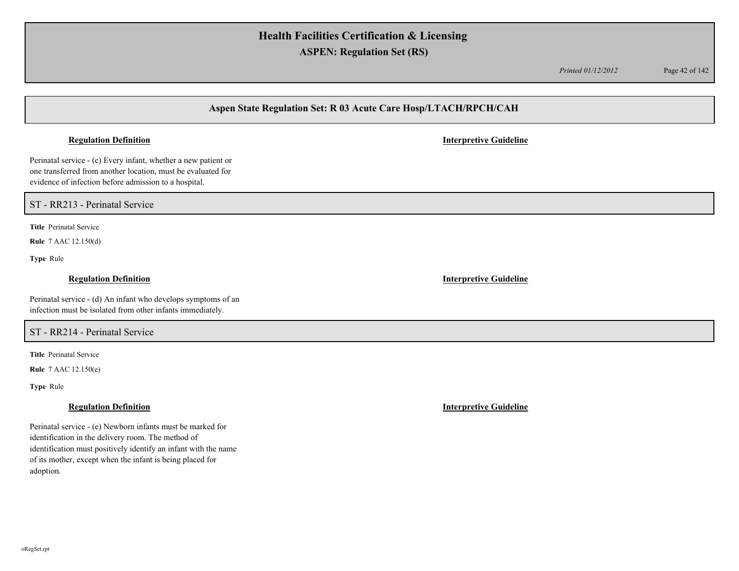## Aspen State Regulation Set: R 03 Acute Care Hosp/LTACH/RPCH/CAH

**Regulation Definition** | **Interpretive Guideline**

Perinatal service - (c) Every infant, whether a new patient or one transferred from another location, must be evaluated for evidence of infection before admission to a hospital.

### ST - RR213 - Perinatal Service

**Title** Perinatal Service

**Rule** 7 AAC 12.150(d)

**Type** Rule

**Regulation Definition** | **Interpretive Guideline**

Perinatal service - (d) An infant who develops symptoms of an infection must be isolated from other infants immediately.

### ST - RR214 - Perinatal Service

**Title** Perinatal Service

**Rule** 7 AAC 12.150(e)

**Type** Rule

**Regulation Definition** | **Interpretive Guideline**

Perinatal service - (e) Newborn infants must be marked for identification in the delivery room. The method of identification must positively identify an infant with the name of its mother, except when the infant is being placed for adoption.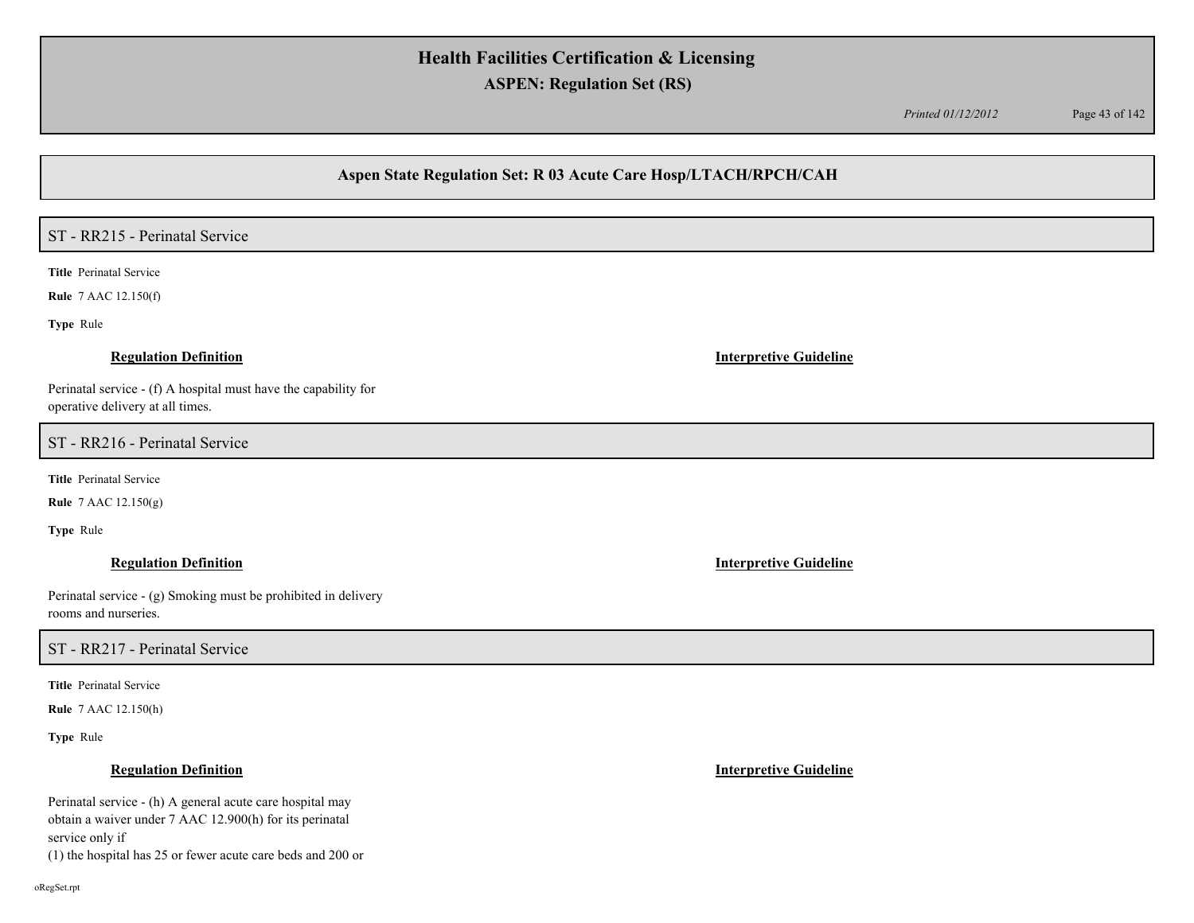## Aspen State Regulation Set: R 03 Acute Care Hosp/LTACH/RPCH/CAH

### ST - RR215 - Perinatal Service

**Title** Perinatal Service

**Rule** 7 AAC 12.150(f)

**Type** Rule

**Regulation Definition**

Perinatal service - (f) A hospital must have the capability for operative delivery at all times.

**Interpretive Guideline**

### ST - RR216 - Perinatal Service

**Title** Perinatal Service

**Rule** 7 AAC 12.150(g)

**Type** Rule

**Regulation Definition**

Perinatal service - (g) Smoking must be prohibited in delivery rooms and nurseries.

**Interpretive Guideline**

### ST - RR217 - Perinatal Service

**Title** Perinatal Service

**Rule** 7 AAC 12.150(h)

**Type** Rule

**Regulation Definition**

Perinatal service - (h) A general acute care hospital may obtain a waiver under 7 AAC 12.900(h) for its perinatal service only if
(1) the hospital has 25 or fewer acute care beds and 200 or

**Interpretive Guideline**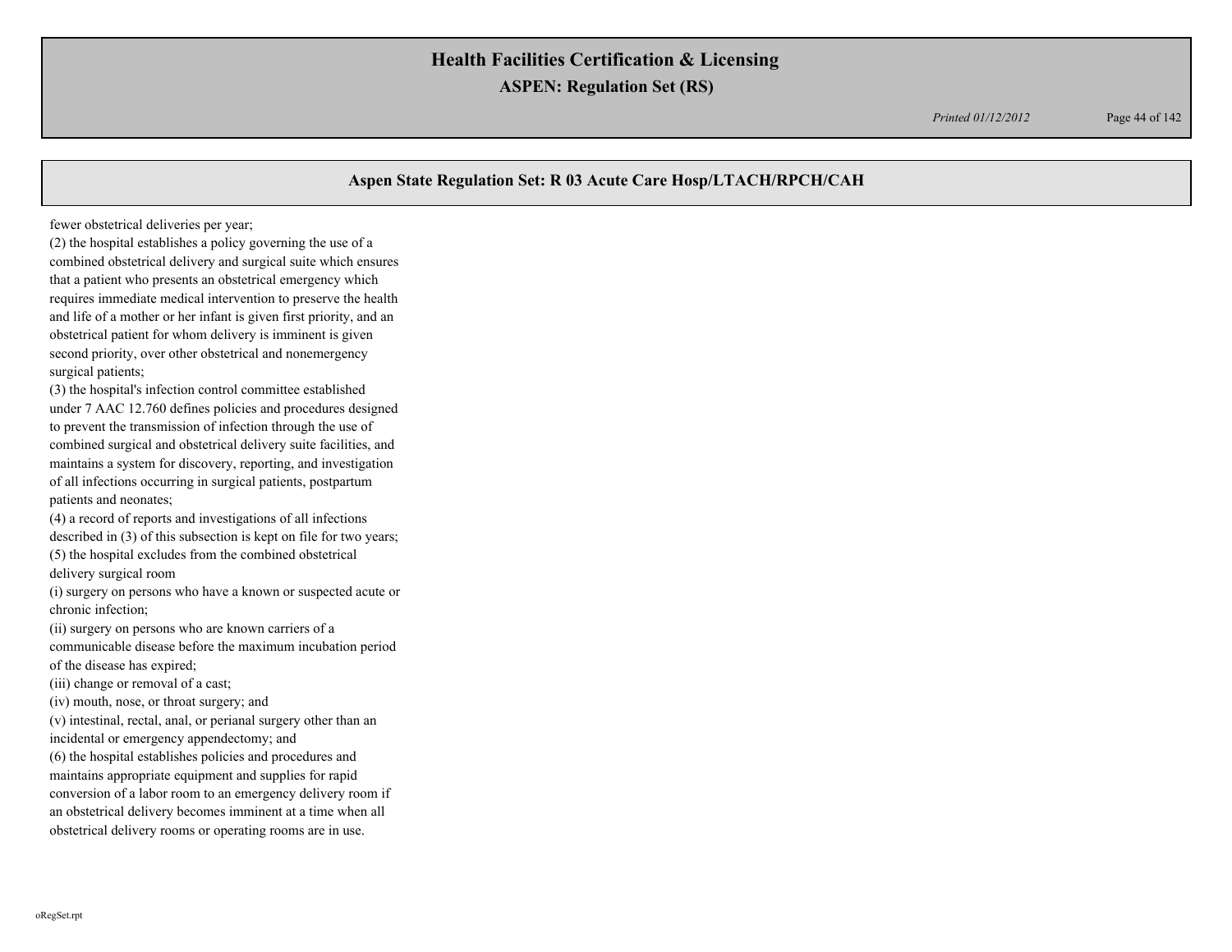fewer obstetrical deliveries per year;

(2) the hospital establishes a policy governing the use of a combined obstetrical delivery and surgical suite which ensures that a patient who presents an obstetrical emergency which requires immediate medical intervention to preserve the health and life of a mother or her infant is given first priority, and an obstetrical patient for whom delivery is imminent is given second priority, over other obstetrical and nonemergency surgical patients;

(3) the hospital's infection control committee established under 7 AAC 12.760 defines policies and procedures designed to prevent the transmission of infection through the use of combined surgical and obstetrical delivery suite facilities, and maintains a system for discovery, reporting, and investigation of all infections occurring in surgical patients, postpartum patients and neonates;

(4) a record of reports and investigations of all infections described in (3) of this subsection is kept on file for two years;

(5) the hospital excludes from the combined obstetrical delivery surgical room

(i) surgery on persons who have a known or suspected acute or chronic infection;

(ii) surgery on persons who are known carriers of a communicable disease before the maximum incubation period of the disease has expired;

(iii) change or removal of a cast;

(iv) mouth, nose, or throat surgery; and

(v) intestinal, rectal, anal, or perianal surgery other than an incidental or emergency appendectomy; and

(6) the hospital establishes policies and procedures and maintains appropriate equipment and supplies for rapid conversion of a labor room to an emergency delivery room if an obstetrical delivery becomes imminent at a time when all obstetrical delivery rooms or operating rooms are in use.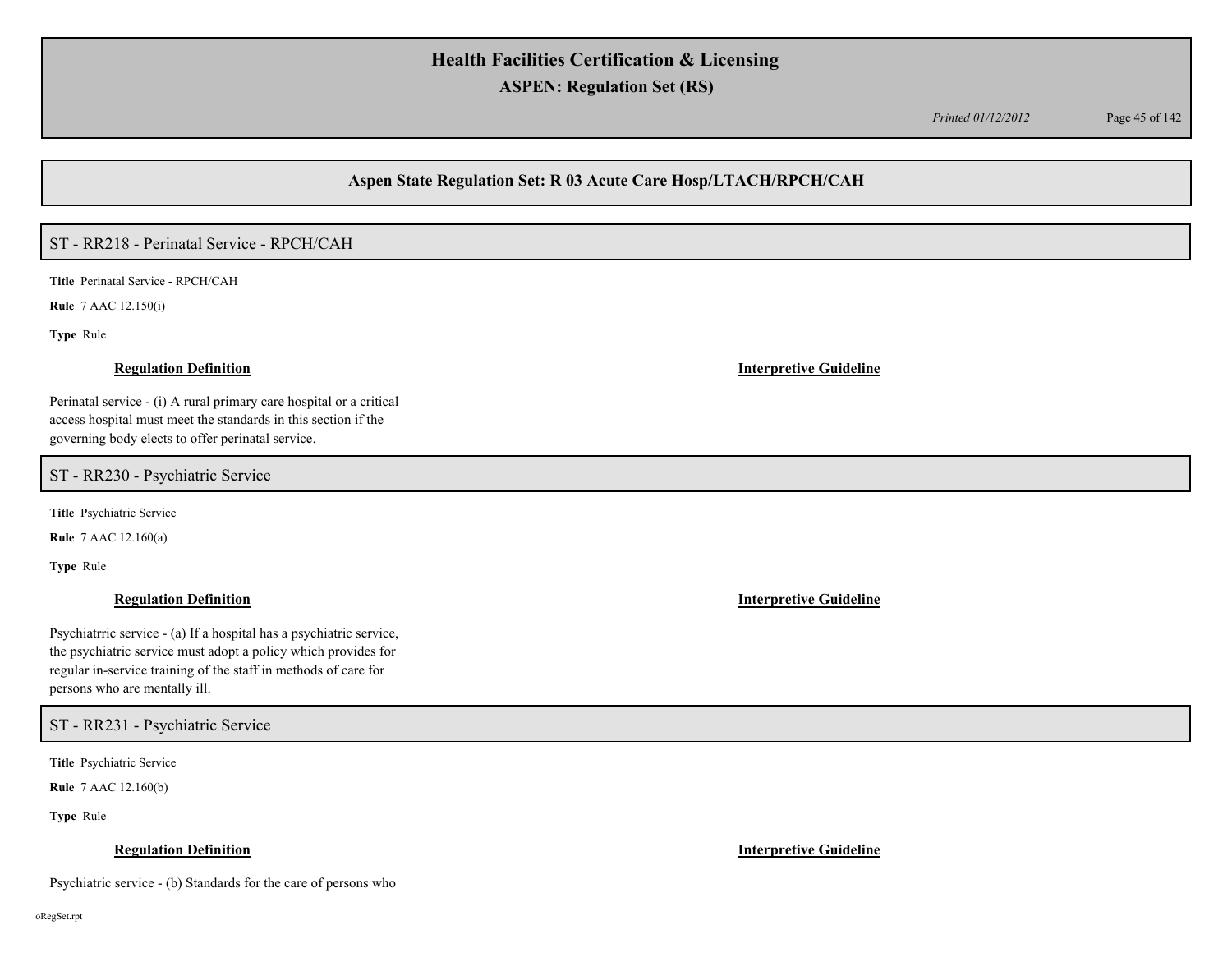## Aspen State Regulation Set: R 03 Acute Care Hosp/LTACH/RPCH/CAH

### ST - RR218 - Perinatal Service - RPCH/CAH

**Title** Perinatal Service - RPCH/CAH

**Rule** 7 AAC 12.150(i)

**Type** Rule

| **Regulation Definition** | **Interpretive Guideline** |
|---|---|
| Perinatal service - (i) A rural primary care hospital or a critical access hospital must meet the standards in this section if the governing body elects to offer perinatal service. | |

### ST - RR230 - Psychiatric Service

**Title** Psychiatric Service

**Rule** 7 AAC 12.160(a)

**Type** Rule

| **Regulation Definition** | **Interpretive Guideline** |
|---|---|
| Psychiatrric service - (a) If a hospital has a psychiatric service, the psychiatric service must adopt a policy which provides for regular in-service training of the staff in methods of care for persons who are mentally ill. | |

### ST - RR231 - Psychiatric Service

**Title** Psychiatric Service

**Rule** 7 AAC 12.160(b)

**Type** Rule

| **Regulation Definition** | **Interpretive Guideline** |
|---|---|
| Psychiatric service - (b) Standards for the care of persons who | |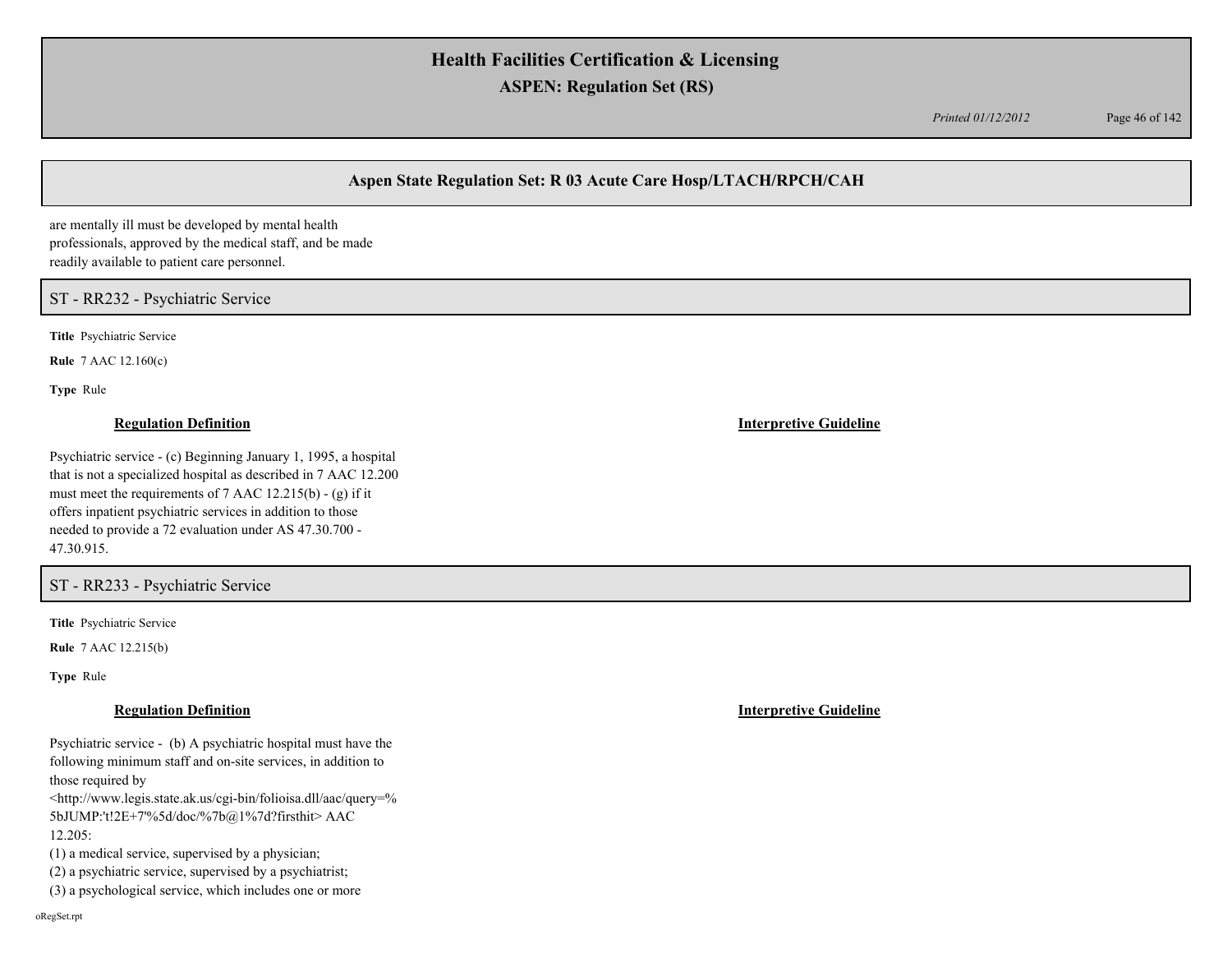are mentally ill must be developed by mental health professionals, approved by the medical staff, and be made readily available to patient care personnel.

## ST - RR232 - Psychiatric Service

**Title** Psychiatric Service

**Rule** 7 AAC 12.160(c)

**Type** Rule

### Regulation Definition

Psychiatric service - (c) Beginning January 1, 1995, a hospital that is not a specialized hospital as described in 7 AAC 12.200 must meet the requirements of 7 AAC 12.215(b) - (g) if it offers inpatient psychiatric services in addition to those needed to provide a 72 evaluation under AS 47.30.700 - 47.30.915.

### Interpretive Guideline

## ST - RR233 - Psychiatric Service

**Title** Psychiatric Service

**Rule** 7 AAC 12.215(b)

**Type** Rule

### Regulation Definition

Psychiatric service - (b) A psychiatric hospital must have the following minimum staff and on-site services, in addition to those required by <http://www.legis.state.ak.us/cgi-bin/folioisa.dll/aac/query=%5bJUMP:'t!2E+7'%5d/doc/%7b@1%7d?firsthit> AAC 12.205:

(1) a medical service, supervised by a physician;
(2) a psychiatric service, supervised by a psychiatrist;
(3) a psychological service, which includes one or more

### Interpretive Guideline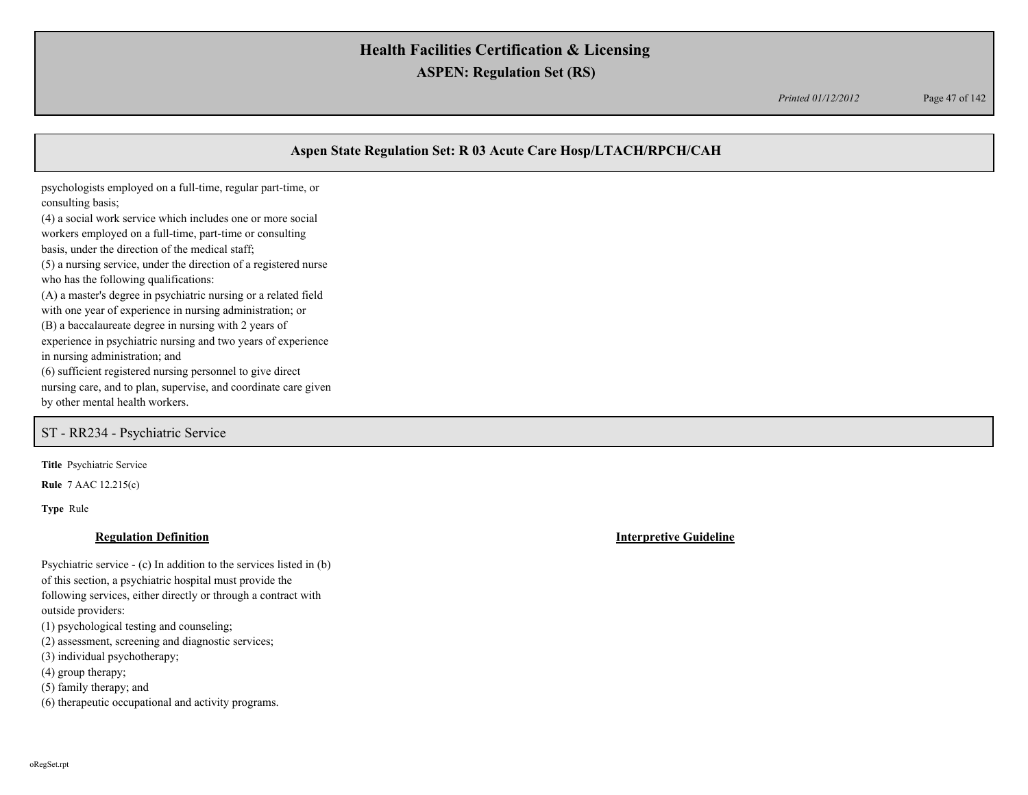psychologists employed on a full-time, regular part-time, or consulting basis;
(4) a social work service which includes one or more social workers employed on a full-time, part-time or consulting basis, under the direction of the medical staff;
(5) a nursing service, under the direction of a registered nurse who has the following qualifications:
(A) a master's degree in psychiatric nursing or a related field with one year of experience in nursing administration; or
(B) a baccalaureate degree in nursing with 2 years of experience in psychiatric nursing and two years of experience in nursing administration; and
(6) sufficient registered nursing personnel to give direct nursing care, and to plan, supervise, and coordinate care given by other mental health workers.

## ST - RR234 - Psychiatric Service

**Title** Psychiatric Service

**Rule** 7 AAC 12.215(c)

**Type** Rule

### Regulation Definition

Psychiatric service - (c) In addition to the services listed in (b) of this section, a psychiatric hospital must provide the following services, either directly or through a contract with outside providers:
(1) psychological testing and counseling;
(2) assessment, screening and diagnostic services;
(3) individual psychotherapy;
(4) group therapy;
(5) family therapy; and
(6) therapeutic occupational and activity programs.

### Interpretive Guideline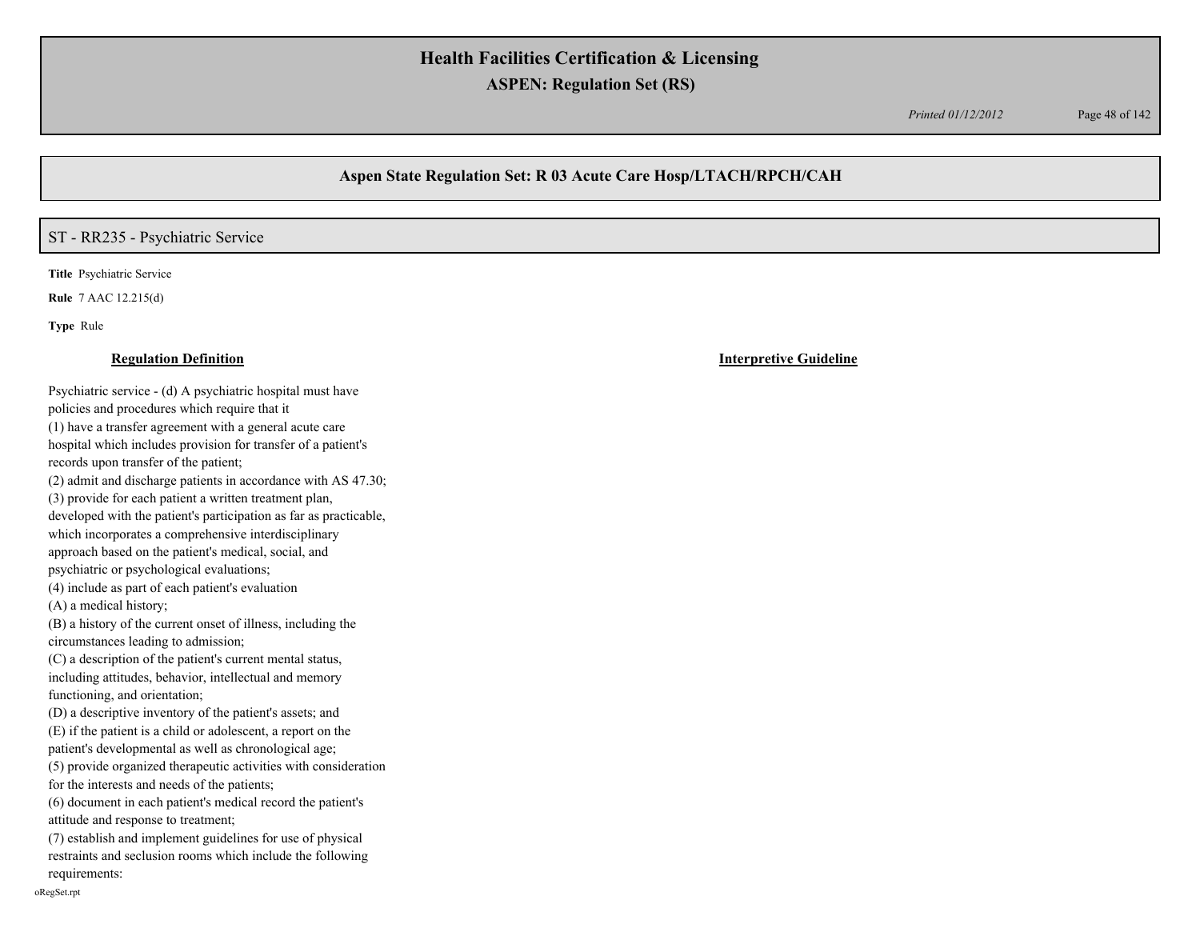## Aspen State Regulation Set: R 03 Acute Care Hosp/LTACH/RPCH/CAH

## ST - RR235 - Psychiatric Service

**Title** Psychiatric Service

**Rule** 7 AAC 12.215(d)

**Type** Rule

| Regulation Definition | Interpretive Guideline |
|---|---|
| Psychiatric service - (d) A psychiatric hospital must have policies and procedures which require that it<br>(1) have a transfer agreement with a general acute care hospital which includes provision for transfer of a patient's records upon transfer of the patient;<br>(2) admit and discharge patients in accordance with AS 47.30;<br>(3) provide for each patient a written treatment plan, developed with the patient's participation as far as practicable, which incorporates a comprehensive interdisciplinary approach based on the patient's medical, social, and psychiatric or psychological evaluations;<br>(4) include as part of each patient's evaluation<br>(A) a medical history;<br>(B) a history of the current onset of illness, including the circumstances leading to admission;<br>(C) a description of the patient's current mental status, including attitudes, behavior, intellectual and memory functioning, and orientation;<br>(D) a descriptive inventory of the patient's assets; and<br>(E) if the patient is a child or adolescent, a report on the patient's developmental as well as chronological age;<br>(5) provide organized therapeutic activities with consideration for the interests and needs of the patients;<br>(6) document in each patient's medical record the patient's attitude and response to treatment;<br>(7) establish and implement guidelines for use of physical restraints and seclusion rooms which include the following requirements: | |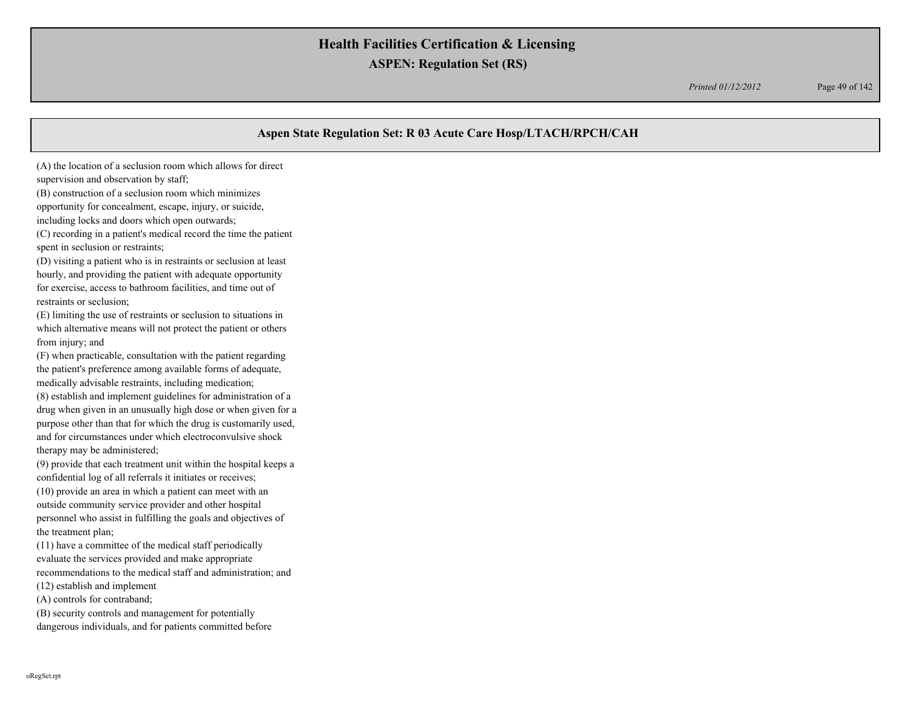## Aspen State Regulation Set: R 03 Acute Care Hosp/LTACH/RPCH/CAH

(A) the location of a seclusion room which allows for direct supervision and observation by staff;
(B) construction of a seclusion room which minimizes opportunity for concealment, escape, injury, or suicide, including locks and doors which open outwards;
(C) recording in a patient's medical record the time the patient spent in seclusion or restraints;
(D) visiting a patient who is in restraints or seclusion at least hourly, and providing the patient with adequate opportunity for exercise, access to bathroom facilities, and time out of restraints or seclusion;
(E) limiting the use of restraints or seclusion to situations in which alternative means will not protect the patient or others from injury; and
(F) when practicable, consultation with the patient regarding the patient's preference among available forms of adequate, medically advisable restraints, including medication;
(8) establish and implement guidelines for administration of a drug when given in an unusually high dose or when given for a purpose other than that for which the drug is customarily used, and for circumstances under which electroconvulsive shock therapy may be administered;
(9) provide that each treatment unit within the hospital keeps a confidential log of all referrals it initiates or receives;
(10) provide an area in which a patient can meet with an outside community service provider and other hospital personnel who assist in fulfilling the goals and objectives of the treatment plan;
(11) have a committee of the medical staff periodically evaluate the services provided and make appropriate recommendations to the medical staff and administration; and
(12) establish and implement
(A) controls for contraband;
(B) security controls and management for potentially dangerous individuals, and for patients committed before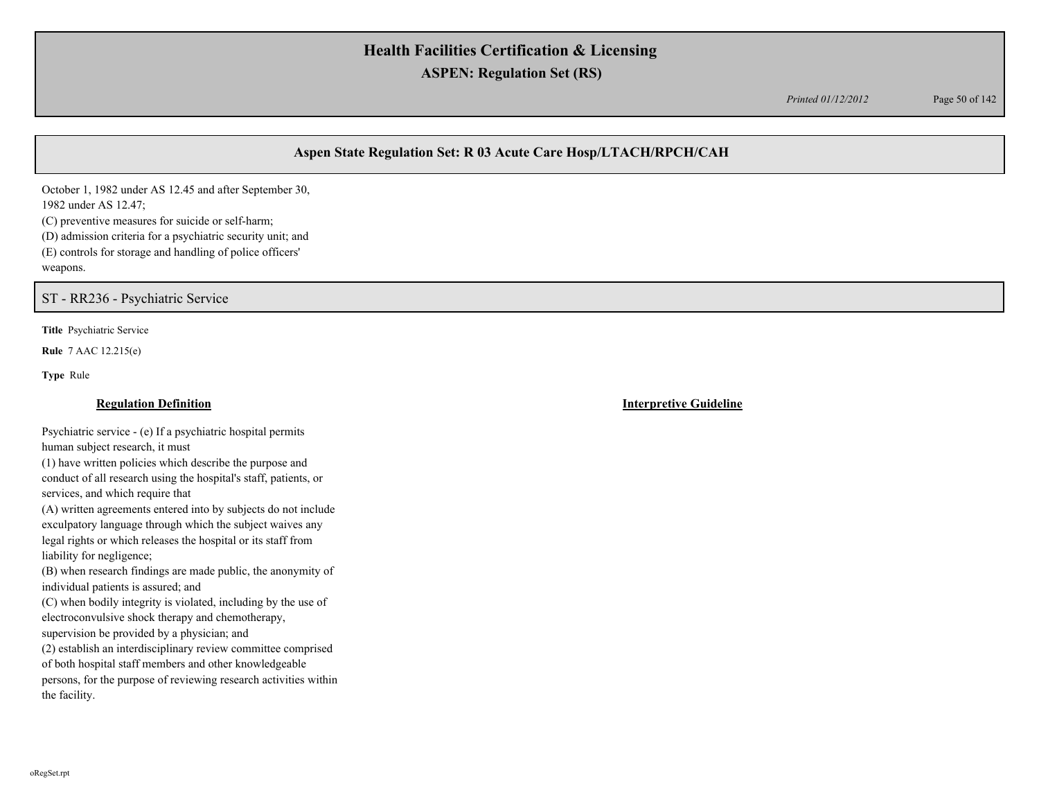## Aspen State Regulation Set: R 03 Acute Care Hosp/LTACH/RPCH/CAH

October 1, 1982 under AS 12.45 and after September 30, 1982 under AS 12.47;
(C) preventive measures for suicide or self-harm;
(D) admission criteria for a psychiatric security unit; and
(E) controls for storage and handling of police officers' weapons.

## ST - RR236 - Psychiatric Service

**Title** Psychiatric Service

**Rule** 7 AAC 12.215(e)

**Type** Rule

### Regulation Definition

Psychiatric service - (e) If a psychiatric hospital permits human subject research, it must
(1) have written policies which describe the purpose and conduct of all research using the hospital's staff, patients, or services, and which require that
(A) written agreements entered into by subjects do not include exculpatory language through which the subject waives any legal rights or which releases the hospital or its staff from liability for negligence;
(B) when research findings are made public, the anonymity of individual patients is assured; and
(C) when bodily integrity is violated, including by the use of electroconvulsive shock therapy and chemotherapy, supervision be provided by a physician; and
(2) establish an interdisciplinary review committee comprised of both hospital staff members and other knowledgeable persons, for the purpose of reviewing research activities within the facility.

### Interpretive Guideline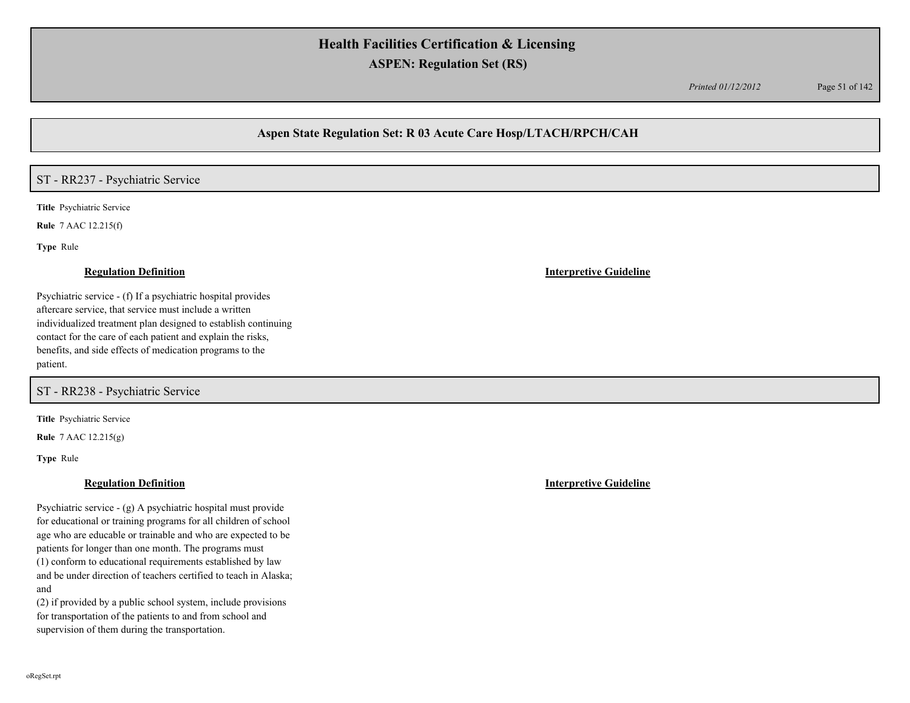## Aspen State Regulation Set: R 03 Acute Care Hosp/LTACH/RPCH/CAH

### ST - RR237 - Psychiatric Service

**Title** Psychiatric Service

**Rule** 7 AAC 12.215(f)

**Type** Rule

**Regulation Definition**

Psychiatric service - (f) If a psychiatric hospital provides aftercare service, that service must include a written individualized treatment plan designed to establish continuing contact for the care of each patient and explain the risks, benefits, and side effects of medication programs to the patient.

**Interpretive Guideline**

### ST - RR238 - Psychiatric Service

**Title** Psychiatric Service

**Rule** 7 AAC 12.215(g)

**Type** Rule

**Regulation Definition**

Psychiatric service - (g) A psychiatric hospital must provide for educational or training programs for all children of school age who are educable or trainable and who are expected to be patients for longer than one month. The programs must

(1) conform to educational requirements established by law and be under direction of teachers certified to teach in Alaska; and

(2) if provided by a public school system, include provisions for transportation of the patients to and from school and supervision of them during the transportation.

**Interpretive Guideline**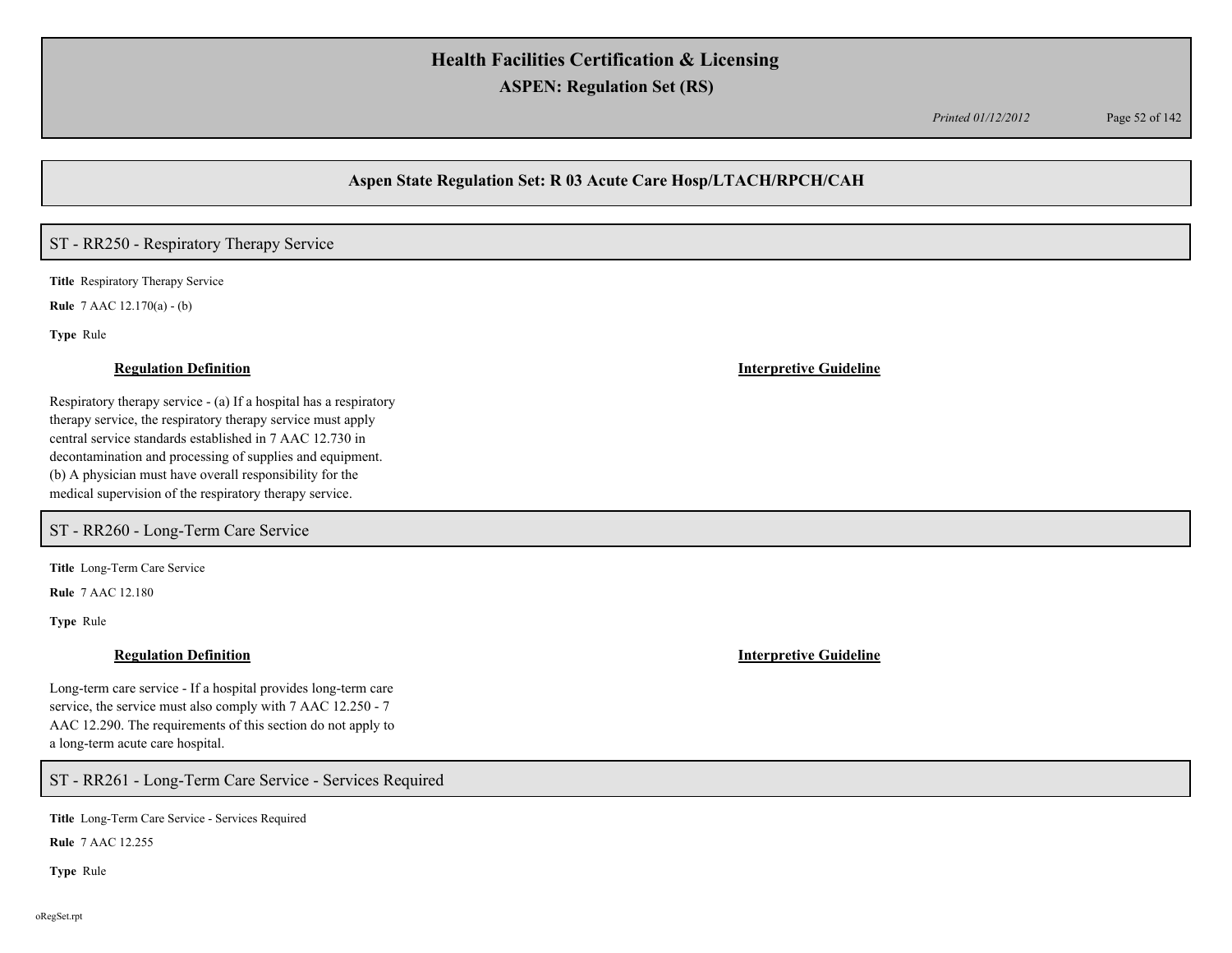## Aspen State Regulation Set: R 03 Acute Care Hosp/LTACH/RPCH/CAH

### ST - RR250 - Respiratory Therapy Service

**Title** Respiratory Therapy Service

**Rule** 7 AAC 12.170(a) - (b)

**Type** Rule

**Regulation Definition**

Respiratory therapy service - (a) If a hospital has a respiratory therapy service, the respiratory therapy service must apply central service standards established in 7 AAC 12.730 in decontamination and processing of supplies and equipment. (b) A physician must have overall responsibility for the medical supervision of the respiratory therapy service.

**Interpretive Guideline**

### ST - RR260 - Long-Term Care Service

**Title** Long-Term Care Service

**Rule** 7 AAC 12.180

**Type** Rule

**Regulation Definition**

Long-term care service - If a hospital provides long-term care service, the service must also comply with 7 AAC 12.250 - 7 AAC 12.290. The requirements of this section do not apply to a long-term acute care hospital.

**Interpretive Guideline**

### ST - RR261 - Long-Term Care Service - Services Required

**Title** Long-Term Care Service - Services Required

**Rule** 7 AAC 12.255

**Type** Rule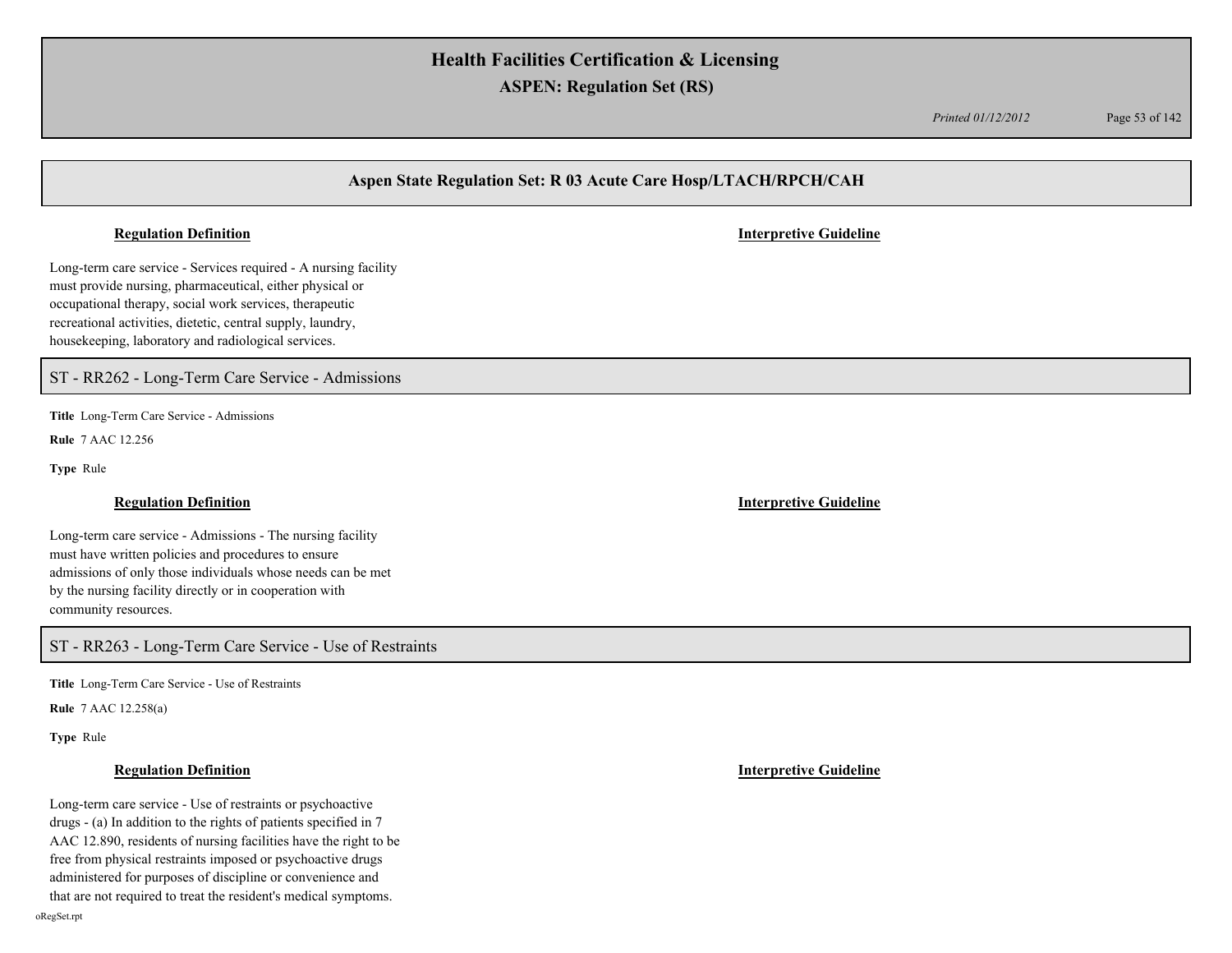**Regulation Definition** | **Interpretive Guideline**

Long-term care service - Services required - A nursing facility must provide nursing, pharmaceutical, either physical or occupational therapy, social work services, therapeutic recreational activities, dietetic, central supply, laundry, housekeeping, laboratory and radiological services.

## ST - RR262 - Long-Term Care Service - Admissions

**Title** Long-Term Care Service - Admissions

**Rule** 7 AAC 12.256

**Type** Rule

**Regulation Definition** | **Interpretive Guideline**

Long-term care service - Admissions - The nursing facility must have written policies and procedures to ensure admissions of only those individuals whose needs can be met by the nursing facility directly or in cooperation with community resources.

## ST - RR263 - Long-Term Care Service - Use of Restraints

**Title** Long-Term Care Service - Use of Restraints

**Rule** 7 AAC 12.258(a)

**Type** Rule

**Regulation Definition** | **Interpretive Guideline**

Long-term care service - Use of restraints or psychoactive drugs - (a) In addition to the rights of patients specified in 7 AAC 12.890, residents of nursing facilities have the right to be free from physical restraints imposed or psychoactive drugs administered for purposes of discipline or convenience and that are not required to treat the resident's medical symptoms.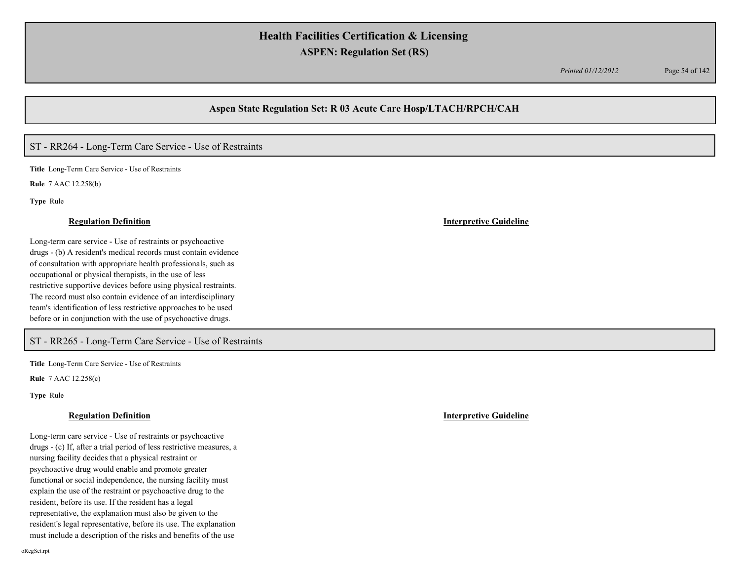## Aspen State Regulation Set: R 03 Acute Care Hosp/LTACH/RPCH/CAH

### ST - RR264 - Long-Term Care Service - Use of Restraints

**Title** Long-Term Care Service - Use of Restraints

**Rule** 7 AAC 12.258(b)

**Type** Rule

**Regulation Definition**

Long-term care service - Use of restraints or psychoactive drugs - (b) A resident's medical records must contain evidence of consultation with appropriate health professionals, such as occupational or physical therapists, in the use of less restrictive supportive devices before using physical restraints. The record must also contain evidence of an interdisciplinary team's identification of less restrictive approaches to be used before or in conjunction with the use of psychoactive drugs.

**Interpretive Guideline**

### ST - RR265 - Long-Term Care Service - Use of Restraints

**Title** Long-Term Care Service - Use of Restraints

**Rule** 7 AAC 12.258(c)

**Type** Rule

**Regulation Definition**

Long-term care service - Use of restraints or psychoactive drugs - (c) If, after a trial period of less restrictive measures, a nursing facility decides that a physical restraint or psychoactive drug would enable and promote greater functional or social independence, the nursing facility must explain the use of the restraint or psychoactive drug to the resident, before its use. If the resident has a legal representative, the explanation must also be given to the resident's legal representative, before its use. The explanation must include a description of the risks and benefits of the use

**Interpretive Guideline**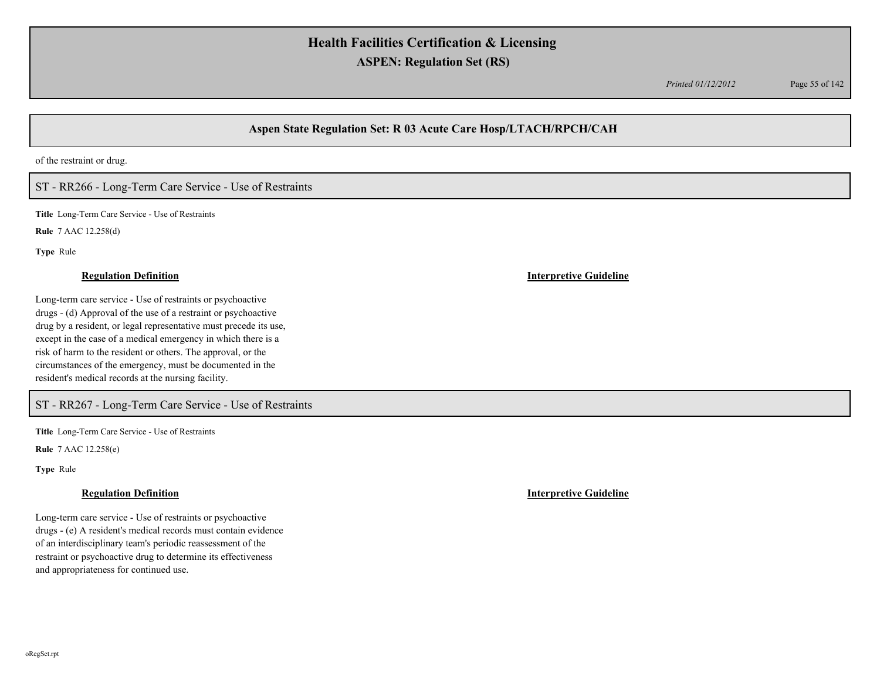of the restraint or drug.

## ST - RR266 - Long-Term Care Service - Use of Restraints

**Title** Long-Term Care Service - Use of Restraints

**Rule** 7 AAC 12.258(d)

**Type** Rule

**Regulation Definition**

Long-term care service - Use of restraints or psychoactive drugs - (d) Approval of the use of a restraint or psychoactive drug by a resident, or legal representative must precede its use, except in the case of a medical emergency in which there is a risk of harm to the resident or others. The approval, or the circumstances of the emergency, must be documented in the resident's medical records at the nursing facility.

**Interpretive Guideline**

## ST - RR267 - Long-Term Care Service - Use of Restraints

**Title** Long-Term Care Service - Use of Restraints

**Rule** 7 AAC 12.258(e)

**Type** Rule

**Regulation Definition**

Long-term care service - Use of restraints or psychoactive drugs - (e) A resident's medical records must contain evidence of an interdisciplinary team's periodic reassessment of the restraint or psychoactive drug to determine its effectiveness and appropriateness for continued use.

**Interpretive Guideline**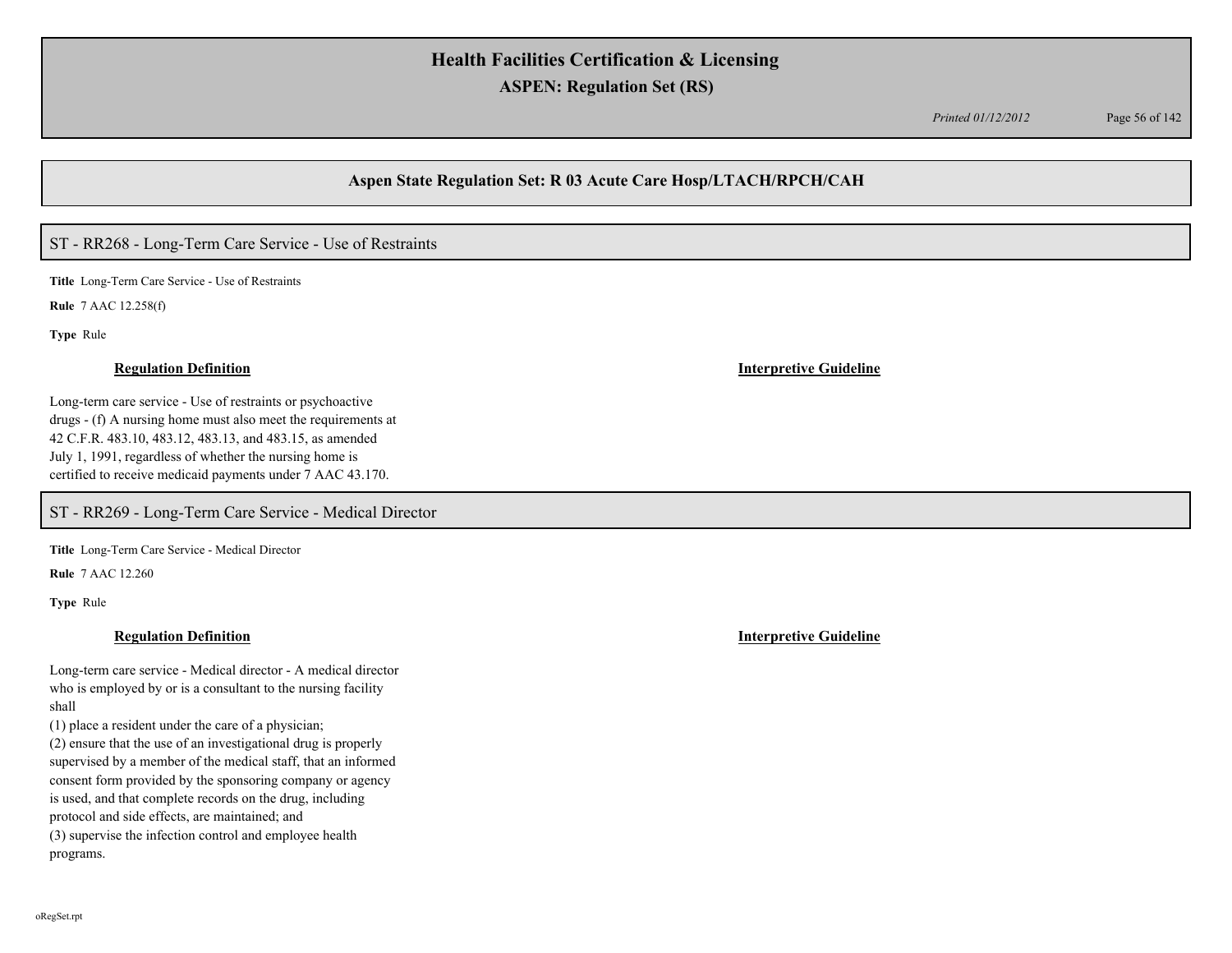## Aspen State Regulation Set: R 03 Acute Care Hosp/LTACH/RPCH/CAH

### ST - RR268 - Long-Term Care Service - Use of Restraints

**Title** Long-Term Care Service - Use of Restraints

**Rule** 7 AAC 12.258(f)

**Type** Rule

**Regulation Definition**

Long-term care service - Use of restraints or psychoactive drugs - (f) A nursing home must also meet the requirements at 42 C.F.R. 483.10, 483.12, 483.13, and 483.15, as amended July 1, 1991, regardless of whether the nursing home is certified to receive medicaid payments under 7 AAC 43.170.

**Interpretive Guideline**

### ST - RR269 - Long-Term Care Service - Medical Director

**Title** Long-Term Care Service - Medical Director

**Rule** 7 AAC 12.260

**Type** Rule

**Regulation Definition**

Long-term care service - Medical director - A medical director who is employed by or is a consultant to the nursing facility shall

(1) place a resident under the care of a physician;

(2) ensure that the use of an investigational drug is properly supervised by a member of the medical staff, that an informed consent form provided by the sponsoring company or agency is used, and that complete records on the drug, including protocol and side effects, are maintained; and

(3) supervise the infection control and employee health programs.

**Interpretive Guideline**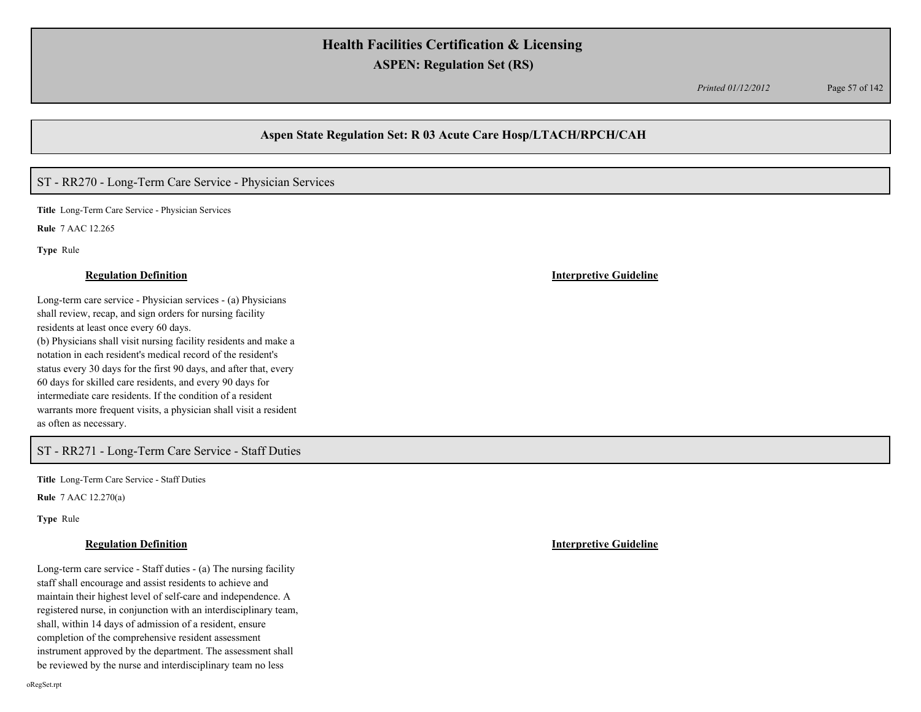## ST - RR270 - Long-Term Care Service - Physician Services

**Title** Long-Term Care Service - Physician Services

**Rule** 7 AAC 12.265

**Type** Rule

**Regulation Definition**

Long-term care service - Physician services - (a) Physicians shall review, recap, and sign orders for nursing facility residents at least once every 60 days.
(b) Physicians shall visit nursing facility residents and make a notation in each resident's medical record of the resident's status every 30 days for the first 90 days, and after that, every 60 days for skilled care residents, and every 90 days for intermediate care residents. If the condition of a resident warrants more frequent visits, a physician shall visit a resident as often as necessary.

**Interpretive Guideline**

## ST - RR271 - Long-Term Care Service - Staff Duties

**Title** Long-Term Care Service - Staff Duties

**Rule** 7 AAC 12.270(a)

**Type** Rule

**Regulation Definition**

Long-term care service - Staff duties - (a) The nursing facility staff shall encourage and assist residents to achieve and maintain their highest level of self-care and independence. A registered nurse, in conjunction with an interdisciplinary team, shall, within 14 days of admission of a resident, ensure completion of the comprehensive resident assessment instrument approved by the department. The assessment shall be reviewed by the nurse and interdisciplinary team no less

**Interpretive Guideline**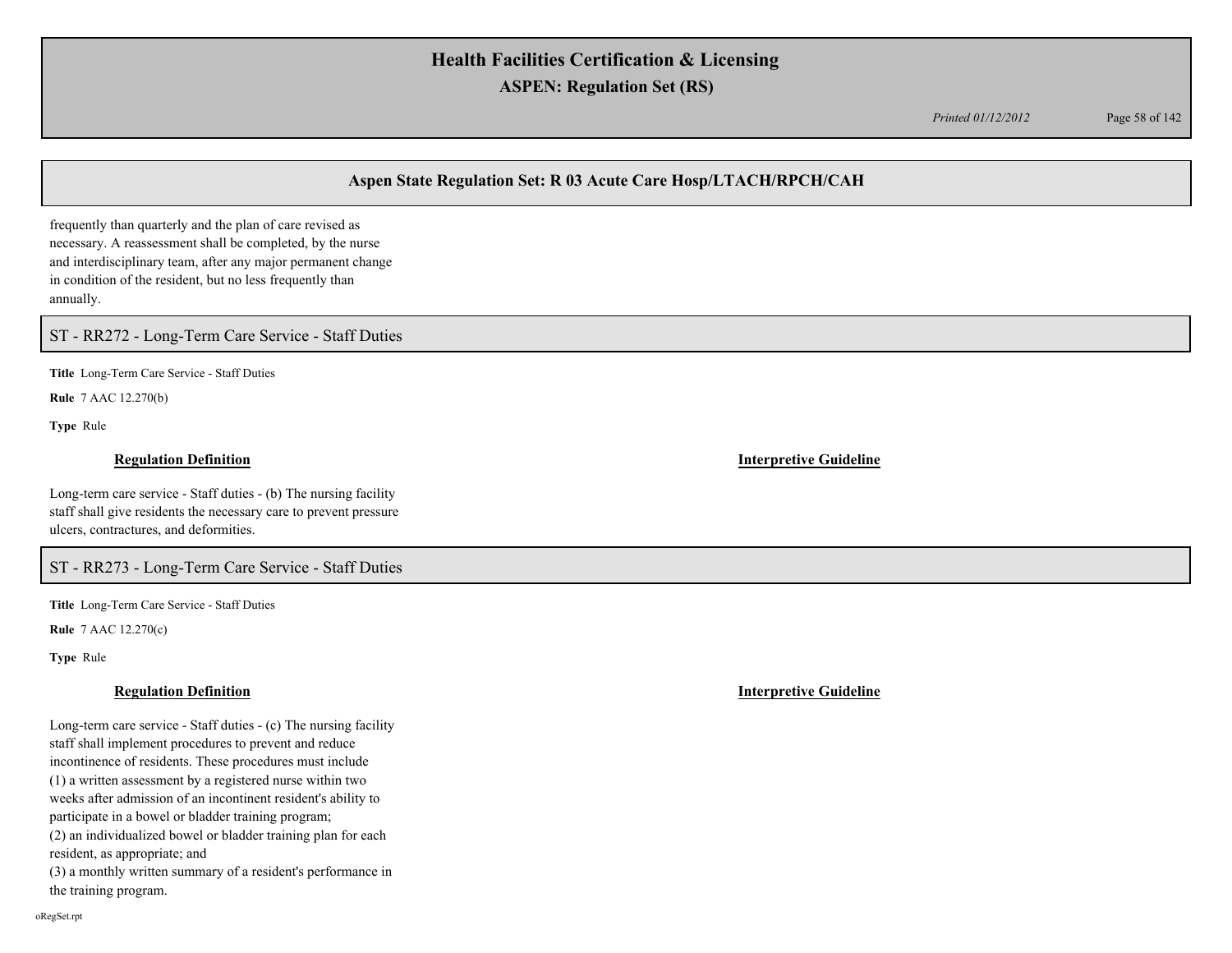frequently than quarterly and the plan of care revised as necessary. A reassessment shall be completed, by the nurse and interdisciplinary team, after any major permanent change in condition of the resident, but no less frequently than annually.

## ST - RR272 - Long-Term Care Service - Staff Duties

**Title** Long-Term Care Service - Staff Duties

**Rule** 7 AAC 12.270(b)

**Type** Rule

### Regulation Definition

Long-term care service - Staff duties - (b) The nursing facility staff shall give residents the necessary care to prevent pressure ulcers, contractures, and deformities.

### Interpretive Guideline

## ST - RR273 - Long-Term Care Service - Staff Duties

**Title** Long-Term Care Service - Staff Duties

**Rule** 7 AAC 12.270(c)

**Type** Rule

### Regulation Definition

Long-term care service - Staff duties - (c) The nursing facility staff shall implement procedures to prevent and reduce incontinence of residents. These procedures must include
(1) a written assessment by a registered nurse within two weeks after admission of an incontinent resident's ability to participate in a bowel or bladder training program;
(2) an individualized bowel or bladder training plan for each resident, as appropriate; and
(3) a monthly written summary of a resident's performance in the training program.

### Interpretive Guideline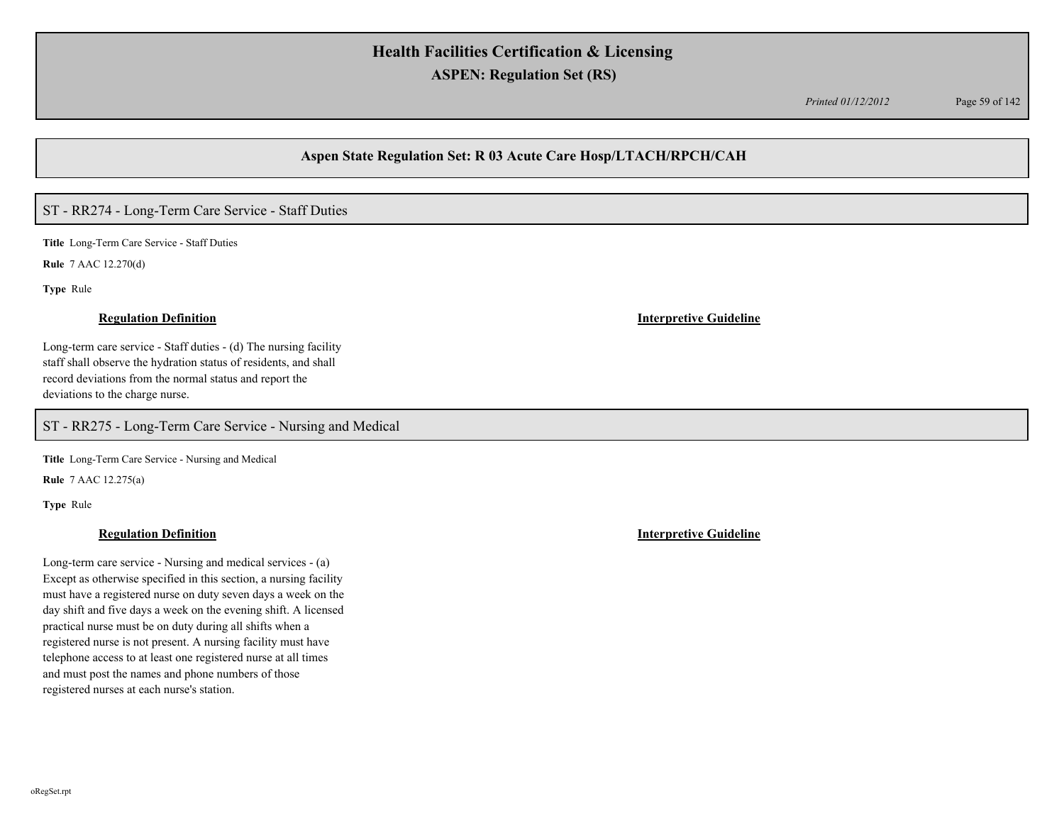## Aspen State Regulation Set: R 03 Acute Care Hosp/LTACH/RPCH/CAH

### ST - RR274 - Long-Term Care Service - Staff Duties

**Title** Long-Term Care Service - Staff Duties

**Rule** 7 AAC 12.270(d)

**Type** Rule

**Regulation Definition**

Long-term care service - Staff duties - (d) The nursing facility staff shall observe the hydration status of residents, and shall record deviations from the normal status and report the deviations to the charge nurse.

**Interpretive Guideline**

### ST - RR275 - Long-Term Care Service - Nursing and Medical

**Title** Long-Term Care Service - Nursing and Medical

**Rule** 7 AAC 12.275(a)

**Type** Rule

**Regulation Definition**

Long-term care service - Nursing and medical services - (a) Except as otherwise specified in this section, a nursing facility must have a registered nurse on duty seven days a week on the day shift and five days a week on the evening shift. A licensed practical nurse must be on duty during all shifts when a registered nurse is not present. A nursing facility must have telephone access to at least one registered nurse at all times and must post the names and phone numbers of those registered nurses at each nurse's station.

**Interpretive Guideline**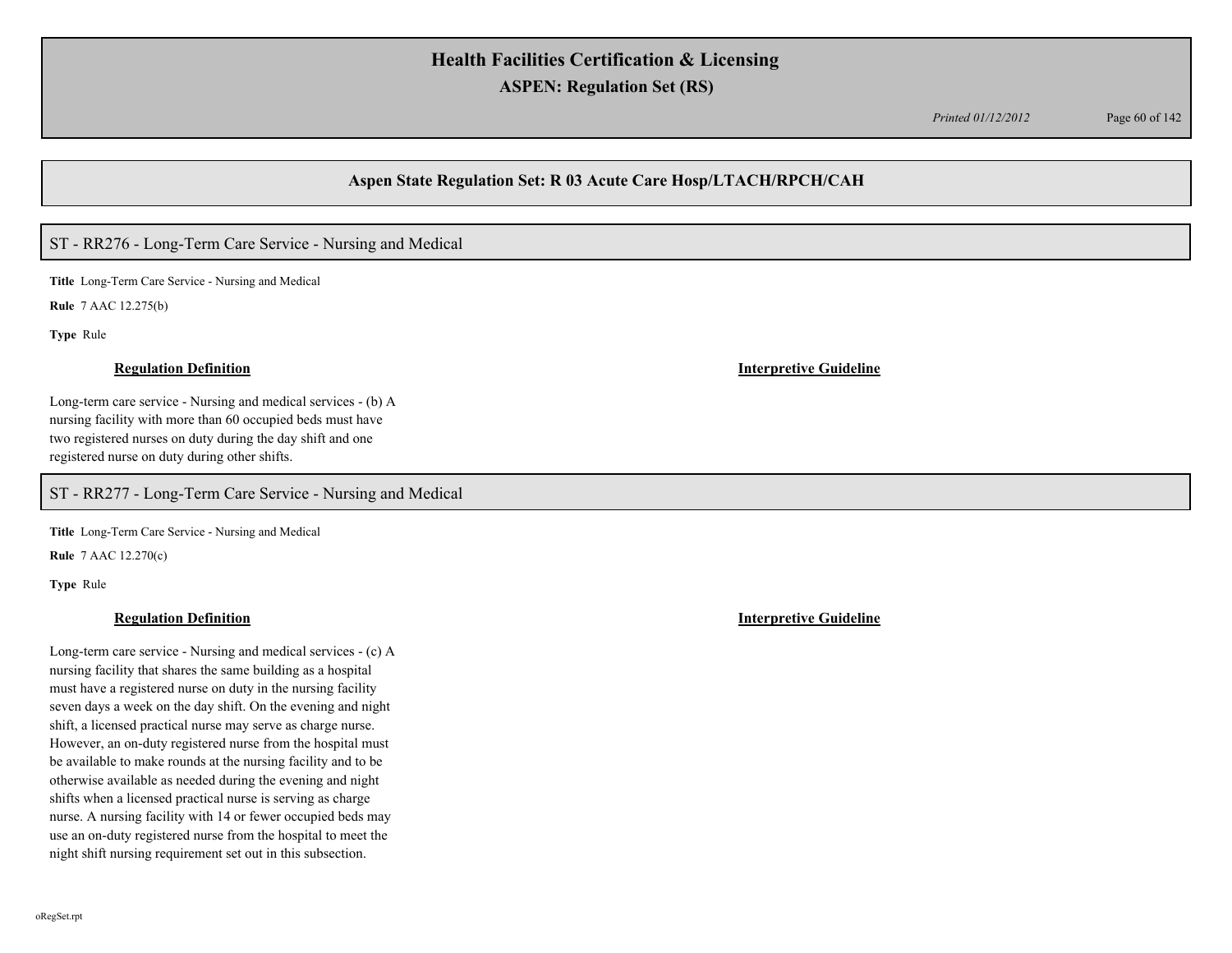## Aspen State Regulation Set: R 03 Acute Care Hosp/LTACH/RPCH/CAH

### ST - RR276 - Long-Term Care Service - Nursing and Medical

**Title** Long-Term Care Service - Nursing and Medical

**Rule** 7 AAC 12.275(b)

**Type** Rule

**Regulation Definition**

Long-term care service - Nursing and medical services - (b) A nursing facility with more than 60 occupied beds must have two registered nurses on duty during the day shift and one registered nurse on duty during other shifts.

**Interpretive Guideline**

### ST - RR277 - Long-Term Care Service - Nursing and Medical

**Title** Long-Term Care Service - Nursing and Medical

**Rule** 7 AAC 12.270(c)

**Type** Rule

**Regulation Definition**

Long-term care service - Nursing and medical services - (c) A nursing facility that shares the same building as a hospital must have a registered nurse on duty in the nursing facility seven days a week on the day shift. On the evening and night shift, a licensed practical nurse may serve as charge nurse. However, an on-duty registered nurse from the hospital must be available to make rounds at the nursing facility and to be otherwise available as needed during the evening and night shifts when a licensed practical nurse is serving as charge nurse. A nursing facility with 14 or fewer occupied beds may use an on-duty registered nurse from the hospital to meet the night shift nursing requirement set out in this subsection.

**Interpretive Guideline**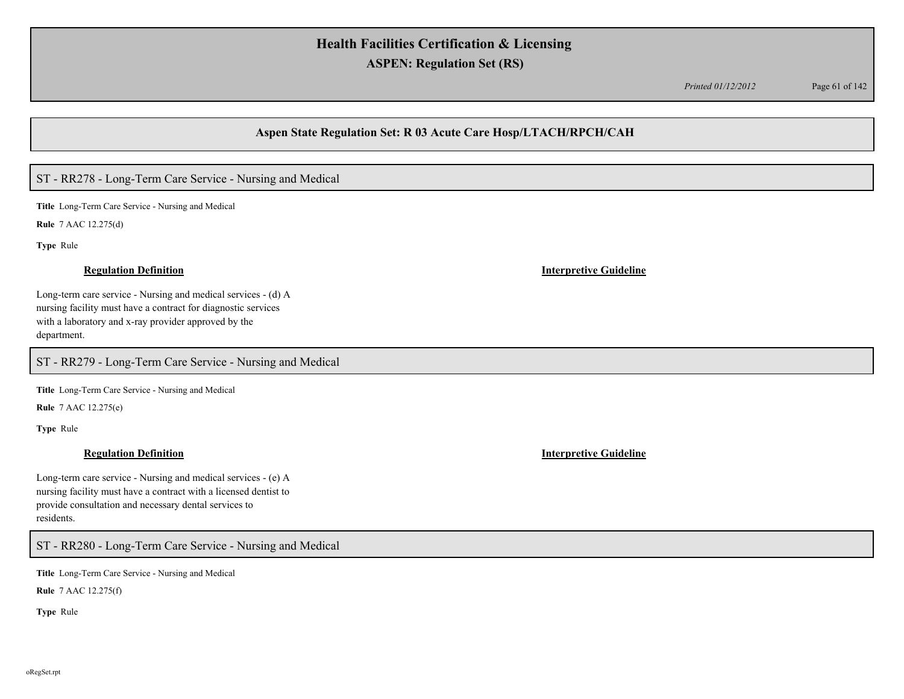## Aspen State Regulation Set: R 03 Acute Care Hosp/LTACH/RPCH/CAH

### ST - RR278 - Long-Term Care Service - Nursing and Medical

**Title** Long-Term Care Service - Nursing and Medical

**Rule** 7 AAC 12.275(d)

**Type** Rule

**Regulation Definition**

Long-term care service - Nursing and medical services - (d) A nursing facility must have a contract for diagnostic services with a laboratory and x-ray provider approved by the department.

**Interpretive Guideline**

### ST - RR279 - Long-Term Care Service - Nursing and Medical

**Title** Long-Term Care Service - Nursing and Medical

**Rule** 7 AAC 12.275(e)

**Type** Rule

**Regulation Definition**

Long-term care service - Nursing and medical services - (e) A nursing facility must have a contract with a licensed dentist to provide consultation and necessary dental services to residents.

**Interpretive Guideline**

### ST - RR280 - Long-Term Care Service - Nursing and Medical

**Title** Long-Term Care Service - Nursing and Medical

**Rule** 7 AAC 12.275(f)

**Type** Rule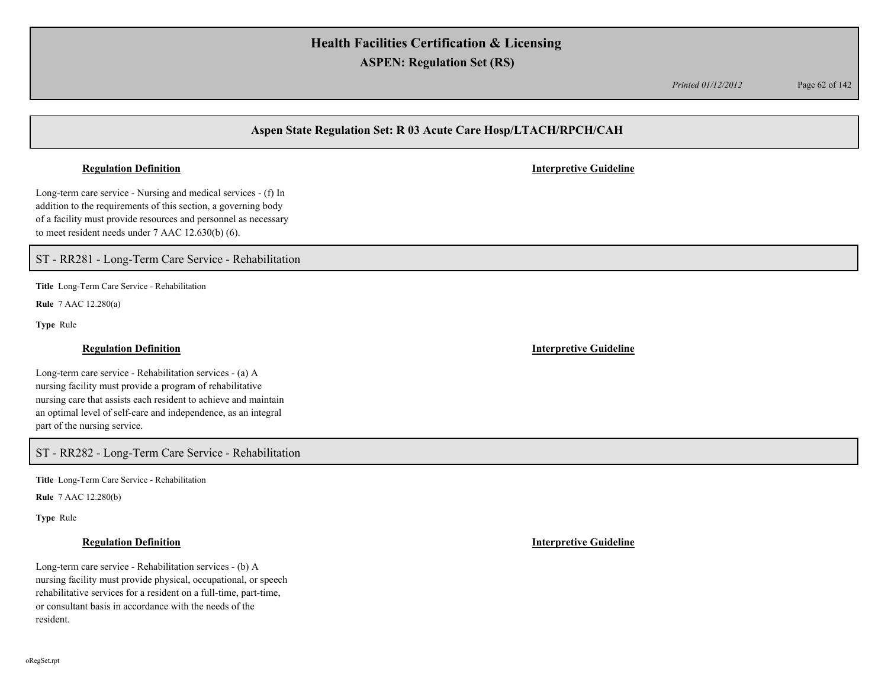**Regulation Definition** | **Interpretive Guideline**

Long-term care service - Nursing and medical services - (f) In addition to the requirements of this section, a governing body of a facility must provide resources and personnel as necessary to meet resident needs under 7 AAC 12.630(b) (6).

## ST - RR281 - Long-Term Care Service - Rehabilitation

**Title** Long-Term Care Service - Rehabilitation

**Rule** 7 AAC 12.280(a)

**Type** Rule

**Regulation Definition** | **Interpretive Guideline**

Long-term care service - Rehabilitation services - (a) A nursing facility must provide a program of rehabilitative nursing care that assists each resident to achieve and maintain an optimal level of self-care and independence, as an integral part of the nursing service.

## ST - RR282 - Long-Term Care Service - Rehabilitation

**Title** Long-Term Care Service - Rehabilitation

**Rule** 7 AAC 12.280(b)

**Type** Rule

**Regulation Definition** | **Interpretive Guideline**

Long-term care service - Rehabilitation services - (b) A nursing facility must provide physical, occupational, or speech rehabilitative services for a resident on a full-time, part-time, or consultant basis in accordance with the needs of the resident.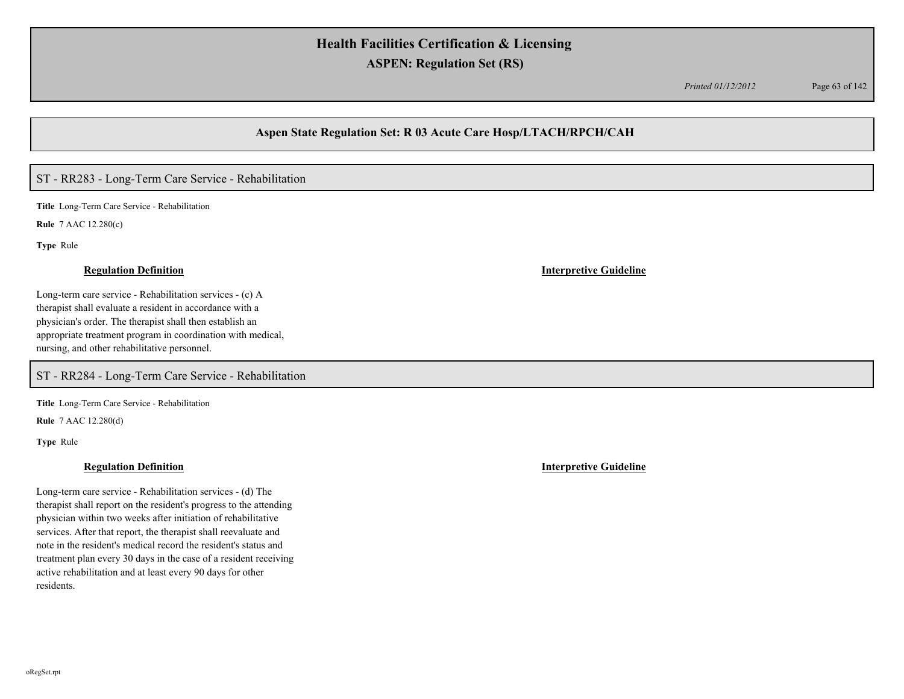## Aspen State Regulation Set: R 03 Acute Care Hosp/LTACH/RPCH/CAH

### ST - RR283 - Long-Term Care Service - Rehabilitation

**Title** Long-Term Care Service - Rehabilitation

**Rule** 7 AAC 12.280(c)

**Type** Rule

**Regulation Definition**

Long-term care service - Rehabilitation services - (c) A therapist shall evaluate a resident in accordance with a physician's order. The therapist shall then establish an appropriate treatment program in coordination with medical, nursing, and other rehabilitative personnel.

**Interpretive Guideline**

### ST - RR284 - Long-Term Care Service - Rehabilitation

**Title** Long-Term Care Service - Rehabilitation

**Rule** 7 AAC 12.280(d)

**Type** Rule

**Regulation Definition**

Long-term care service - Rehabilitation services - (d) The therapist shall report on the resident's progress to the attending physician within two weeks after initiation of rehabilitative services. After that report, the therapist shall reevaluate and note in the resident's medical record the resident's status and treatment plan every 30 days in the case of a resident receiving active rehabilitation and at least every 90 days for other residents.

**Interpretive Guideline**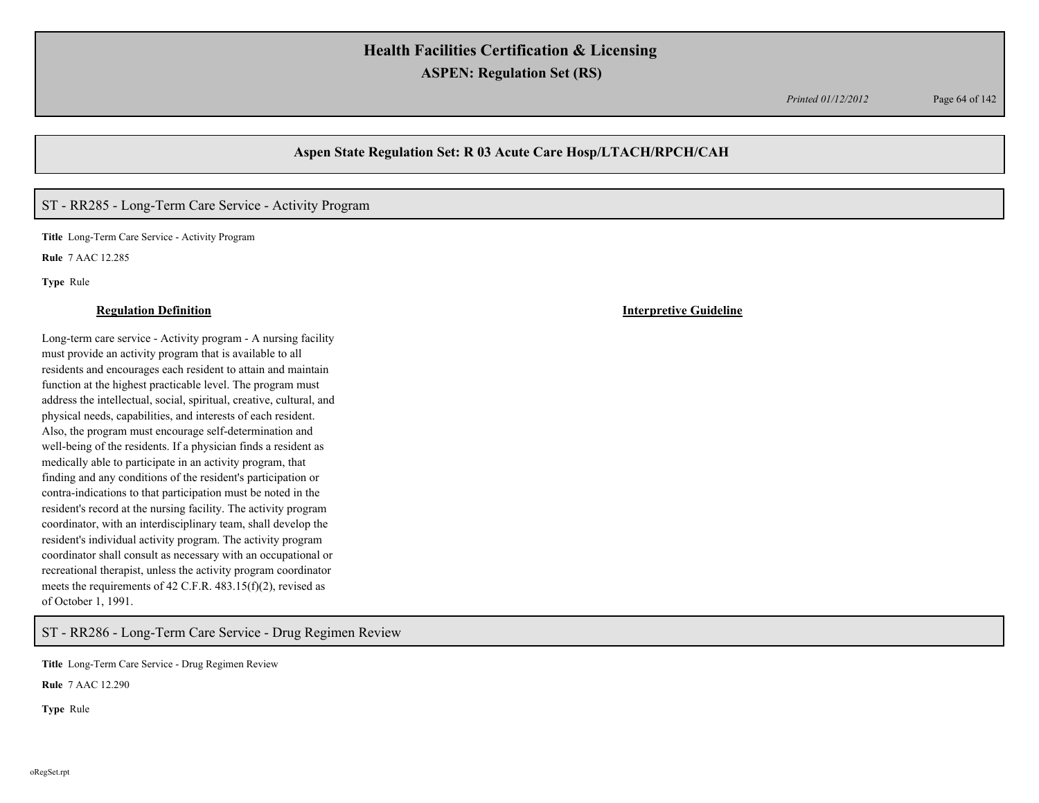## Aspen State Regulation Set: R 03 Acute Care Hosp/LTACH/RPCH/CAH

### ST - RR285 - Long-Term Care Service - Activity Program

**Title** Long-Term Care Service - Activity Program

**Rule** 7 AAC 12.285

**Type** Rule

| Regulation Definition | Interpretive Guideline |
| --- | --- |
| Long-term care service - Activity program - A nursing facility must provide an activity program that is available to all residents and encourages each resident to attain and maintain function at the highest practicable level. The program must address the intellectual, social, spiritual, creative, cultural, and physical needs, capabilities, and interests of each resident. Also, the program must encourage self-determination and well-being of the residents. If a physician finds a resident as medically able to participate in an activity program, that finding and any conditions of the resident's participation or contra-indications to that participation must be noted in the resident's record at the nursing facility. The activity program coordinator, with an interdisciplinary team, shall develop the resident's individual activity program. The activity program coordinator shall consult as necessary with an occupational or recreational therapist, unless the activity program coordinator meets the requirements of 42 C.F.R. 483.15(f)(2), revised as of October 1, 1991. | |

### ST - RR286 - Long-Term Care Service - Drug Regimen Review

**Title** Long-Term Care Service - Drug Regimen Review

**Rule** 7 AAC 12.290

**Type** Rule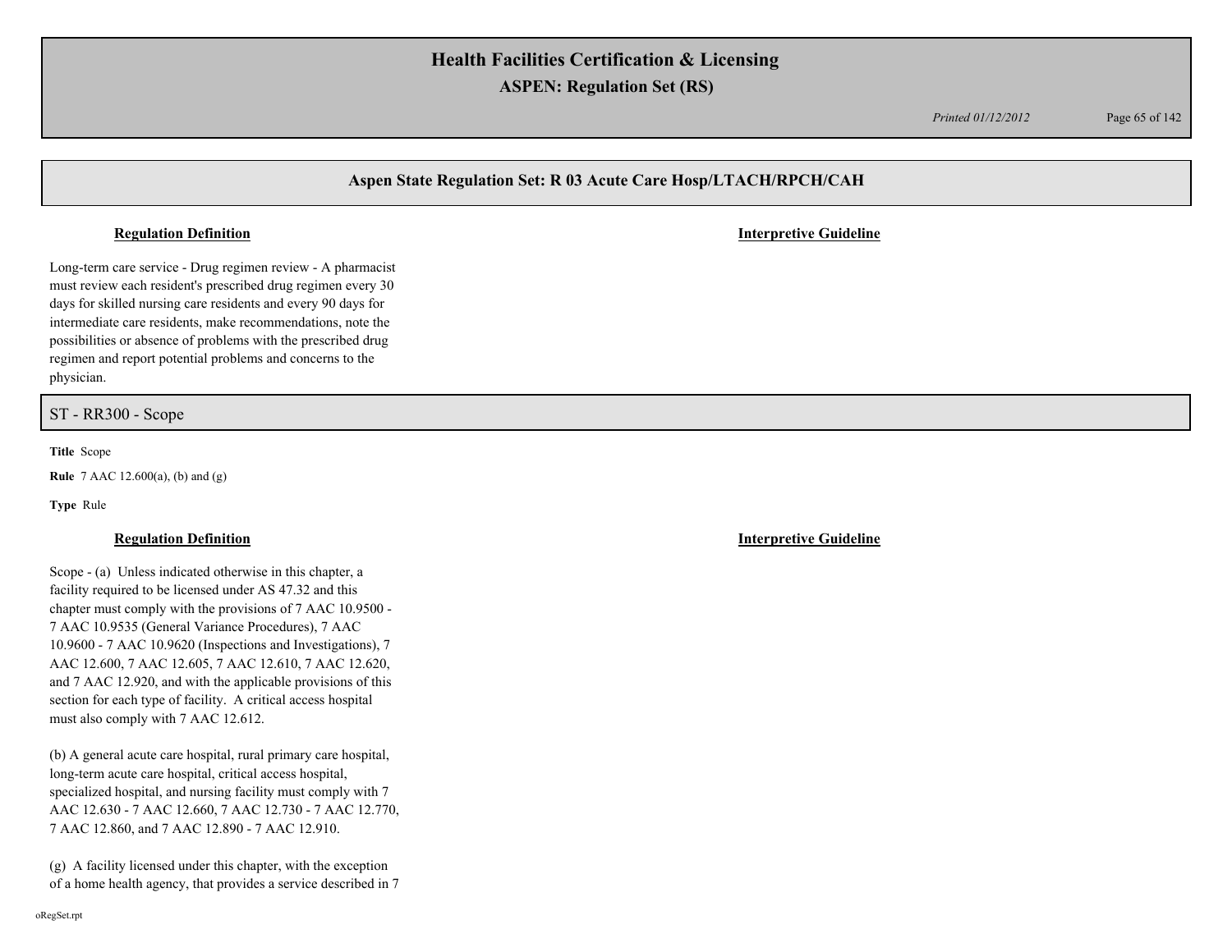## Aspen State Regulation Set: R 03 Acute Care Hosp/LTACH/RPCH/CAH

**Regulation Definition**

**Interpretive Guideline**

Long-term care service - Drug regimen review - A pharmacist must review each resident's prescribed drug regimen every 30 days for skilled nursing care residents and every 90 days for intermediate care residents, make recommendations, note the possibilities or absence of problems with the prescribed drug regimen and report potential problems and concerns to the physician.

## ST - RR300 - Scope

**Title** Scope

**Rule** 7 AAC 12.600(a), (b) and (g)

**Type** Rule

**Regulation Definition**

**Interpretive Guideline**

Scope - (a) Unless indicated otherwise in this chapter, a facility required to be licensed under AS 47.32 and this chapter must comply with the provisions of 7 AAC 10.9500 - 7 AAC 10.9535 (General Variance Procedures), 7 AAC 10.9600 - 7 AAC 10.9620 (Inspections and Investigations), 7 AAC 12.600, 7 AAC 12.605, 7 AAC 12.610, 7 AAC 12.620, and 7 AAC 12.920, and with the applicable provisions of this section for each type of facility. A critical access hospital must also comply with 7 AAC 12.612.

(b) A general acute care hospital, rural primary care hospital, long-term acute care hospital, critical access hospital, specialized hospital, and nursing facility must comply with 7 AAC 12.630 - 7 AAC 12.660, 7 AAC 12.730 - 7 AAC 12.770, 7 AAC 12.860, and 7 AAC 12.890 - 7 AAC 12.910.

(g) A facility licensed under this chapter, with the exception of a home health agency, that provides a service described in 7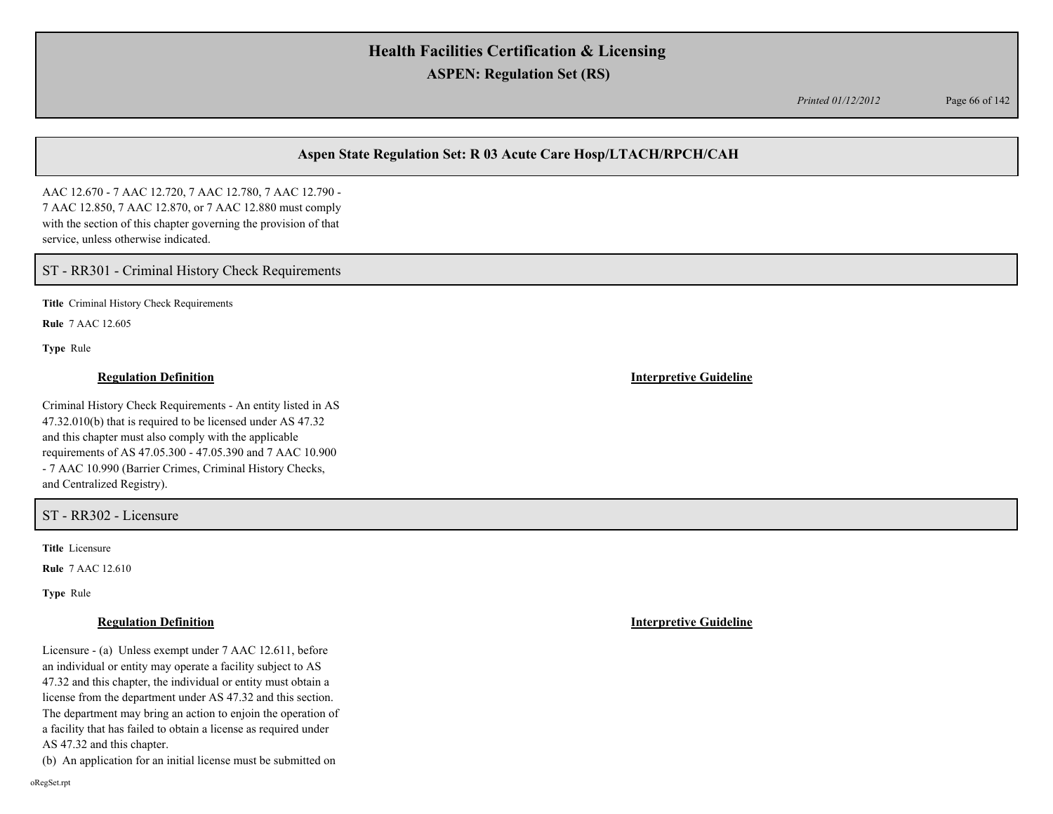## Aspen State Regulation Set: R 03 Acute Care Hosp/LTACH/RPCH/CAH

AAC 12.670 - 7 AAC 12.720, 7 AAC 12.780, 7 AAC 12.790 - 7 AAC 12.850, 7 AAC 12.870, or 7 AAC 12.880 must comply with the section of this chapter governing the provision of that service, unless otherwise indicated.

### ST - RR301 - Criminal History Check Requirements

**Title** Criminal History Check Requirements

**Rule** 7 AAC 12.605

**Type** Rule

**Regulation Definition**

Criminal History Check Requirements - An entity listed in AS 47.32.010(b) that is required to be licensed under AS 47.32 and this chapter must also comply with the applicable requirements of AS 47.05.300 - 47.05.390 and 7 AAC 10.900 - 7 AAC 10.990 (Barrier Crimes, Criminal History Checks, and Centralized Registry).

**Interpretive Guideline**

### ST - RR302 - Licensure

**Title** Licensure

**Rule** 7 AAC 12.610

**Type** Rule

**Regulation Definition**

Licensure - (a) Unless exempt under 7 AAC 12.611, before an individual or entity may operate a facility subject to AS 47.32 and this chapter, the individual or entity must obtain a license from the department under AS 47.32 and this section. The department may bring an action to enjoin the operation of a facility that has failed to obtain a license as required under AS 47.32 and this chapter.

(b) An application for an initial license must be submitted on

**Interpretive Guideline**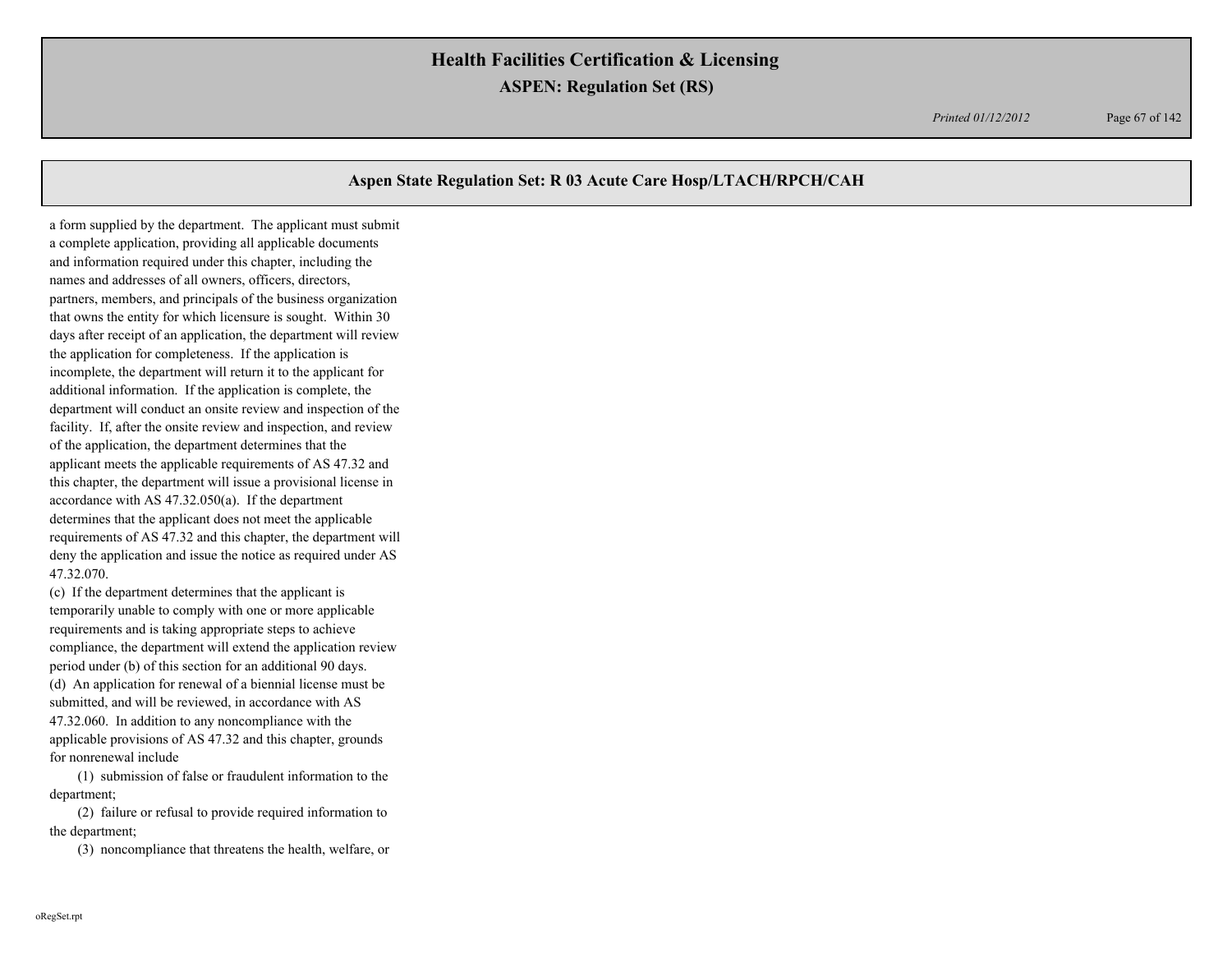## Aspen State Regulation Set: R 03 Acute Care Hosp/LTACH/RPCH/CAH

a form supplied by the department. The applicant must submit a complete application, providing all applicable documents and information required under this chapter, including the names and addresses of all owners, officers, directors, partners, members, and principals of the business organization that owns the entity for which licensure is sought. Within 30 days after receipt of an application, the department will review the application for completeness. If the application is incomplete, the department will return it to the applicant for additional information. If the application is complete, the department will conduct an onsite review and inspection of the facility. If, after the onsite review and inspection, and review of the application, the department determines that the applicant meets the applicable requirements of AS 47.32 and this chapter, the department will issue a provisional license in accordance with AS 47.32.050(a). If the department determines that the applicant does not meet the applicable requirements of AS 47.32 and this chapter, the department will deny the application and issue the notice as required under AS 47.32.070.

(c) If the department determines that the applicant is temporarily unable to comply with one or more applicable requirements and is taking appropriate steps to achieve compliance, the department will extend the application review period under (b) of this section for an additional 90 days.

(d) An application for renewal of a biennial license must be submitted, and will be reviewed, in accordance with AS 47.32.060. In addition to any noncompliance with the applicable provisions of AS 47.32 and this chapter, grounds for nonrenewal include

(1) submission of false or fraudulent information to the department;

(2) failure or refusal to provide required information to the department;

(3) noncompliance that threatens the health, welfare, or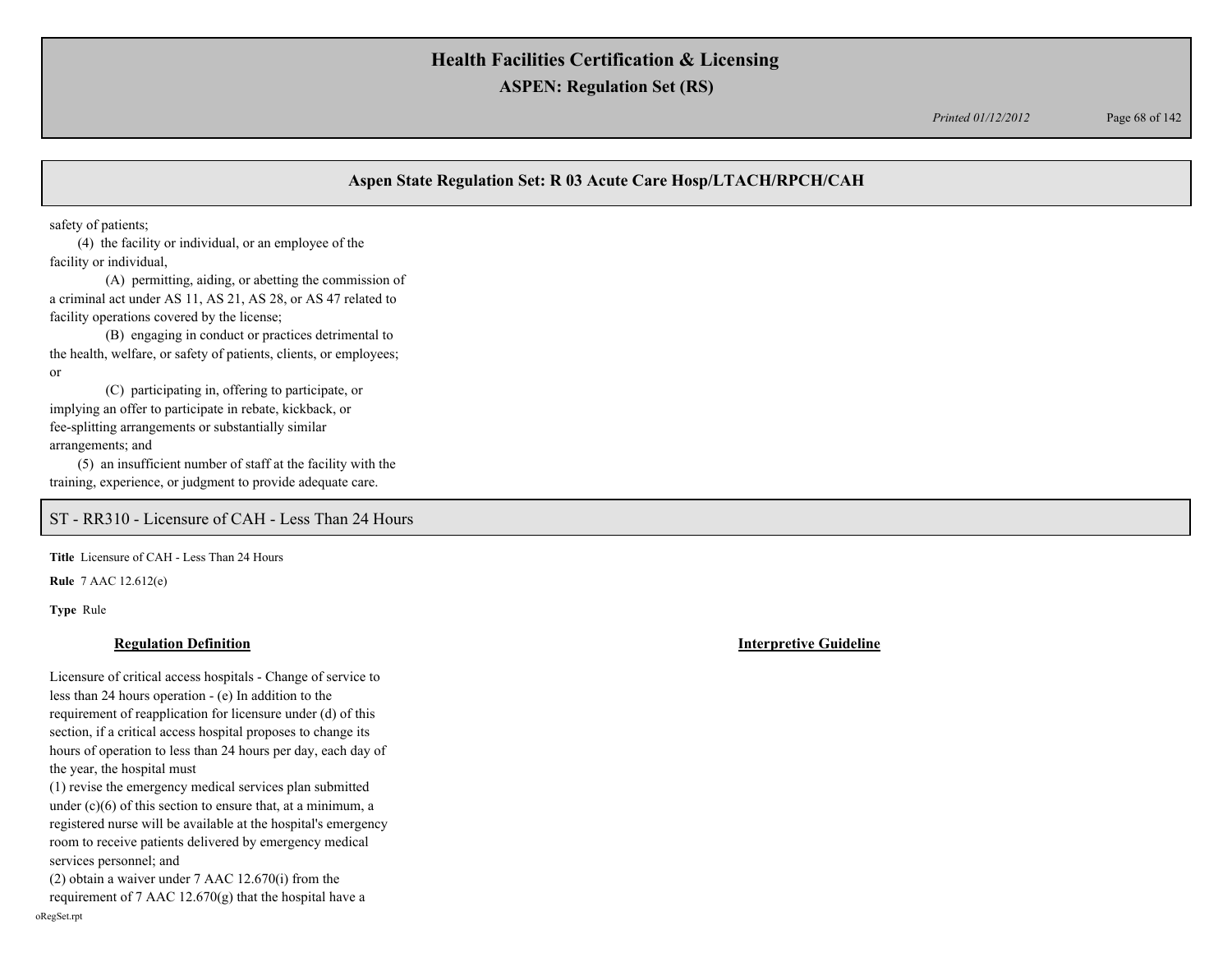safety of patients;

(4) the facility or individual, or an employee of the facility or individual,

(A) permitting, aiding, or abetting the commission of a criminal act under AS 11, AS 21, AS 28, or AS 47 related to facility operations covered by the license;

(B) engaging in conduct or practices detrimental to the health, welfare, or safety of patients, clients, or employees; or

(C) participating in, offering to participate, or implying an offer to participate in rebate, kickback, or fee-splitting arrangements or substantially similar arrangements; and

(5) an insufficient number of staff at the facility with the training, experience, or judgment to provide adequate care.

## ST - RR310 - Licensure of CAH - Less Than 24 Hours

**Title** Licensure of CAH - Less Than 24 Hours

**Rule** 7 AAC 12.612(e)

**Type** Rule

**Regulation Definition**

Licensure of critical access hospitals - Change of service to less than 24 hours operation - (e) In addition to the requirement of reapplication for licensure under (d) of this section, if a critical access hospital proposes to change its hours of operation to less than 24 hours per day, each day of the year, the hospital must

(1) revise the emergency medical services plan submitted under (c)(6) of this section to ensure that, at a minimum, a registered nurse will be available at the hospital's emergency room to receive patients delivered by emergency medical services personnel; and

(2) obtain a waiver under 7 AAC 12.670(i) from the requirement of 7 AAC 12.670(g) that the hospital have a

**Interpretive Guideline**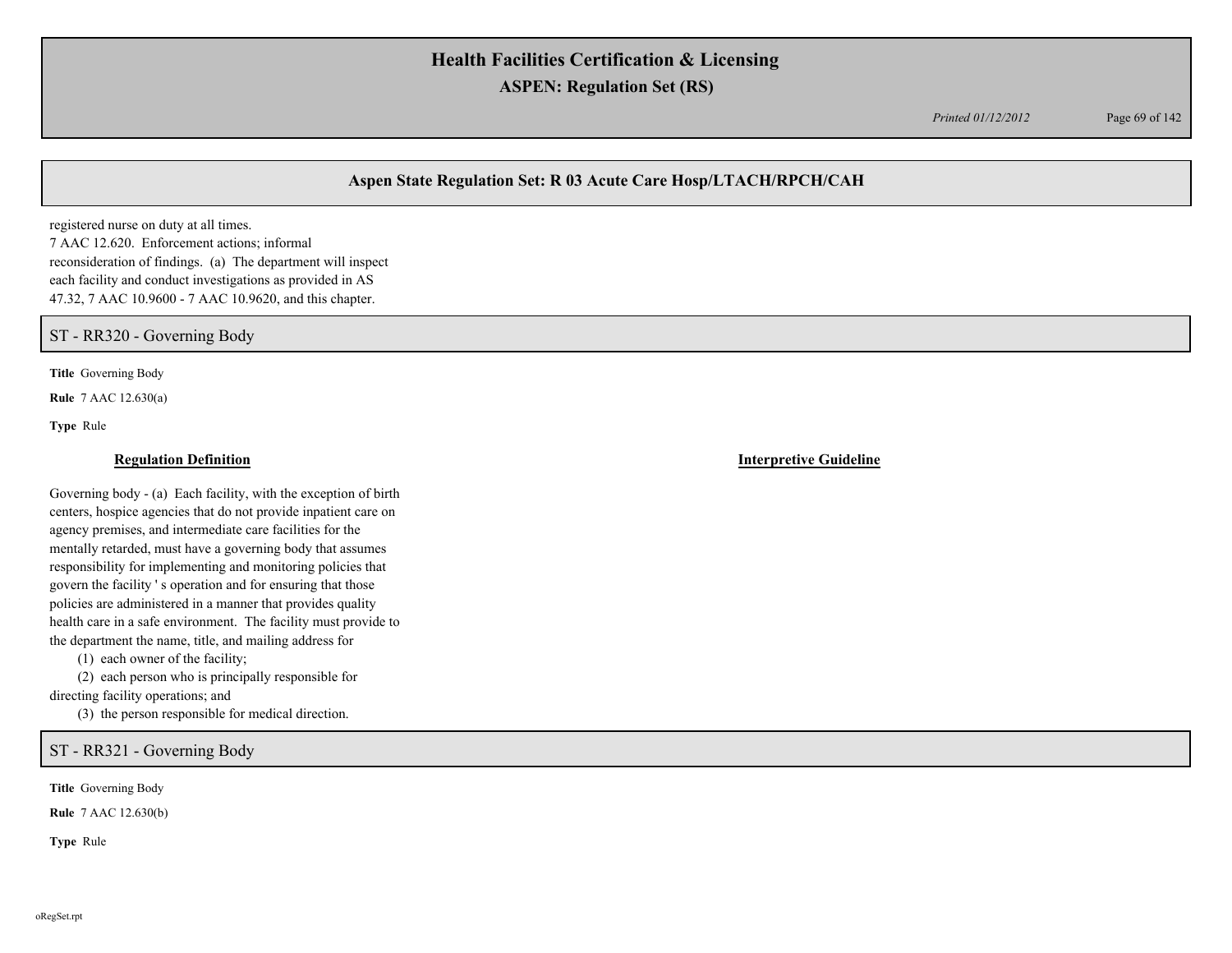## Aspen State Regulation Set: R 03 Acute Care Hosp/LTACH/RPCH/CAH

registered nurse on duty at all times.
7 AAC 12.620. Enforcement actions; informal reconsideration of findings. (a) The department will inspect each facility and conduct investigations as provided in AS 47.32, 7 AAC 10.9600 - 7 AAC 10.9620, and this chapter.

### ST - RR320 - Governing Body

**Title** Governing Body

**Rule** 7 AAC 12.630(a)

**Type** Rule

| **Regulation Definition** | **Interpretive Guideline** |
|---|---|
| Governing body - (a) Each facility, with the exception of birth centers, hospice agencies that do not provide inpatient care on agency premises, and intermediate care facilities for the mentally retarded, must have a governing body that assumes responsibility for implementing and monitoring policies that govern the facility ' s operation and for ensuring that those policies are administered in a manner that provides quality health care in a safe environment. The facility must provide to the department the name, title, and mailing address for<br>(1) each owner of the facility;<br>(2) each person who is principally responsible for directing facility operations; and<br>(3) the person responsible for medical direction. | |

### ST - RR321 - Governing Body

**Title** Governing Body

**Rule** 7 AAC 12.630(b)

**Type** Rule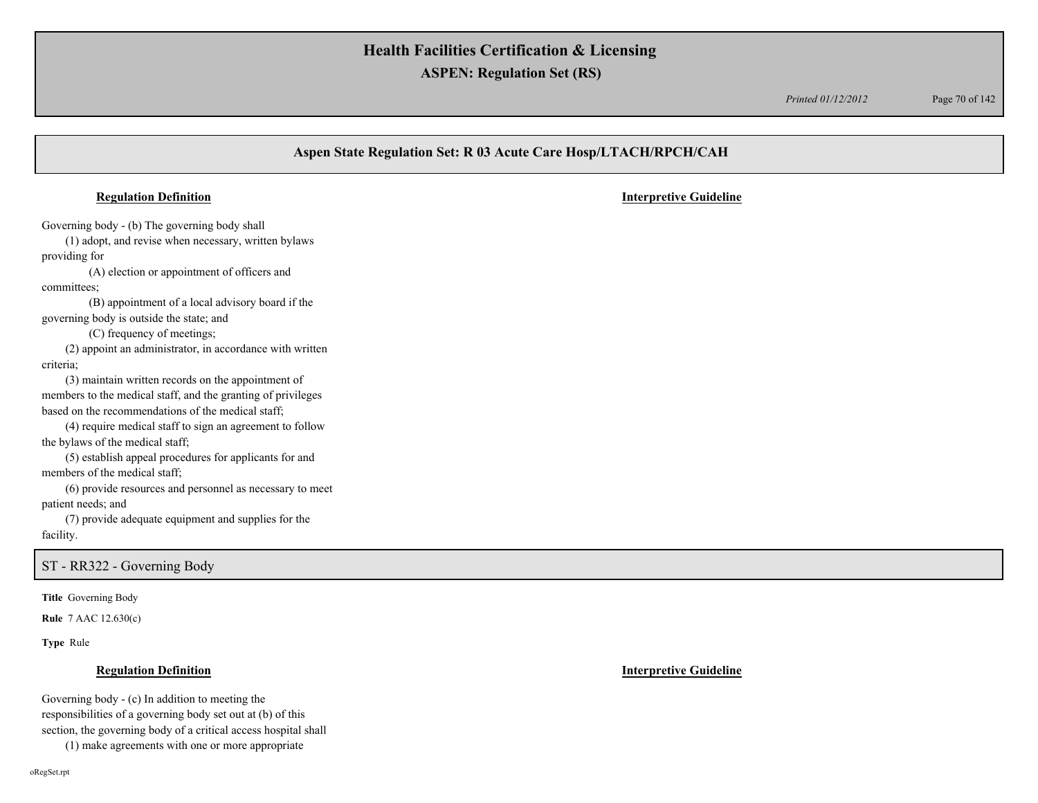## Aspen State Regulation Set: R 03 Acute Care Hosp/LTACH/RPCH/CAH

**Regulation Definition** | **Interpretive Guideline**

Governing body - (b) The governing body shall

(1) adopt, and revise when necessary, written bylaws providing for

(A) election or appointment of officers and committees;

(B) appointment of a local advisory board if the governing body is outside the state; and

(C) frequency of meetings;

(2) appoint an administrator, in accordance with written criteria;

(3) maintain written records on the appointment of members to the medical staff, and the granting of privileges based on the recommendations of the medical staff;

(4) require medical staff to sign an agreement to follow the bylaws of the medical staff;

(5) establish appeal procedures for applicants for and members of the medical staff;

(6) provide resources and personnel as necessary to meet patient needs; and

(7) provide adequate equipment and supplies for the facility.

### ST - RR322 - Governing Body

**Title** Governing Body

**Rule** 7 AAC 12.630(c)

**Type** Rule

**Regulation Definition** | **Interpretive Guideline**

Governing body - (c) In addition to meeting the responsibilities of a governing body set out at (b) of this section, the governing body of a critical access hospital shall

(1) make agreements with one or more appropriate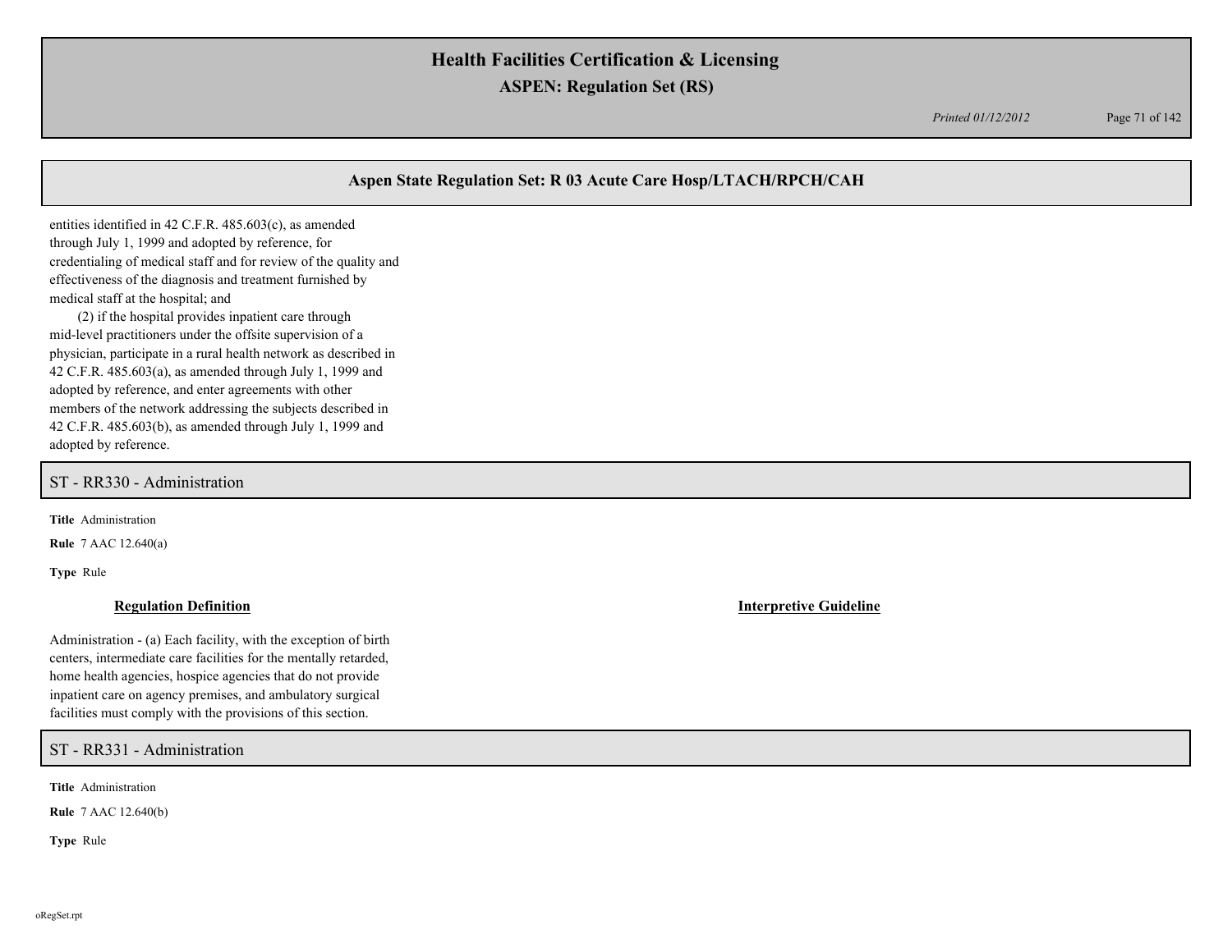## Aspen State Regulation Set: R 03 Acute Care Hosp/LTACH/RPCH/CAH

entities identified in 42 C.F.R. 485.603(c), as amended through July 1, 1999 and adopted by reference, for credentialing of medical staff and for review of the quality and effectiveness of the diagnosis and treatment furnished by medical staff at the hospital; and

(2) if the hospital provides inpatient care through mid-level practitioners under the offsite supervision of a physician, participate in a rural health network as described in 42 C.F.R. 485.603(a), as amended through July 1, 1999 and adopted by reference, and enter agreements with other members of the network addressing the subjects described in 42 C.F.R. 485.603(b), as amended through July 1, 1999 and adopted by reference.

## ST - RR330 - Administration

**Title** Administration

**Rule** 7 AAC 12.640(a)

**Type** Rule

**Regulation Definition**

Administration - (a) Each facility, with the exception of birth centers, intermediate care facilities for the mentally retarded, home health agencies, hospice agencies that do not provide inpatient care on agency premises, and ambulatory surgical facilities must comply with the provisions of this section.

**Interpretive Guideline**

## ST - RR331 - Administration

**Title** Administration

**Rule** 7 AAC 12.640(b)

**Type** Rule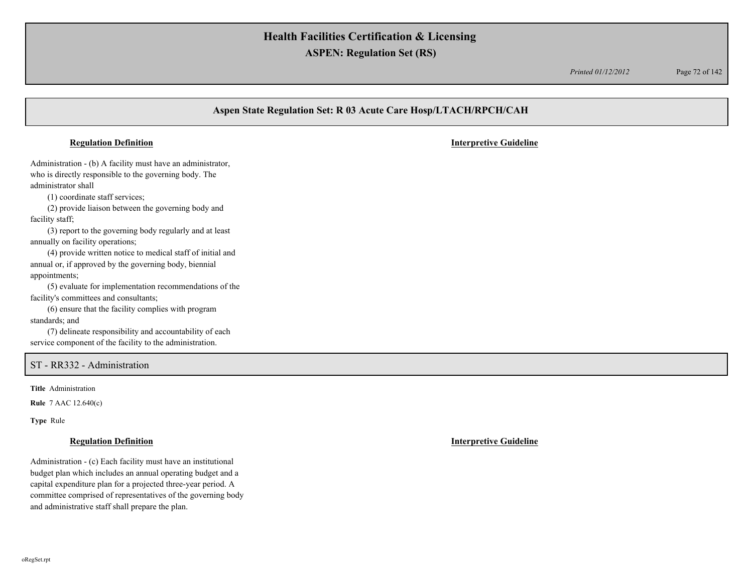## Aspen State Regulation Set: R 03 Acute Care Hosp/LTACH/RPCH/CAH

**Regulation Definition** | **Interpretive Guideline**

Administration - (b) A facility must have an administrator, who is directly responsible to the governing body. The administrator shall

(1) coordinate staff services;

(2) provide liaison between the governing body and facility staff;

(3) report to the governing body regularly and at least annually on facility operations;

(4) provide written notice to medical staff of initial and annual or, if approved by the governing body, biennial appointments;

(5) evaluate for implementation recommendations of the facility's committees and consultants;

(6) ensure that the facility complies with program standards; and

(7) delineate responsibility and accountability of each service component of the facility to the administration.

## ST - RR332 - Administration

**Title** Administration

**Rule** 7 AAC 12.640(c)

**Type** Rule

**Regulation Definition** | **Interpretive Guideline**

Administration - (c) Each facility must have an institutional budget plan which includes an annual operating budget and a capital expenditure plan for a projected three-year period. A committee comprised of representatives of the governing body and administrative staff shall prepare the plan.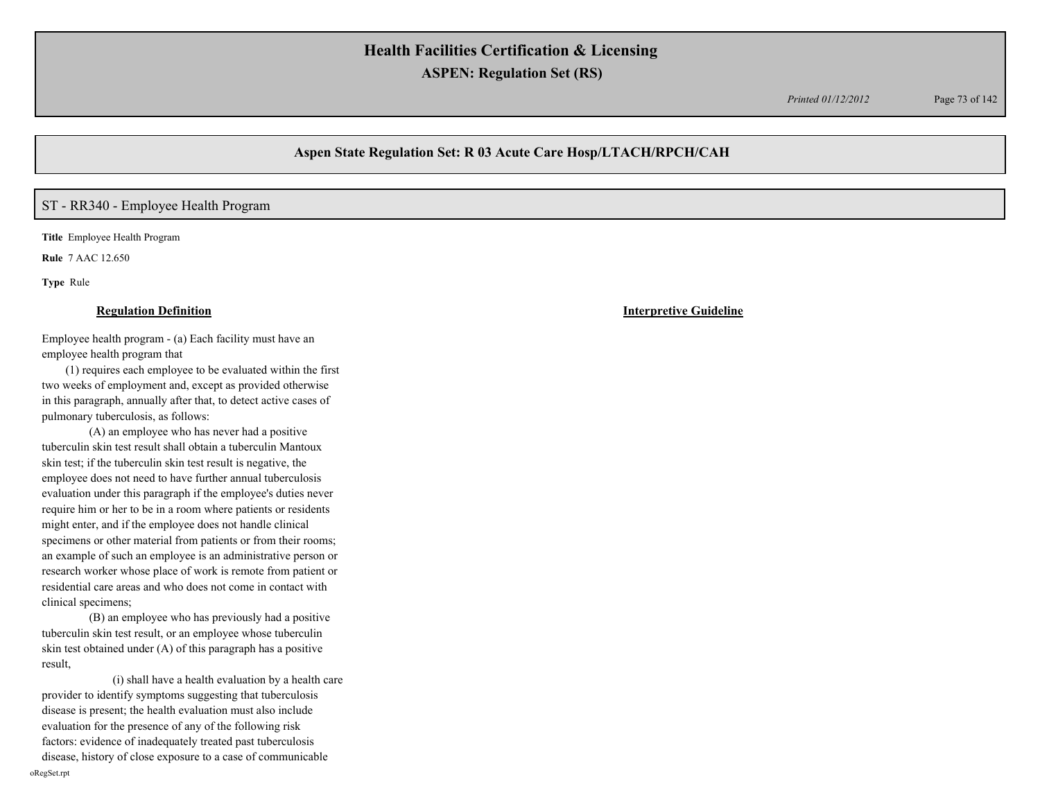## Aspen State Regulation Set: R 03 Acute Care Hosp/LTACH/RPCH/CAH

### ST - RR340 - Employee Health Program

**Title** Employee Health Program

**Rule** 7 AAC 12.650

**Type** Rule

**Regulation Definition**

Employee health program - (a) Each facility must have an employee health program that

(1) requires each employee to be evaluated within the first two weeks of employment and, except as provided otherwise in this paragraph, annually after that, to detect active cases of pulmonary tuberculosis, as follows:

(A) an employee who has never had a positive tuberculin skin test result shall obtain a tuberculin Mantoux skin test; if the tuberculin skin test result is negative, the employee does not need to have further annual tuberculosis evaluation under this paragraph if the employee's duties never require him or her to be in a room where patients or residents might enter, and if the employee does not handle clinical specimens or other material from patients or from their rooms; an example of such an employee is an administrative person or research worker whose place of work is remote from patient or residential care areas and who does not come in contact with clinical specimens;

(B) an employee who has previously had a positive tuberculin skin test result, or an employee whose tuberculin skin test obtained under (A) of this paragraph has a positive result,

(i) shall have a health evaluation by a health care provider to identify symptoms suggesting that tuberculosis disease is present; the health evaluation must also include evaluation for the presence of any of the following risk factors: evidence of inadequately treated past tuberculosis disease, history of close exposure to a case of communicable

**Interpretive Guideline**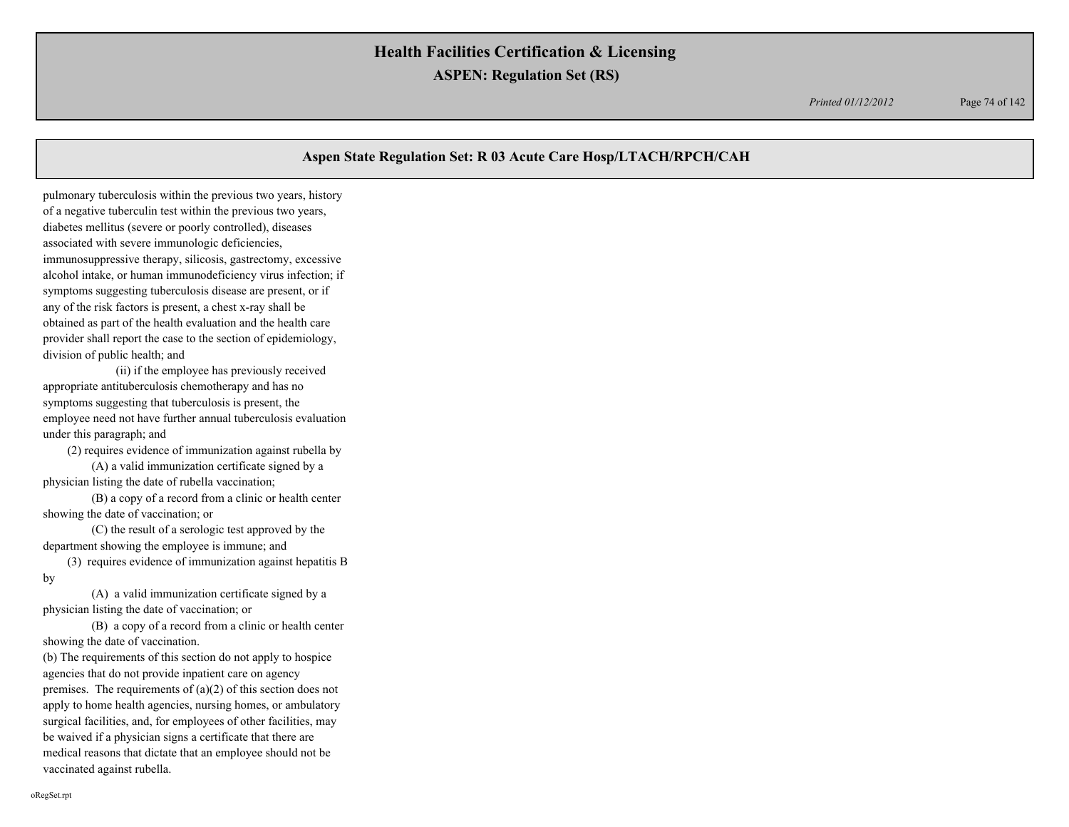## Aspen State Regulation Set: R 03 Acute Care Hosp/LTACH/RPCH/CAH

pulmonary tuberculosis within the previous two years, history of a negative tuberculin test within the previous two years, diabetes mellitus (severe or poorly controlled), diseases associated with severe immunologic deficiencies, immunosuppressive therapy, silicosis, gastrectomy, excessive alcohol intake, or human immunodeficiency virus infection; if symptoms suggesting tuberculosis disease are present, or if any of the risk factors is present, a chest x-ray shall be obtained as part of the health evaluation and the health care provider shall report the case to the section of epidemiology, division of public health; and

(ii) if the employee has previously received appropriate antituberculosis chemotherapy and has no symptoms suggesting that tuberculosis is present, the employee need not have further annual tuberculosis evaluation under this paragraph; and

(2) requires evidence of immunization against rubella by

(A) a valid immunization certificate signed by a physician listing the date of rubella vaccination;

(B) a copy of a record from a clinic or health center showing the date of vaccination; or

(C) the result of a serologic test approved by the department showing the employee is immune; and

(3) requires evidence of immunization against hepatitis B by

(A) a valid immunization certificate signed by a physician listing the date of vaccination; or

(B) a copy of a record from a clinic or health center showing the date of vaccination.

(b) The requirements of this section do not apply to hospice agencies that do not provide inpatient care on agency premises. The requirements of (a)(2) of this section does not apply to home health agencies, nursing homes, or ambulatory surgical facilities, and, for employees of other facilities, may be waived if a physician signs a certificate that there are medical reasons that dictate that an employee should not be vaccinated against rubella.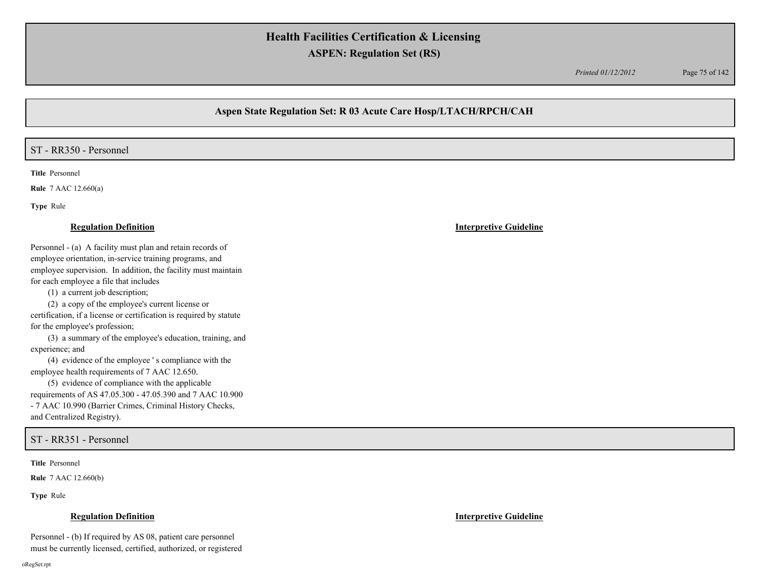## Aspen State Regulation Set: R 03 Acute Care Hosp/LTACH/RPCH/CAH

### ST - RR350 - Personnel

**Title** Personnel

**Rule** 7 AAC 12.660(a)

**Type** Rule

**Regulation Definition**

Personnel - (a) A facility must plan and retain records of employee orientation, in-service training programs, and employee supervision. In addition, the facility must maintain for each employee a file that includes

(1) a current job description;

(2) a copy of the employee's current license or certification, if a license or certification is required by statute for the employee's profession;

(3) a summary of the employee's education, training, and experience; and

(4) evidence of the employee ' s compliance with the employee health requirements of 7 AAC 12.650.

(5) evidence of compliance with the applicable requirements of AS 47.05.300 - 47.05.390 and 7 AAC 10.900 - 7 AAC 10.990 (Barrier Crimes, Criminal History Checks, and Centralized Registry).

**Interpretive Guideline**

### ST - RR351 - Personnel

**Title** Personnel

**Rule** 7 AAC 12.660(b)

**Type** Rule

**Regulation Definition**

Personnel - (b) If required by AS 08, patient care personnel must be currently licensed, certified, authorized, or registered

**Interpretive Guideline**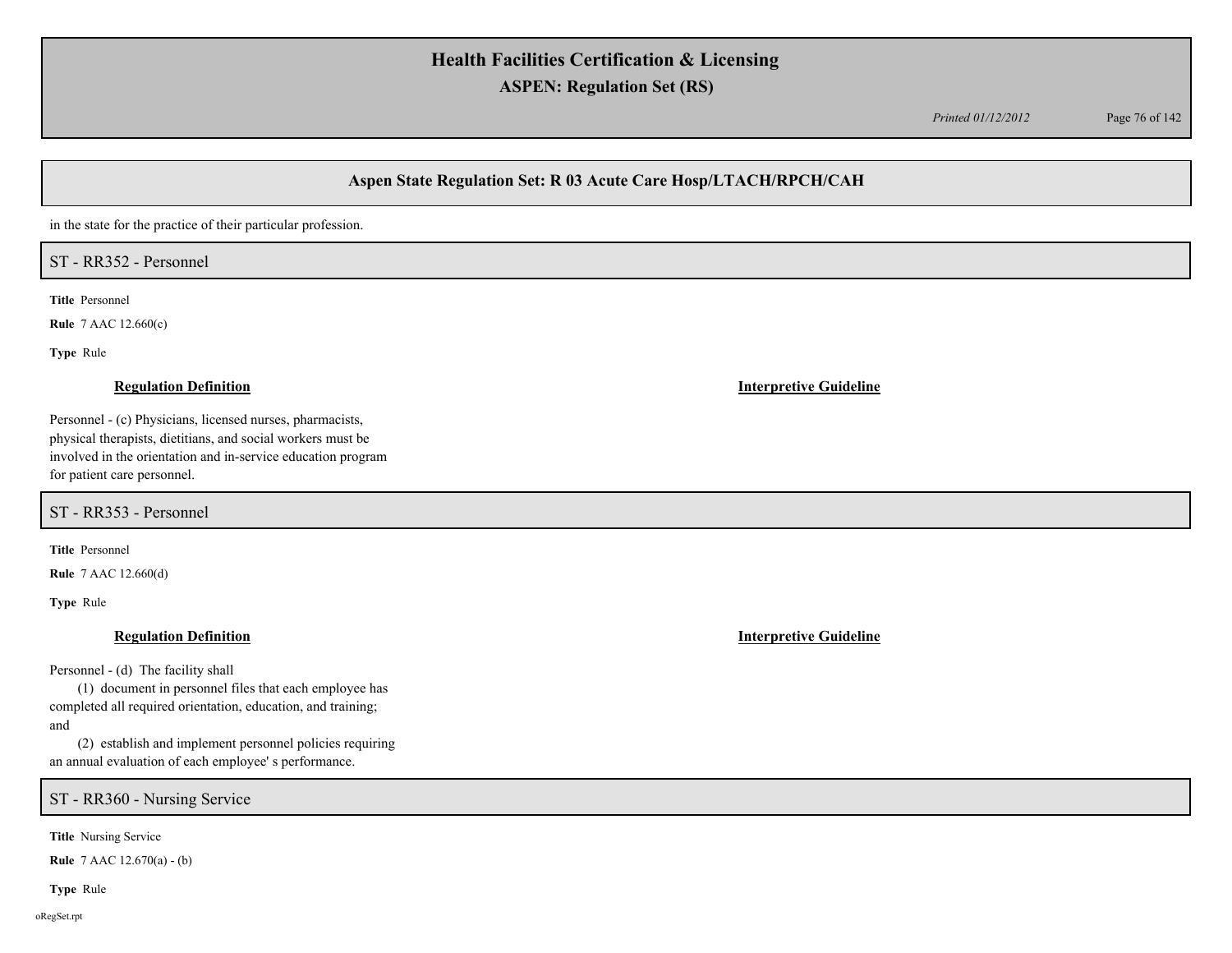in the state for the practice of their particular profession.

## ST - RR352 - Personnel

**Title** Personnel

**Rule** 7 AAC 12.660(c)

**Type** Rule

**Regulation Definition**

Personnel - (c) Physicians, licensed nurses, pharmacists, physical therapists, dietitians, and social workers must be involved in the orientation and in-service education program for patient care personnel.

**Interpretive Guideline**

## ST - RR353 - Personnel

**Title** Personnel

**Rule** 7 AAC 12.660(d)

**Type** Rule

**Regulation Definition**

Personnel - (d) The facility shall

(1) document in personnel files that each employee has completed all required orientation, education, and training; and

(2) establish and implement personnel policies requiring an annual evaluation of each employee' s performance.

**Interpretive Guideline**

## ST - RR360 - Nursing Service

**Title** Nursing Service

**Rule** 7 AAC 12.670(a) - (b)

**Type** Rule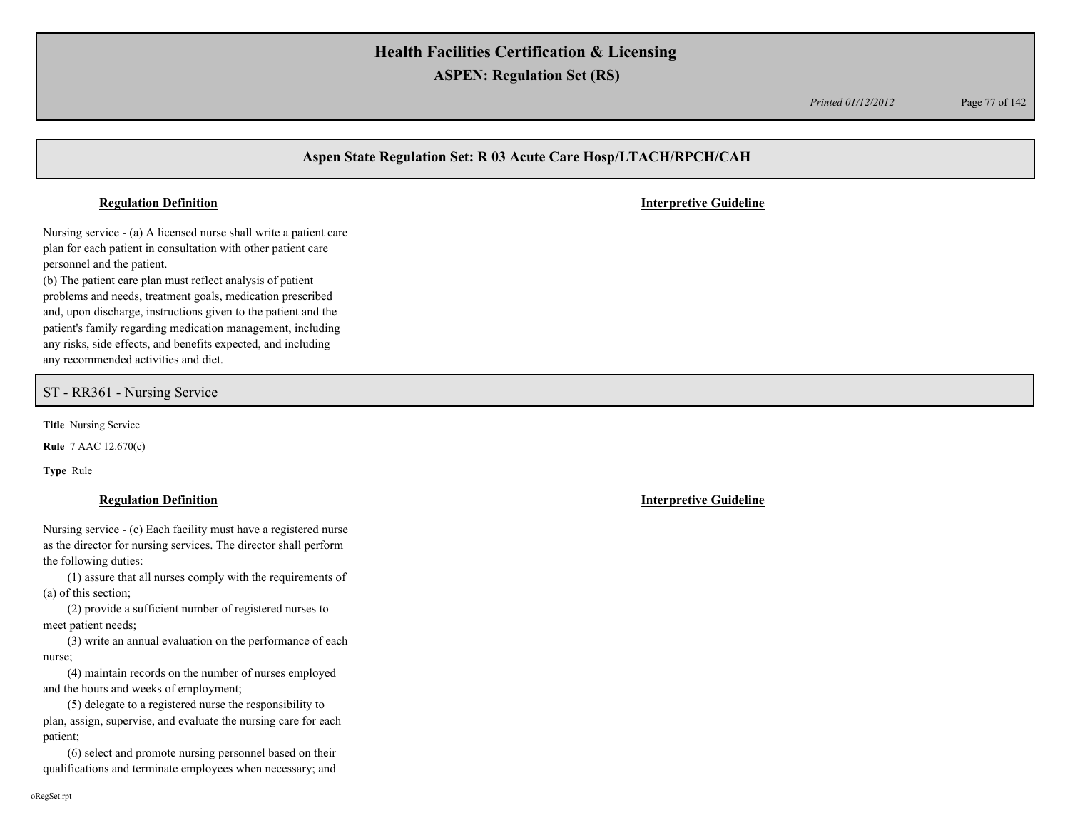## Aspen State Regulation Set: R 03 Acute Care Hosp/LTACH/RPCH/CAH

**Regulation Definition** | **Interpretive Guideline**

Nursing service - (a) A licensed nurse shall write a patient care plan for each patient in consultation with other patient care personnel and the patient.

(b) The patient care plan must reflect analysis of patient problems and needs, treatment goals, medication prescribed and, upon discharge, instructions given to the patient and the patient's family regarding medication management, including any risks, side effects, and benefits expected, and including any recommended activities and diet.

## ST - RR361 - Nursing Service

**Title** Nursing Service

**Rule** 7 AAC 12.670(c)

**Type** Rule

**Regulation Definition** | **Interpretive Guideline**

Nursing service - (c) Each facility must have a registered nurse as the director for nursing services. The director shall perform the following duties:

(1) assure that all nurses comply with the requirements of (a) of this section;

(2) provide a sufficient number of registered nurses to meet patient needs;

(3) write an annual evaluation on the performance of each nurse;

(4) maintain records on the number of nurses employed and the hours and weeks of employment;

(5) delegate to a registered nurse the responsibility to plan, assign, supervise, and evaluate the nursing care for each patient;

(6) select and promote nursing personnel based on their qualifications and terminate employees when necessary; and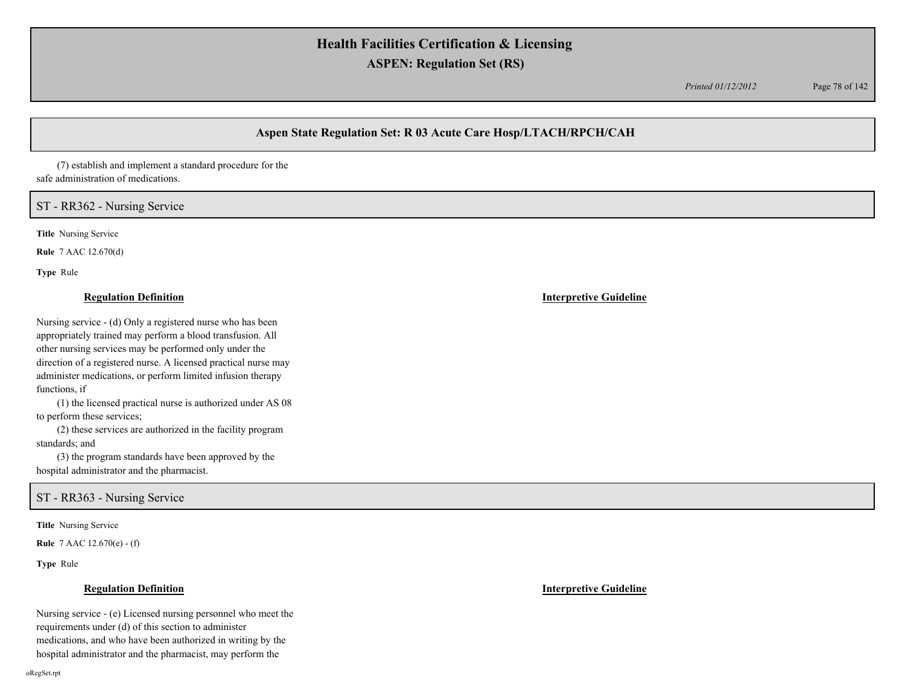(7) establish and implement a standard procedure for the safe administration of medications.

## ST - RR362 - Nursing Service

**Title** Nursing Service

**Rule** 7 AAC 12.670(d)

**Type** Rule

### Regulation Definition

Nursing service - (d) Only a registered nurse who has been appropriately trained may perform a blood transfusion. All other nursing services may be performed only under the direction of a registered nurse. A licensed practical nurse may administer medications, or perform limited infusion therapy functions, if

(1) the licensed practical nurse is authorized under AS 08 to perform these services;

(2) these services are authorized in the facility program standards; and

(3) the program standards have been approved by the hospital administrator and the pharmacist.

### Interpretive Guideline

## ST - RR363 - Nursing Service

**Title** Nursing Service

**Rule** 7 AAC 12.670(e) - (f)

**Type** Rule

### Regulation Definition

Nursing service - (e) Licensed nursing personnel who meet the requirements under (d) of this section to administer medications, and who have been authorized in writing by the hospital administrator and the pharmacist, may perform the

### Interpretive Guideline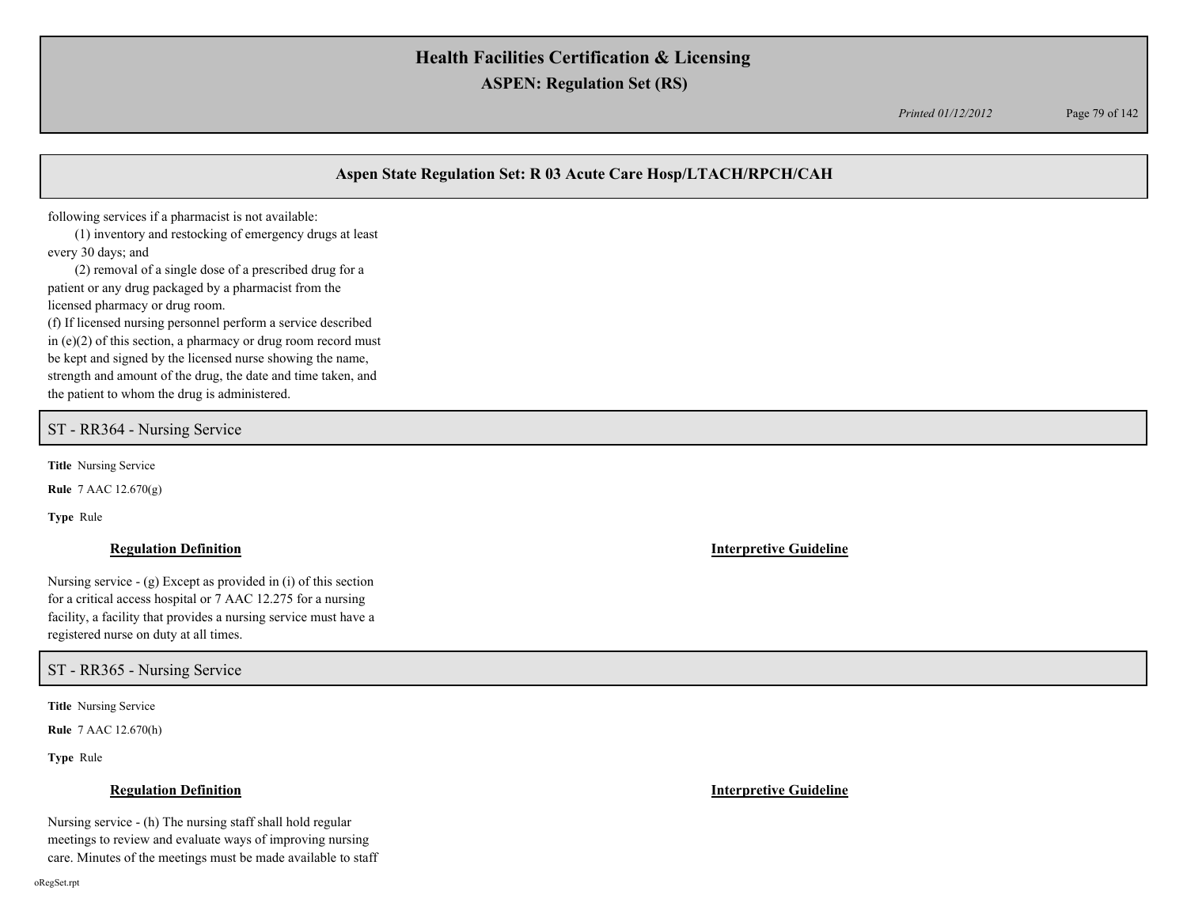following services if a pharmacist is not available:

(1) inventory and restocking of emergency drugs at least every 30 days; and

(2) removal of a single dose of a prescribed drug for a patient or any drug packaged by a pharmacist from the licensed pharmacy or drug room.

(f) If licensed nursing personnel perform a service described in (e)(2) of this section, a pharmacy or drug room record must be kept and signed by the licensed nurse showing the name, strength and amount of the drug, the date and time taken, and the patient to whom the drug is administered.

## ST - RR364 - Nursing Service

**Title** Nursing Service

**Rule** 7 AAC 12.670(g)

**Type** Rule

**Regulation Definition**

Nursing service - (g) Except as provided in (i) of this section for a critical access hospital or 7 AAC 12.275 for a nursing facility, a facility that provides a nursing service must have a registered nurse on duty at all times.

**Interpretive Guideline**

## ST - RR365 - Nursing Service

**Title** Nursing Service

**Rule** 7 AAC 12.670(h)

**Type** Rule

**Regulation Definition**

Nursing service - (h) The nursing staff shall hold regular meetings to review and evaluate ways of improving nursing care. Minutes of the meetings must be made available to staff

**Interpretive Guideline**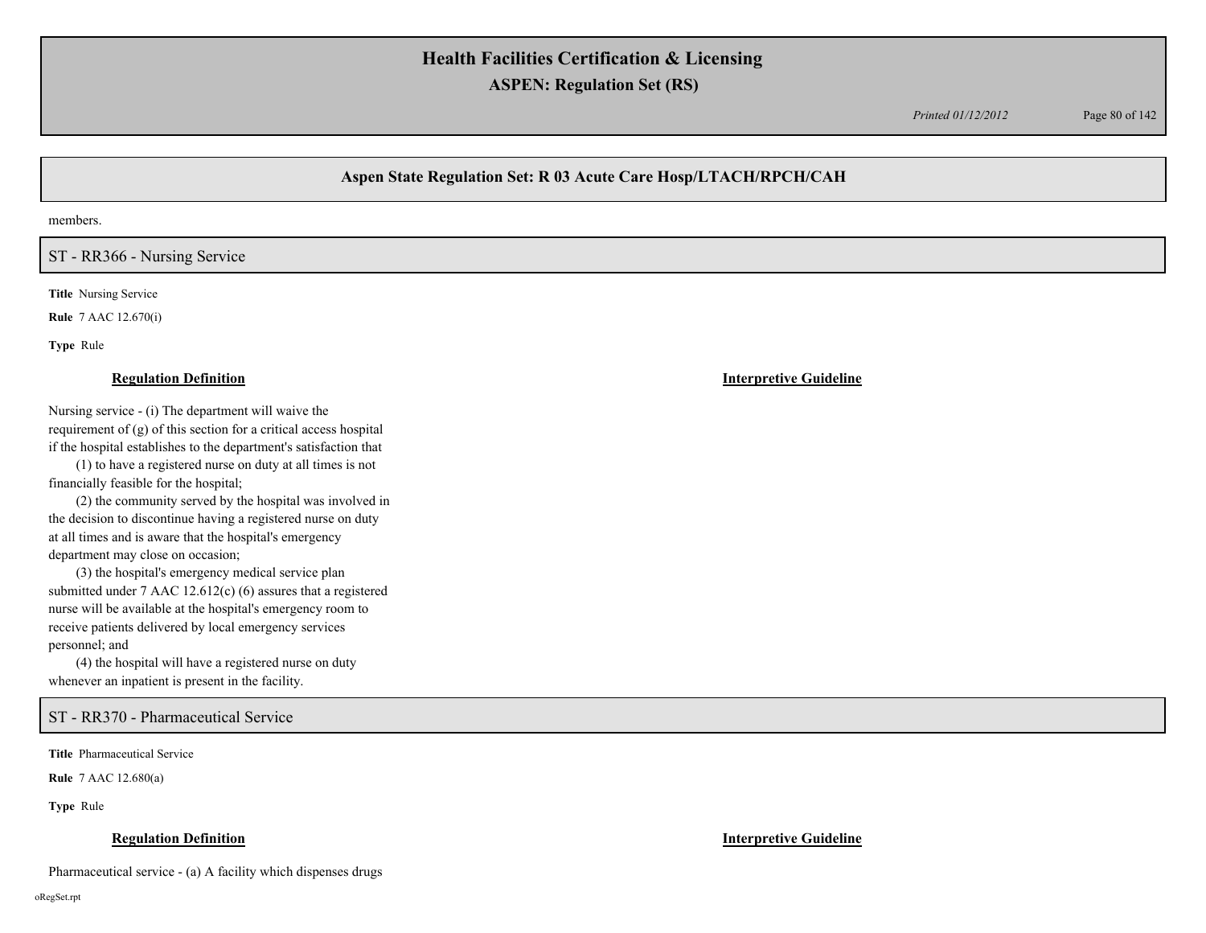members.

## ST - RR366 - Nursing Service

**Title** Nursing Service

**Rule** 7 AAC 12.670(i)

**Type** Rule

**Regulation Definition**

Nursing service - (i) The department will waive the requirement of (g) of this section for a critical access hospital if the hospital establishes to the department's satisfaction that

(1) to have a registered nurse on duty at all times is not financially feasible for the hospital;

(2) the community served by the hospital was involved in the decision to discontinue having a registered nurse on duty at all times and is aware that the hospital's emergency department may close on occasion;

(3) the hospital's emergency medical service plan submitted under 7 AAC 12.612(c) (6) assures that a registered nurse will be available at the hospital's emergency room to receive patients delivered by local emergency services personnel; and

(4) the hospital will have a registered nurse on duty whenever an inpatient is present in the facility.

**Interpretive Guideline**

## ST - RR370 - Pharmaceutical Service

**Title** Pharmaceutical Service

**Rule** 7 AAC 12.680(a)

**Type** Rule

**Regulation Definition**

Pharmaceutical service - (a) A facility which dispenses drugs

**Interpretive Guideline**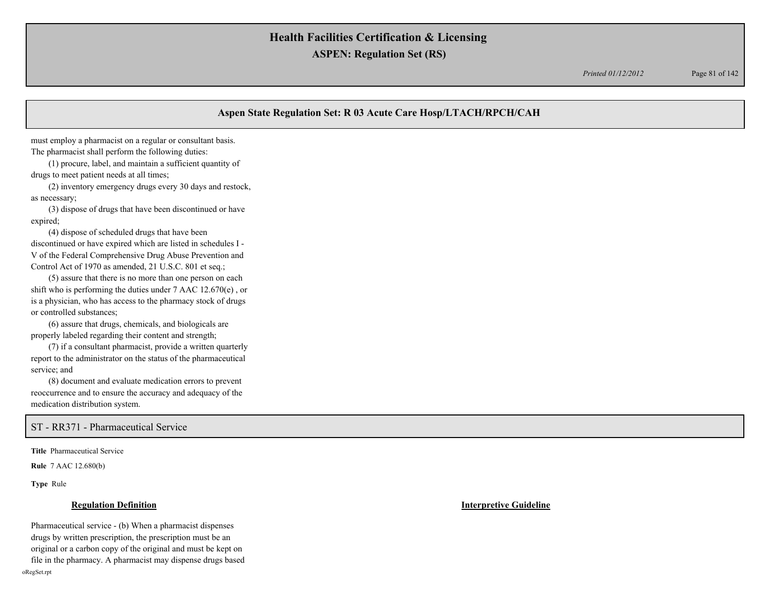must employ a pharmacist on a regular or consultant basis. The pharmacist shall perform the following duties:

(1) procure, label, and maintain a sufficient quantity of drugs to meet patient needs at all times;

(2) inventory emergency drugs every 30 days and restock, as necessary;

(3) dispose of drugs that have been discontinued or have expired;

(4) dispose of scheduled drugs that have been discontinued or have expired which are listed in schedules I - V of the Federal Comprehensive Drug Abuse Prevention and Control Act of 1970 as amended, 21 U.S.C. 801 et seq.;

(5) assure that there is no more than one person on each shift who is performing the duties under 7 AAC 12.670(e) , or is a physician, who has access to the pharmacy stock of drugs or controlled substances;

(6) assure that drugs, chemicals, and biologicals are properly labeled regarding their content and strength;

(7) if a consultant pharmacist, provide a written quarterly report to the administrator on the status of the pharmaceutical service; and

(8) document and evaluate medication errors to prevent reoccurrence and to ensure the accuracy and adequacy of the medication distribution system.

## ST - RR371 - Pharmaceutical Service

**Title** Pharmaceutical Service

**Rule** 7 AAC 12.680(b)

**Type** Rule

| **Regulation Definition** | **Interpretive Guideline** |
|---|---|
| Pharmaceutical service - (b) When a pharmacist dispenses drugs by written prescription, the prescription must be an original or a carbon copy of the original and must be kept on file in the pharmacy. A pharmacist may dispense drugs based | |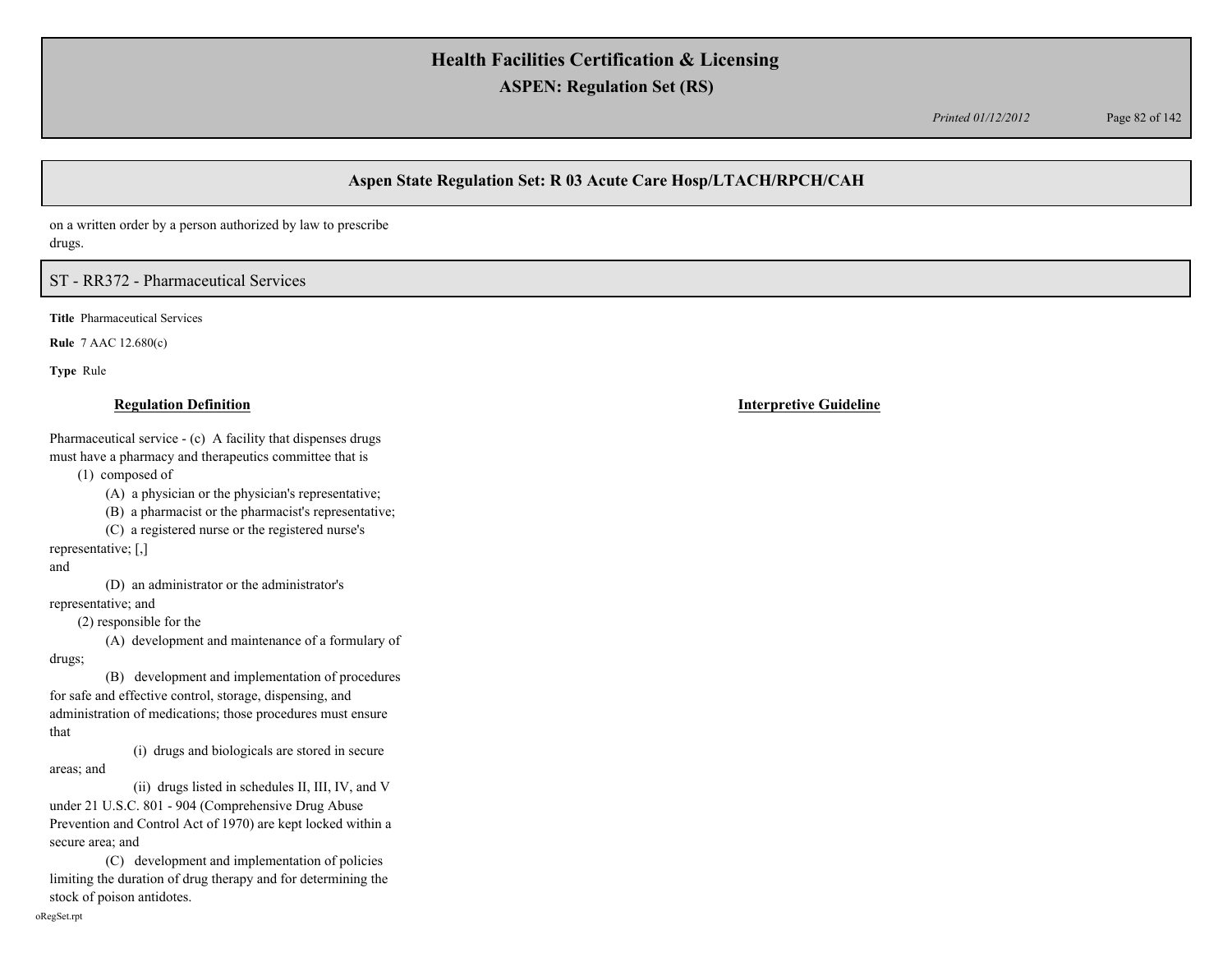on a written order by a person authorized by law to prescribe drugs.

## ST - RR372 - Pharmaceutical Services

**Title** Pharmaceutical Services

**Rule** 7 AAC 12.680(c)

**Type** Rule

| **Regulation Definition** | **Interpretive Guideline** |
|---|---|
| Pharmaceutical service - (c) A facility that dispenses drugs must have a pharmacy and therapeutics committee that is<br>(1) composed of<br>(A) a physician or the physician's representative;<br>(B) a pharmacist or the pharmacist's representative;<br>(C) a registered nurse or the registered nurse's representative; [,]<br>and<br>(D) an administrator or the administrator's representative; and<br>(2) responsible for the<br>(A) development and maintenance of a formulary of drugs;<br>(B) development and implementation of procedures for safe and effective control, storage, dispensing, and administration of medications; those procedures must ensure that<br>(i) drugs and biologicals are stored in secure areas; and<br>(ii) drugs listed in schedules II, III, IV, and V under 21 U.S.C. 801 - 904 (Comprehensive Drug Abuse Prevention and Control Act of 1970) are kept locked within a secure area; and<br>(C) development and implementation of policies limiting the duration of drug therapy and for determining the stock of poison antidotes. | |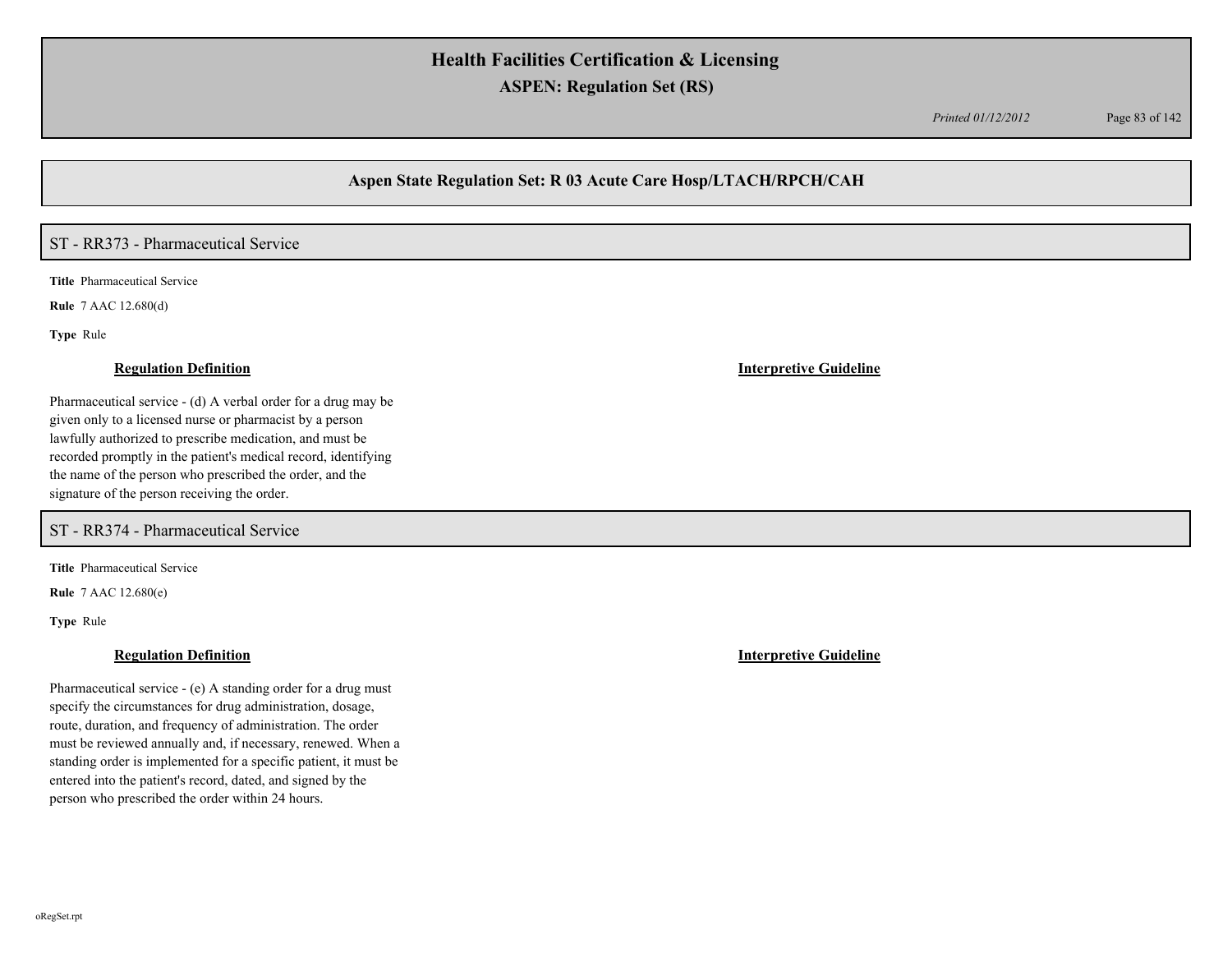## Aspen State Regulation Set: R 03 Acute Care Hosp/LTACH/RPCH/CAH

### ST - RR373 - Pharmaceutical Service

**Title** Pharmaceutical Service

**Rule** 7 AAC 12.680(d)

**Type** Rule

| **Regulation Definition** | **Interpretive Guideline** |
| --- | --- |
| Pharmaceutical service - (d) A verbal order for a drug may be given only to a licensed nurse or pharmacist by a person lawfully authorized to prescribe medication, and must be recorded promptly in the patient's medical record, identifying the name of the person who prescribed the order, and the signature of the person receiving the order. | |

### ST - RR374 - Pharmaceutical Service

**Title** Pharmaceutical Service

**Rule** 7 AAC 12.680(e)

**Type** Rule

| **Regulation Definition** | **Interpretive Guideline** |
| --- | --- |
| Pharmaceutical service - (e) A standing order for a drug must specify the circumstances for drug administration, dosage, route, duration, and frequency of administration. The order must be reviewed annually and, if necessary, renewed. When a standing order is implemented for a specific patient, it must be entered into the patient's record, dated, and signed by the person who prescribed the order within 24 hours. | |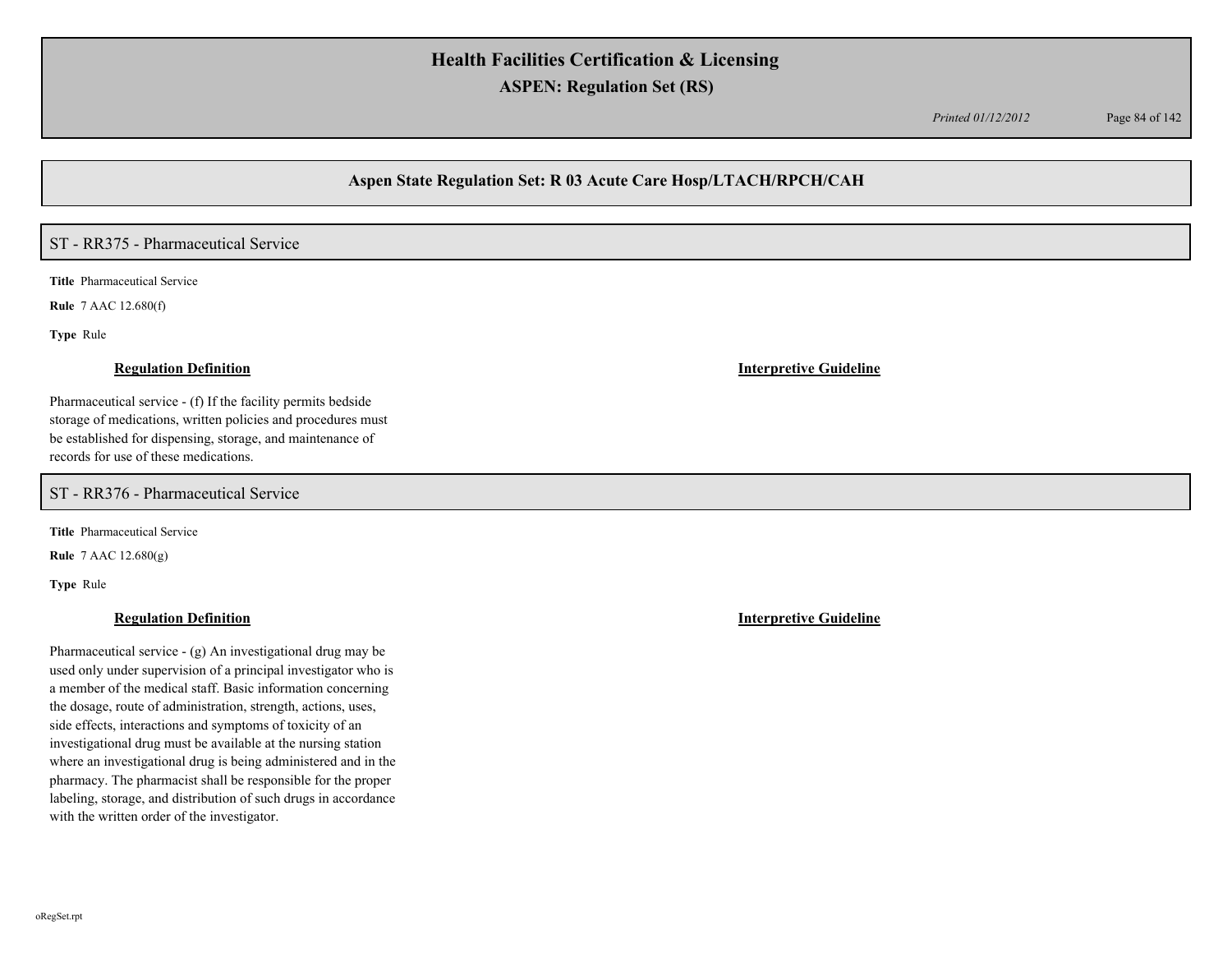## ST - RR375 - Pharmaceutical Service

**Title** Pharmaceutical Service

**Rule** 7 AAC 12.680(f)

**Type** Rule

**Regulation Definition**

Pharmaceutical service - (f) If the facility permits bedside storage of medications, written policies and procedures must be established for dispensing, storage, and maintenance of records for use of these medications.

**Interpretive Guideline**

## ST - RR376 - Pharmaceutical Service

**Title** Pharmaceutical Service

**Rule** 7 AAC 12.680(g)

**Type** Rule

**Regulation Definition**

Pharmaceutical service - (g) An investigational drug may be used only under supervision of a principal investigator who is a member of the medical staff. Basic information concerning the dosage, route of administration, strength, actions, uses, side effects, interactions and symptoms of toxicity of an investigational drug must be available at the nursing station where an investigational drug is being administered and in the pharmacy. The pharmacist shall be responsible for the proper labeling, storage, and distribution of such drugs in accordance with the written order of the investigator.

**Interpretive Guideline**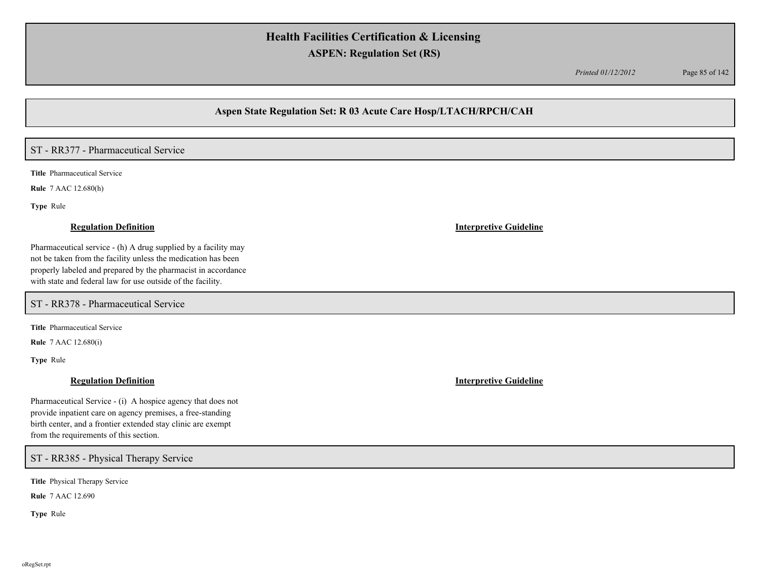## Aspen State Regulation Set: R 03 Acute Care Hosp/LTACH/RPCH/CAH

### ST - RR377 - Pharmaceutical Service

**Title** Pharmaceutical Service

**Rule** 7 AAC 12.680(h)

**Type** Rule

| Regulation Definition | Interpretive Guideline |
|---|---|
| Pharmaceutical service - (h) A drug supplied by a facility may not be taken from the facility unless the medication has been properly labeled and prepared by the pharmacist in accordance with state and federal law for use outside of the facility. | |

### ST - RR378 - Pharmaceutical Service

**Title** Pharmaceutical Service

**Rule** 7 AAC 12.680(i)

**Type** Rule

| Regulation Definition | Interpretive Guideline |
|---|---|
| Pharmaceutical Service - (i) A hospice agency that does not provide inpatient care on agency premises, a free-standing birth center, and a frontier extended stay clinic are exempt from the requirements of this section. | |

### ST - RR385 - Physical Therapy Service

**Title** Physical Therapy Service

**Rule** 7 AAC 12.690

**Type** Rule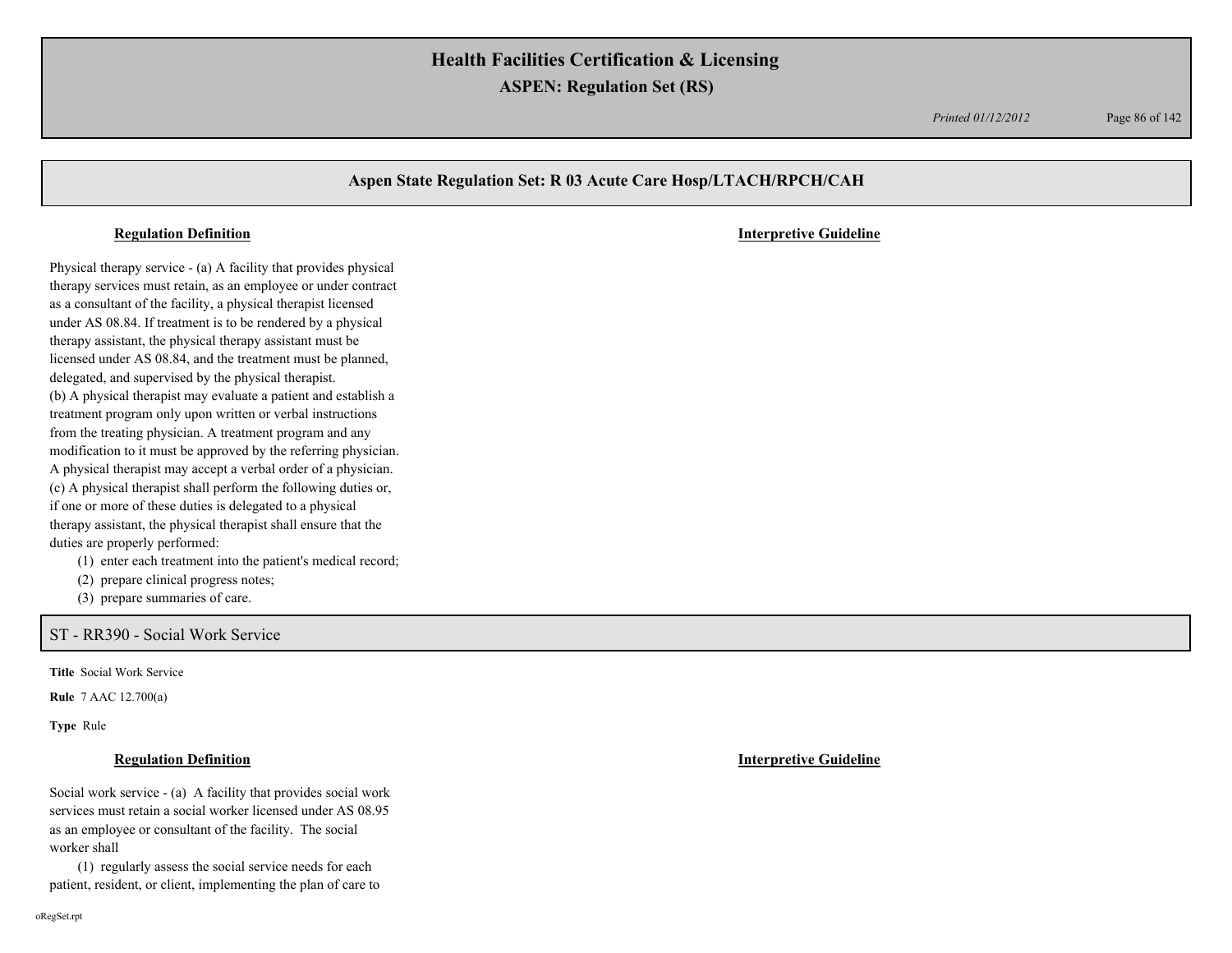## Aspen State Regulation Set: R 03 Acute Care Hosp/LTACH/RPCH/CAH

**Regulation Definition**

**Interpretive Guideline**

Physical therapy service - (a) A facility that provides physical therapy services must retain, as an employee or under contract as a consultant of the facility, a physical therapist licensed under AS 08.84. If treatment is to be rendered by a physical therapy assistant, the physical therapy assistant must be licensed under AS 08.84, and the treatment must be planned, delegated, and supervised by the physical therapist.

(b) A physical therapist may evaluate a patient and establish a treatment program only upon written or verbal instructions from the treating physician. A treatment program and any modification to it must be approved by the referring physician. A physical therapist may accept a verbal order of a physician.

(c) A physical therapist shall perform the following duties or, if one or more of these duties is delegated to a physical therapy assistant, the physical therapist shall ensure that the duties are properly performed:

(1) enter each treatment into the patient's medical record;
(2) prepare clinical progress notes;
(3) prepare summaries of care.

## ST - RR390 - Social Work Service

**Title** Social Work Service

**Rule** 7 AAC 12.700(a)

**Type** Rule

**Regulation Definition**

**Interpretive Guideline**

Social work service - (a) A facility that provides social work services must retain a social worker licensed under AS 08.95 as an employee or consultant of the facility. The social worker shall

(1) regularly assess the social service needs for each patient, resident, or client, implementing the plan of care to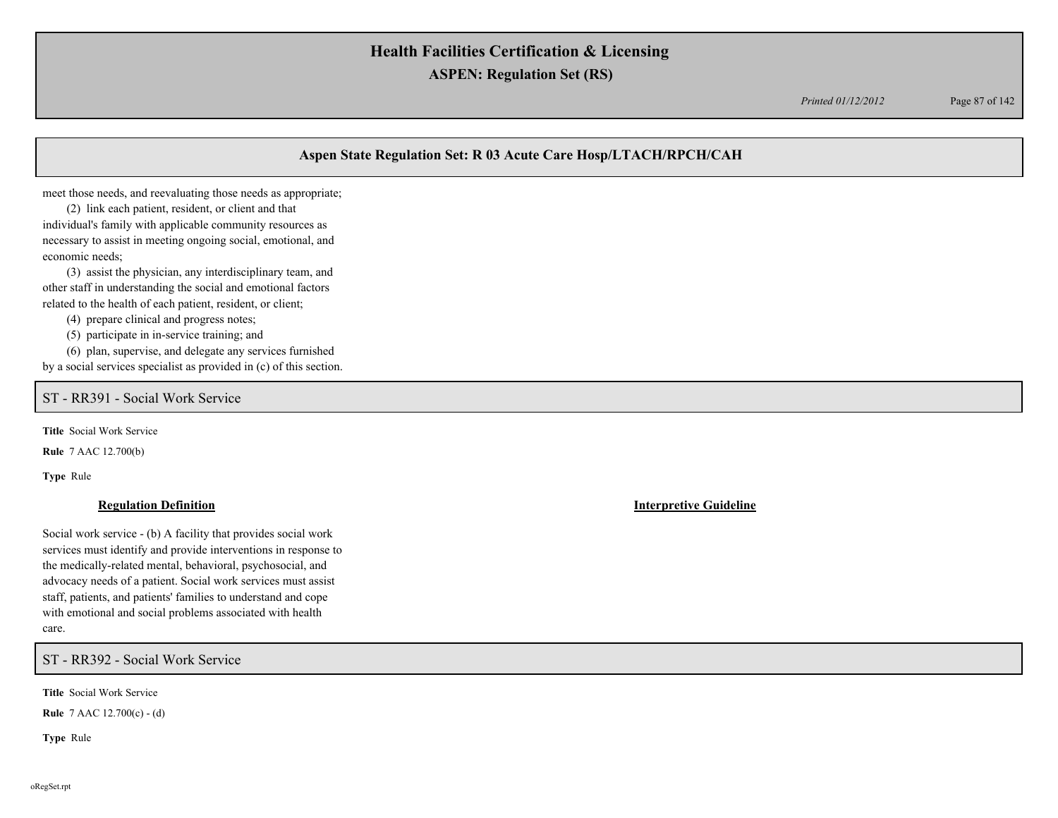## Aspen State Regulation Set: R 03 Acute Care Hosp/LTACH/RPCH/CAH

meet those needs, and reevaluating those needs as appropriate;

(2) link each patient, resident, or client and that individual's family with applicable community resources as necessary to assist in meeting ongoing social, emotional, and economic needs;

(3) assist the physician, any interdisciplinary team, and other staff in understanding the social and emotional factors related to the health of each patient, resident, or client;

(4) prepare clinical and progress notes;

(5) participate in in-service training; and

(6) plan, supervise, and delegate any services furnished by a social services specialist as provided in (c) of this section.

### ST - RR391 - Social Work Service

**Title** Social Work Service

**Rule** 7 AAC 12.700(b)

**Type** Rule

**Regulation Definition**

Social work service - (b) A facility that provides social work services must identify and provide interventions in response to the medically-related mental, behavioral, psychosocial, and advocacy needs of a patient. Social work services must assist staff, patients, and patients' families to understand and cope with emotional and social problems associated with health care.

**Interpretive Guideline**

### ST - RR392 - Social Work Service

**Title** Social Work Service

**Rule** 7 AAC 12.700(c) - (d)

**Type** Rule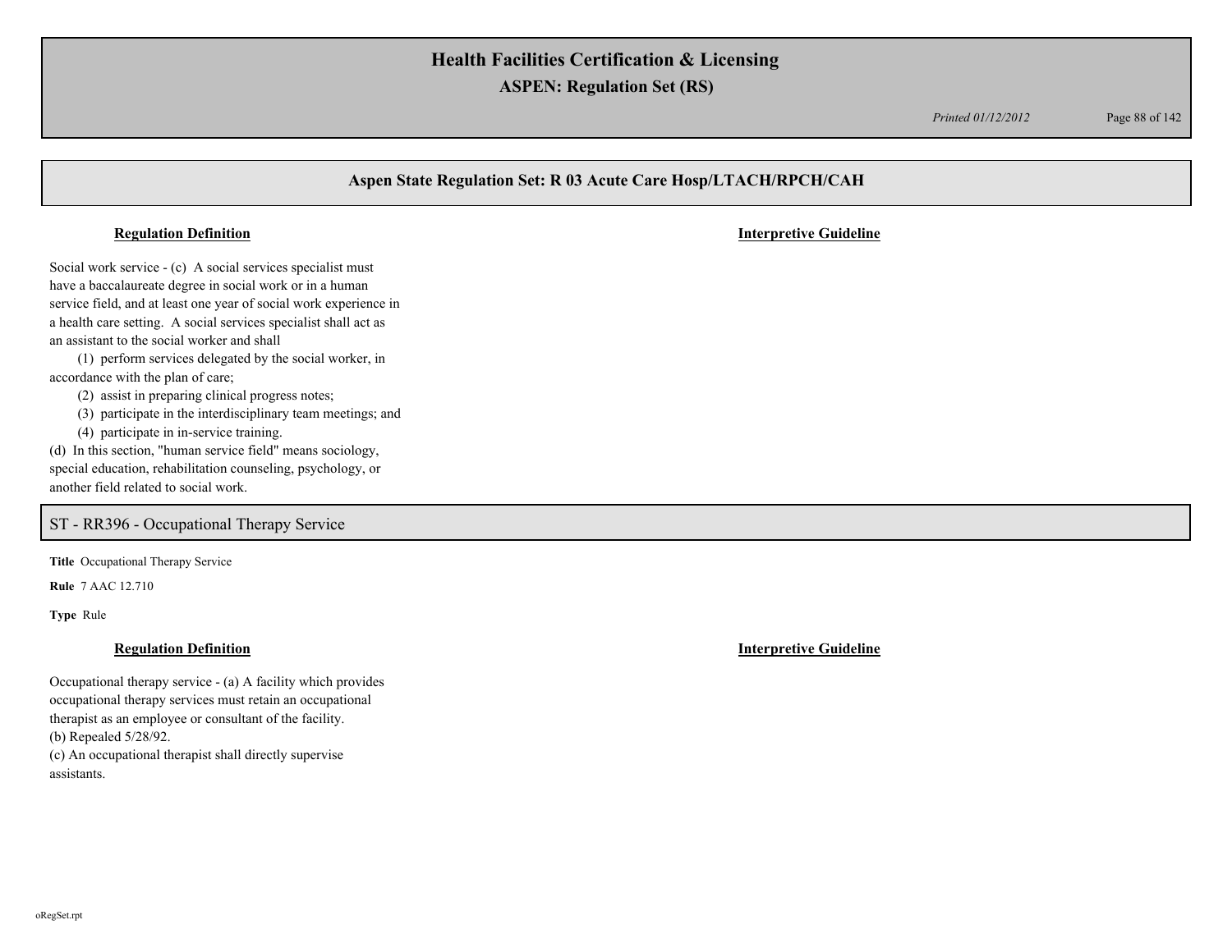## Aspen State Regulation Set: R 03 Acute Care Hosp/LTACH/RPCH/CAH

**Regulation Definition**

**Interpretive Guideline**

Social work service - (c) A social services specialist must have a baccalaureate degree in social work or in a human service field, and at least one year of social work experience in a health care setting. A social services specialist shall act as an assistant to the social worker and shall

(1) perform services delegated by the social worker, in accordance with the plan of care;

(2) assist in preparing clinical progress notes;

(3) participate in the interdisciplinary team meetings; and

(4) participate in in-service training.

(d) In this section, "human service field" means sociology, special education, rehabilitation counseling, psychology, or another field related to social work.

## ST - RR396 - Occupational Therapy Service

**Title** Occupational Therapy Service

**Rule** 7 AAC 12.710

**Type** Rule

**Regulation Definition**

**Interpretive Guideline**

Occupational therapy service - (a) A facility which provides occupational therapy services must retain an occupational therapist as an employee or consultant of the facility.

(b) Repealed 5/28/92.

(c) An occupational therapist shall directly supervise assistants.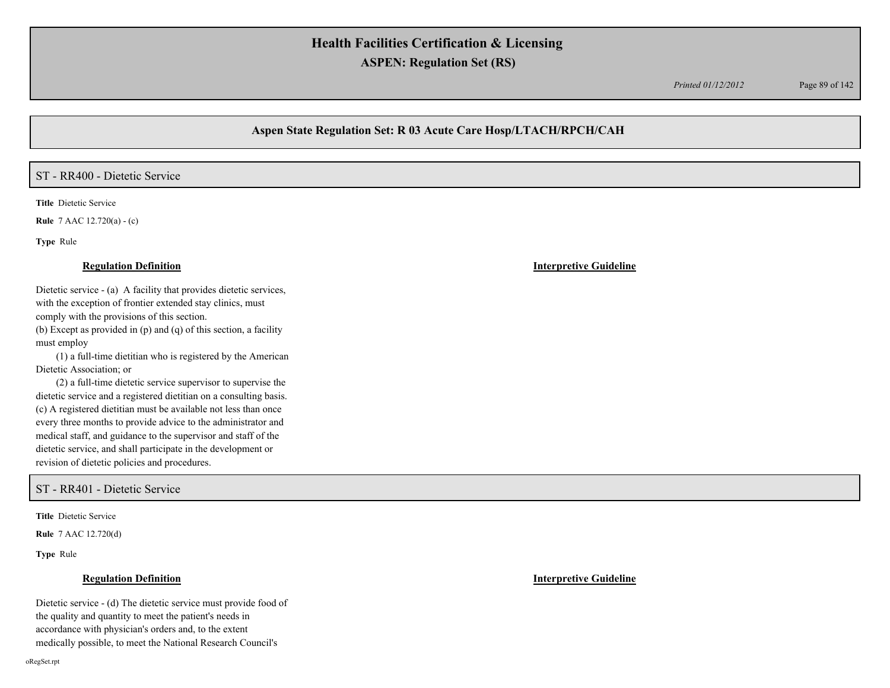## Aspen State Regulation Set: R 03 Acute Care Hosp/LTACH/RPCH/CAH

### ST - RR400 - Dietetic Service

**Title** Dietetic Service

**Rule** 7 AAC 12.720(a) - (c)

**Type** Rule

**Regulation Definition**

Dietetic service - (a) A facility that provides dietetic services, with the exception of frontier extended stay clinics, must comply with the provisions of this section.
(b) Except as provided in (p) and (q) of this section, a facility must employ
  (1) a full-time dietitian who is registered by the American Dietetic Association; or
  (2) a full-time dietetic service supervisor to supervise the dietetic service and a registered dietitian on a consulting basis.
(c) A registered dietitian must be available not less than once every three months to provide advice to the administrator and medical staff, and guidance to the supervisor and staff of the dietetic service, and shall participate in the development or revision of dietetic policies and procedures.

**Interpretive Guideline**

### ST - RR401 - Dietetic Service

**Title** Dietetic Service

**Rule** 7 AAC 12.720(d)

**Type** Rule

**Regulation Definition**

Dietetic service - (d) The dietetic service must provide food of the quality and quantity to meet the patient's needs in accordance with physician's orders and, to the extent medically possible, to meet the National Research Council's

**Interpretive Guideline**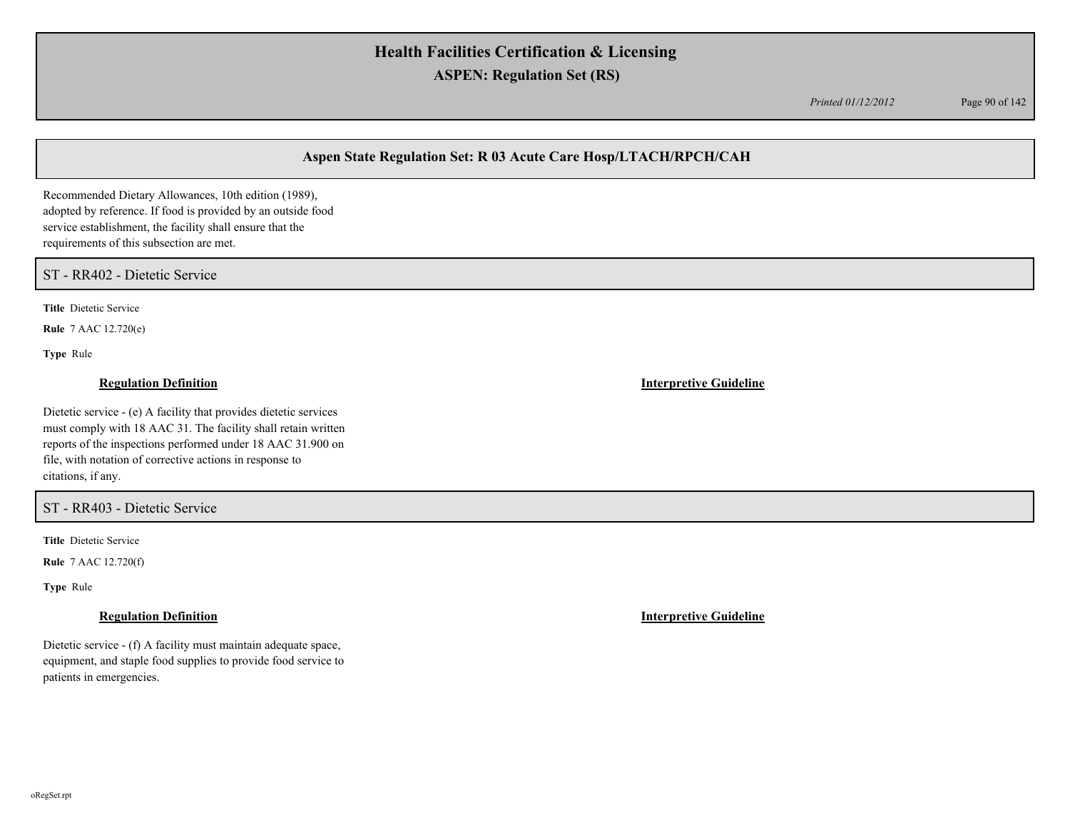## Aspen State Regulation Set: R 03 Acute Care Hosp/LTACH/RPCH/CAH

Recommended Dietary Allowances, 10th edition (1989), adopted by reference. If food is provided by an outside food service establishment, the facility shall ensure that the requirements of this subsection are met.

### ST - RR402 - Dietetic Service

**Title** Dietetic Service

**Rule** 7 AAC 12.720(e)

**Type** Rule

**Regulation Definition**

Dietetic service - (e) A facility that provides dietetic services must comply with 18 AAC 31. The facility shall retain written reports of the inspections performed under 18 AAC 31.900 on file, with notation of corrective actions in response to citations, if any.

**Interpretive Guideline**

### ST - RR403 - Dietetic Service

**Title** Dietetic Service

**Rule** 7 AAC 12.720(f)

**Type** Rule

**Regulation Definition**

Dietetic service - (f) A facility must maintain adequate space, equipment, and staple food supplies to provide food service to patients in emergencies.

**Interpretive Guideline**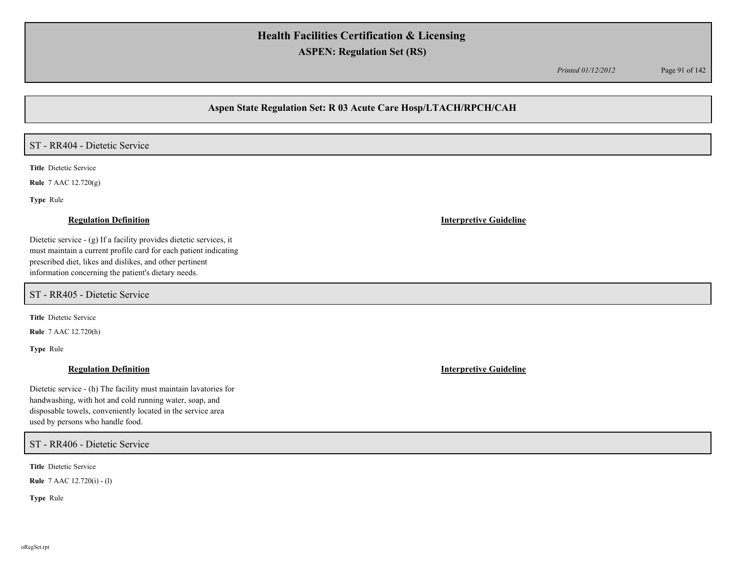## Aspen State Regulation Set: R 03 Acute Care Hosp/LTACH/RPCH/CAH

### ST - RR404 - Dietetic Service

**Title** Dietetic Service

**Rule** 7 AAC 12.720(g)

**Type** Rule

| **Regulation Definition** | **Interpretive Guideline** |
| --- | --- |
| Dietetic service - (g) If a facility provides dietetic services, it must maintain a current profile card for each patient indicating prescribed diet, likes and dislikes, and other pertinent information concerning the patient's dietary needs. | |

### ST - RR405 - Dietetic Service

**Title** Dietetic Service

**Rule** 7 AAC 12.720(h)

**Type** Rule

| **Regulation Definition** | **Interpretive Guideline** |
| --- | --- |
| Dietetic service - (h) The facility must maintain lavatories for handwashing, with hot and cold running water, soap, and disposable towels, conveniently located in the service area used by persons who handle food. | |

### ST - RR406 - Dietetic Service

**Title** Dietetic Service

**Rule** 7 AAC 12.720(i) - (l)

**Type** Rule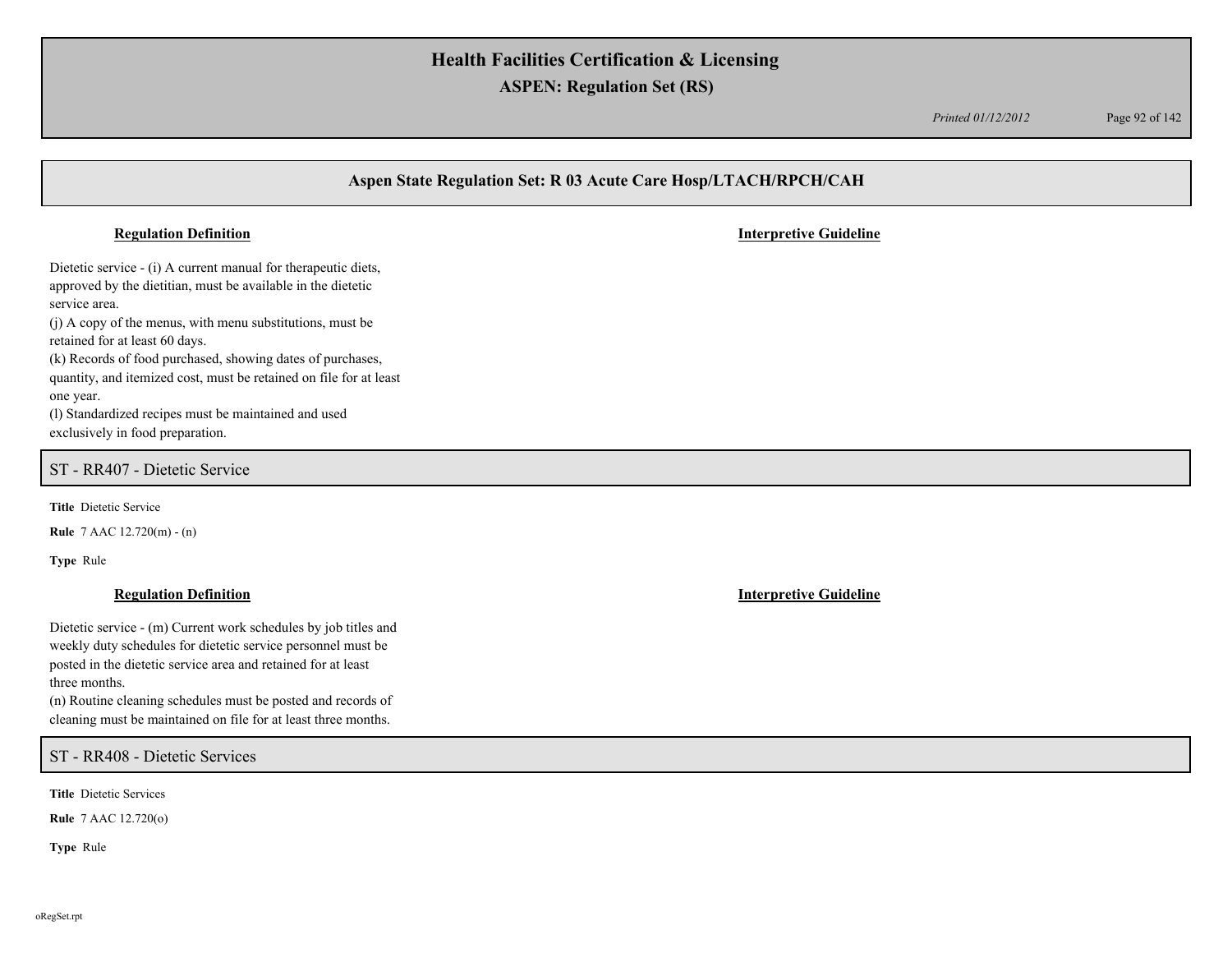## Aspen State Regulation Set: R 03 Acute Care Hosp/LTACH/RPCH/CAH

**Regulation Definition** | **Interpretive Guideline**

Dietetic service - (i) A current manual for therapeutic diets, approved by the dietitian, must be available in the dietetic service area.
(j) A copy of the menus, with menu substitutions, must be retained for at least 60 days.
(k) Records of food purchased, showing dates of purchases, quantity, and itemized cost, must be retained on file for at least one year.
(l) Standardized recipes must be maintained and used exclusively in food preparation.

### ST - RR407 - Dietetic Service

**Title** Dietetic Service

**Rule** 7 AAC 12.720(m) - (n)

**Type** Rule

**Regulation Definition** | **Interpretive Guideline**

Dietetic service - (m) Current work schedules by job titles and weekly duty schedules for dietetic service personnel must be posted in the dietetic service area and retained for at least three months.
(n) Routine cleaning schedules must be posted and records of cleaning must be maintained on file for at least three months.

### ST - RR408 - Dietetic Services

**Title** Dietetic Services

**Rule** 7 AAC 12.720(o)

**Type** Rule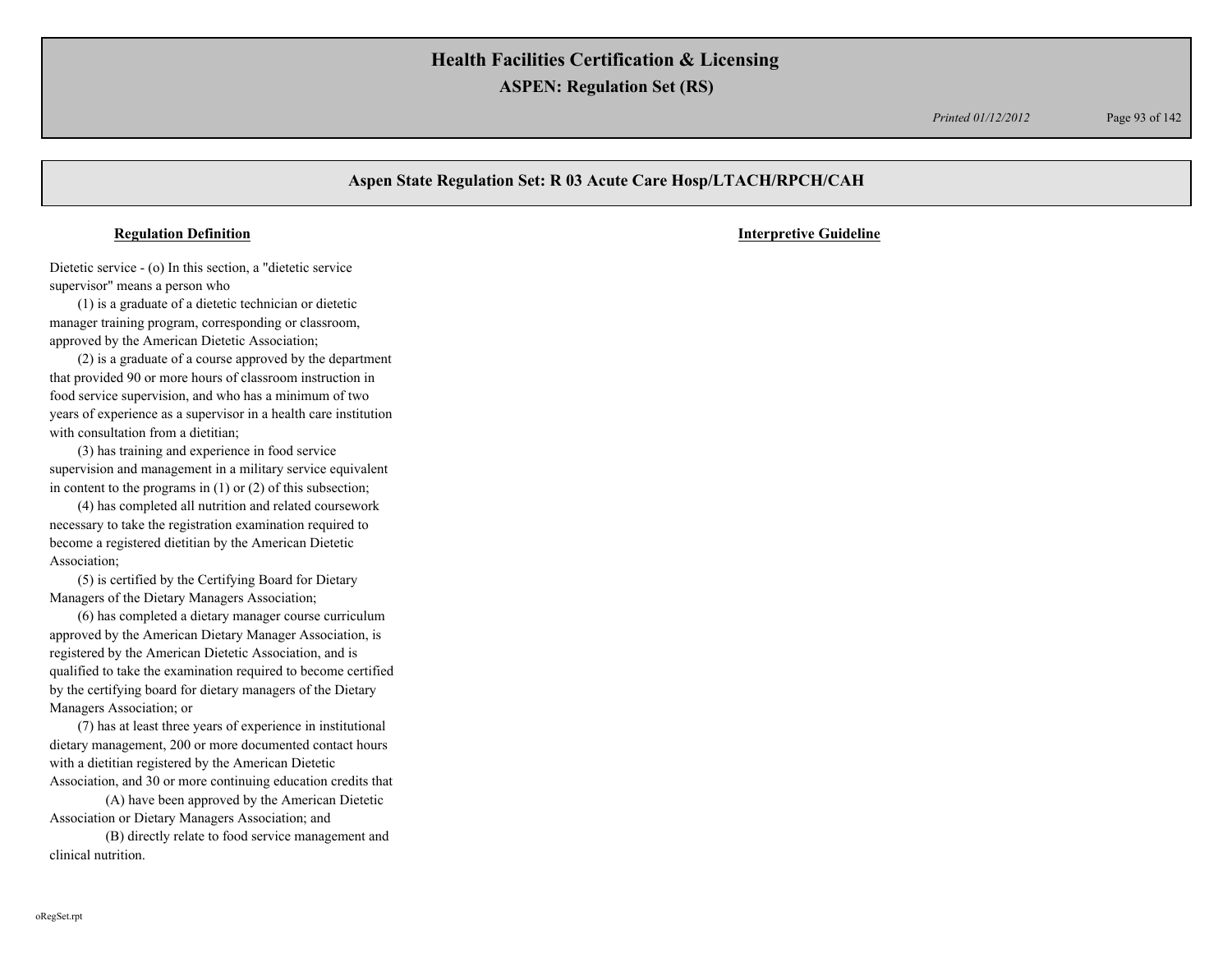## Aspen State Regulation Set: R 03 Acute Care Hosp/LTACH/RPCH/CAH

| Regulation Definition | Interpretive Guideline |
|---|---|
| Dietetic service - (o) In this section, a "dietetic service supervisor" means a person who<br>(1) is a graduate of a dietetic technician or dietetic manager training program, corresponding or classroom, approved by the American Dietetic Association;<br>(2) is a graduate of a course approved by the department that provided 90 or more hours of classroom instruction in food service supervision, and who has a minimum of two years of experience as a supervisor in a health care institution with consultation from a dietitian;<br>(3) has training and experience in food service supervision and management in a military service equivalent in content to the programs in (1) or (2) of this subsection;<br>(4) has completed all nutrition and related coursework necessary to take the registration examination required to become a registered dietitian by the American Dietetic Association;<br>(5) is certified by the Certifying Board for Dietary Managers of the Dietary Managers Association;<br>(6) has completed a dietary manager course curriculum approved by the American Dietary Manager Association, is registered by the American Dietetic Association, and is qualified to take the examination required to become certified by the certifying board for dietary managers of the Dietary Managers Association; or<br>(7) has at least three years of experience in institutional dietary management, 200 or more documented contact hours with a dietitian registered by the American Dietetic Association, and 30 or more continuing education credits that<br>(A) have been approved by the American Dietetic Association or Dietary Managers Association; and<br>(B) directly relate to food service management and clinical nutrition. | |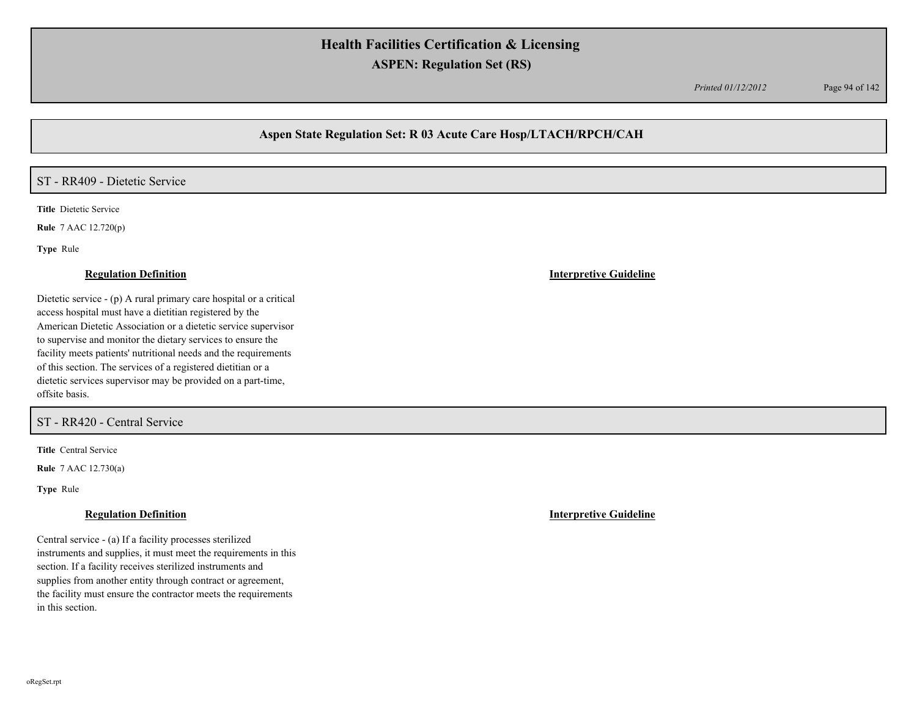## Aspen State Regulation Set: R 03 Acute Care Hosp/LTACH/RPCH/CAH

### ST - RR409 - Dietetic Service

**Title** Dietetic Service

**Rule** 7 AAC 12.720(p)

**Type** Rule

**Regulation Definition**

Dietetic service - (p) A rural primary care hospital or a critical access hospital must have a dietitian registered by the American Dietetic Association or a dietetic service supervisor to supervise and monitor the dietary services to ensure the facility meets patients' nutritional needs and the requirements of this section. The services of a registered dietitian or a dietetic services supervisor may be provided on a part-time, offsite basis.

**Interpretive Guideline**

### ST - RR420 - Central Service

**Title** Central Service

**Rule** 7 AAC 12.730(a)

**Type** Rule

**Regulation Definition**

Central service - (a) If a facility processes sterilized instruments and supplies, it must meet the requirements in this section. If a facility receives sterilized instruments and supplies from another entity through contract or agreement, the facility must ensure the contractor meets the requirements in this section.

**Interpretive Guideline**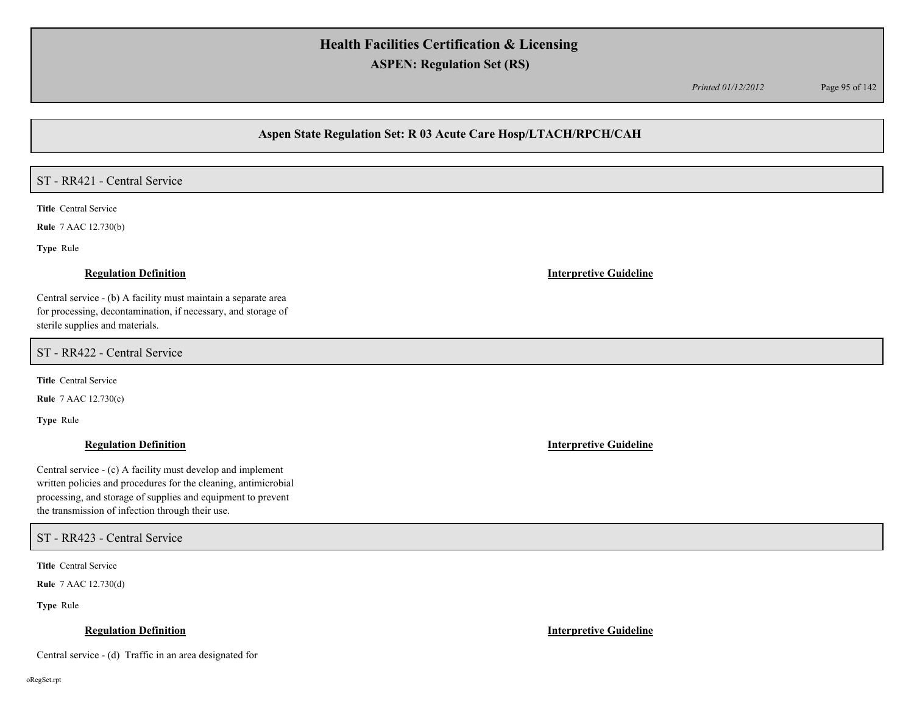## Aspen State Regulation Set: R 03 Acute Care Hosp/LTACH/RPCH/CAH

### ST - RR421 - Central Service

**Title** Central Service

**Rule** 7 AAC 12.730(b)

**Type** Rule

**Regulation Definition**

Central service - (b) A facility must maintain a separate area for processing, decontamination, if necessary, and storage of sterile supplies and materials.

**Interpretive Guideline**

### ST - RR422 - Central Service

**Title** Central Service

**Rule** 7 AAC 12.730(c)

**Type** Rule

**Regulation Definition**

Central service - (c) A facility must develop and implement written policies and procedures for the cleaning, antimicrobial processing, and storage of supplies and equipment to prevent the transmission of infection through their use.

**Interpretive Guideline**

### ST - RR423 - Central Service

**Title** Central Service

**Rule** 7 AAC 12.730(d)

**Type** Rule

**Regulation Definition**

Central service - (d) Traffic in an area designated for

**Interpretive Guideline**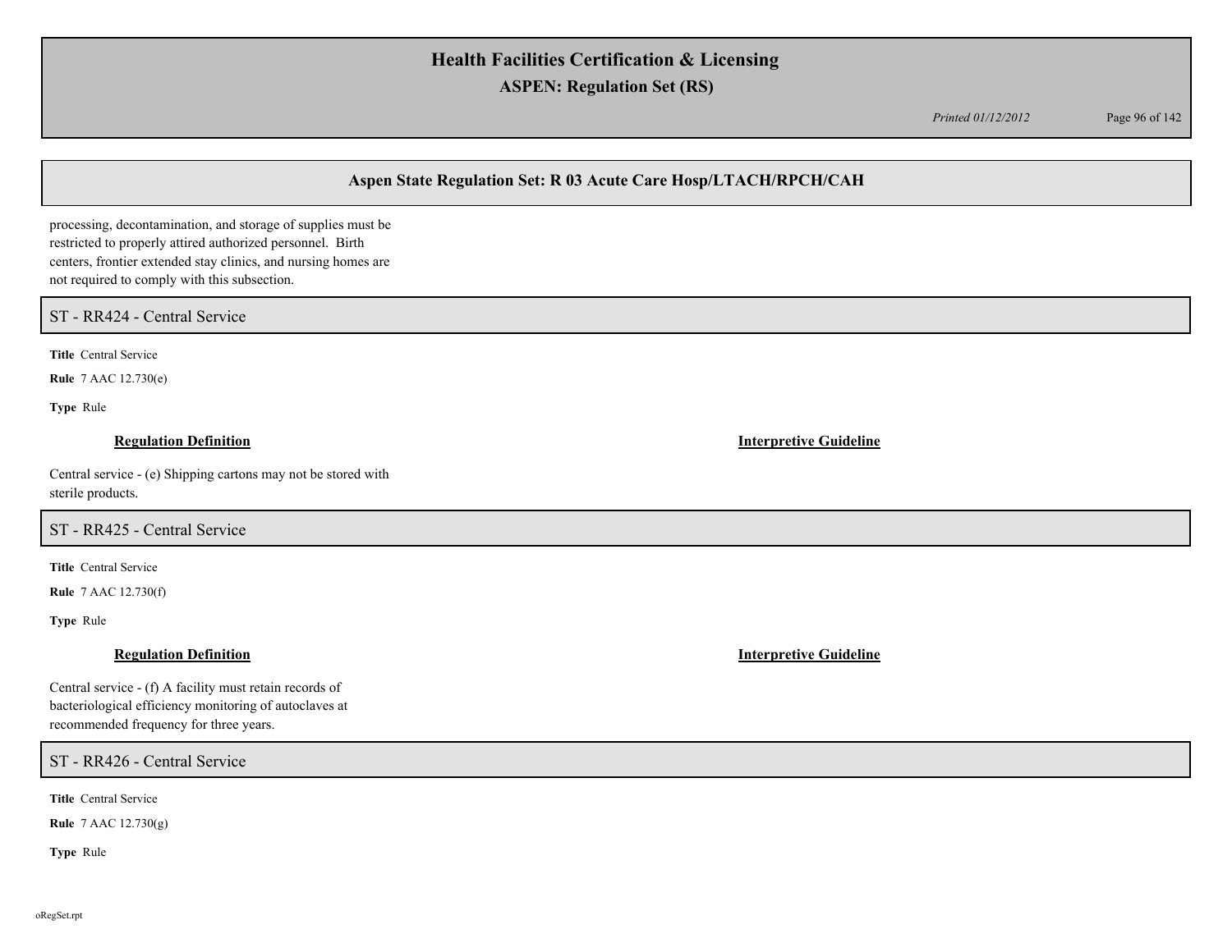processing, decontamination, and storage of supplies must be restricted to properly attired authorized personnel. Birth centers, frontier extended stay clinics, and nursing homes are not required to comply with this subsection.

## ST - RR424 - Central Service

**Title** Central Service

**Rule** 7 AAC 12.730(e)

**Type** Rule

**Regulation Definition** | **Interpretive Guideline**

Central service - (e) Shipping cartons may not be stored with sterile products.

## ST - RR425 - Central Service

**Title** Central Service

**Rule** 7 AAC 12.730(f)

**Type** Rule

**Regulation Definition** | **Interpretive Guideline**

Central service - (f) A facility must retain records of bacteriological efficiency monitoring of autoclaves at recommended frequency for three years.

## ST - RR426 - Central Service

**Title** Central Service

**Rule** 7 AAC 12.730(g)

**Type** Rule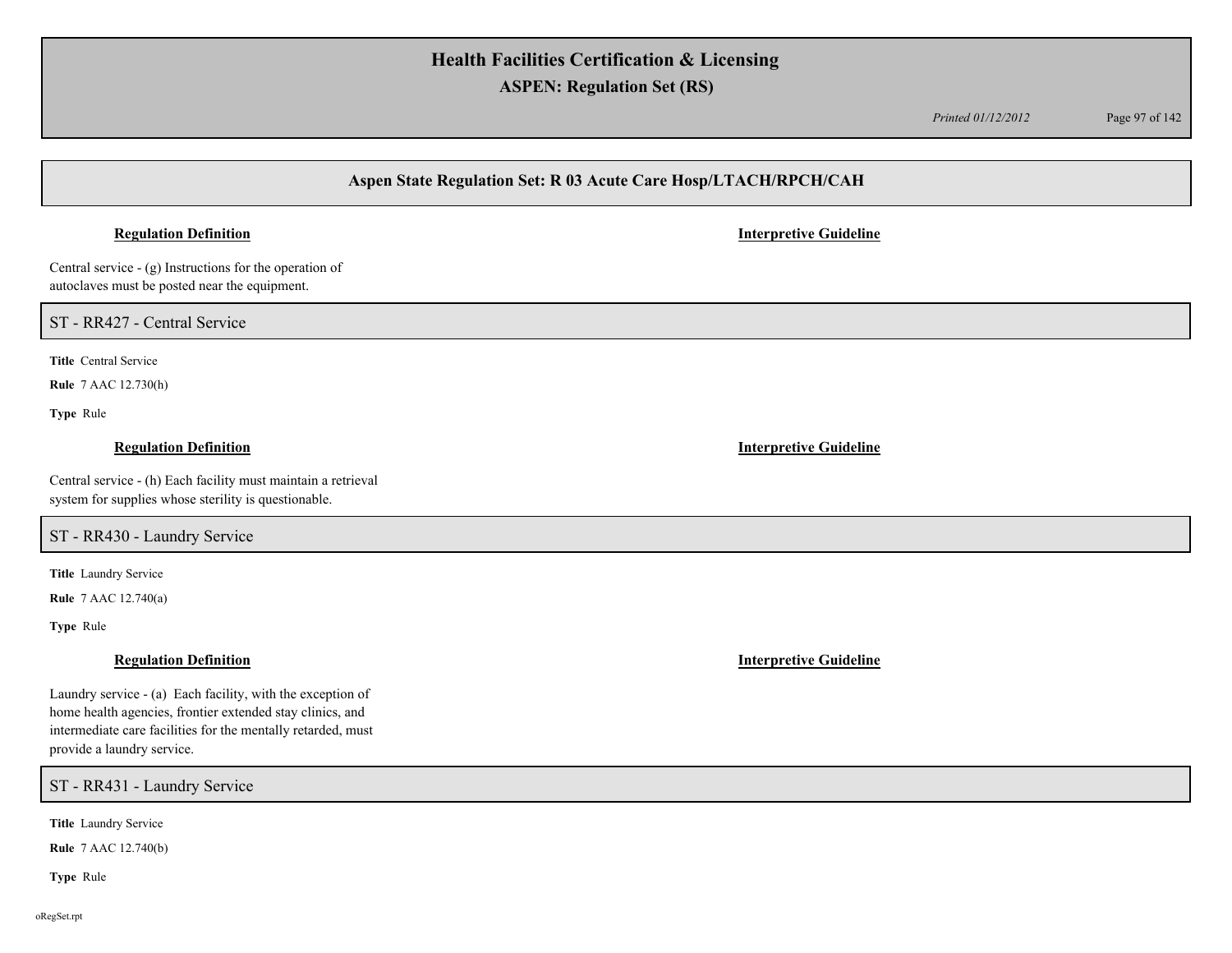**Regulation Definition** | **Interpretive Guideline**

Central service - (g) Instructions for the operation of autoclaves must be posted near the equipment.

## ST - RR427 - Central Service

**Title** Central Service

**Rule** 7 AAC 12.730(h)

**Type** Rule

**Regulation Definition** | **Interpretive Guideline**

Central service - (h) Each facility must maintain a retrieval system for supplies whose sterility is questionable.

## ST - RR430 - Laundry Service

**Title** Laundry Service

**Rule** 7 AAC 12.740(a)

**Type** Rule

**Regulation Definition** | **Interpretive Guideline**

Laundry service - (a) Each facility, with the exception of home health agencies, frontier extended stay clinics, and intermediate care facilities for the mentally retarded, must provide a laundry service.

## ST - RR431 - Laundry Service

**Title** Laundry Service

**Rule** 7 AAC 12.740(b)

**Type** Rule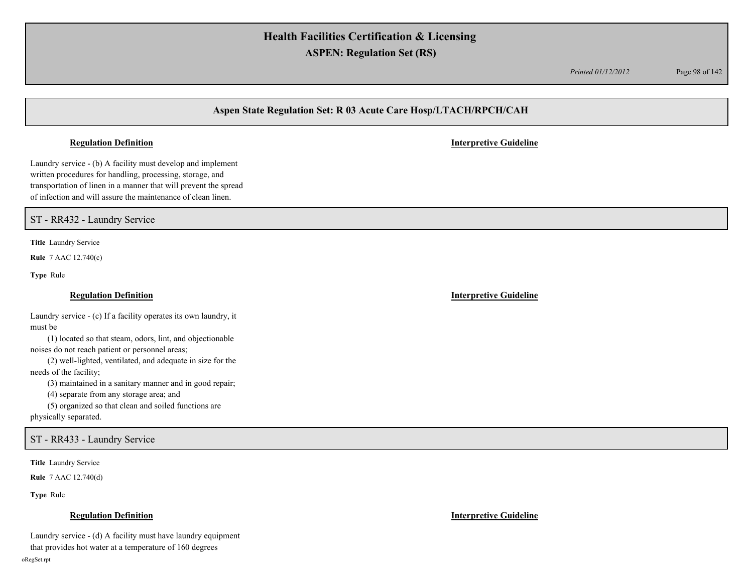## Aspen State Regulation Set: R 03 Acute Care Hosp/LTACH/RPCH/CAH

**Regulation Definition** | **Interpretive Guideline**

Laundry service - (b) A facility must develop and implement written procedures for handling, processing, storage, and transportation of linen in a manner that will prevent the spread of infection and will assure the maintenance of clean linen.

### ST - RR432 - Laundry Service

**Title** Laundry Service

**Rule** 7 AAC 12.740(c)

**Type** Rule

**Regulation Definition** | **Interpretive Guideline**

Laundry service - (c) If a facility operates its own laundry, it must be

(1) located so that steam, odors, lint, and objectionable noises do not reach patient or personnel areas;

(2) well-lighted, ventilated, and adequate in size for the needs of the facility;

(3) maintained in a sanitary manner and in good repair;

(4) separate from any storage area; and

(5) organized so that clean and soiled functions are physically separated.

### ST - RR433 - Laundry Service

**Title** Laundry Service

**Rule** 7 AAC 12.740(d)

**Type** Rule

**Regulation Definition** | **Interpretive Guideline**

Laundry service - (d) A facility must have laundry equipment that provides hot water at a temperature of 160 degrees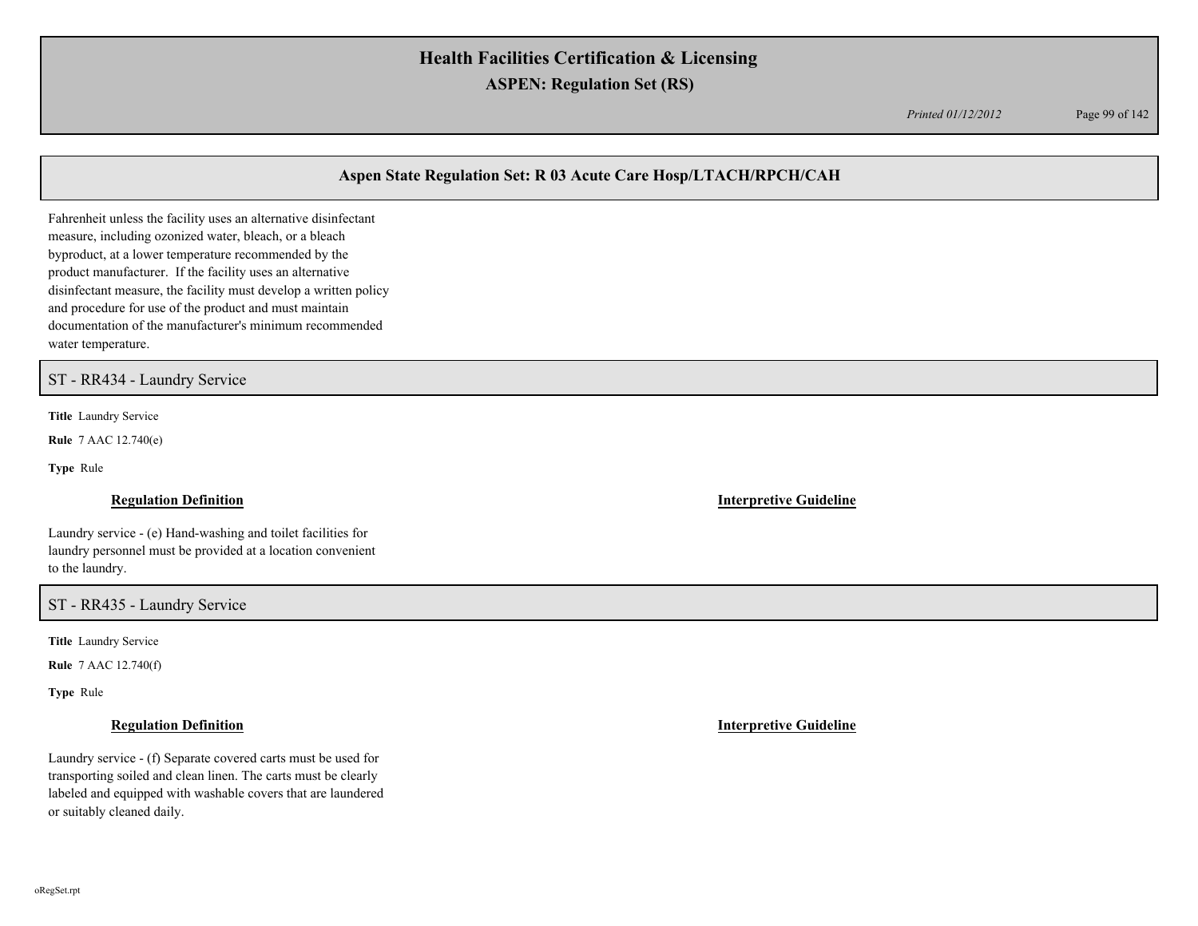## Aspen State Regulation Set: R 03 Acute Care Hosp/LTACH/RPCH/CAH

Fahrenheit unless the facility uses an alternative disinfectant measure, including ozonized water, bleach, or a bleach byproduct, at a lower temperature recommended by the product manufacturer. If the facility uses an alternative disinfectant measure, the facility must develop a written policy and procedure for use of the product and must maintain documentation of the manufacturer's minimum recommended water temperature.

### ST - RR434 - Laundry Service

**Title** Laundry Service

**Rule** 7 AAC 12.740(e)

**Type** Rule

**Regulation Definition**

Laundry service - (e) Hand-washing and toilet facilities for laundry personnel must be provided at a location convenient to the laundry.

**Interpretive Guideline**

### ST - RR435 - Laundry Service

**Title** Laundry Service

**Rule** 7 AAC 12.740(f)

**Type** Rule

**Regulation Definition**

Laundry service - (f) Separate covered carts must be used for transporting soiled and clean linen. The carts must be clearly labeled and equipped with washable covers that are laundered or suitably cleaned daily.

**Interpretive Guideline**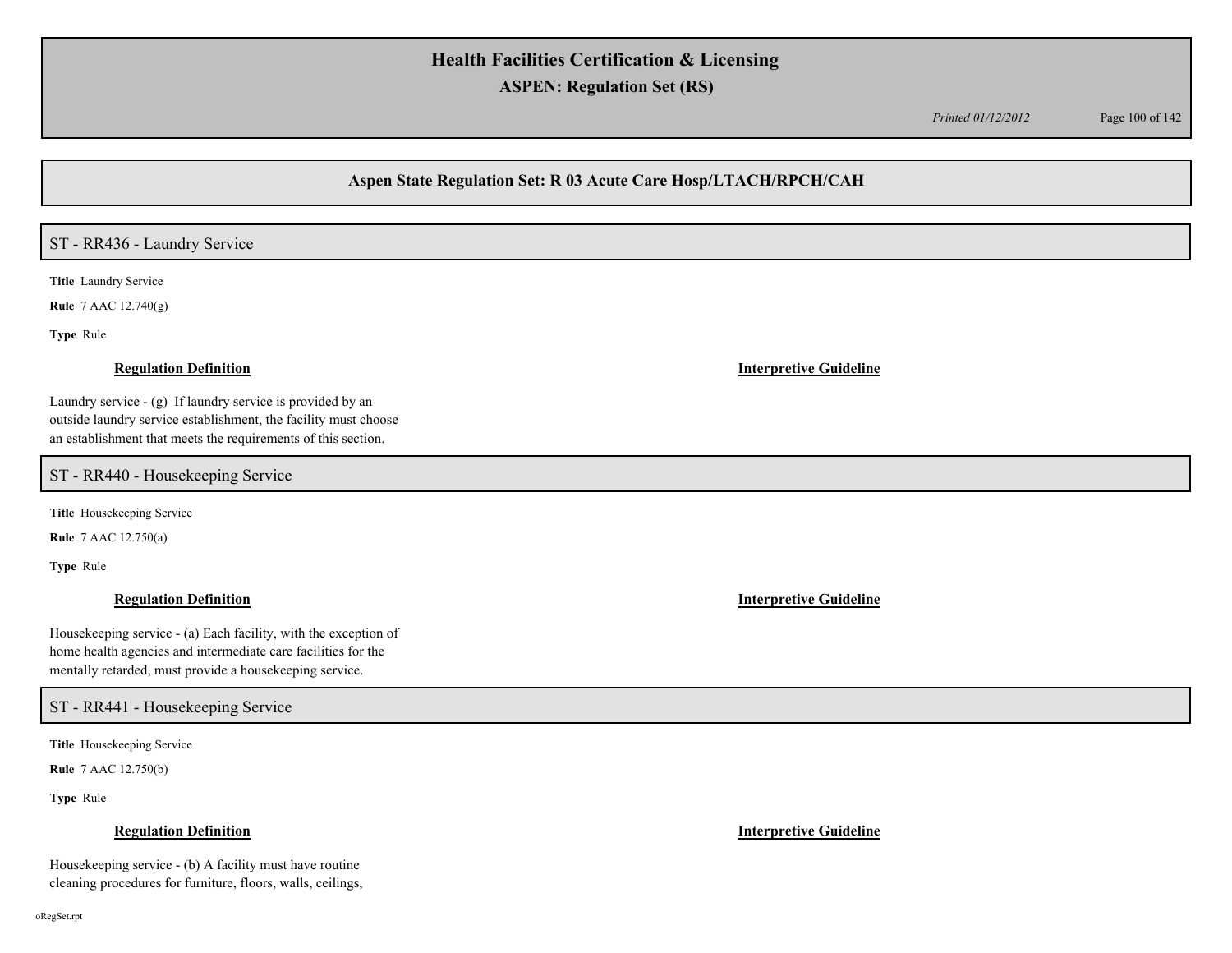## Aspen State Regulation Set: R 03 Acute Care Hosp/LTACH/RPCH/CAH

### ST - RR436 - Laundry Service

**Title** Laundry Service

**Rule** 7 AAC 12.740(g)

**Type** Rule

**Regulation Definition**

Laundry service - (g) If laundry service is provided by an outside laundry service establishment, the facility must choose an establishment that meets the requirements of this section.

**Interpretive Guideline**

### ST - RR440 - Housekeeping Service

**Title** Housekeeping Service

**Rule** 7 AAC 12.750(a)

**Type** Rule

**Regulation Definition**

Housekeeping service - (a) Each facility, with the exception of home health agencies and intermediate care facilities for the mentally retarded, must provide a housekeeping service.

**Interpretive Guideline**

### ST - RR441 - Housekeeping Service

**Title** Housekeeping Service

**Rule** 7 AAC 12.750(b)

**Type** Rule

**Regulation Definition**

Housekeeping service - (b) A facility must have routine cleaning procedures for furniture, floors, walls, ceilings,

**Interpretive Guideline**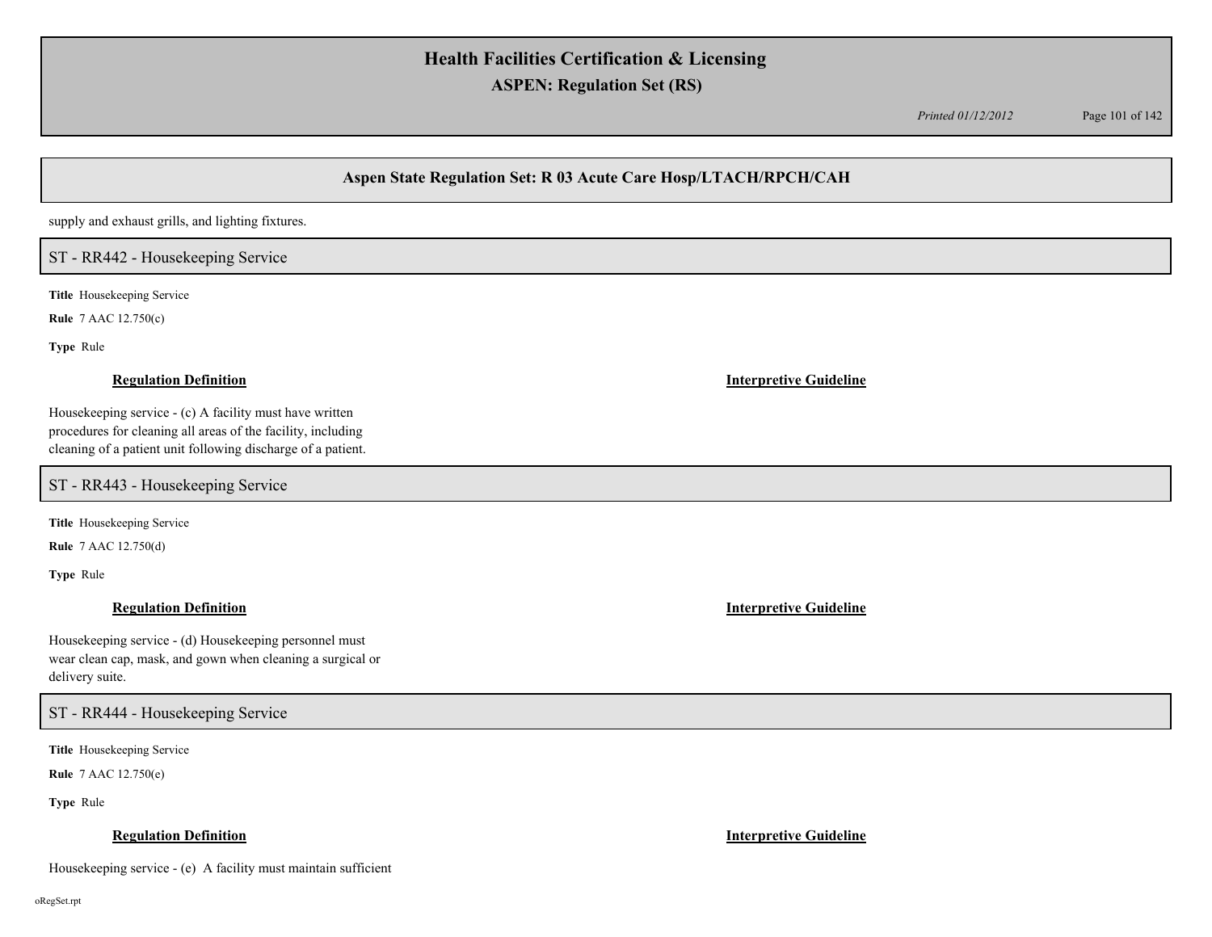supply and exhaust grills, and lighting fixtures.

## ST - RR442 - Housekeeping Service

**Title** Housekeeping Service

**Rule** 7 AAC 12.750(c)

**Type** Rule

**Regulation Definition**

Housekeeping service - (c) A facility must have written procedures for cleaning all areas of the facility, including cleaning of a patient unit following discharge of a patient.

**Interpretive Guideline**

## ST - RR443 - Housekeeping Service

**Title** Housekeeping Service

**Rule** 7 AAC 12.750(d)

**Type** Rule

**Regulation Definition**

Housekeeping service - (d) Housekeeping personnel must wear clean cap, mask, and gown when cleaning a surgical or delivery suite.

**Interpretive Guideline**

## ST - RR444 - Housekeeping Service

**Title** Housekeeping Service

**Rule** 7 AAC 12.750(e)

**Type** Rule

**Regulation Definition**

Housekeeping service - (e) A facility must maintain sufficient

**Interpretive Guideline**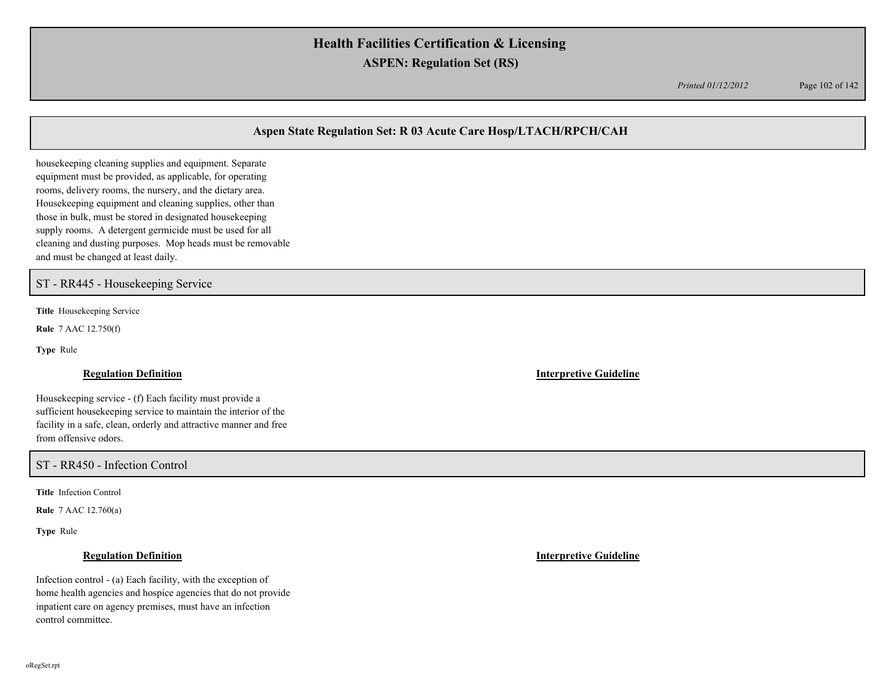housekeeping cleaning supplies and equipment. Separate equipment must be provided, as applicable, for operating rooms, delivery rooms, the nursery, and the dietary area. Housekeeping equipment and cleaning supplies, other than those in bulk, must be stored in designated housekeeping supply rooms. A detergent germicide must be used for all cleaning and dusting purposes. Mop heads must be removable and must be changed at least daily.

## ST - RR445 - Housekeeping Service

**Title** Housekeeping Service

**Rule** 7 AAC 12.750(f)

**Type** Rule

**Regulation Definition**

Housekeeping service - (f) Each facility must provide a sufficient housekeeping service to maintain the interior of the facility in a safe, clean, orderly and attractive manner and free from offensive odors.

**Interpretive Guideline**

## ST - RR450 - Infection Control

**Title** Infection Control

**Rule** 7 AAC 12.760(a)

**Type** Rule

**Regulation Definition**

Infection control - (a) Each facility, with the exception of home health agencies and hospice agencies that do not provide inpatient care on agency premises, must have an infection control committee.

**Interpretive Guideline**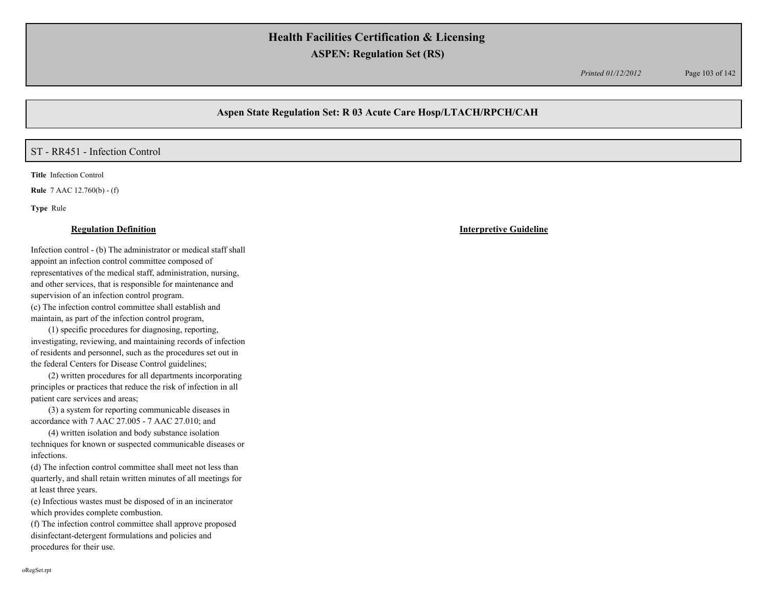# Health Facilities Certification & Licensing

## ASPEN: Regulation Set (RS)

*Printed 01/12/2012*

## Aspen State Regulation Set: R 03 Acute Care Hosp/LTACH/RPCH/CAH

### ST - RR451 - Infection Control

**Title** Infection Control

**Rule** 7 AAC 12.760(b) - (f)

**Type** Rule

**Regulation Definition**

Infection control - (b) The administrator or medical staff shall appoint an infection control committee composed of representatives of the medical staff, administration, nursing, and other services, that is responsible for maintenance and supervision of an infection control program.

(c) The infection control committee shall establish and maintain, as part of the infection control program,

(1) specific procedures for diagnosing, reporting, investigating, reviewing, and maintaining records of infection of residents and personnel, such as the procedures set out in the federal Centers for Disease Control guidelines;

(2) written procedures for all departments incorporating principles or practices that reduce the risk of infection in all patient care services and areas;

(3) a system for reporting communicable diseases in accordance with 7 AAC 27.005 - 7 AAC 27.010; and

(4) written isolation and body substance isolation techniques for known or suspected communicable diseases or infections.

(d) The infection control committee shall meet not less than quarterly, and shall retain written minutes of all meetings for at least three years.

(e) Infectious wastes must be disposed of in an incinerator which provides complete combustion.

(f) The infection control committee shall approve proposed disinfectant-detergent formulations and policies and procedures for their use.

**Interpretive Guideline**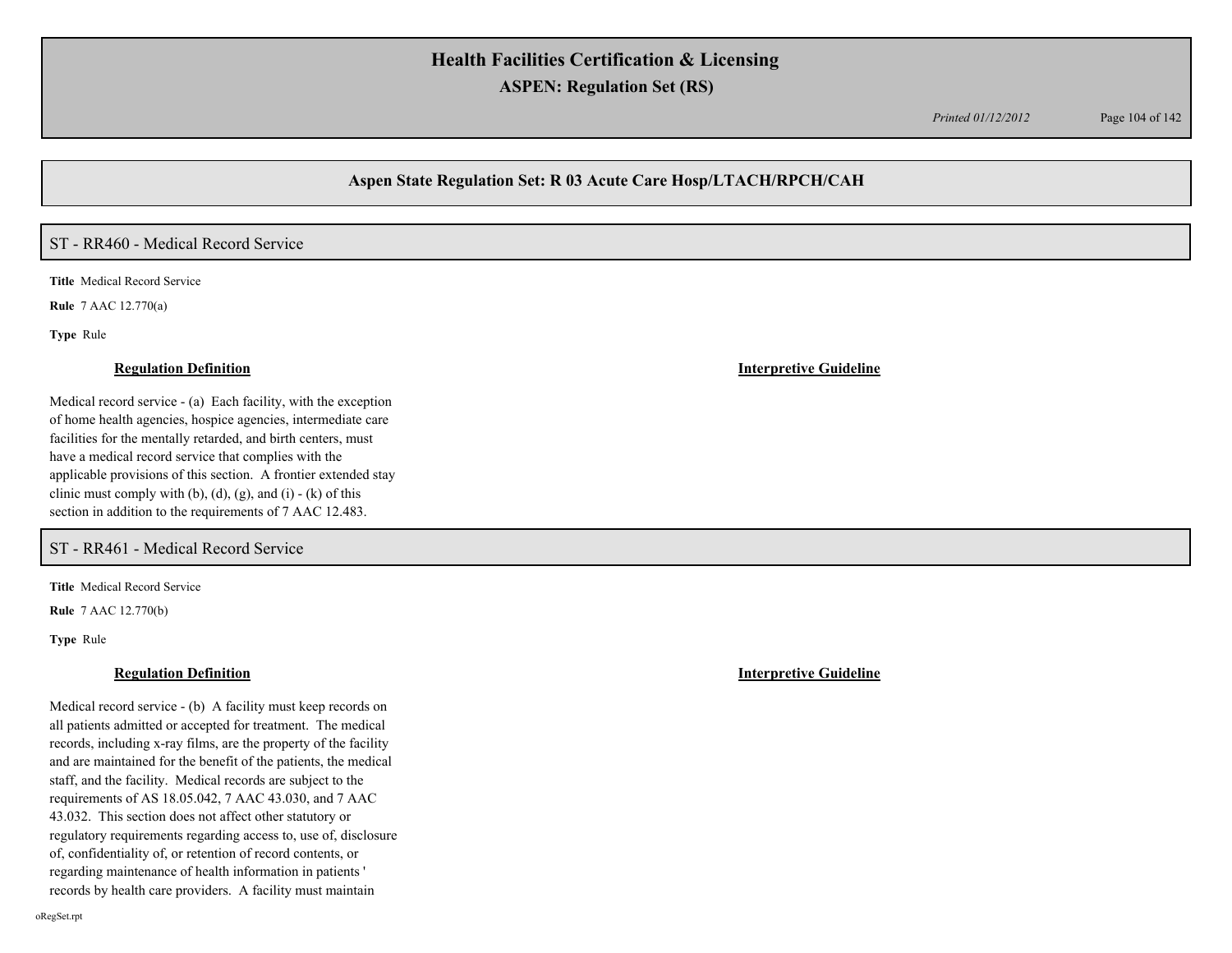## Aspen State Regulation Set: R 03 Acute Care Hosp/LTACH/RPCH/CAH

### ST - RR460 - Medical Record Service

**Title** Medical Record Service

**Rule** 7 AAC 12.770(a)

**Type** Rule

**Regulation Definition**

Medical record service - (a) Each facility, with the exception of home health agencies, hospice agencies, intermediate care facilities for the mentally retarded, and birth centers, must have a medical record service that complies with the applicable provisions of this section. A frontier extended stay clinic must comply with (b), (d), (g), and (i) - (k) of this section in addition to the requirements of 7 AAC 12.483.

**Interpretive Guideline**

### ST - RR461 - Medical Record Service

**Title** Medical Record Service

**Rule** 7 AAC 12.770(b)

**Type** Rule

**Regulation Definition**

Medical record service - (b) A facility must keep records on all patients admitted or accepted for treatment. The medical records, including x-ray films, are the property of the facility and are maintained for the benefit of the patients, the medical staff, and the facility. Medical records are subject to the requirements of AS 18.05.042, 7 AAC 43.030, and 7 AAC 43.032. This section does not affect other statutory or regulatory requirements regarding access to, use of, disclosure of, confidentiality of, or retention of record contents, or regarding maintenance of health information in patients ' records by health care providers. A facility must maintain

**Interpretive Guideline**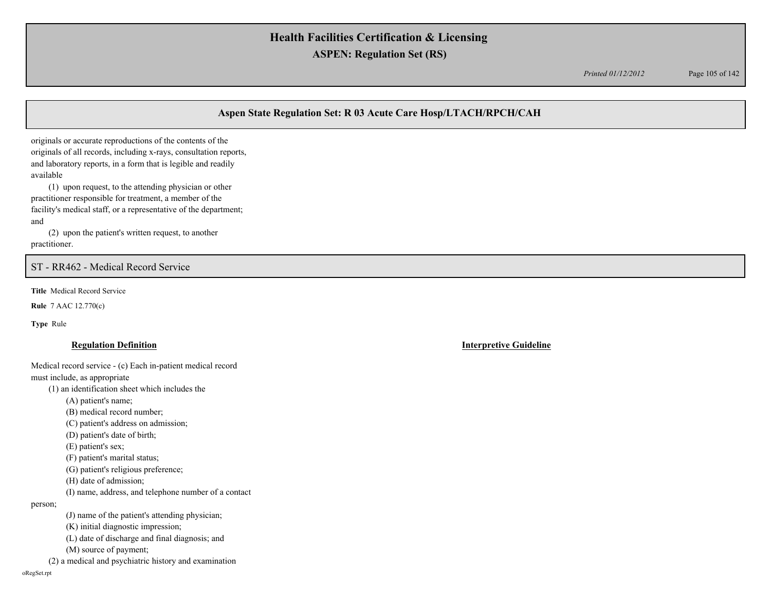originals or accurate reproductions of the contents of the originals of all records, including x-rays, consultation reports, and laboratory reports, in a form that is legible and readily available

(1) upon request, to the attending physician or other practitioner responsible for treatment, a member of the facility's medical staff, or a representative of the department; and

(2) upon the patient's written request, to another practitioner.

## ST - RR462 - Medical Record Service

**Title** Medical Record Service

**Rule** 7 AAC 12.770(c)

**Type** Rule

| **Regulation Definition** | **Interpretive Guideline** |
|---|---|
| Medical record service - (c) Each in-patient medical record must include, as appropriate<br>(1) an identification sheet which includes the<br>(A) patient's name;<br>(B) medical record number;<br>(C) patient's address on admission;<br>(D) patient's date of birth;<br>(E) patient's sex;<br>(F) patient's marital status;<br>(G) patient's religious preference;<br>(H) date of admission;<br>(I) name, address, and telephone number of a contact person;<br>(J) name of the patient's attending physician;<br>(K) initial diagnostic impression;<br>(L) date of discharge and final diagnosis; and<br>(M) source of payment;<br>(2) a medical and psychiatric history and examination | |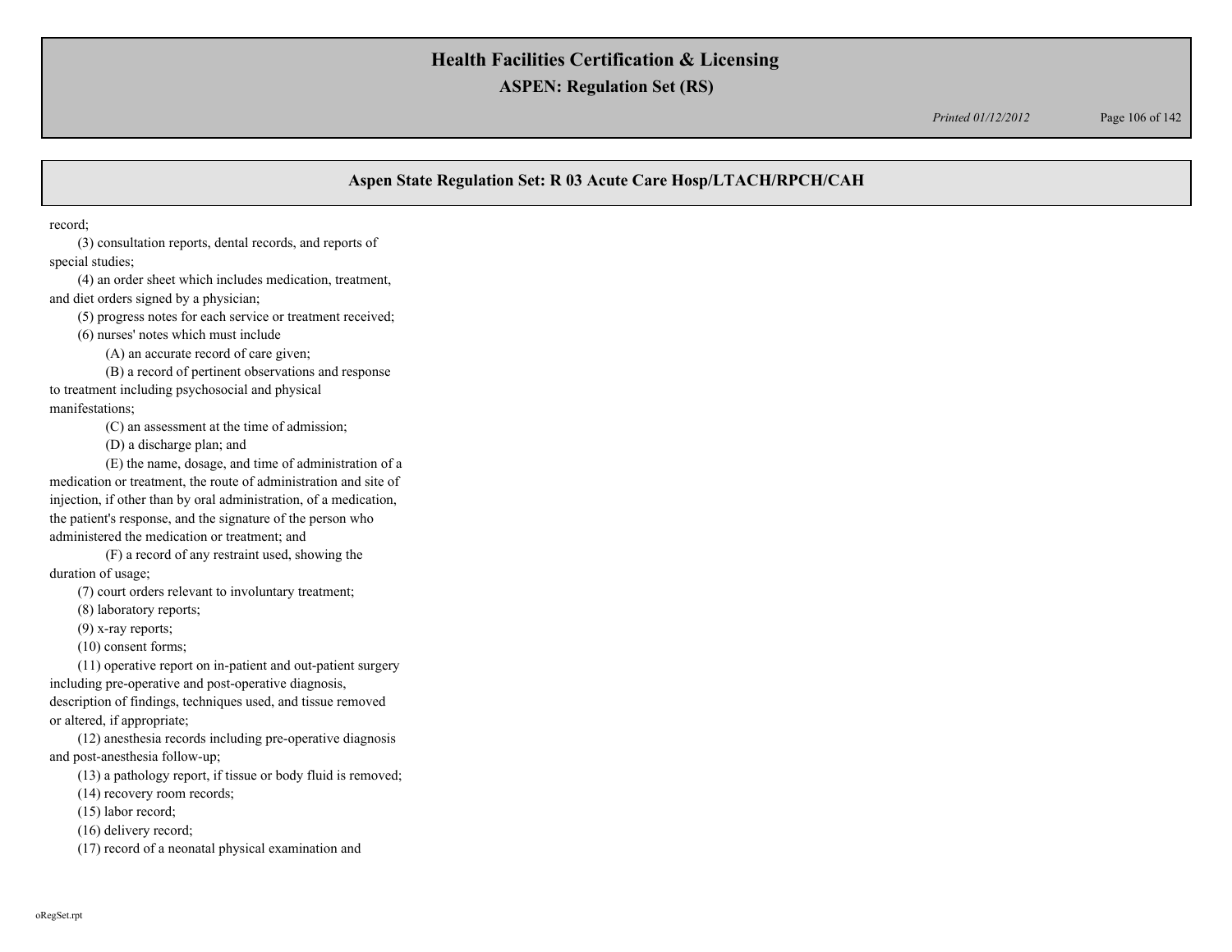## Aspen State Regulation Set: R 03 Acute Care Hosp/LTACH/RPCH/CAH

record;

(3) consultation reports, dental records, and reports of special studies;

(4) an order sheet which includes medication, treatment, and diet orders signed by a physician;

(5) progress notes for each service or treatment received;

(6) nurses' notes which must include

(A) an accurate record of care given;

(B) a record of pertinent observations and response to treatment including psychosocial and physical manifestations;

(C) an assessment at the time of admission;

(D) a discharge plan; and

(E) the name, dosage, and time of administration of a medication or treatment, the route of administration and site of injection, if other than by oral administration, of a medication, the patient's response, and the signature of the person who administered the medication or treatment; and

(F) a record of any restraint used, showing the duration of usage;

(7) court orders relevant to involuntary treatment;

(8) laboratory reports;

(9) x-ray reports;

(10) consent forms;

(11) operative report on in-patient and out-patient surgery including pre-operative and post-operative diagnosis, description of findings, techniques used, and tissue removed or altered, if appropriate;

(12) anesthesia records including pre-operative diagnosis and post-anesthesia follow-up;

(13) a pathology report, if tissue or body fluid is removed;

(14) recovery room records;

(15) labor record;

(16) delivery record;

(17) record of a neonatal physical examination and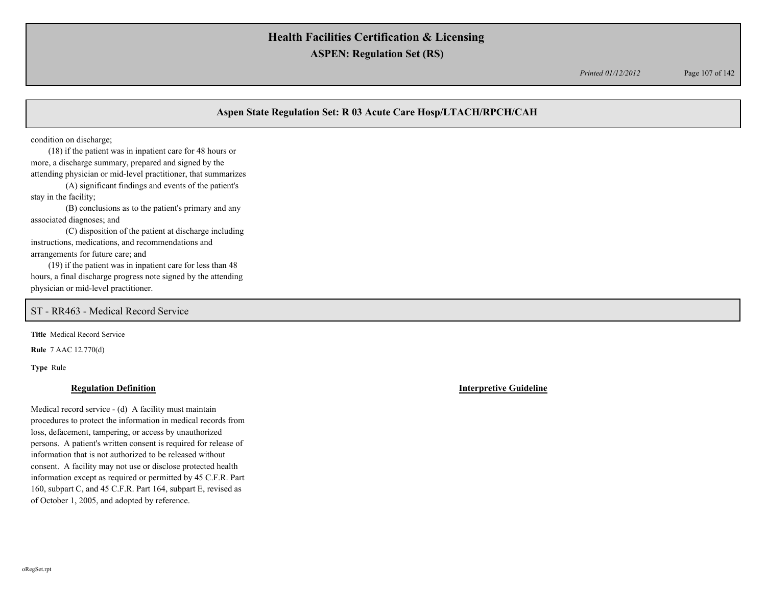condition on discharge;

(18) if the patient was in inpatient care for 48 hours or more, a discharge summary, prepared and signed by the attending physician or mid-level practitioner, that summarizes

(A) significant findings and events of the patient's stay in the facility;

(B) conclusions as to the patient's primary and any associated diagnoses; and

(C) disposition of the patient at discharge including instructions, medications, and recommendations and arrangements for future care; and

(19) if the patient was in inpatient care for less than 48 hours, a final discharge progress note signed by the attending physician or mid-level practitioner.

## ST - RR463 - Medical Record Service

**Title** Medical Record Service

**Rule** 7 AAC 12.770(d)

**Type** Rule

**Regulation Definition**

Medical record service - (d) A facility must maintain procedures to protect the information in medical records from loss, defacement, tampering, or access by unauthorized persons. A patient's written consent is required for release of information that is not authorized to be released without consent. A facility may not use or disclose protected health information except as required or permitted by 45 C.F.R. Part 160, subpart C, and 45 C.F.R. Part 164, subpart E, revised as of October 1, 2005, and adopted by reference.

**Interpretive Guideline**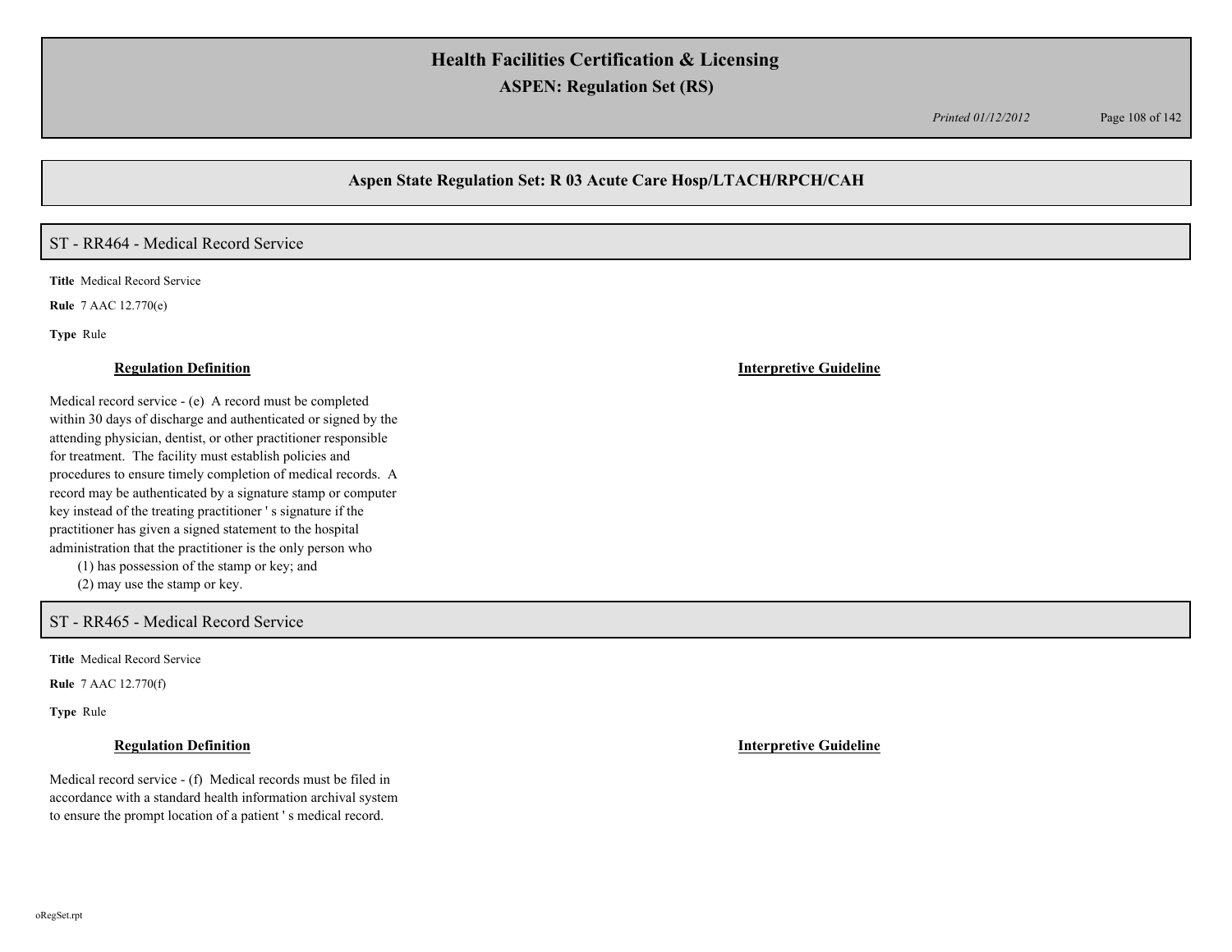## Aspen State Regulation Set: R 03 Acute Care Hosp/LTACH/RPCH/CAH

### ST - RR464 - Medical Record Service

**Title** Medical Record Service

**Rule** 7 AAC 12.770(e)

**Type** Rule

**Regulation Definition**

Medical record service - (e) A record must be completed within 30 days of discharge and authenticated or signed by the attending physician, dentist, or other practitioner responsible for treatment. The facility must establish policies and procedures to ensure timely completion of medical records. A record may be authenticated by a signature stamp or computer key instead of the treating practitioner ' s signature if the practitioner has given a signed statement to the hospital administration that the practitioner is the only person who

(1) has possession of the stamp or key; and

(2) may use the stamp or key.

**Interpretive Guideline**

### ST - RR465 - Medical Record Service

**Title** Medical Record Service

**Rule** 7 AAC 12.770(f)

**Type** Rule

**Regulation Definition**

Medical record service - (f) Medical records must be filed in accordance with a standard health information archival system to ensure the prompt location of a patient ' s medical record.

**Interpretive Guideline**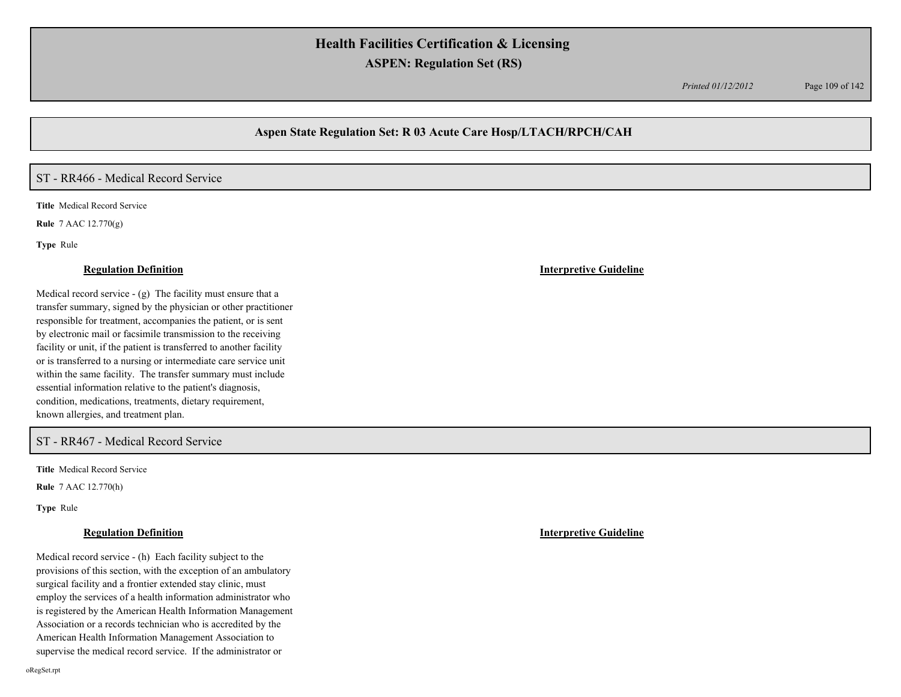## Aspen State Regulation Set: R 03 Acute Care Hosp/LTACH/RPCH/CAH

### ST - RR466 - Medical Record Service

**Title** Medical Record Service

**Rule** 7 AAC 12.770(g)

**Type** Rule

**Regulation Definition**

Medical record service - (g) The facility must ensure that a transfer summary, signed by the physician or other practitioner responsible for treatment, accompanies the patient, or is sent by electronic mail or facsimile transmission to the receiving facility or unit, if the patient is transferred to another facility or is transferred to a nursing or intermediate care service unit within the same facility. The transfer summary must include essential information relative to the patient's diagnosis, condition, medications, treatments, dietary requirement, known allergies, and treatment plan.

**Interpretive Guideline**

### ST - RR467 - Medical Record Service

**Title** Medical Record Service

**Rule** 7 AAC 12.770(h)

**Type** Rule

**Regulation Definition**

Medical record service - (h) Each facility subject to the provisions of this section, with the exception of an ambulatory surgical facility and a frontier extended stay clinic, must employ the services of a health information administrator who is registered by the American Health Information Management Association or a records technician who is accredited by the American Health Information Management Association to supervise the medical record service. If the administrator or

**Interpretive Guideline**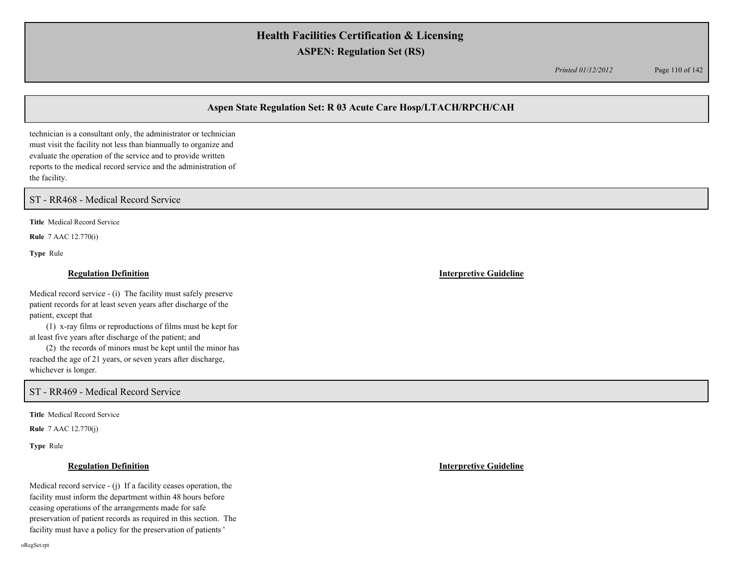technician is a consultant only, the administrator or technician must visit the facility not less than biannually to organize and evaluate the operation of the service and to provide written reports to the medical record service and the administration of the facility.

## ST - RR468 - Medical Record Service

**Title** Medical Record Service

**Rule** 7 AAC 12.770(i)

**Type** Rule

**Regulation Definition**

Medical record service - (i) The facility must safely preserve patient records for at least seven years after discharge of the patient, except that

(1) x-ray films or reproductions of films must be kept for at least five years after discharge of the patient; and

(2) the records of minors must be kept until the minor has reached the age of 21 years, or seven years after discharge, whichever is longer.

**Interpretive Guideline**

## ST - RR469 - Medical Record Service

**Title** Medical Record Service

**Rule** 7 AAC 12.770(j)

**Type** Rule

**Regulation Definition**

Medical record service - (j) If a facility ceases operation, the facility must inform the department within 48 hours before ceasing operations of the arrangements made for safe preservation of patient records as required in this section. The facility must have a policy for the preservation of patients '

**Interpretive Guideline**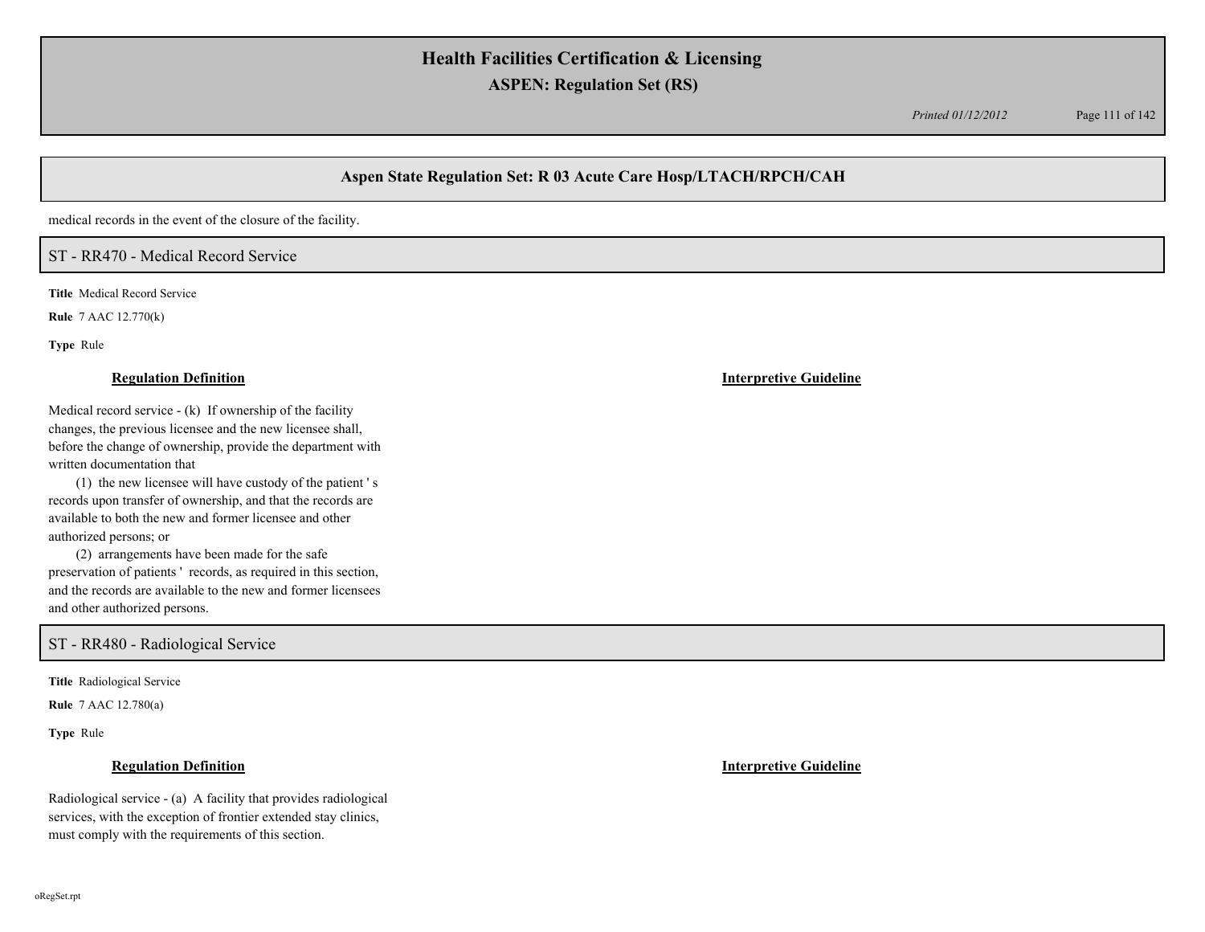medical records in the event of the closure of the facility.

## ST - RR470 - Medical Record Service

**Title** Medical Record Service

**Rule** 7 AAC 12.770(k)

**Type** Rule

**Regulation Definition**

Medical record service - (k) If ownership of the facility changes, the previous licensee and the new licensee shall, before the change of ownership, provide the department with written documentation that

(1) the new licensee will have custody of the patient ' s records upon transfer of ownership, and that the records are available to both the new and former licensee and other authorized persons; or

(2) arrangements have been made for the safe preservation of patients ' records, as required in this section, and the records are available to the new and former licensees and other authorized persons.

**Interpretive Guideline**

## ST - RR480 - Radiological Service

**Title** Radiological Service

**Rule** 7 AAC 12.780(a)

**Type** Rule

**Regulation Definition**

Radiological service - (a) A facility that provides radiological services, with the exception of frontier extended stay clinics, must comply with the requirements of this section.

**Interpretive Guideline**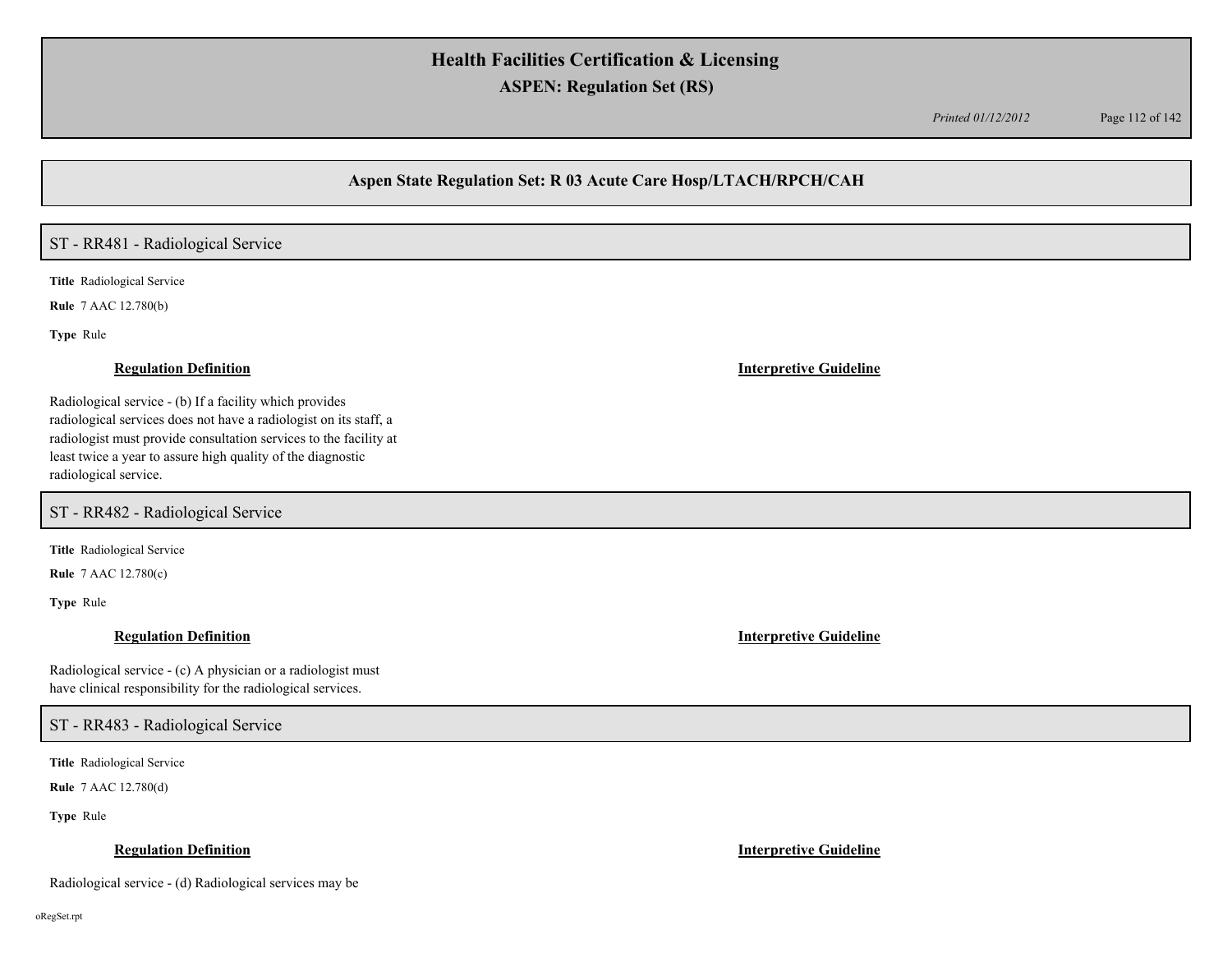## Aspen State Regulation Set: R 03 Acute Care Hosp/LTACH/RPCH/CAH

### ST - RR481 - Radiological Service

**Title** Radiological Service

**Rule** 7 AAC 12.780(b)

**Type** Rule

**Regulation Definition**

Radiological service - (b) If a facility which provides radiological services does not have a radiologist on its staff, a radiologist must provide consultation services to the facility at least twice a year to assure high quality of the diagnostic radiological service.

**Interpretive Guideline**

### ST - RR482 - Radiological Service

**Title** Radiological Service

**Rule** 7 AAC 12.780(c)

**Type** Rule

**Regulation Definition**

Radiological service - (c) A physician or a radiologist must have clinical responsibility for the radiological services.

**Interpretive Guideline**

### ST - RR483 - Radiological Service

**Title** Radiological Service

**Rule** 7 AAC 12.780(d)

**Type** Rule

**Regulation Definition**

Radiological service - (d) Radiological services may be

**Interpretive Guideline**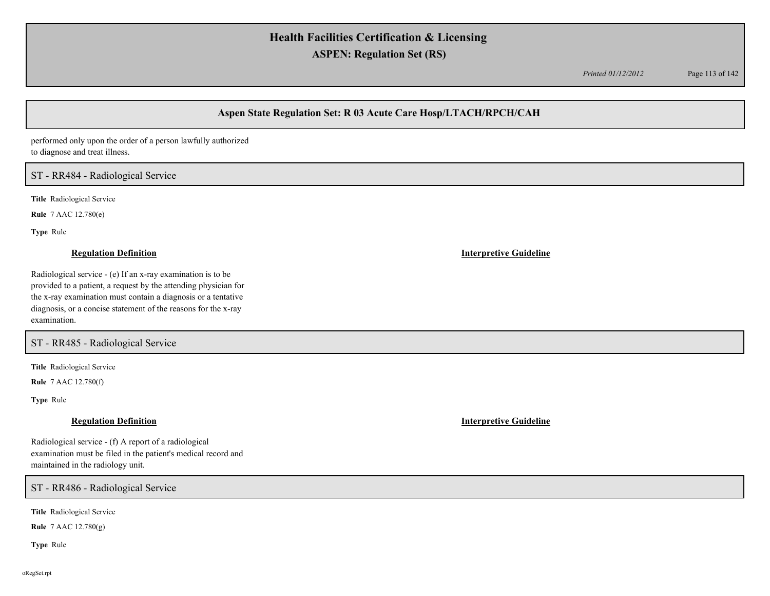performed only upon the order of a person lawfully authorized to diagnose and treat illness.

## ST - RR484 - Radiological Service

**Title** Radiological Service

**Rule** 7 AAC 12.780(e)

**Type** Rule

**Regulation Definition**

Radiological service - (e) If an x-ray examination is to be provided to a patient, a request by the attending physician for the x-ray examination must contain a diagnosis or a tentative diagnosis, or a concise statement of the reasons for the x-ray examination.

**Interpretive Guideline**

## ST - RR485 - Radiological Service

**Title** Radiological Service

**Rule** 7 AAC 12.780(f)

**Type** Rule

**Regulation Definition**

Radiological service - (f) A report of a radiological examination must be filed in the patient's medical record and maintained in the radiology unit.

**Interpretive Guideline**

## ST - RR486 - Radiological Service

**Title** Radiological Service

**Rule** 7 AAC 12.780(g)

**Type** Rule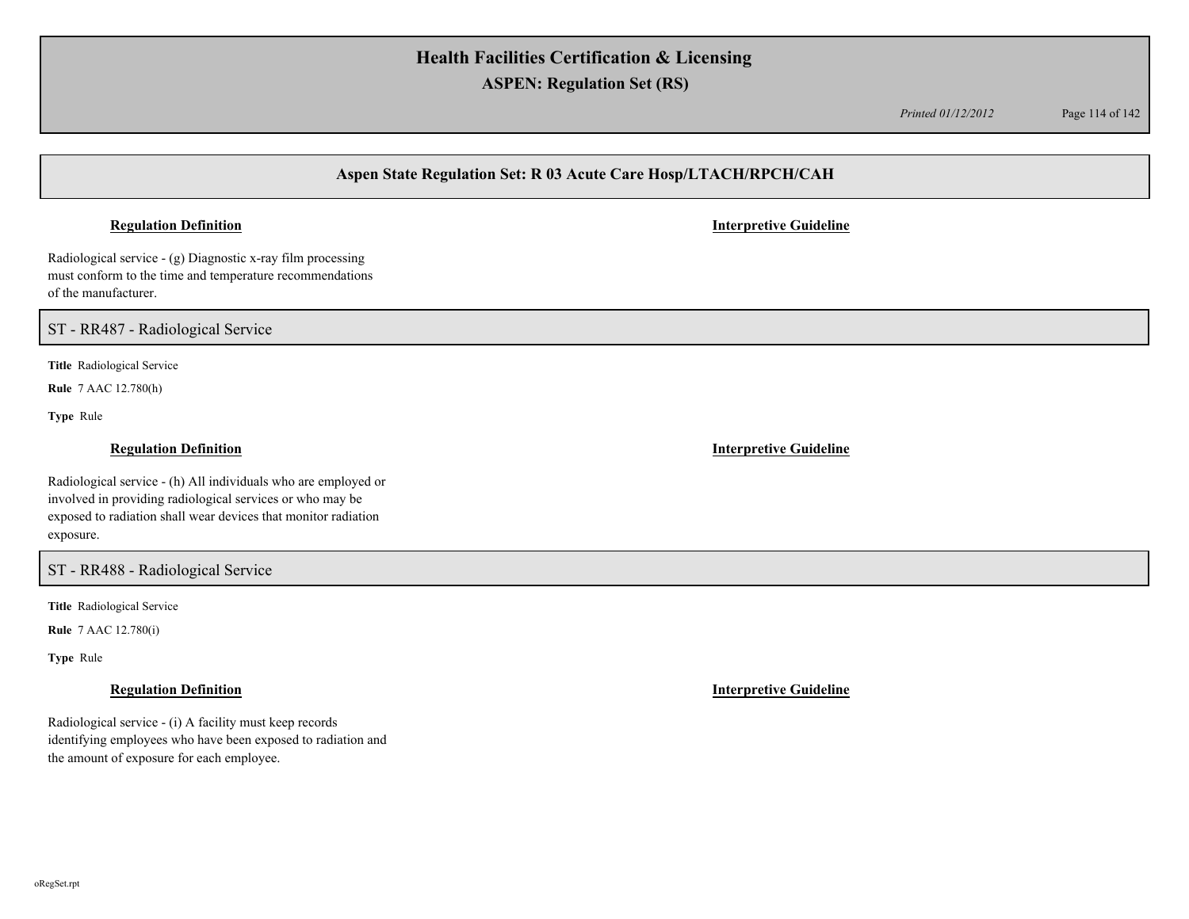**Regulation Definition** | **Interpretive Guideline**

Radiological service - (g) Diagnostic x-ray film processing must conform to the time and temperature recommendations of the manufacturer.

## ST - RR487 - Radiological Service

**Title** Radiological Service

**Rule** 7 AAC 12.780(h)

**Type** Rule

**Regulation Definition** | **Interpretive Guideline**

Radiological service - (h) All individuals who are employed or involved in providing radiological services or who may be exposed to radiation shall wear devices that monitor radiation exposure.

## ST - RR488 - Radiological Service

**Title** Radiological Service

**Rule** 7 AAC 12.780(i)

**Type** Rule

**Regulation Definition** | **Interpretive Guideline**

Radiological service - (i) A facility must keep records identifying employees who have been exposed to radiation and the amount of exposure for each employee.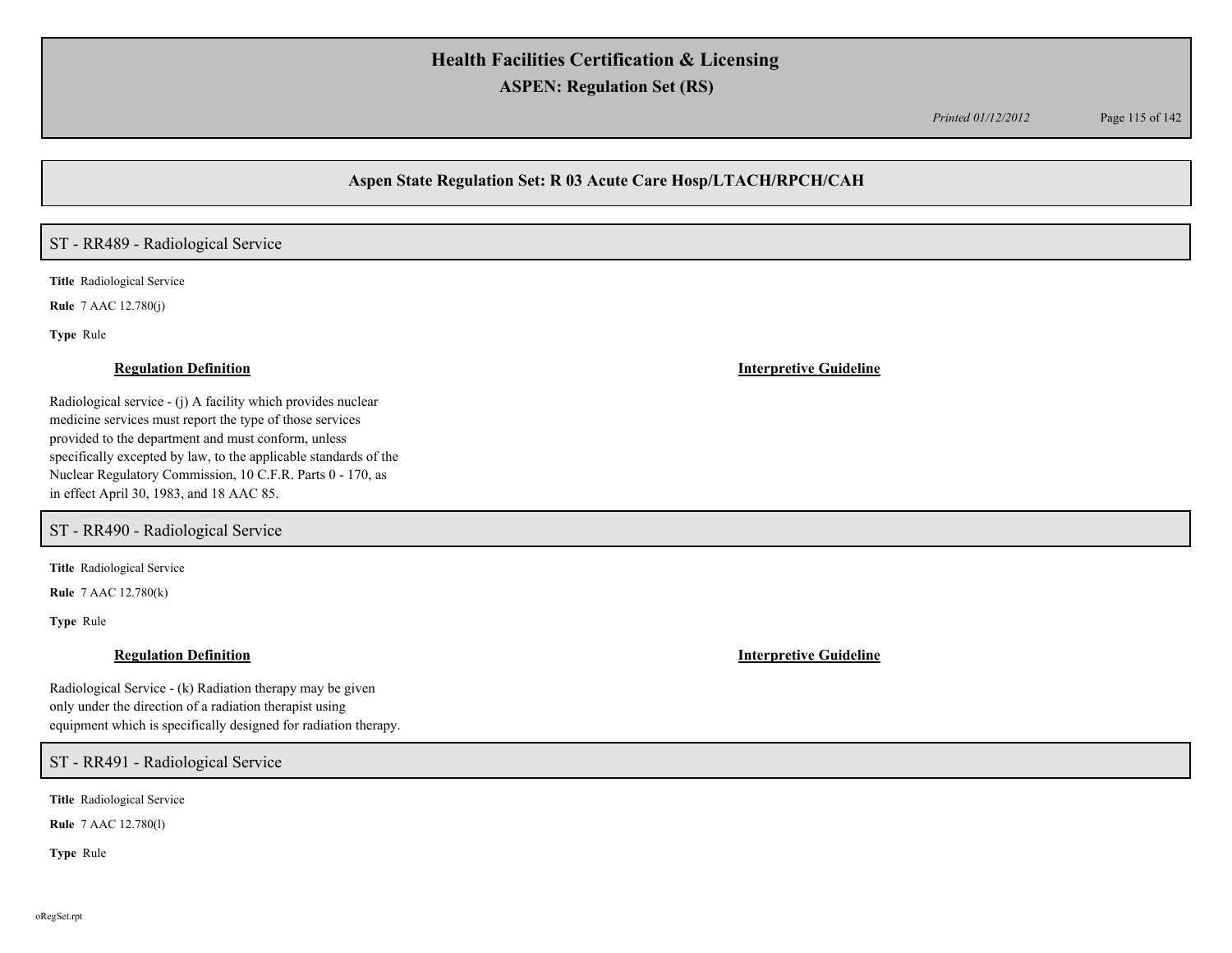## Aspen State Regulation Set: R 03 Acute Care Hosp/LTACH/RPCH/CAH

### ST - RR489 - Radiological Service

**Title** Radiological Service

**Rule** 7 AAC 12.780(j)

**Type** Rule

**Regulation Definition**

Radiological service - (j) A facility which provides nuclear medicine services must report the type of those services provided to the department and must conform, unless specifically excepted by law, to the applicable standards of the Nuclear Regulatory Commission, 10 C.F.R. Parts 0 - 170, as in effect April 30, 1983, and 18 AAC 85.

**Interpretive Guideline**

### ST - RR490 - Radiological Service

**Title** Radiological Service

**Rule** 7 AAC 12.780(k)

**Type** Rule

**Regulation Definition**

Radiological Service - (k) Radiation therapy may be given only under the direction of a radiation therapist using equipment which is specifically designed for radiation therapy.

**Interpretive Guideline**

### ST - RR491 - Radiological Service

**Title** Radiological Service

**Rule** 7 AAC 12.780(l)

**Type** Rule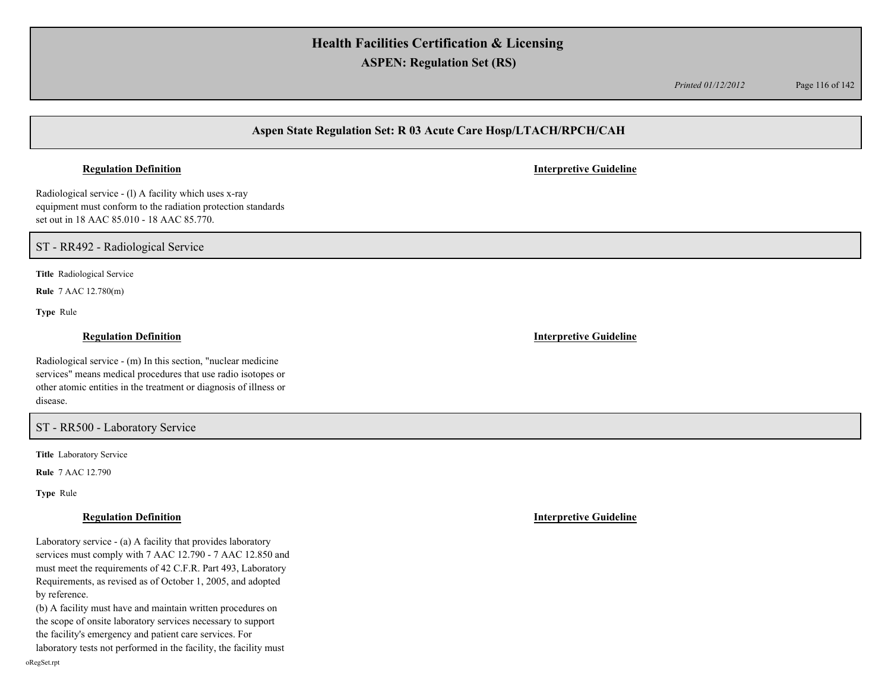## Aspen State Regulation Set: R 03 Acute Care Hosp/LTACH/RPCH/CAH

**Regulation Definition** | **Interpretive Guideline**

Radiological service - (l) A facility which uses x-ray equipment must conform to the radiation protection standards set out in 18 AAC 85.010 - 18 AAC 85.770.

### ST - RR492 - Radiological Service

**Title** Radiological Service

**Rule** 7 AAC 12.780(m)

**Type** Rule

**Regulation Definition** | **Interpretive Guideline**

Radiological service - (m) In this section, "nuclear medicine services" means medical procedures that use radio isotopes or other atomic entities in the treatment or diagnosis of illness or disease.

### ST - RR500 - Laboratory Service

**Title** Laboratory Service

**Rule** 7 AAC 12.790

**Type** Rule

**Regulation Definition** | **Interpretive Guideline**

Laboratory service - (a) A facility that provides laboratory services must comply with 7 AAC 12.790 - 7 AAC 12.850 and must meet the requirements of 42 C.F.R. Part 493, Laboratory Requirements, as revised as of October 1, 2005, and adopted by reference.

(b) A facility must have and maintain written procedures on the scope of onsite laboratory services necessary to support the facility's emergency and patient care services. For laboratory tests not performed in the facility, the facility must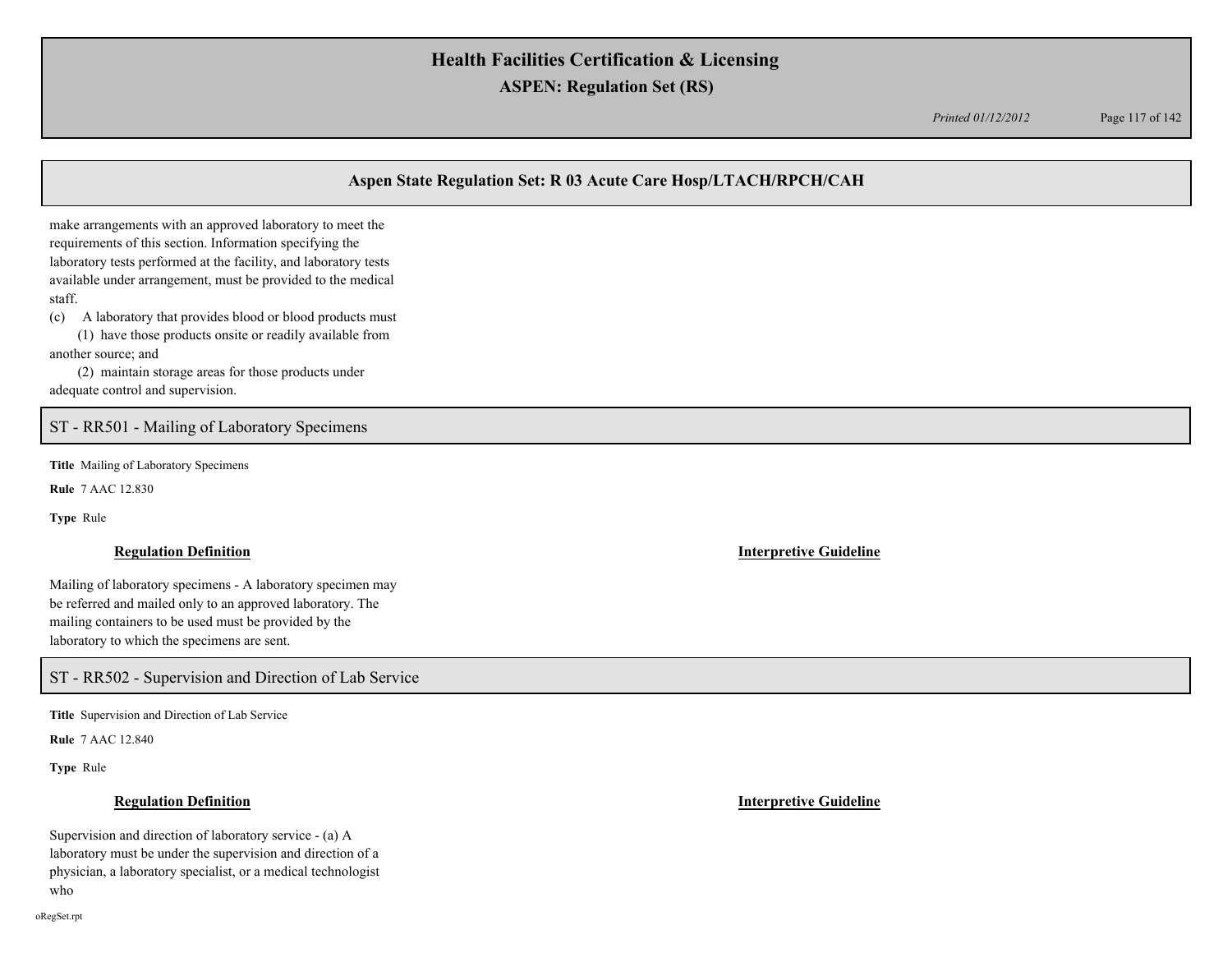make arrangements with an approved laboratory to meet the requirements of this section. Information specifying the laboratory tests performed at the facility, and laboratory tests available under arrangement, must be provided to the medical staff.

(c) A laboratory that provides blood or blood products must
(1) have those products onsite or readily available from another source; and
(2) maintain storage areas for those products under adequate control and supervision.

## ST - RR501 - Mailing of Laboratory Specimens

**Title** Mailing of Laboratory Specimens

**Rule** 7 AAC 12.830

**Type** Rule

| **Regulation Definition** | **Interpretive Guideline** |
| --- | --- |
| Mailing of laboratory specimens - A laboratory specimen may be referred and mailed only to an approved laboratory. The mailing containers to be used must be provided by the laboratory to which the specimens are sent. | |

## ST - RR502 - Supervision and Direction of Lab Service

**Title** Supervision and Direction of Lab Service

**Rule** 7 AAC 12.840

**Type** Rule

| **Regulation Definition** | **Interpretive Guideline** |
| --- | --- |
| Supervision and direction of laboratory service - (a) A laboratory must be under the supervision and direction of a physician, a laboratory specialist, or a medical technologist who | |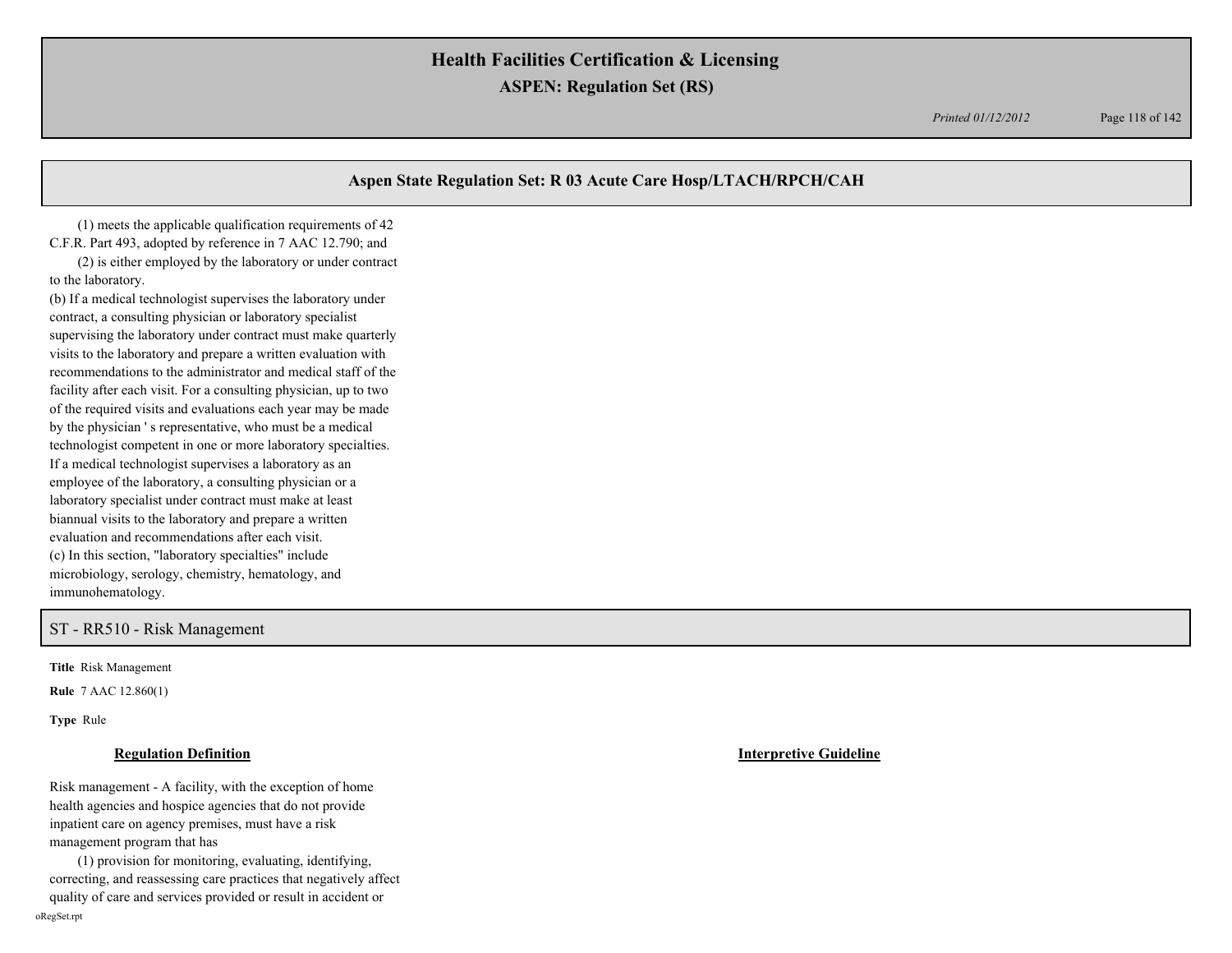## Aspen State Regulation Set: R 03 Acute Care Hosp/LTACH/RPCH/CAH

(1) meets the applicable qualification requirements of 42 C.F.R. Part 493, adopted by reference in 7 AAC 12.790; and

(2) is either employed by the laboratory or under contract to the laboratory.

(b) If a medical technologist supervises the laboratory under contract, a consulting physician or laboratory specialist supervising the laboratory under contract must make quarterly visits to the laboratory and prepare a written evaluation with recommendations to the administrator and medical staff of the facility after each visit. For a consulting physician, up to two of the required visits and evaluations each year may be made by the physician ' s representative, who must be a medical technologist competent in one or more laboratory specialties. If a medical technologist supervises a laboratory as an employee of the laboratory, a consulting physician or a laboratory specialist under contract must make at least biannual visits to the laboratory and prepare a written evaluation and recommendations after each visit.

(c) In this section, "laboratory specialties" include microbiology, serology, chemistry, hematology, and immunohematology.

## ST - RR510 - Risk Management

**Title** Risk Management

**Rule** 7 AAC 12.860(1)

**Type** Rule

**Regulation Definition**

Risk management - A facility, with the exception of home health agencies and hospice agencies that do not provide inpatient care on agency premises, must have a risk management program that has

(1) provision for monitoring, evaluating, identifying, correcting, and reassessing care practices that negatively affect quality of care and services provided or result in accident or

**Interpretive Guideline**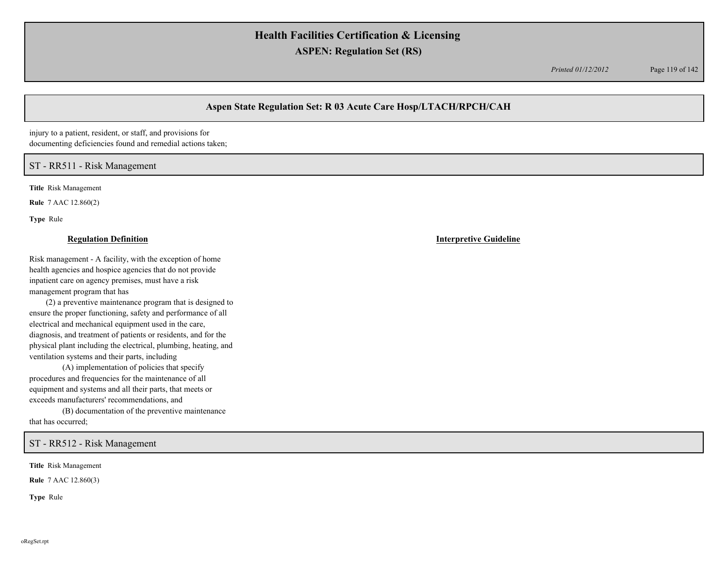injury to a patient, resident, or staff, and provisions for documenting deficiencies found and remedial actions taken;

## ST - RR511 - Risk Management

**Title** Risk Management

**Rule** 7 AAC 12.860(2)

**Type** Rule

**Regulation Definition**

Risk management - A facility, with the exception of home health agencies and hospice agencies that do not provide inpatient care on agency premises, must have a risk management program that has

(2) a preventive maintenance program that is designed to ensure the proper functioning, safety and performance of all electrical and mechanical equipment used in the care, diagnosis, and treatment of patients or residents, and for the physical plant including the electrical, plumbing, heating, and ventilation systems and their parts, including

(A) implementation of policies that specify procedures and frequencies for the maintenance of all equipment and systems and all their parts, that meets or exceeds manufacturers' recommendations, and

(B) documentation of the preventive maintenance that has occurred;

**Interpretive Guideline**

## ST - RR512 - Risk Management

**Title** Risk Management

**Rule** 7 AAC 12.860(3)

**Type** Rule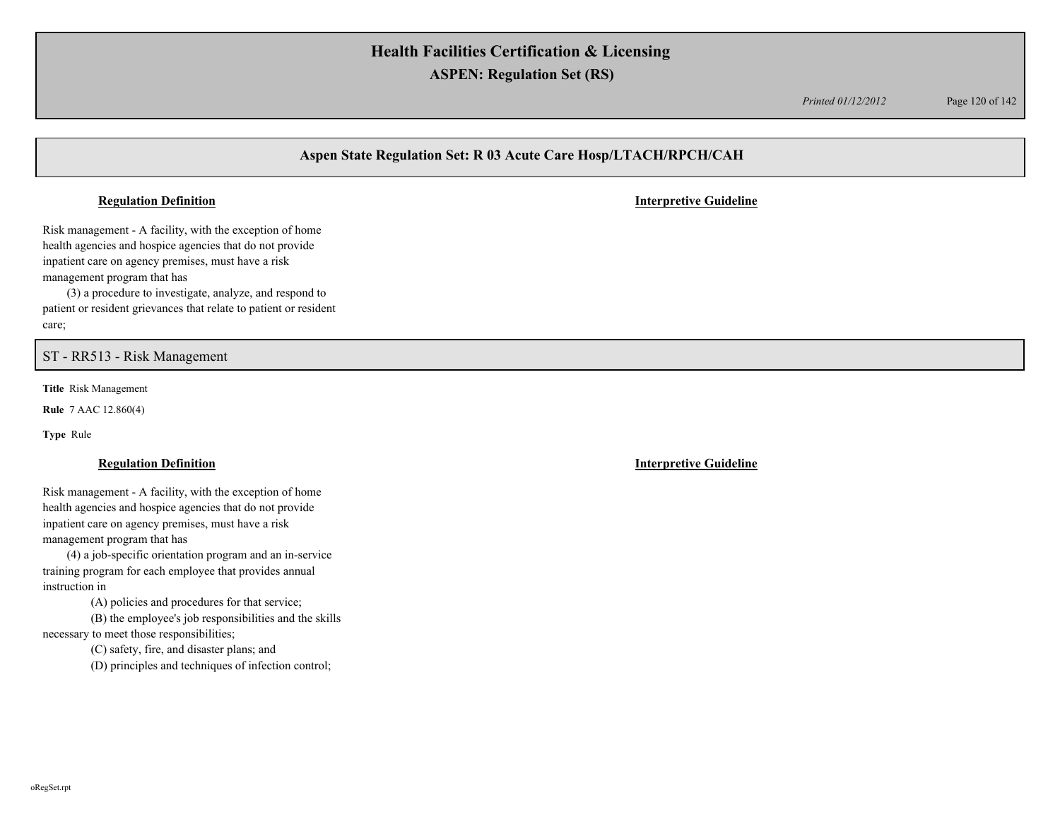## Aspen State Regulation Set: R 03 Acute Care Hosp/LTACH/RPCH/CAH

**Regulation Definition** | **Interpretive Guideline**

Risk management - A facility, with the exception of home health agencies and hospice agencies that do not provide inpatient care on agency premises, must have a risk management program that has

(3) a procedure to investigate, analyze, and respond to patient or resident grievances that relate to patient or resident care;

## ST - RR513 - Risk Management

**Title** Risk Management

**Rule** 7 AAC 12.860(4)

**Type** Rule

**Regulation Definition** | **Interpretive Guideline**

Risk management - A facility, with the exception of home health agencies and hospice agencies that do not provide inpatient care on agency premises, must have a risk management program that has

(4) a job-specific orientation program and an in-service training program for each employee that provides annual instruction in

(A) policies and procedures for that service;

(B) the employee's job responsibilities and the skills necessary to meet those responsibilities;

(C) safety, fire, and disaster plans; and

(D) principles and techniques of infection control;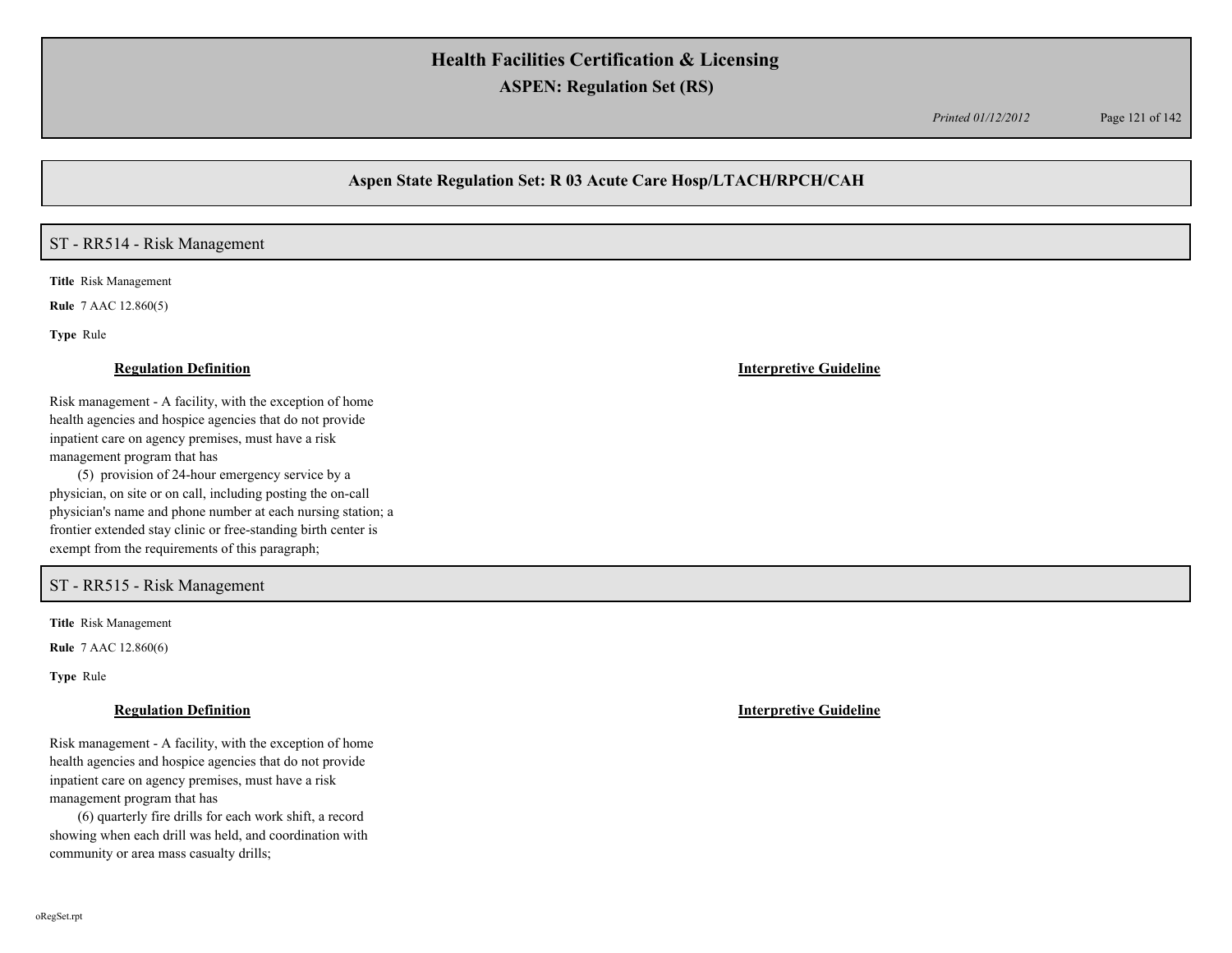## Aspen State Regulation Set: R 03 Acute Care Hosp/LTACH/RPCH/CAH

### ST - RR514 - Risk Management

**Title** Risk Management

**Rule** 7 AAC 12.860(5)

**Type** Rule

**Regulation Definition**

Risk management - A facility, with the exception of home health agencies and hospice agencies that do not provide inpatient care on agency premises, must have a risk management program that has

(5) provision of 24-hour emergency service by a physician, on site or on call, including posting the on-call physician's name and phone number at each nursing station; a frontier extended stay clinic or free-standing birth center is exempt from the requirements of this paragraph;

**Interpretive Guideline**

### ST - RR515 - Risk Management

**Title** Risk Management

**Rule** 7 AAC 12.860(6)

**Type** Rule

**Regulation Definition**

Risk management - A facility, with the exception of home health agencies and hospice agencies that do not provide inpatient care on agency premises, must have a risk management program that has

(6) quarterly fire drills for each work shift, a record showing when each drill was held, and coordination with community or area mass casualty drills;

**Interpretive Guideline**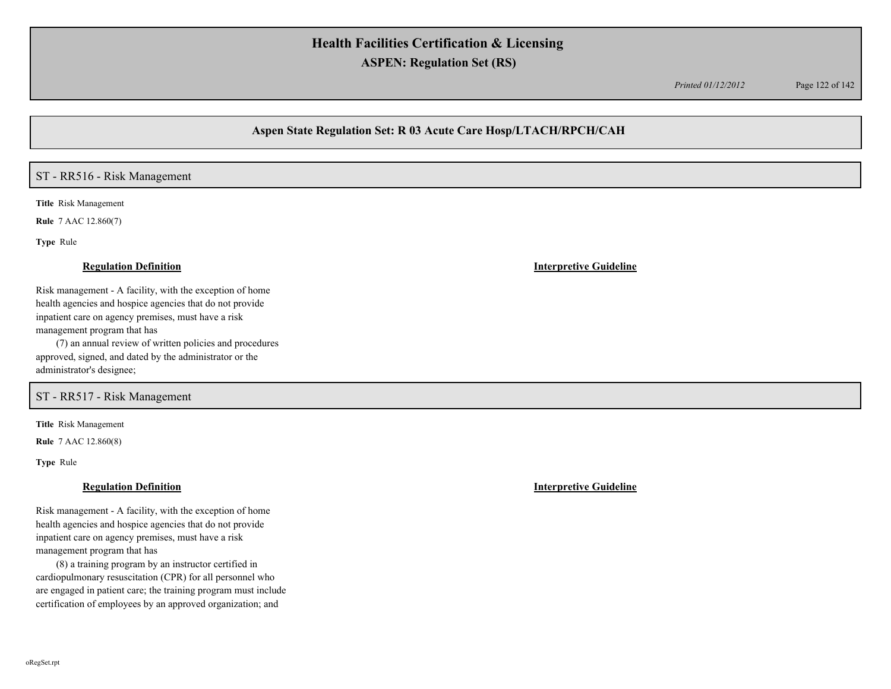## Aspen State Regulation Set: R 03 Acute Care Hosp/LTACH/RPCH/CAH

### ST - RR516 - Risk Management

**Title** Risk Management

**Rule** 7 AAC 12.860(7)

**Type** Rule

**Regulation Definition**

Risk management - A facility, with the exception of home health agencies and hospice agencies that do not provide inpatient care on agency premises, must have a risk management program that has

(7) an annual review of written policies and procedures approved, signed, and dated by the administrator or the administrator's designee;

**Interpretive Guideline**

### ST - RR517 - Risk Management

**Title** Risk Management

**Rule** 7 AAC 12.860(8)

**Type** Rule

**Regulation Definition**

Risk management - A facility, with the exception of home health agencies and hospice agencies that do not provide inpatient care on agency premises, must have a risk management program that has

(8) a training program by an instructor certified in cardiopulmonary resuscitation (CPR) for all personnel who are engaged in patient care; the training program must include certification of employees by an approved organization; and

**Interpretive Guideline**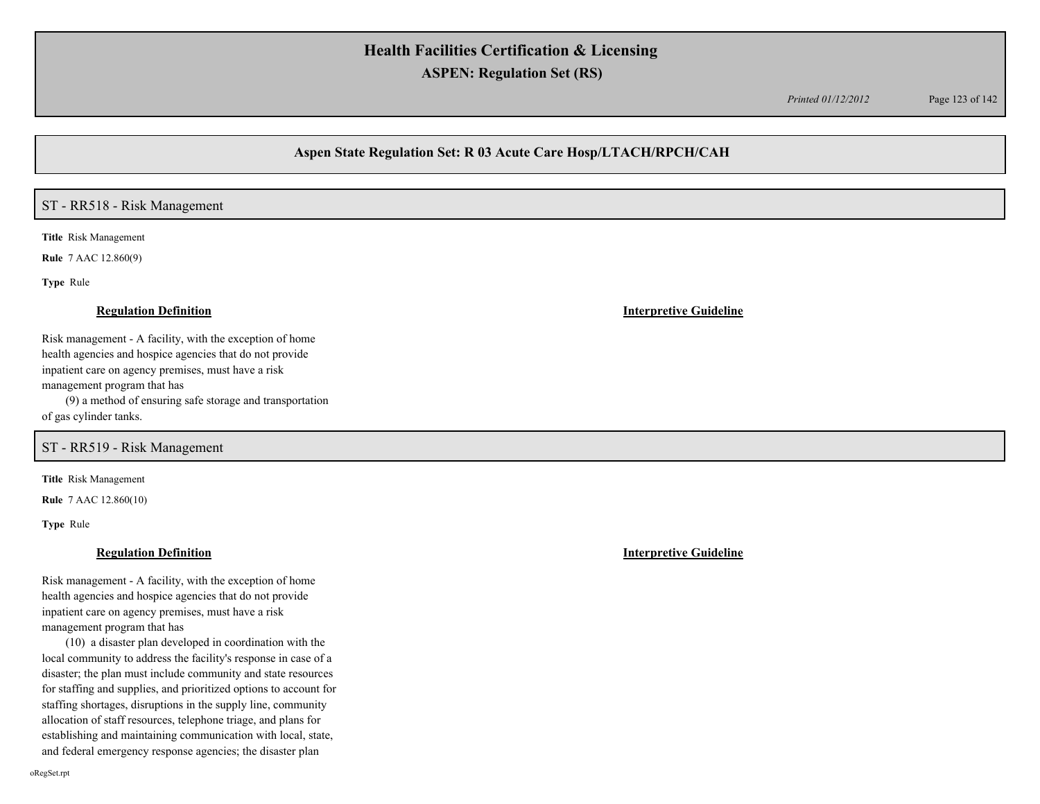## Aspen State Regulation Set: R 03 Acute Care Hosp/LTACH/RPCH/CAH

### ST - RR518 - Risk Management

**Title** Risk Management

**Rule** 7 AAC 12.860(9)

**Type** Rule

**Regulation Definition**

Risk management - A facility, with the exception of home health agencies and hospice agencies that do not provide inpatient care on agency premises, must have a risk management program that has

(9) a method of ensuring safe storage and transportation of gas cylinder tanks.

**Interpretive Guideline**

### ST - RR519 - Risk Management

**Title** Risk Management

**Rule** 7 AAC 12.860(10)

**Type** Rule

**Regulation Definition**

Risk management - A facility, with the exception of home health agencies and hospice agencies that do not provide inpatient care on agency premises, must have a risk management program that has

(10) a disaster plan developed in coordination with the local community to address the facility's response in case of a disaster; the plan must include community and state resources for staffing and supplies, and prioritized options to account for staffing shortages, disruptions in the supply line, community allocation of staff resources, telephone triage, and plans for establishing and maintaining communication with local, state, and federal emergency response agencies; the disaster plan

**Interpretive Guideline**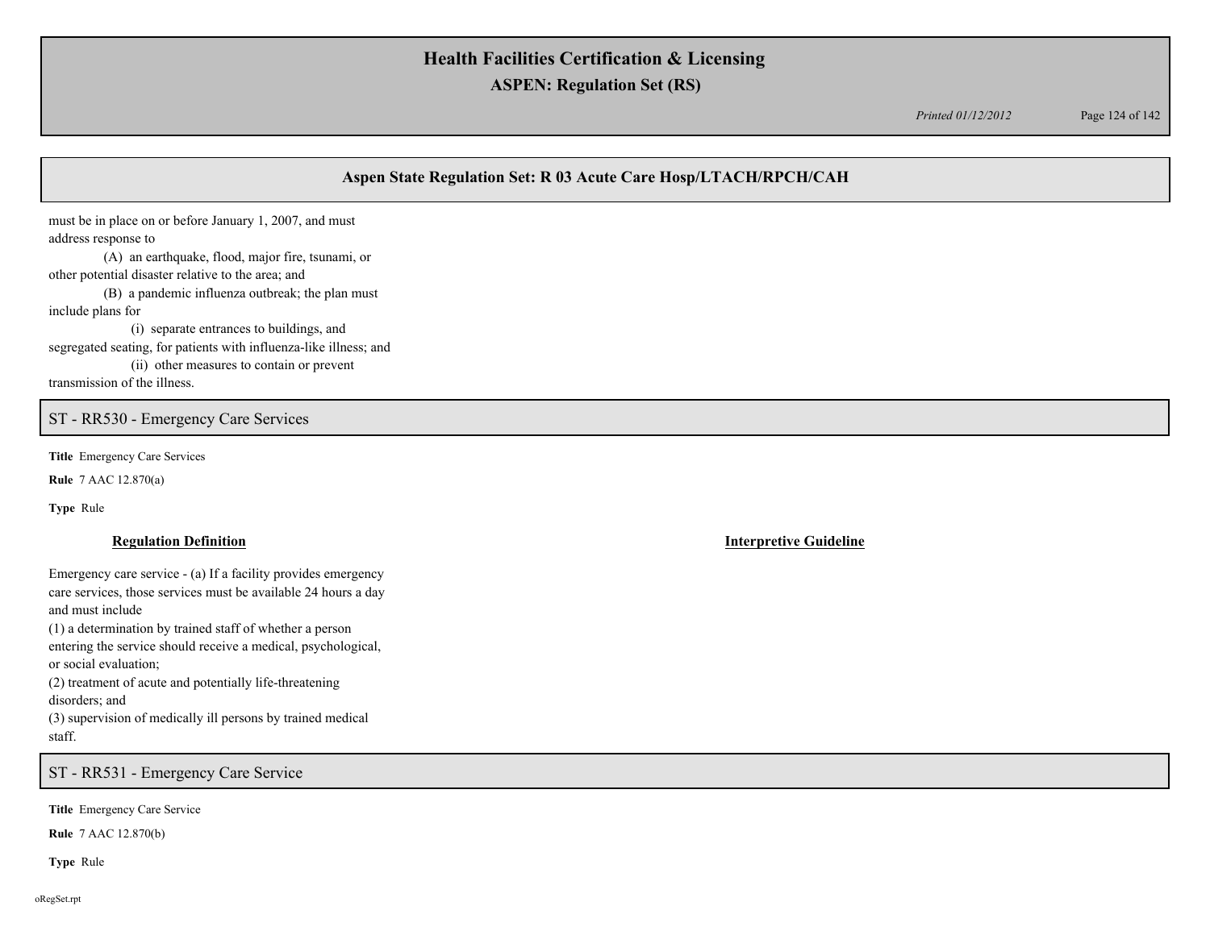must be in place on or before January 1, 2007, and must address response to

(A) an earthquake, flood, major fire, tsunami, or other potential disaster relative to the area; and

(B) a pandemic influenza outbreak; the plan must include plans for

(i) separate entrances to buildings, and segregated seating, for patients with influenza-like illness; and

(ii) other measures to contain or prevent transmission of the illness.

## ST - RR530 - Emergency Care Services

**Title** Emergency Care Services

**Rule** 7 AAC 12.870(a)

**Type** Rule

| **Regulation Definition** | **Interpretive Guideline** |
| --- | --- |
| Emergency care service - (a) If a facility provides emergency care services, those services must be available 24 hours a day and must include<br>(1) a determination by trained staff of whether a person entering the service should receive a medical, psychological, or social evaluation;<br>(2) treatment of acute and potentially life-threatening disorders; and<br>(3) supervision of medically ill persons by trained medical staff. | |

## ST - RR531 - Emergency Care Service

**Title** Emergency Care Service

**Rule** 7 AAC 12.870(b)

**Type** Rule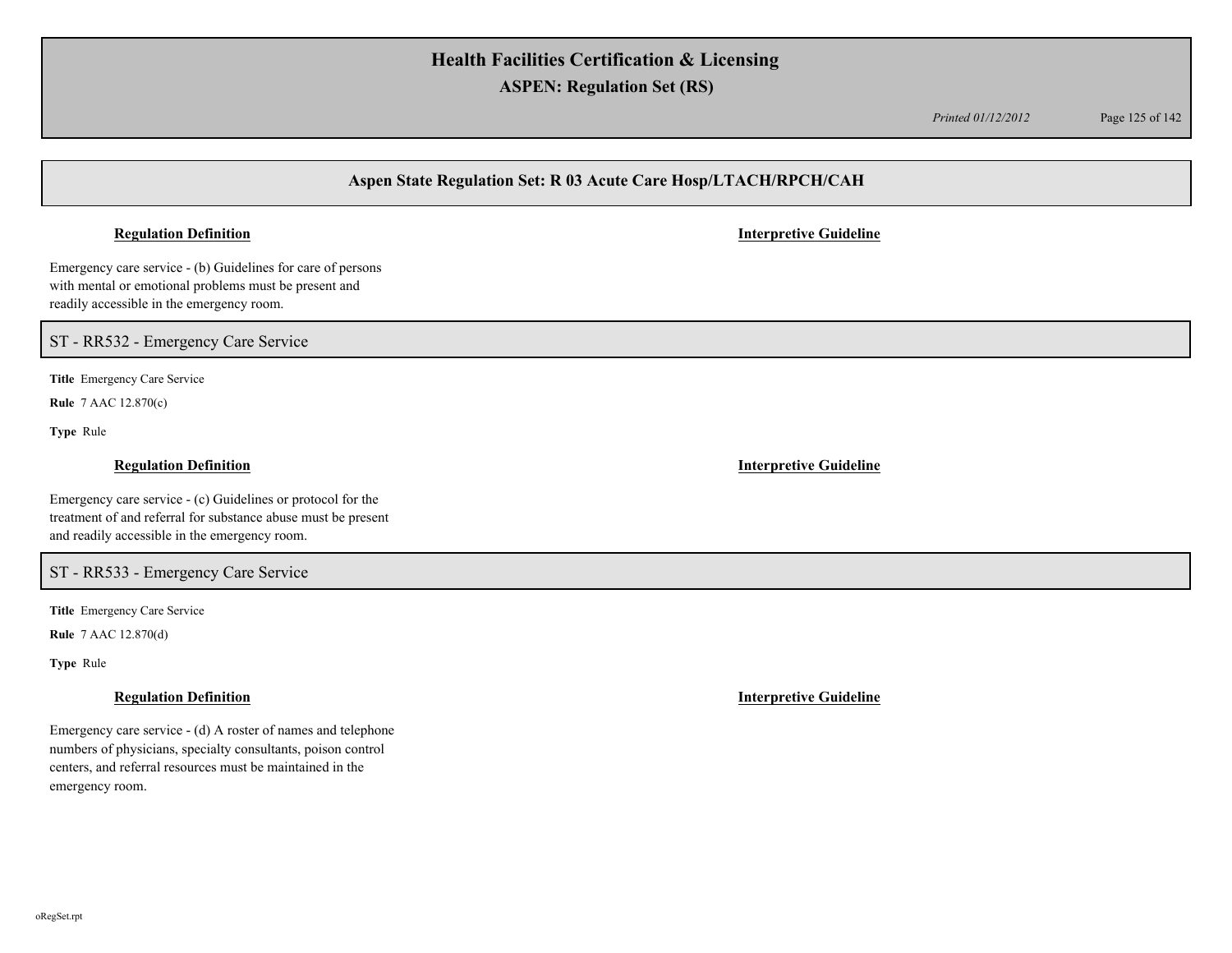**Regulation Definition** | **Interpretive Guideline**

Emergency care service - (b) Guidelines for care of persons with mental or emotional problems must be present and readily accessible in the emergency room.

## ST - RR532 - Emergency Care Service

**Title** Emergency Care Service

**Rule** 7 AAC 12.870(c)

**Type** Rule

**Regulation Definition** | **Interpretive Guideline**

Emergency care service - (c) Guidelines or protocol for the treatment of and referral for substance abuse must be present and readily accessible in the emergency room.

## ST - RR533 - Emergency Care Service

**Title** Emergency Care Service

**Rule** 7 AAC 12.870(d)

**Type** Rule

**Regulation Definition** | **Interpretive Guideline**

Emergency care service - (d) A roster of names and telephone numbers of physicians, specialty consultants, poison control centers, and referral resources must be maintained in the emergency room.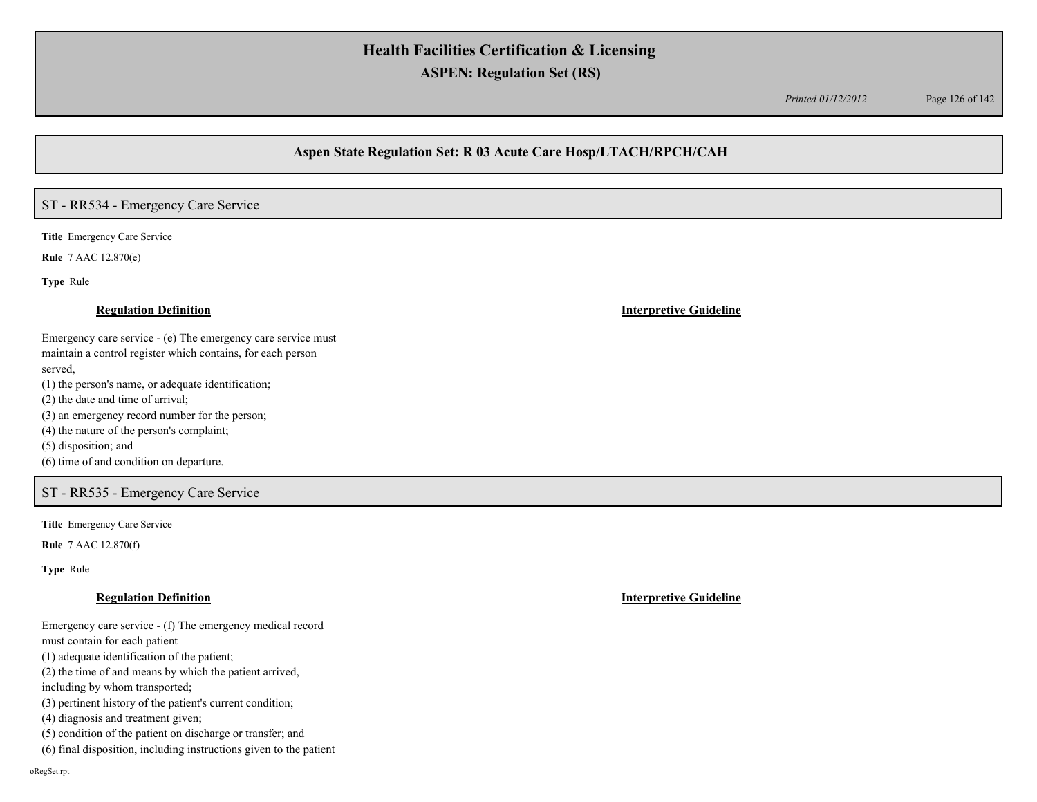## Aspen State Regulation Set: R 03 Acute Care Hosp/LTACH/RPCH/CAH

### ST - RR534 - Emergency Care Service

**Title** Emergency Care Service

**Rule** 7 AAC 12.870(e)

**Type** Rule

| Regulation Definition | Interpretive Guideline |
|---|---|
| Emergency care service - (e) The emergency care service must maintain a control register which contains, for each person served,<br>(1) the person's name, or adequate identification;<br>(2) the date and time of arrival;<br>(3) an emergency record number for the person;<br>(4) the nature of the person's complaint;<br>(5) disposition; and<br>(6) time of and condition on departure. | |

### ST - RR535 - Emergency Care Service

**Title** Emergency Care Service

**Rule** 7 AAC 12.870(f)

**Type** Rule

| Regulation Definition | Interpretive Guideline |
|---|---|
| Emergency care service - (f) The emergency medical record must contain for each patient<br>(1) adequate identification of the patient;<br>(2) the time of and means by which the patient arrived, including by whom transported;<br>(3) pertinent history of the patient's current condition;<br>(4) diagnosis and treatment given;<br>(5) condition of the patient on discharge or transfer; and<br>(6) final disposition, including instructions given to the patient | |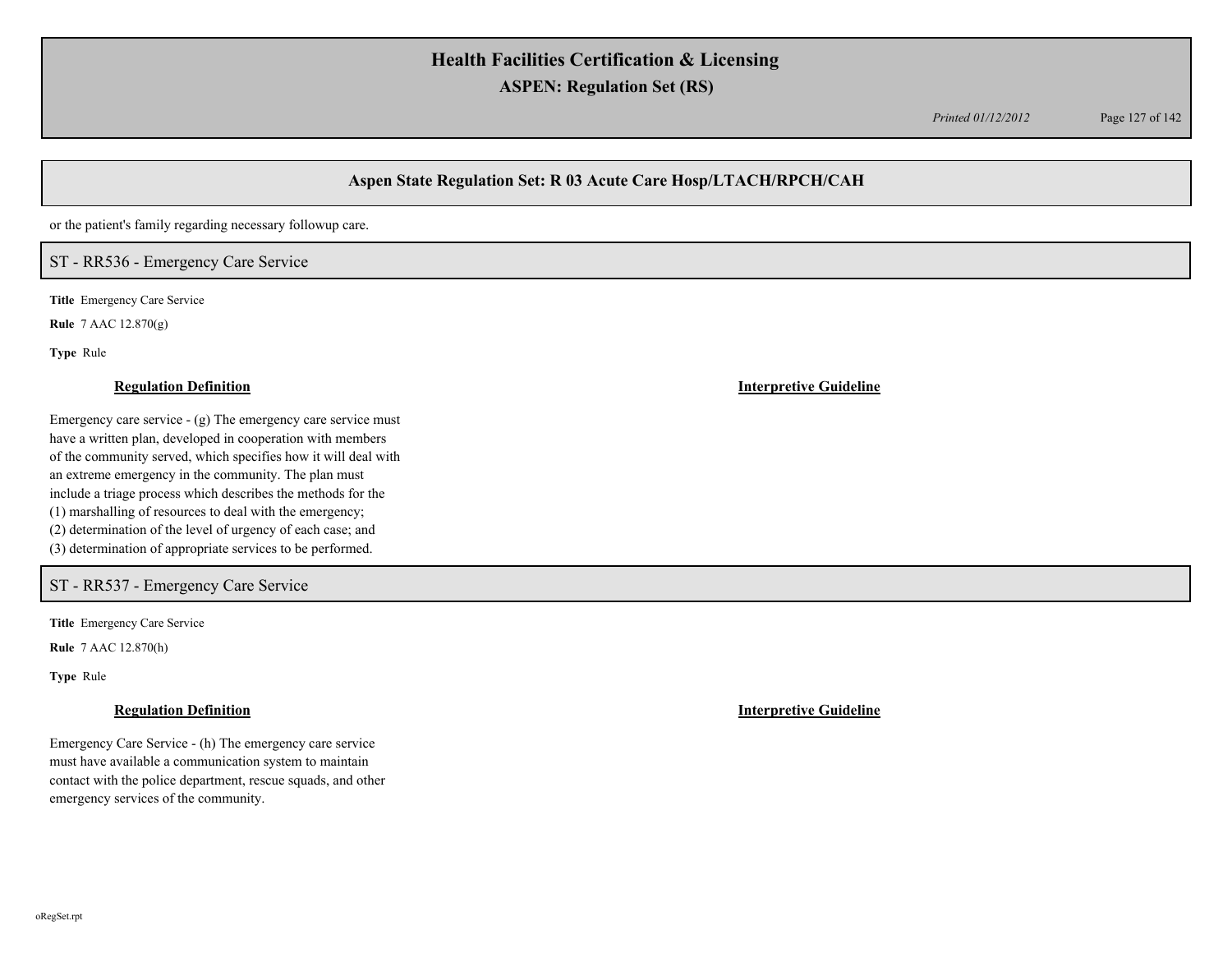or the patient's family regarding necessary followup care.

## ST - RR536 - Emergency Care Service

**Title** Emergency Care Service

**Rule** 7 AAC 12.870(g)

**Type** Rule

### Regulation Definition

Emergency care service - (g) The emergency care service must have a written plan, developed in cooperation with members of the community served, which specifies how it will deal with an extreme emergency in the community. The plan must include a triage process which describes the methods for the
(1) marshalling of resources to deal with the emergency;
(2) determination of the level of urgency of each case; and
(3) determination of appropriate services to be performed.

### Interpretive Guideline

## ST - RR537 - Emergency Care Service

**Title** Emergency Care Service

**Rule** 7 AAC 12.870(h)

**Type** Rule

### Regulation Definition

Emergency Care Service - (h) The emergency care service must have available a communication system to maintain contact with the police department, rescue squads, and other emergency services of the community.

### Interpretive Guideline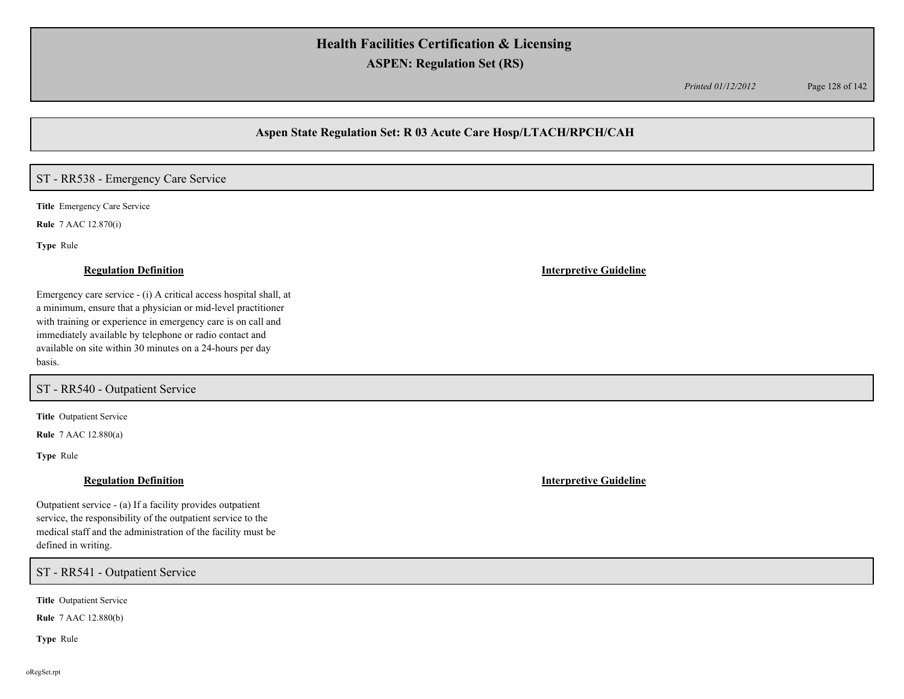## Aspen State Regulation Set: R 03 Acute Care Hosp/LTACH/RPCH/CAH

### ST - RR538 - Emergency Care Service

**Title** Emergency Care Service

**Rule** 7 AAC 12.870(i)

**Type** Rule

**Regulation Definition**

Emergency care service - (i) A critical access hospital shall, at a minimum, ensure that a physician or mid-level practitioner with training or experience in emergency care is on call and immediately available by telephone or radio contact and available on site within 30 minutes on a 24-hours per day basis.

**Interpretive Guideline**

### ST - RR540 - Outpatient Service

**Title** Outpatient Service

**Rule** 7 AAC 12.880(a)

**Type** Rule

**Regulation Definition**

Outpatient service - (a) If a facility provides outpatient service, the responsibility of the outpatient service to the medical staff and the administration of the facility must be defined in writing.

**Interpretive Guideline**

### ST - RR541 - Outpatient Service

**Title** Outpatient Service

**Rule** 7 AAC 12.880(b)

**Type** Rule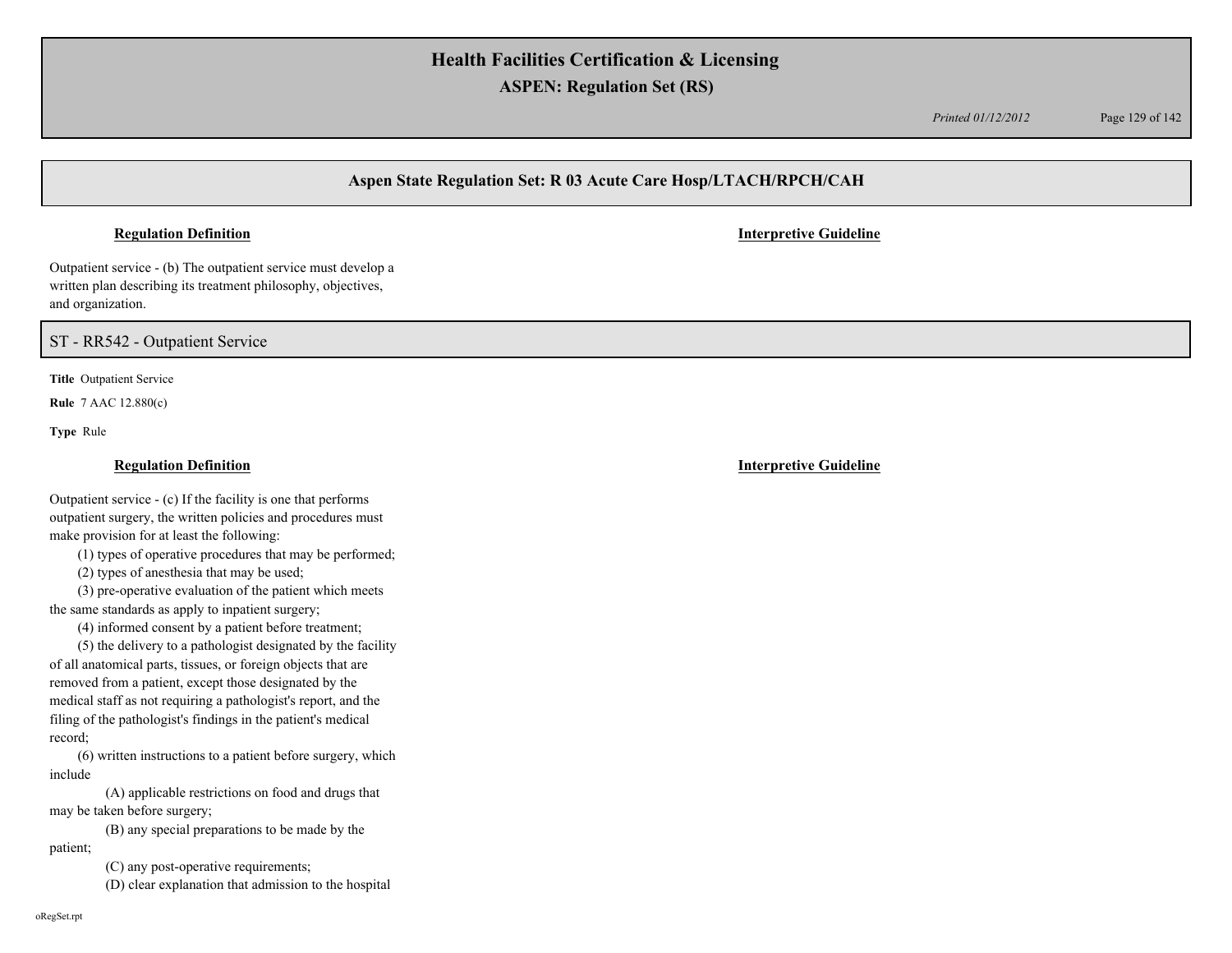**Regulation Definition** | **Interpretive Guideline**

Outpatient service - (b) The outpatient service must develop a written plan describing its treatment philosophy, objectives, and organization.

## ST - RR542 - Outpatient Service

**Title** Outpatient Service

**Rule** 7 AAC 12.880(c)

**Type** Rule

**Regulation Definition** | **Interpretive Guideline**

Outpatient service - (c) If the facility is one that performs outpatient surgery, the written policies and procedures must make provision for at least the following:

(1) types of operative procedures that may be performed;

(2) types of anesthesia that may be used;

(3) pre-operative evaluation of the patient which meets the same standards as apply to inpatient surgery;

(4) informed consent by a patient before treatment;

(5) the delivery to a pathologist designated by the facility of all anatomical parts, tissues, or foreign objects that are removed from a patient, except those designated by the medical staff as not requiring a pathologist's report, and the filing of the pathologist's findings in the patient's medical record;

(6) written instructions to a patient before surgery, which include

(A) applicable restrictions on food and drugs that may be taken before surgery;

(B) any special preparations to be made by the patient;

(C) any post-operative requirements;

(D) clear explanation that admission to the hospital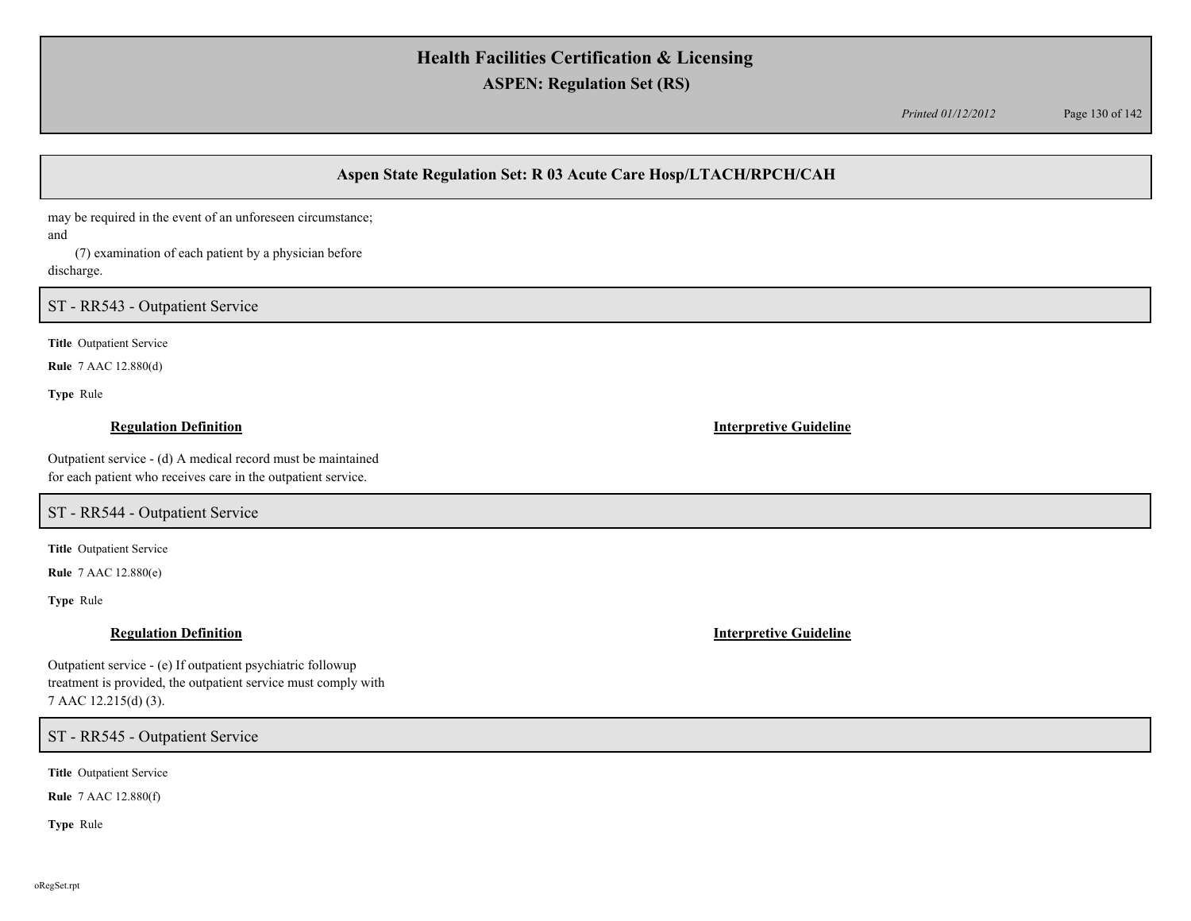may be required in the event of an unforeseen circumstance; and

(7) examination of each patient by a physician before discharge.

## ST - RR543 - Outpatient Service

**Title** Outpatient Service

**Rule** 7 AAC 12.880(d)

**Type** Rule

**Regulation Definition**

Outpatient service - (d) A medical record must be maintained for each patient who receives care in the outpatient service.

**Interpretive Guideline**

## ST - RR544 - Outpatient Service

**Title** Outpatient Service

**Rule** 7 AAC 12.880(e)

**Type** Rule

**Regulation Definition**

Outpatient service - (e) If outpatient psychiatric followup treatment is provided, the outpatient service must comply with 7 AAC 12.215(d) (3).

**Interpretive Guideline**

## ST - RR545 - Outpatient Service

**Title** Outpatient Service

**Rule** 7 AAC 12.880(f)

**Type** Rule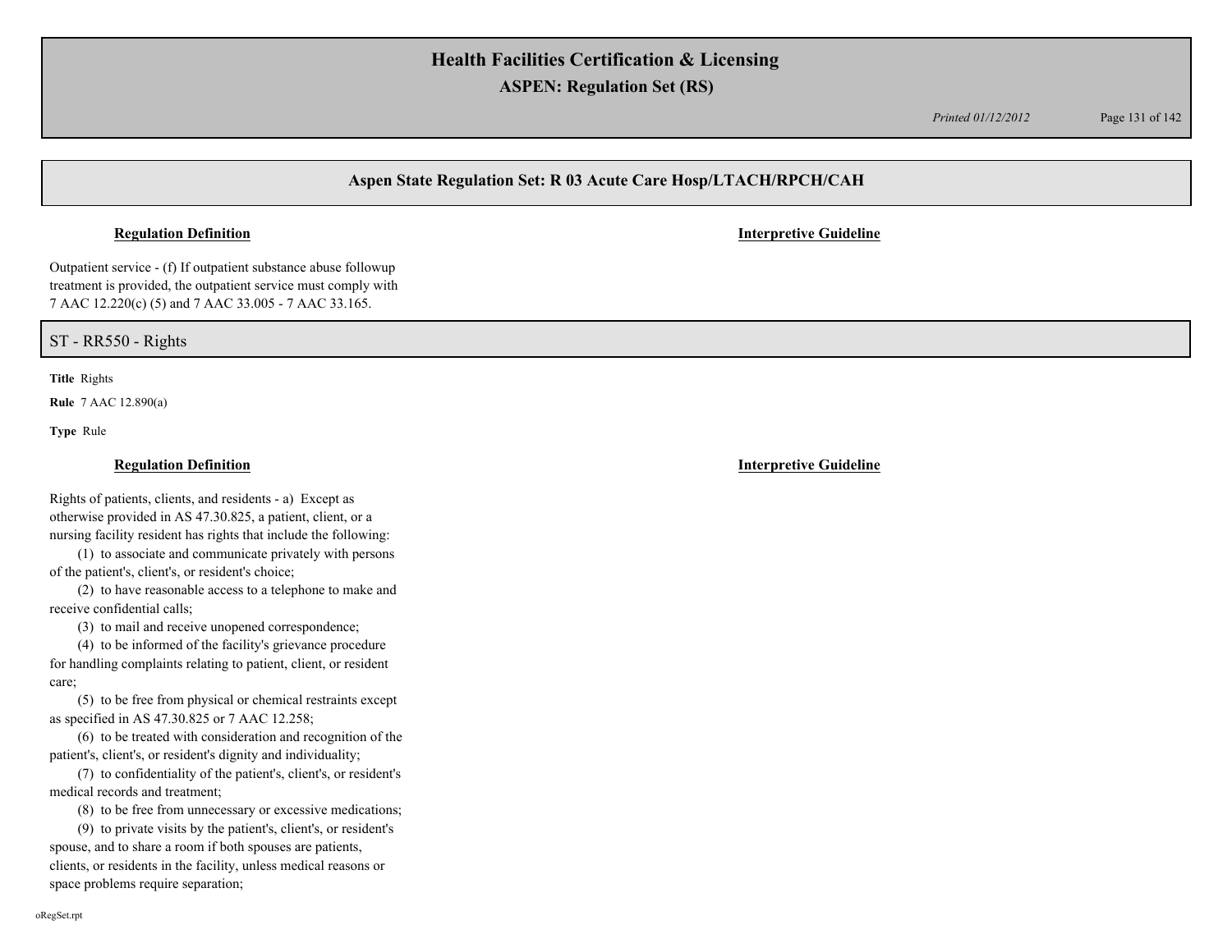## Aspen State Regulation Set: R 03 Acute Care Hosp/LTACH/RPCH/CAH

**Regulation Definition**

Outpatient service - (f) If outpatient substance abuse followup treatment is provided, the outpatient service must comply with 7 AAC 12.220(c) (5) and 7 AAC 33.005 - 7 AAC 33.165.

**Interpretive Guideline**

## ST - RR550 - Rights

**Title** Rights

**Rule** 7 AAC 12.890(a)

**Type** Rule

**Regulation Definition**

Rights of patients, clients, and residents - a) Except as otherwise provided in AS 47.30.825, a patient, client, or a nursing facility resident has rights that include the following:

(1) to associate and communicate privately with persons of the patient's, client's, or resident's choice;

(2) to have reasonable access to a telephone to make and receive confidential calls;

(3) to mail and receive unopened correspondence;

(4) to be informed of the facility's grievance procedure for handling complaints relating to patient, client, or resident care;

(5) to be free from physical or chemical restraints except as specified in AS 47.30.825 or 7 AAC 12.258;

(6) to be treated with consideration and recognition of the patient's, client's, or resident's dignity and individuality;

(7) to confidentiality of the patient's, client's, or resident's medical records and treatment;

(8) to be free from unnecessary or excessive medications;

(9) to private visits by the patient's, client's, or resident's spouse, and to share a room if both spouses are patients, clients, or residents in the facility, unless medical reasons or space problems require separation;

**Interpretive Guideline**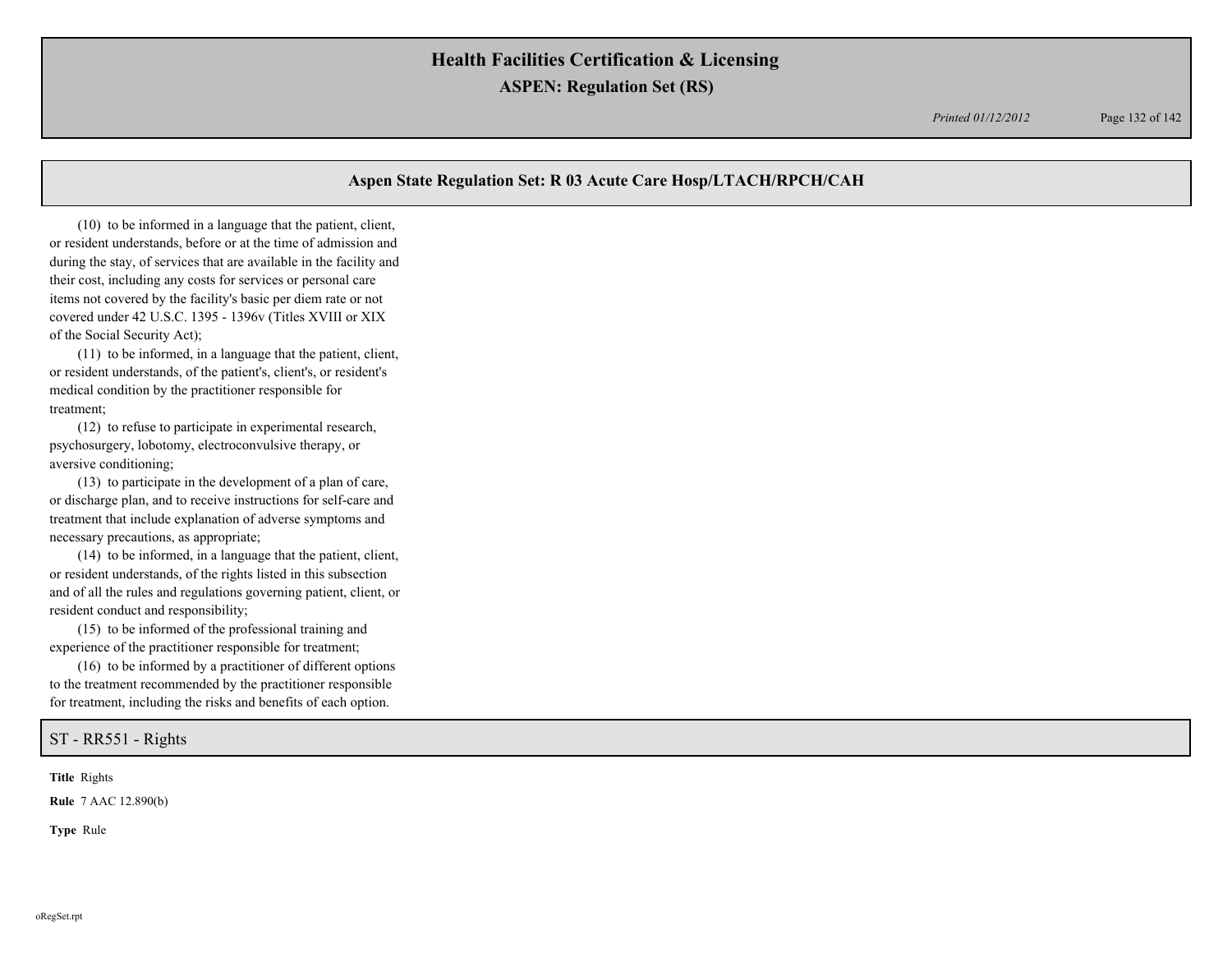## Aspen State Regulation Set: R 03 Acute Care Hosp/LTACH/RPCH/CAH

(10) to be informed in a language that the patient, client, or resident understands, before or at the time of admission and during the stay, of services that are available in the facility and their cost, including any costs for services or personal care items not covered by the facility's basic per diem rate or not covered under 42 U.S.C. 1395 - 1396v (Titles XVIII or XIX of the Social Security Act);

(11) to be informed, in a language that the patient, client, or resident understands, of the patient's, client's, or resident's medical condition by the practitioner responsible for treatment;

(12) to refuse to participate in experimental research, psychosurgery, lobotomy, electroconvulsive therapy, or aversive conditioning;

(13) to participate in the development of a plan of care, or discharge plan, and to receive instructions for self-care and treatment that include explanation of adverse symptoms and necessary precautions, as appropriate;

(14) to be informed, in a language that the patient, client, or resident understands, of the rights listed in this subsection and of all the rules and regulations governing patient, client, or resident conduct and responsibility;

(15) to be informed of the professional training and experience of the practitioner responsible for treatment;

(16) to be informed by a practitioner of different options to the treatment recommended by the practitioner responsible for treatment, including the risks and benefits of each option.

## ST - RR551 - Rights

**Title** Rights

**Rule** 7 AAC 12.890(b)

**Type** Rule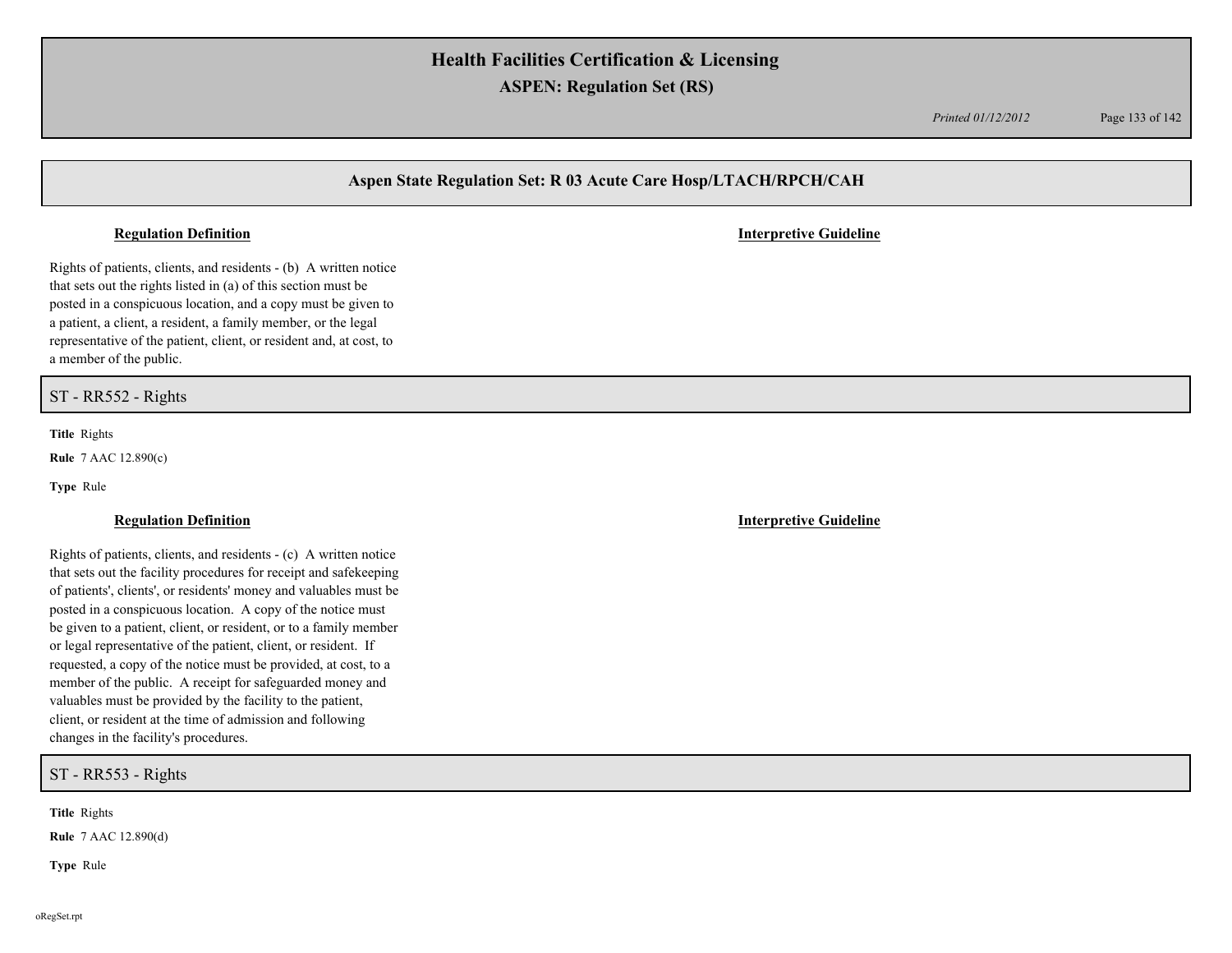## Aspen State Regulation Set: R 03 Acute Care Hosp/LTACH/RPCH/CAH

**Regulation Definition** | **Interpretive Guideline**

Rights of patients, clients, and residents - (b) A written notice that sets out the rights listed in (a) of this section must be posted in a conspicuous location, and a copy must be given to a patient, a client, a resident, a family member, or the legal representative of the patient, client, or resident and, at cost, to a member of the public.

### ST - RR552 - Rights

**Title** Rights

**Rule** 7 AAC 12.890(c)

**Type** Rule

**Regulation Definition** | **Interpretive Guideline**

Rights of patients, clients, and residents - (c) A written notice that sets out the facility procedures for receipt and safekeeping of patients', clients', or residents' money and valuables must be posted in a conspicuous location. A copy of the notice must be given to a patient, client, or resident, or to a family member or legal representative of the patient, client, or resident. If requested, a copy of the notice must be provided, at cost, to a member of the public. A receipt for safeguarded money and valuables must be provided by the facility to the patient, client, or resident at the time of admission and following changes in the facility's procedures.

### ST - RR553 - Rights

**Title** Rights

**Rule** 7 AAC 12.890(d)

**Type** Rule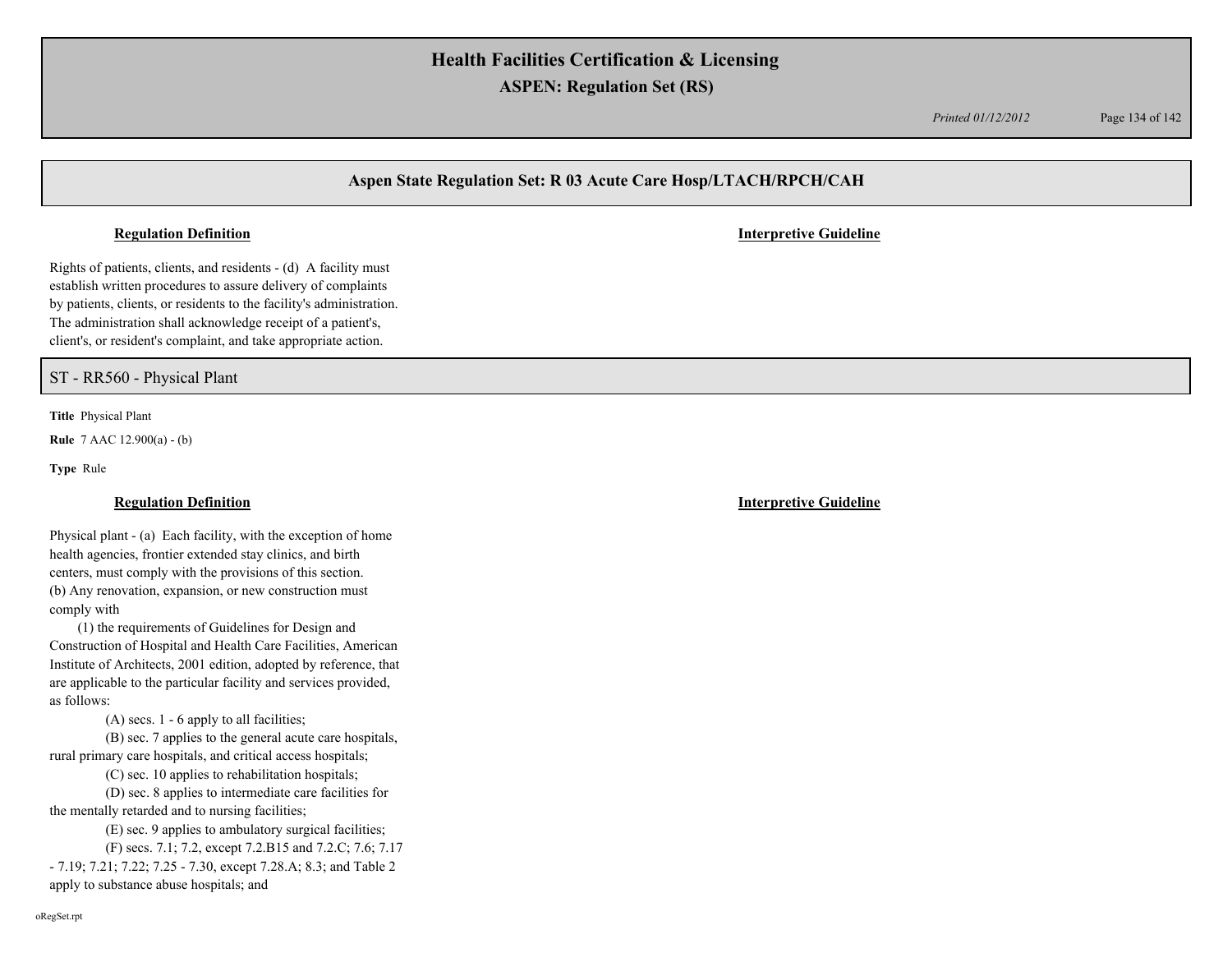## Aspen State Regulation Set: R 03 Acute Care Hosp/LTACH/RPCH/CAH

**Regulation Definition** | **Interpretive Guideline**

Rights of patients, clients, and residents - (d) A facility must establish written procedures to assure delivery of complaints by patients, clients, or residents to the facility's administration. The administration shall acknowledge receipt of a patient's, client's, or resident's complaint, and take appropriate action.

## ST - RR560 - Physical Plant

**Title** Physical Plant

**Rule** 7 AAC 12.900(a) - (b)

**Type** Rule

**Regulation Definition** | **Interpretive Guideline**

Physical plant - (a) Each facility, with the exception of home health agencies, frontier extended stay clinics, and birth centers, must comply with the provisions of this section.

(b) Any renovation, expansion, or new construction must comply with

(1) the requirements of Guidelines for Design and Construction of Hospital and Health Care Facilities, American Institute of Architects, 2001 edition, adopted by reference, that are applicable to the particular facility and services provided, as follows:

(A) secs. 1 - 6 apply to all facilities;

(B) sec. 7 applies to the general acute care hospitals, rural primary care hospitals, and critical access hospitals;

(C) sec. 10 applies to rehabilitation hospitals;

(D) sec. 8 applies to intermediate care facilities for the mentally retarded and to nursing facilities;

(E) sec. 9 applies to ambulatory surgical facilities;

(F) secs. 7.1; 7.2, except 7.2.B15 and 7.2.C; 7.6; 7.17 - 7.19; 7.21; 7.22; 7.25 - 7.30, except 7.28.A; 8.3; and Table 2 apply to substance abuse hospitals; and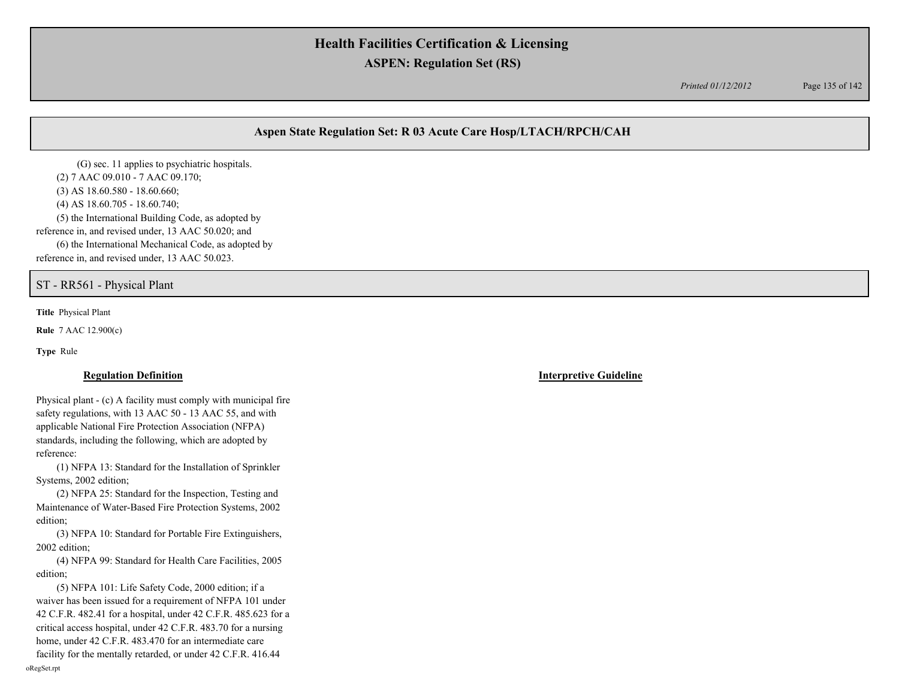(G) sec. 11 applies to psychiatric hospitals.

(2) 7 AAC 09.010 - 7 AAC 09.170;

(3) AS 18.60.580 - 18.60.660;

(4) AS 18.60.705 - 18.60.740;

(5) the International Building Code, as adopted by reference in, and revised under, 13 AAC 50.020; and

(6) the International Mechanical Code, as adopted by reference in, and revised under, 13 AAC 50.023.

## ST - RR561 - Physical Plant

**Title** Physical Plant

**Rule** 7 AAC 12.900(c)

**Type** Rule

**Regulation Definition**

Physical plant - (c) A facility must comply with municipal fire safety regulations, with 13 AAC 50 - 13 AAC 55, and with applicable National Fire Protection Association (NFPA) standards, including the following, which are adopted by reference:

(1) NFPA 13: Standard for the Installation of Sprinkler Systems, 2002 edition;

(2) NFPA 25: Standard for the Inspection, Testing and Maintenance of Water-Based Fire Protection Systems, 2002 edition;

(3) NFPA 10: Standard for Portable Fire Extinguishers, 2002 edition;

(4) NFPA 99: Standard for Health Care Facilities, 2005 edition;

(5) NFPA 101: Life Safety Code, 2000 edition; if a waiver has been issued for a requirement of NFPA 101 under 42 C.F.R. 482.41 for a hospital, under 42 C.F.R. 485.623 for a critical access hospital, under 42 C.F.R. 483.70 for a nursing home, under 42 C.F.R. 483.470 for an intermediate care facility for the mentally retarded, or under 42 C.F.R. 416.44

**Interpretive Guideline**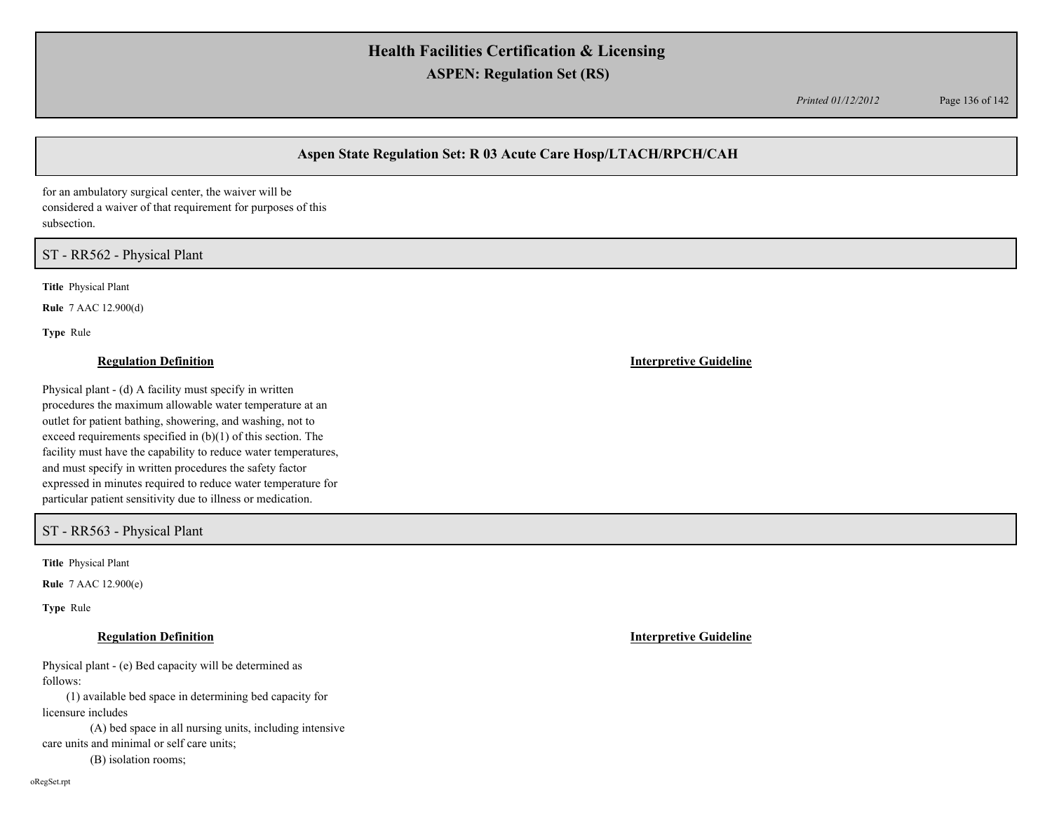## Aspen State Regulation Set: R 03 Acute Care Hosp/LTACH/RPCH/CAH

for an ambulatory surgical center, the waiver will be considered a waiver of that requirement for purposes of this subsection.

### ST - RR562 - Physical Plant

**Title** Physical Plant

**Rule** 7 AAC 12.900(d)

**Type** Rule

**Regulation Definition**

Physical plant - (d) A facility must specify in written procedures the maximum allowable water temperature at an outlet for patient bathing, showering, and washing, not to exceed requirements specified in (b)(1) of this section. The facility must have the capability to reduce water temperatures, and must specify in written procedures the safety factor expressed in minutes required to reduce water temperature for particular patient sensitivity due to illness or medication.

**Interpretive Guideline**

### ST - RR563 - Physical Plant

**Title** Physical Plant

**Rule** 7 AAC 12.900(e)

**Type** Rule

**Regulation Definition**

Physical plant - (e) Bed capacity will be determined as follows:

(1) available bed space in determining bed capacity for licensure includes

(A) bed space in all nursing units, including intensive care units and minimal or self care units;

(B) isolation rooms;

**Interpretive Guideline**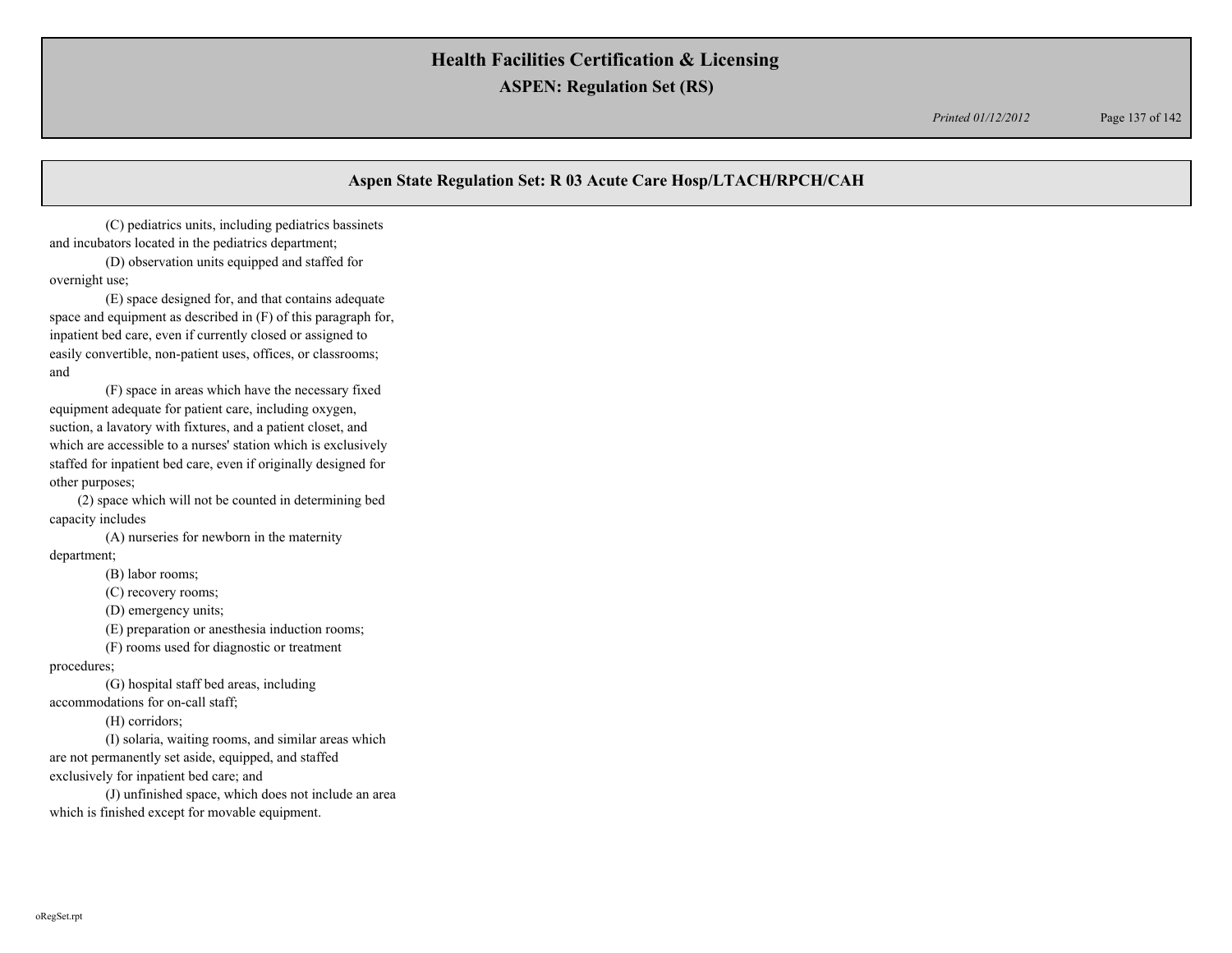(C) pediatrics units, including pediatrics bassinets and incubators located in the pediatrics department;

(D) observation units equipped and staffed for overnight use;

(E) space designed for, and that contains adequate space and equipment as described in (F) of this paragraph for, inpatient bed care, even if currently closed or assigned to easily convertible, non-patient uses, offices, or classrooms; and

(F) space in areas which have the necessary fixed equipment adequate for patient care, including oxygen, suction, a lavatory with fixtures, and a patient closet, and which are accessible to a nurses' station which is exclusively staffed for inpatient bed care, even if originally designed for other purposes;

(2) space which will not be counted in determining bed capacity includes

(A) nurseries for newborn in the maternity department;

(B) labor rooms;

(C) recovery rooms;

(D) emergency units;

(E) preparation or anesthesia induction rooms;

(F) rooms used for diagnostic or treatment procedures;

(G) hospital staff bed areas, including accommodations for on-call staff;

(H) corridors;

(I) solaria, waiting rooms, and similar areas which are not permanently set aside, equipped, and staffed exclusively for inpatient bed care; and

(J) unfinished space, which does not include an area which is finished except for movable equipment.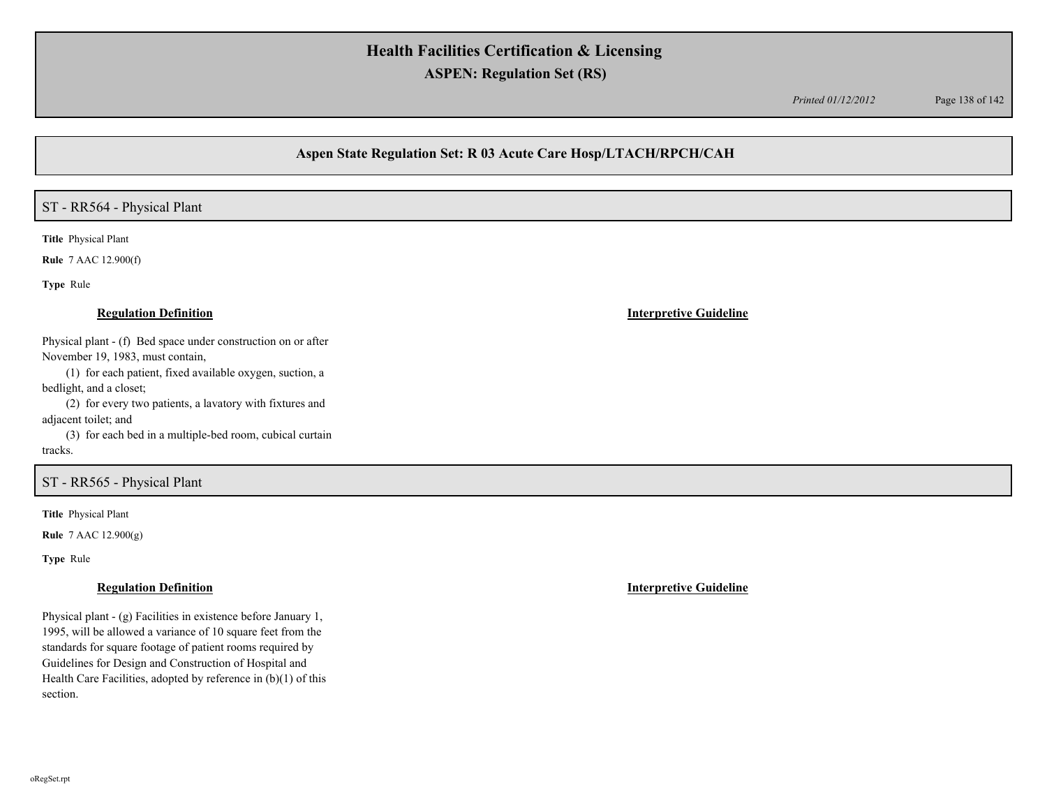## Aspen State Regulation Set: R 03 Acute Care Hosp/LTACH/RPCH/CAH

### ST - RR564 - Physical Plant

**Title** Physical Plant

**Rule** 7 AAC 12.900(f)

**Type** Rule

**Regulation Definition**

Physical plant - (f) Bed space under construction on or after November 19, 1983, must contain,

(1) for each patient, fixed available oxygen, suction, a bedlight, and a closet;

(2) for every two patients, a lavatory with fixtures and adjacent toilet; and

(3) for each bed in a multiple-bed room, cubical curtain tracks.

**Interpretive Guideline**

### ST - RR565 - Physical Plant

**Title** Physical Plant

**Rule** 7 AAC 12.900(g)

**Type** Rule

**Regulation Definition**

Physical plant - (g) Facilities in existence before January 1, 1995, will be allowed a variance of 10 square feet from the standards for square footage of patient rooms required by Guidelines for Design and Construction of Hospital and Health Care Facilities, adopted by reference in (b)(1) of this section.

**Interpretive Guideline**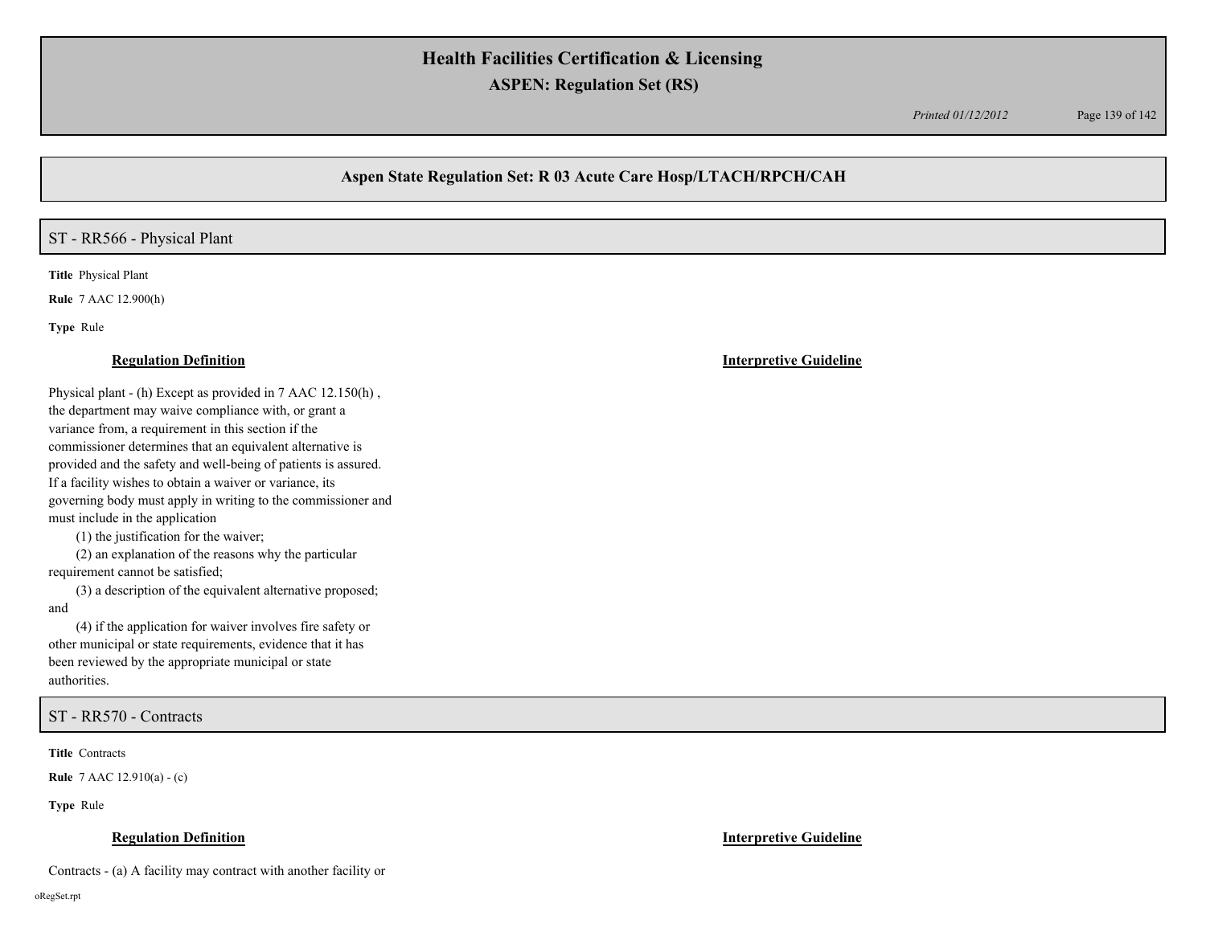## Aspen State Regulation Set: R 03 Acute Care Hosp/LTACH/RPCH/CAH

### ST - RR566 - Physical Plant

**Title** Physical Plant

**Rule** 7 AAC 12.900(h)

**Type** Rule

**Regulation Definition**

Physical plant - (h) Except as provided in 7 AAC 12.150(h) , the department may waive compliance with, or grant a variance from, a requirement in this section if the commissioner determines that an equivalent alternative is provided and the safety and well-being of patients is assured. If a facility wishes to obtain a waiver or variance, its governing body must apply in writing to the commissioner and must include in the application

(1) the justification for the waiver;

(2) an explanation of the reasons why the particular requirement cannot be satisfied;

(3) a description of the equivalent alternative proposed; and

(4) if the application for waiver involves fire safety or other municipal or state requirements, evidence that it has been reviewed by the appropriate municipal or state authorities.

**Interpretive Guideline**

### ST - RR570 - Contracts

**Title** Contracts

**Rule** 7 AAC 12.910(a) - (c)

**Type** Rule

**Regulation Definition**

Contracts - (a) A facility may contract with another facility or

**Interpretive Guideline**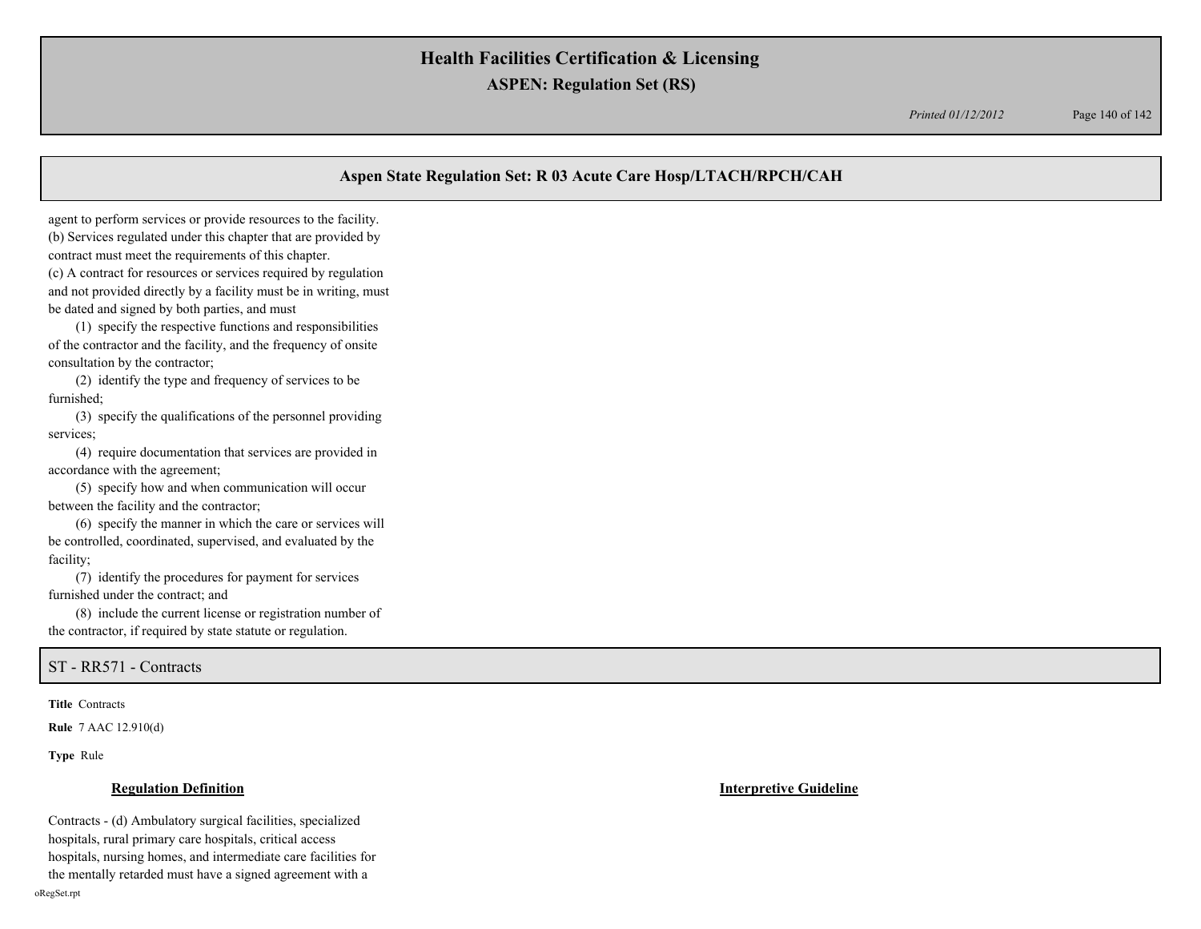agent to perform services or provide resources to the facility.
(b) Services regulated under this chapter that are provided by contract must meet the requirements of this chapter.
(c) A contract for resources or services required by regulation and not provided directly by a facility must be in writing, must be dated and signed by both parties, and must

(1) specify the respective functions and responsibilities of the contractor and the facility, and the frequency of onsite consultation by the contractor;

(2) identify the type and frequency of services to be furnished;

(3) specify the qualifications of the personnel providing services;

(4) require documentation that services are provided in accordance with the agreement;

(5) specify how and when communication will occur between the facility and the contractor;

(6) specify the manner in which the care or services will be controlled, coordinated, supervised, and evaluated by the facility;

(7) identify the procedures for payment for services furnished under the contract; and

(8) include the current license or registration number of the contractor, if required by state statute or regulation.

## ST - RR571 - Contracts

**Title** Contracts

**Rule** 7 AAC 12.910(d)

**Type** Rule

| Regulation Definition | Interpretive Guideline |
| --- | --- |
| Contracts - (d) Ambulatory surgical facilities, specialized hospitals, rural primary care hospitals, critical access hospitals, nursing homes, and intermediate care facilities for the mentally retarded must have a signed agreement with a | |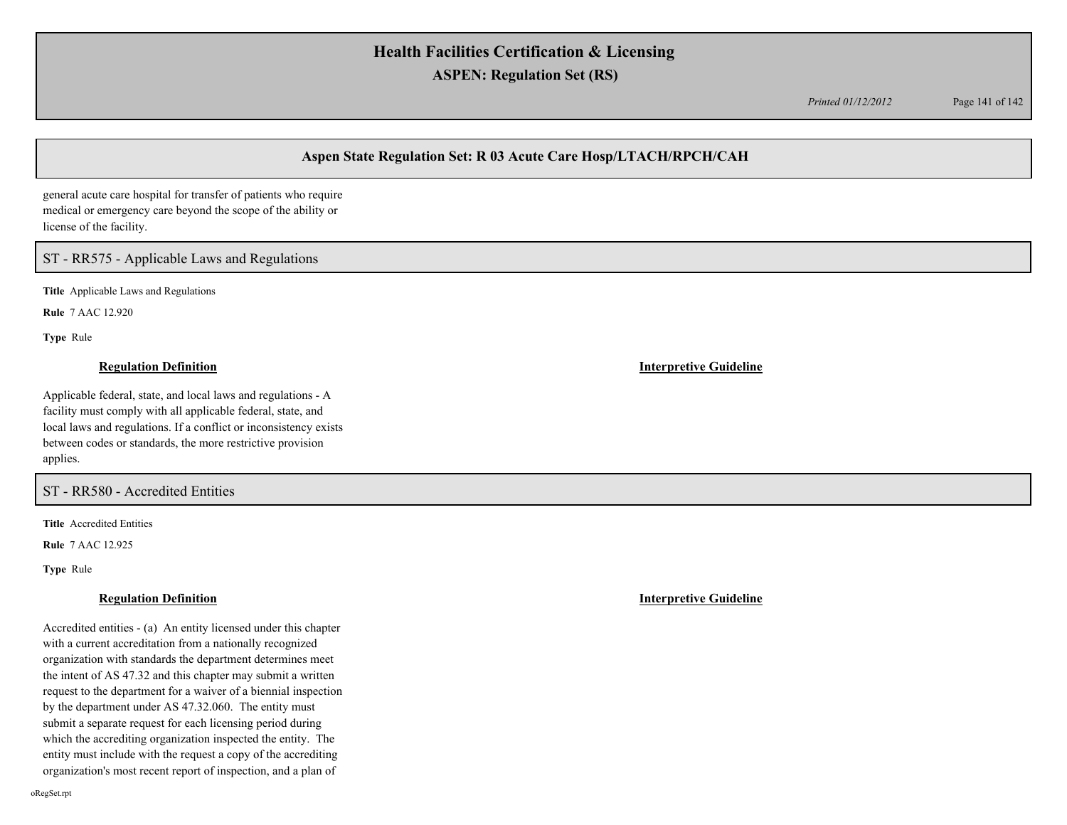general acute care hospital for transfer of patients who require medical or emergency care beyond the scope of the ability or license of the facility.

## ST - RR575 - Applicable Laws and Regulations

**Title** Applicable Laws and Regulations

**Rule** 7 AAC 12.920

**Type** Rule

**Regulation Definition**

Applicable federal, state, and local laws and regulations - A facility must comply with all applicable federal, state, and local laws and regulations. If a conflict or inconsistency exists between codes or standards, the more restrictive provision applies.

**Interpretive Guideline**

## ST - RR580 - Accredited Entities

**Title** Accredited Entities

**Rule** 7 AAC 12.925

**Type** Rule

**Regulation Definition**

Accredited entities - (a) An entity licensed under this chapter with a current accreditation from a nationally recognized organization with standards the department determines meet the intent of AS 47.32 and this chapter may submit a written request to the department for a waiver of a biennial inspection by the department under AS 47.32.060. The entity must submit a separate request for each licensing period during which the accrediting organization inspected the entity. The entity must include with the request a copy of the accrediting organization's most recent report of inspection, and a plan of

**Interpretive Guideline**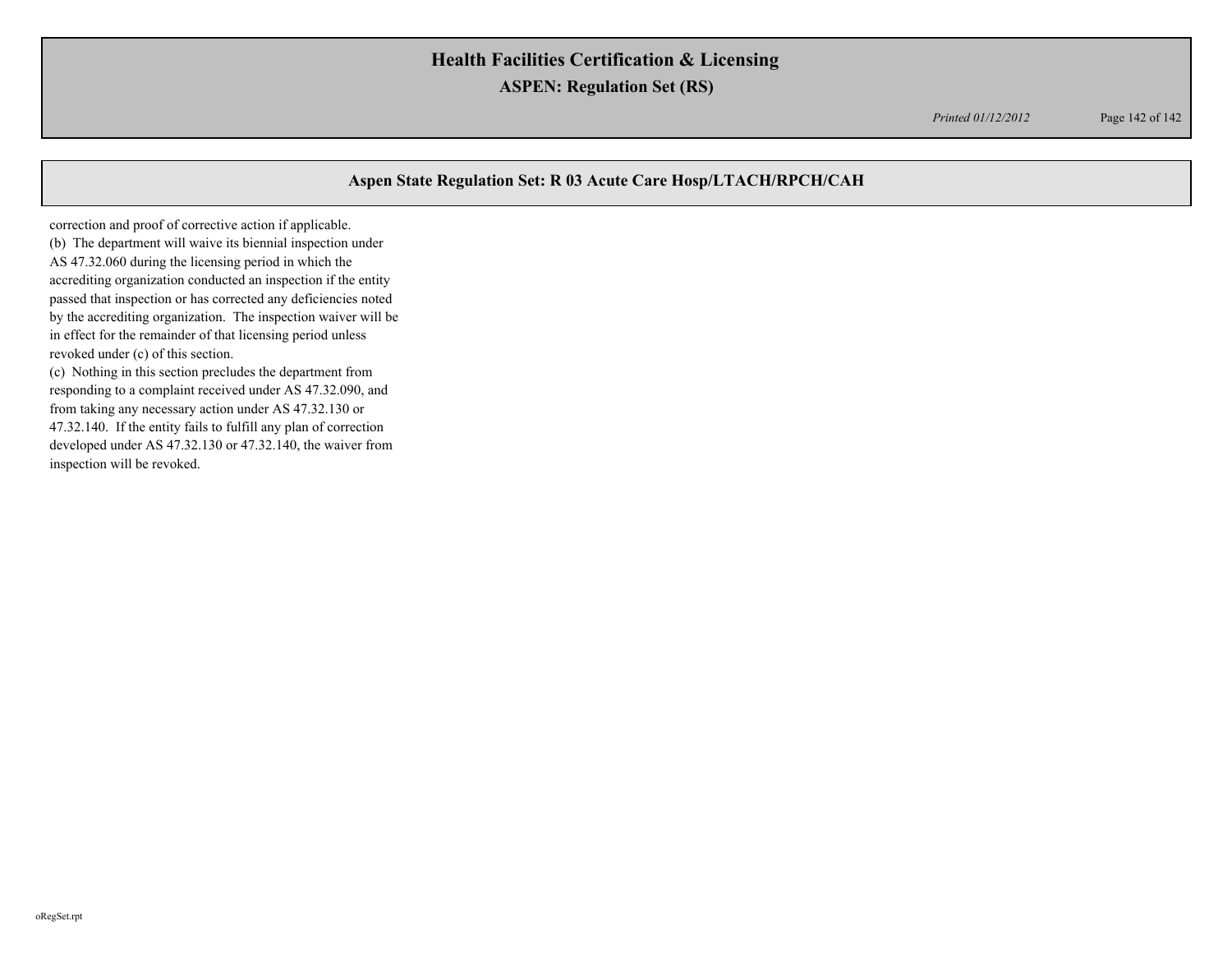## Aspen State Regulation Set: R 03 Acute Care Hosp/LTACH/RPCH/CAH

correction and proof of corrective action if applicable.

(b) The department will waive its biennial inspection under AS 47.32.060 during the licensing period in which the accrediting organization conducted an inspection if the entity passed that inspection or has corrected any deficiencies noted by the accrediting organization. The inspection waiver will be in effect for the remainder of that licensing period unless revoked under (c) of this section.

(c) Nothing in this section precludes the department from responding to a complaint received under AS 47.32.090, and from taking any necessary action under AS 47.32.130 or 47.32.140. If the entity fails to fulfill any plan of correction developed under AS 47.32.130 or 47.32.140, the waiver from inspection will be revoked.